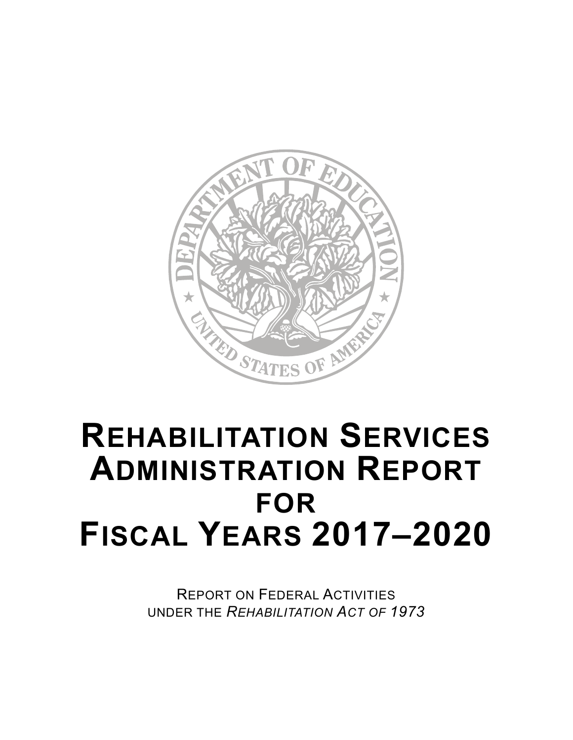# Rehabilitation Services Administration Report for Fiscal Years 2017–2020

Report on Federal Activities under the *Rehabilitation Act of 1973*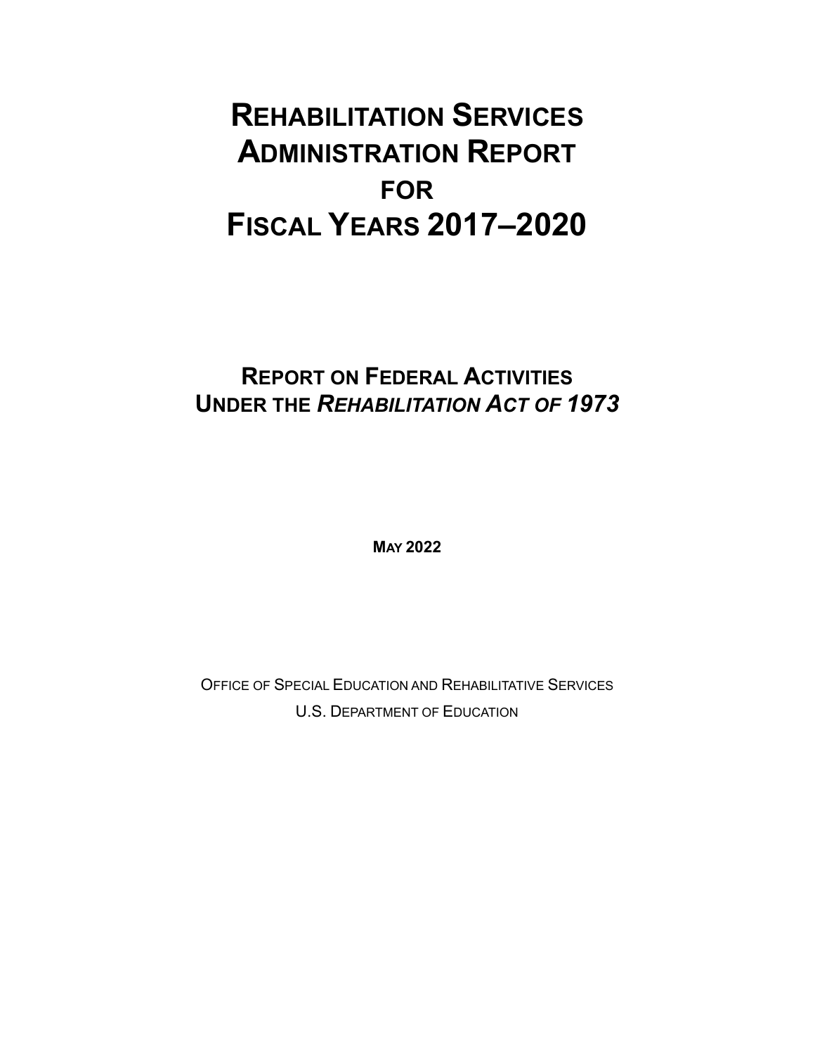# Rehabilitation Services Administration Report for Fiscal Years 2017–2020

## Report on Federal Activities Under the *Rehabilitation Act of 1973*

**May 2022**

Office of Special Education and Rehabilitative Services

U.S. Department of Education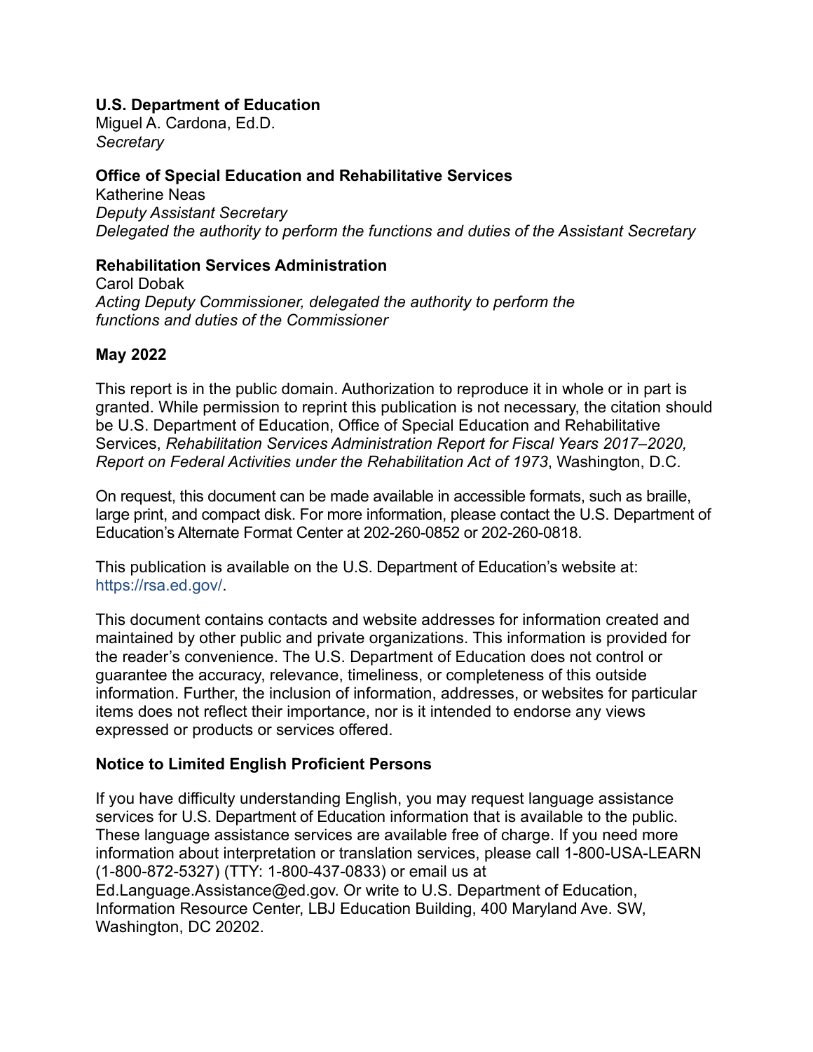**U.S. Department of Education**
Miguel A. Cardona, Ed.D.
*Secretary*

**Office of Special Education and Rehabilitative Services**
Katherine Neas
*Deputy Assistant Secretary*
*Delegated the authority to perform the functions and duties of the Assistant Secretary*

**Rehabilitation Services Administration**
Carol Dobak
*Acting Deputy Commissioner, delegated the authority to perform the functions and duties of the Commissioner*

**May 2022**

This report is in the public domain. Authorization to reproduce it in whole or in part is granted. While permission to reprint this publication is not necessary, the citation should be U.S. Department of Education, Office of Special Education and Rehabilitative Services, *Rehabilitation Services Administration Report for Fiscal Years 2017–2020, Report on Federal Activities under the Rehabilitation Act of 1973*, Washington, D.C.

On request, this document can be made available in accessible formats, such as braille, large print, and compact disk. For more information, please contact the U.S. Department of Education's Alternate Format Center at 202-260-0852 or 202-260-0818.

This publication is available on the U.S. Department of Education's website at: https://rsa.ed.gov/.

This document contains contacts and website addresses for information created and maintained by other public and private organizations. This information is provided for the reader's convenience. The U.S. Department of Education does not control or guarantee the accuracy, relevance, timeliness, or completeness of this outside information. Further, the inclusion of information, addresses, or websites for particular items does not reflect their importance, nor is it intended to endorse any views expressed or products or services offered.

**Notice to Limited English Proficient Persons**

If you have difficulty understanding English, you may request language assistance services for U.S. Department of Education information that is available to the public. These language assistance services are available free of charge. If you need more information about interpretation or translation services, please call 1-800-USA-LEARN (1-800-872-5327) (TTY: 1-800-437-0833) or email us at Ed.Language.Assistance@ed.gov. Or write to U.S. Department of Education, Information Resource Center, LBJ Education Building, 400 Maryland Ave. SW, Washington, DC 20202.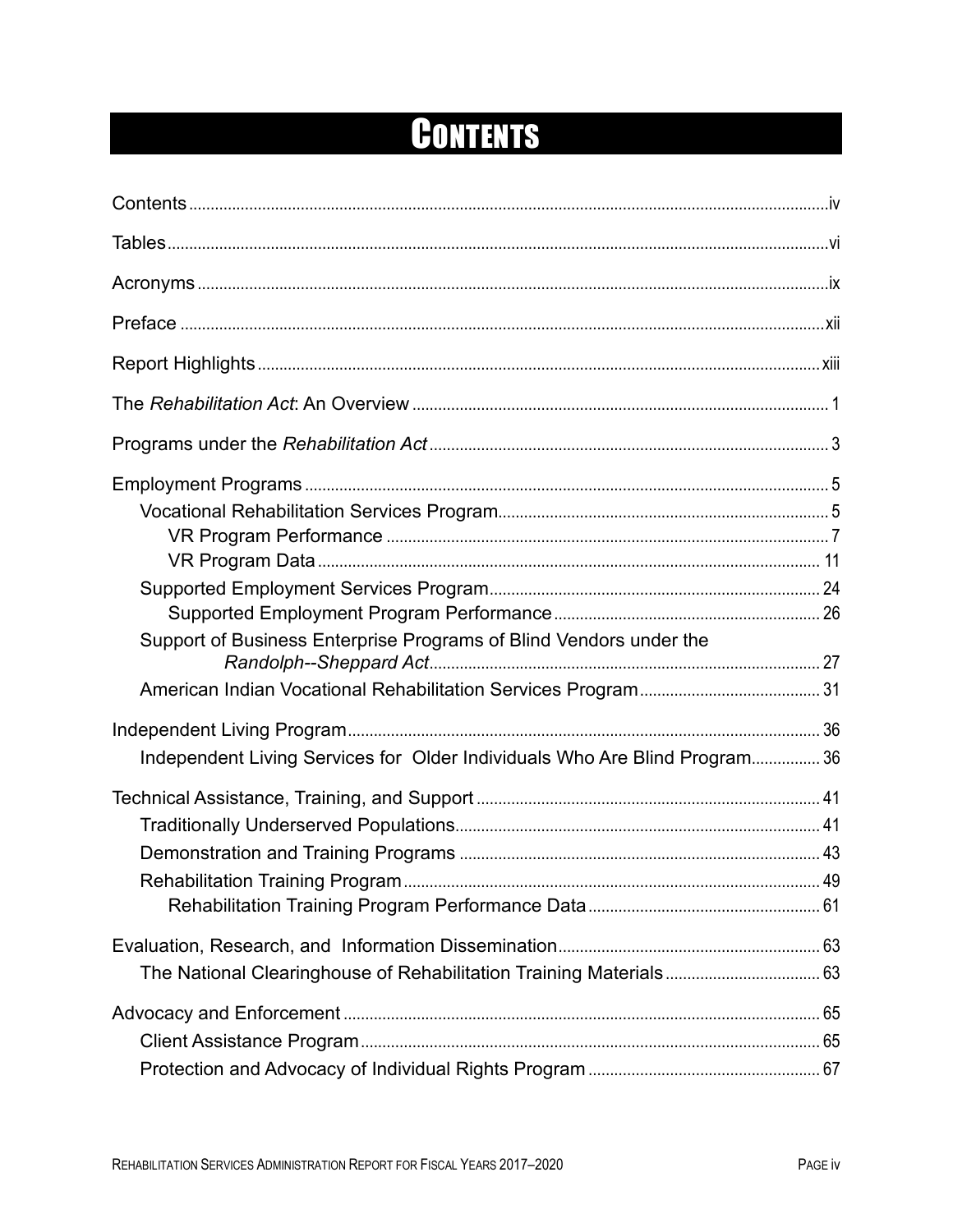# Contents

Contents ........ iv

Tables ........ vi

Acronyms ........ ix

Preface ........ xii

Report Highlights ........ xiii

The *Rehabilitation Act*: An Overview ........ 1

Programs under the *Rehabilitation Act* ........ 3

Employment Programs ........ 5

- Vocational Rehabilitation Services Program ........ 5
  - VR Program Performance ........ 7
  - VR Program Data ........ 11
- Supported Employment Services Program ........ 24
  - Supported Employment Program Performance ........ 26
- Support of Business Enterprise Programs of Blind Vendors under the *Randolph--Sheppard Act* ........ 27
- American Indian Vocational Rehabilitation Services Program ........ 31

Independent Living Program ........ 36

- Independent Living Services for Older Individuals Who Are Blind Program ........ 36

Technical Assistance, Training, and Support ........ 41

- Traditionally Underserved Populations ........ 41
- Demonstration and Training Programs ........ 43
- Rehabilitation Training Program ........ 49
  - Rehabilitation Training Program Performance Data ........ 61

Evaluation, Research, and Information Dissemination ........ 63

- The National Clearinghouse of Rehabilitation Training Materials ........ 63

Advocacy and Enforcement ........ 65

- Client Assistance Program ........ 65
- Protection and Advocacy of Individual Rights Program ........ 67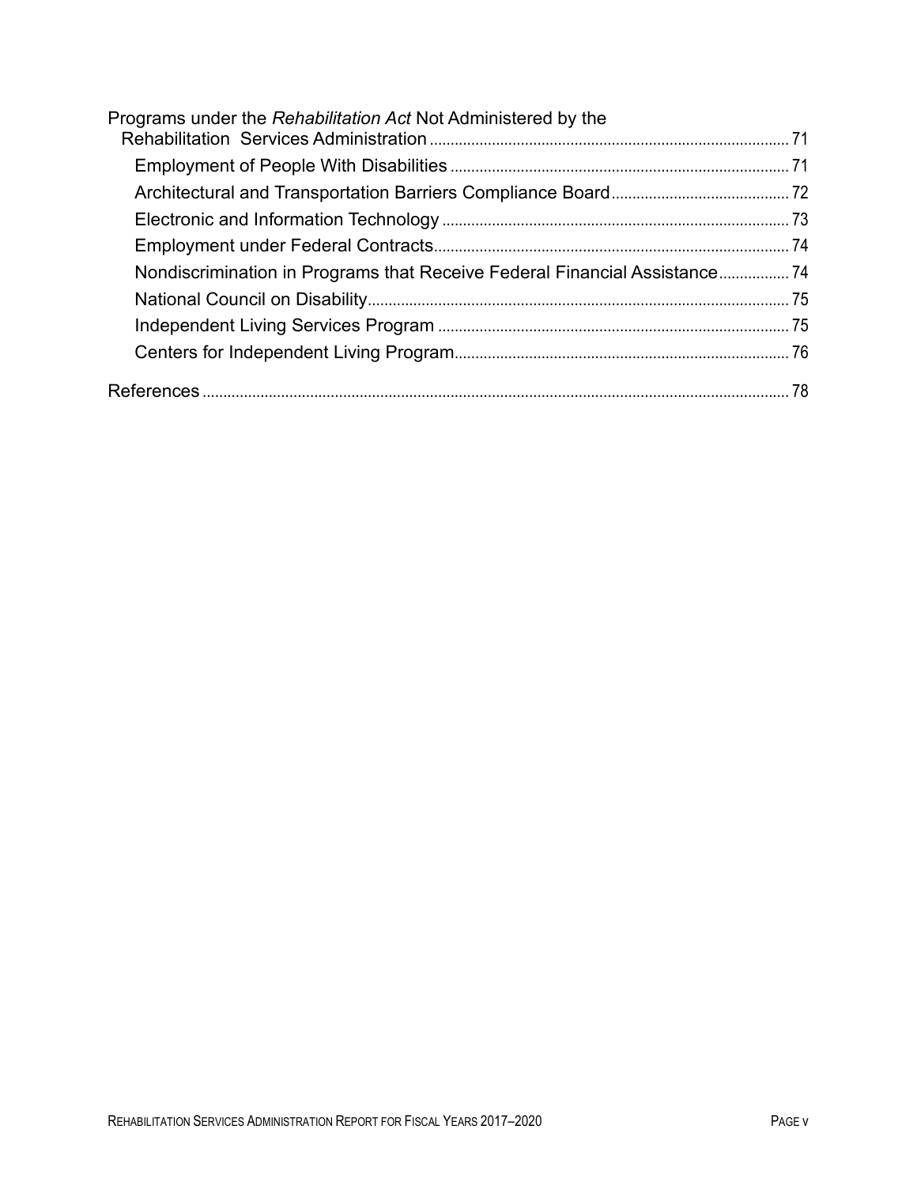Programs under the *Rehabilitation Act* Not Administered by the Rehabilitation Services Administration ..... 71

- Employment of People With Disabilities ..... 71
- Architectural and Transportation Barriers Compliance Board ..... 72
- Electronic and Information Technology ..... 73
- Employment under Federal Contracts ..... 74
- Nondiscrimination in Programs that Receive Federal Financial Assistance ..... 74
- National Council on Disability ..... 75
- Independent Living Services Program ..... 75
- Centers for Independent Living Program ..... 76

References ..... 78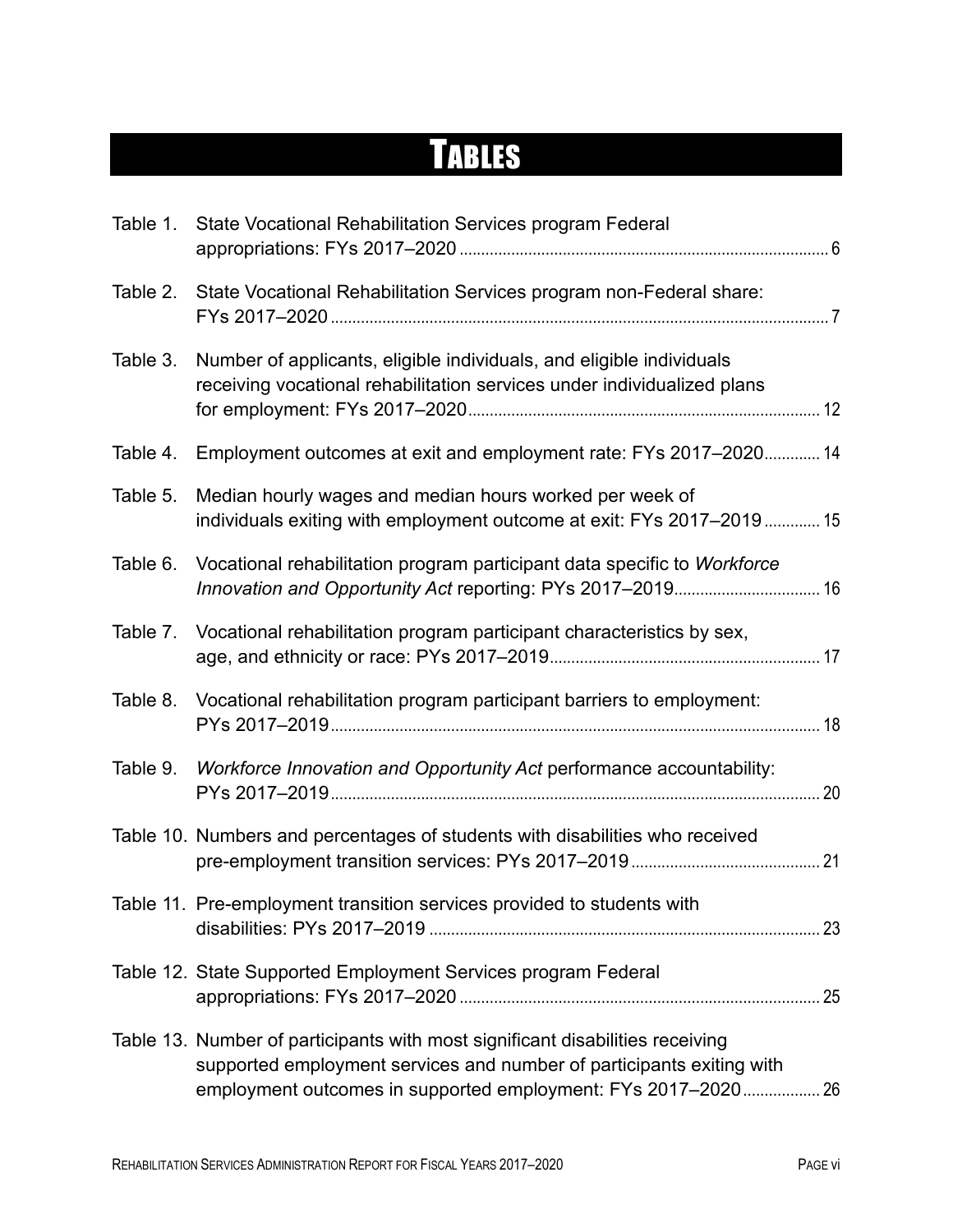# TABLES

Table 1. State Vocational Rehabilitation Services program Federal appropriations: FYs 2017–2020 ... 6

Table 2. State Vocational Rehabilitation Services program non-Federal share: FYs 2017–2020 ... 7

Table 3. Number of applicants, eligible individuals, and eligible individuals receiving vocational rehabilitation services under individualized plans for employment: FYs 2017–2020 ... 12

Table 4. Employment outcomes at exit and employment rate: FYs 2017–2020 ... 14

Table 5. Median hourly wages and median hours worked per week of individuals exiting with employment outcome at exit: FYs 2017–2019 ... 15

Table 6. Vocational rehabilitation program participant data specific to *Workforce Innovation and Opportunity Act* reporting: PYs 2017–2019 ... 16

Table 7. Vocational rehabilitation program participant characteristics by sex, age, and ethnicity or race: PYs 2017–2019 ... 17

Table 8. Vocational rehabilitation program participant barriers to employment: PYs 2017–2019 ... 18

Table 9. *Workforce Innovation and Opportunity Act* performance accountability: PYs 2017–2019 ... 20

Table 10. Numbers and percentages of students with disabilities who received pre-employment transition services: PYs 2017–2019 ... 21

Table 11. Pre-employment transition services provided to students with disabilities: PYs 2017–2019 ... 23

Table 12. State Supported Employment Services program Federal appropriations: FYs 2017–2020 ... 25

Table 13. Number of participants with most significant disabilities receiving supported employment services and number of participants exiting with employment outcomes in supported employment: FYs 2017–2020 ... 26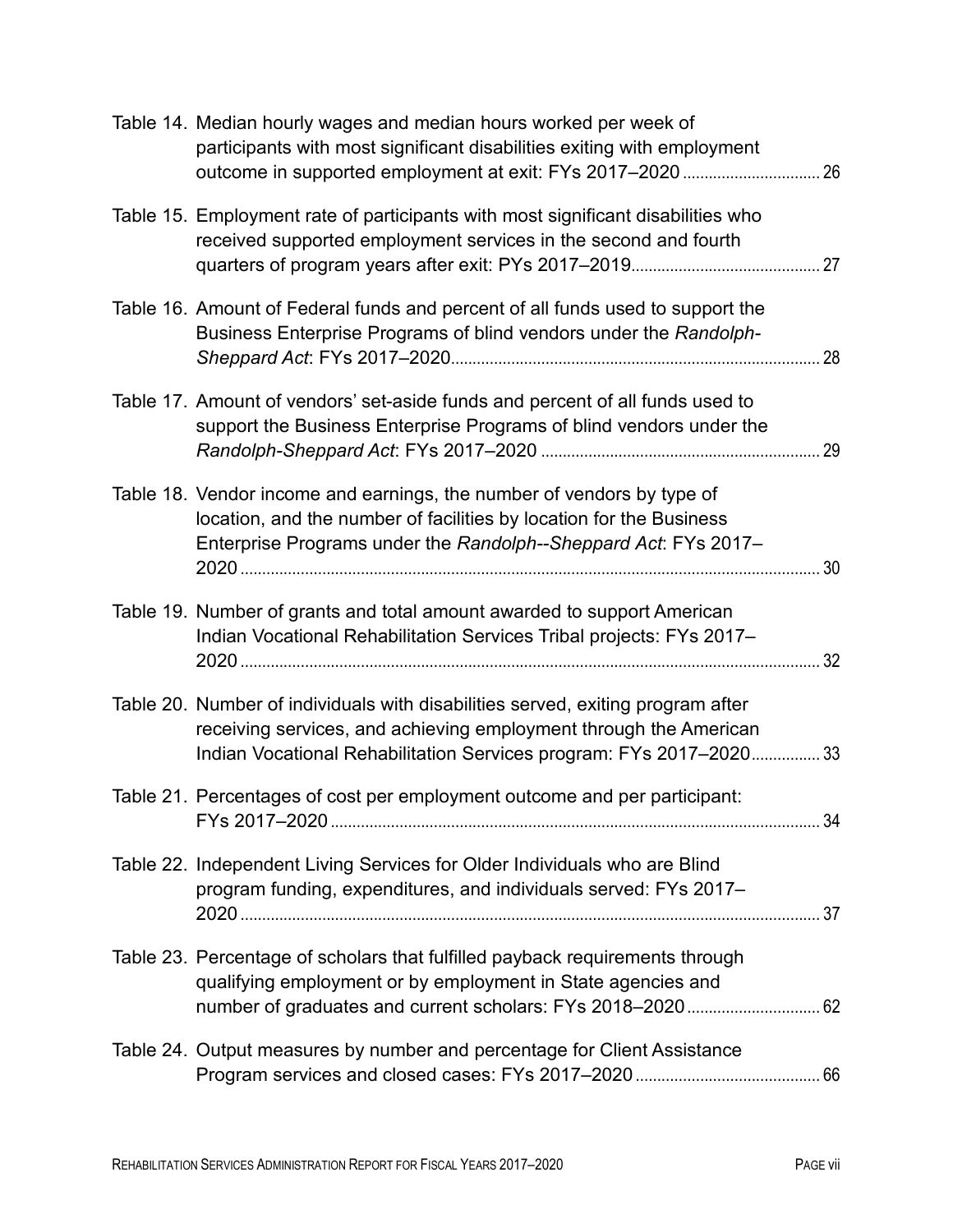Table 14. Median hourly wages and median hours worked per week of participants with most significant disabilities exiting with employment outcome in supported employment at exit: FYs 2017–2020 ............................... 26

Table 15. Employment rate of participants with most significant disabilities who received supported employment services in the second and fourth quarters of program years after exit: PYs 2017–2019 ............................................ 27

Table 16. Amount of Federal funds and percent of all funds used to support the Business Enterprise Programs of blind vendors under the *Randolph-Sheppard Act*: FYs 2017–2020 .................................................................................... 28

Table 17. Amount of vendors' set-aside funds and percent of all funds used to support the Business Enterprise Programs of blind vendors under the *Randolph-Sheppard Act*: FYs 2017–2020 ................................................................ 29

Table 18. Vendor income and earnings, the number of vendors by type of location, and the number of facilities by location for the Business Enterprise Programs under the *Randolph--Sheppard Act*: FYs 2017–2020 ............................................................................................................................. 30

Table 19. Number of grants and total amount awarded to support American Indian Vocational Rehabilitation Services Tribal projects: FYs 2017–2020 ............................................................................................................................. 32

Table 20. Number of individuals with disabilities served, exiting program after receiving services, and achieving employment through the American Indian Vocational Rehabilitation Services program: FYs 2017–2020 ................ 33

Table 21. Percentages of cost per employment outcome and per participant: FYs 2017–2020 ................................................................................................................. 34

Table 22. Independent Living Services for Older Individuals who are Blind program funding, expenditures, and individuals served: FYs 2017–2020 ............................................................................................................................. 37

Table 23. Percentage of scholars that fulfilled payback requirements through qualifying employment or by employment in State agencies and number of graduates and current scholars: FYs 2018–2020 ............................... 62

Table 24. Output measures by number and percentage for Client Assistance Program services and closed cases: FYs 2017–2020 ........................................... 66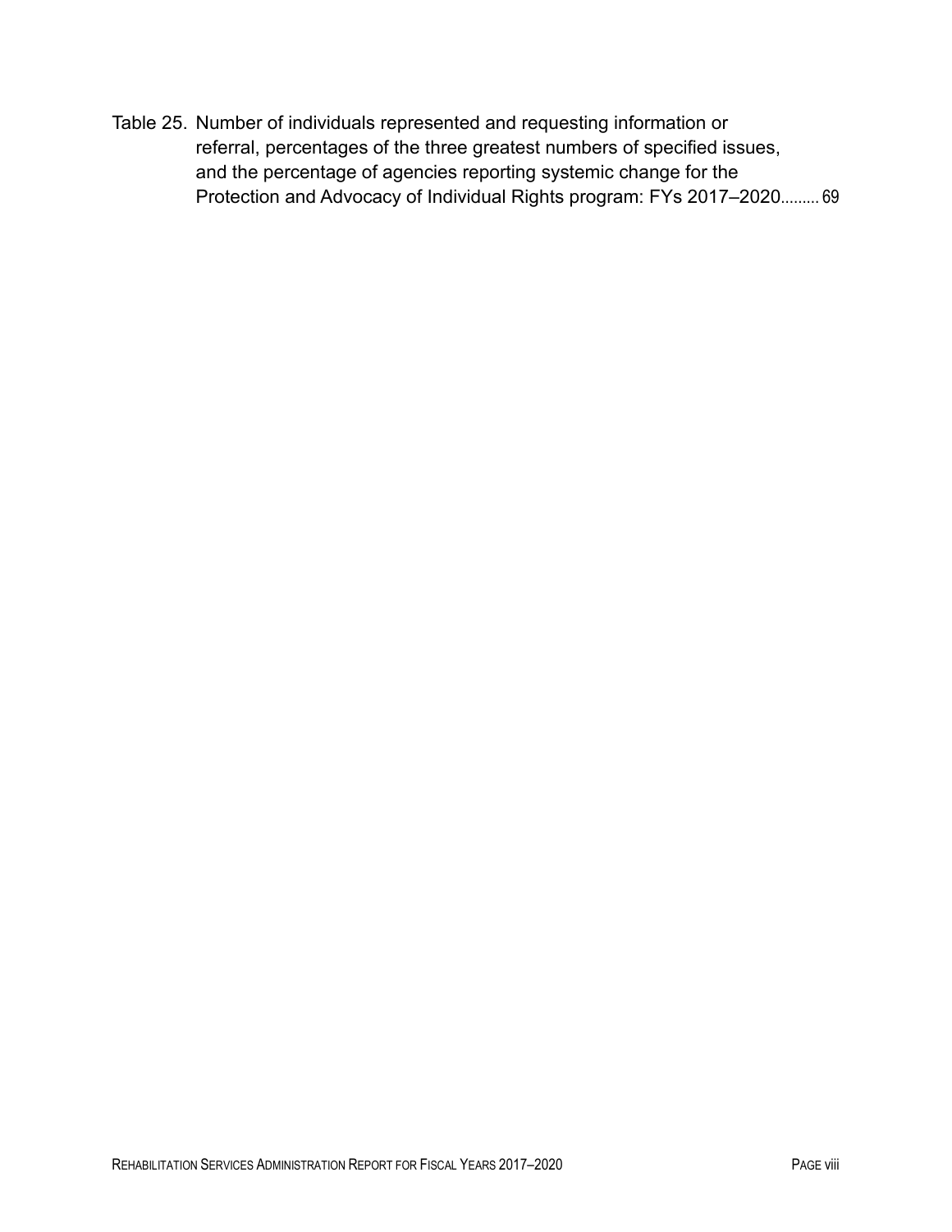Table 25. Number of individuals represented and requesting information or referral, percentages of the three greatest numbers of specified issues, and the percentage of agencies reporting systemic change for the Protection and Advocacy of Individual Rights program: FYs 2017–2020......... 69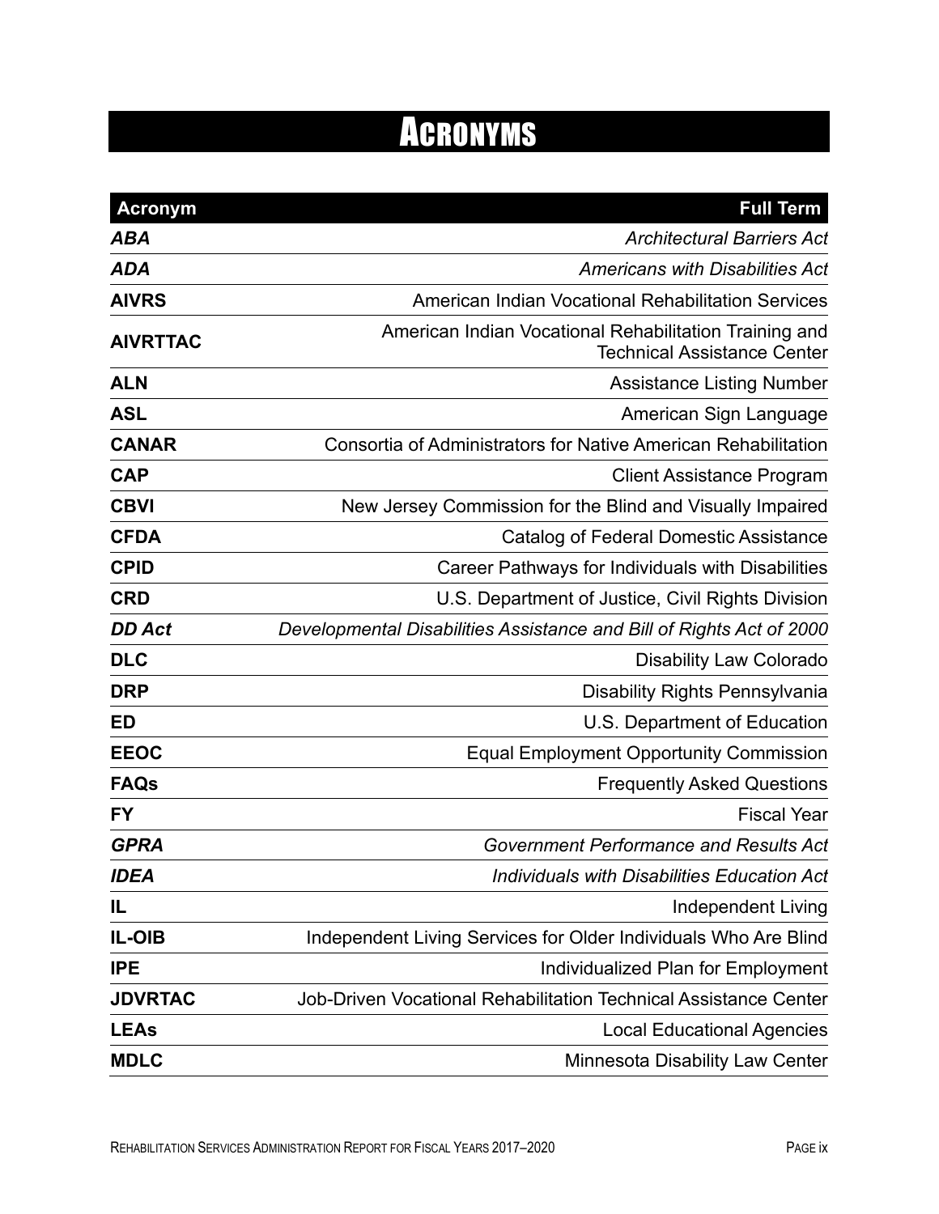# Acronyms

| Acronym | Full Term |
|---|---|
| ***ABA*** | *Architectural Barriers Act* |
| ***ADA*** | *Americans with Disabilities Act* |
| **AIVRS** | American Indian Vocational Rehabilitation Services |
| **AIVRTTAC** | American Indian Vocational Rehabilitation Training and Technical Assistance Center |
| **ALN** | Assistance Listing Number |
| **ASL** | American Sign Language |
| **CANAR** | Consortia of Administrators for Native American Rehabilitation |
| **CAP** | Client Assistance Program |
| **CBVI** | New Jersey Commission for the Blind and Visually Impaired |
| **CFDA** | Catalog of Federal Domestic Assistance |
| **CPID** | Career Pathways for Individuals with Disabilities |
| **CRD** | U.S. Department of Justice, Civil Rights Division |
| ***DD Act*** | *Developmental Disabilities Assistance and Bill of Rights Act of 2000* |
| **DLC** | Disability Law Colorado |
| **DRP** | Disability Rights Pennsylvania |
| **ED** | U.S. Department of Education |
| **EEOC** | Equal Employment Opportunity Commission |
| **FAQs** | Frequently Asked Questions |
| **FY** | Fiscal Year |
| ***GPRA*** | *Government Performance and Results Act* |
| ***IDEA*** | *Individuals with Disabilities Education Act* |
| **IL** | Independent Living |
| **IL-OIB** | Independent Living Services for Older Individuals Who Are Blind |
| **IPE** | Individualized Plan for Employment |
| **JDVRTAC** | Job-Driven Vocational Rehabilitation Technical Assistance Center |
| **LEAs** | Local Educational Agencies |
| **MDLC** | Minnesota Disability Law Center |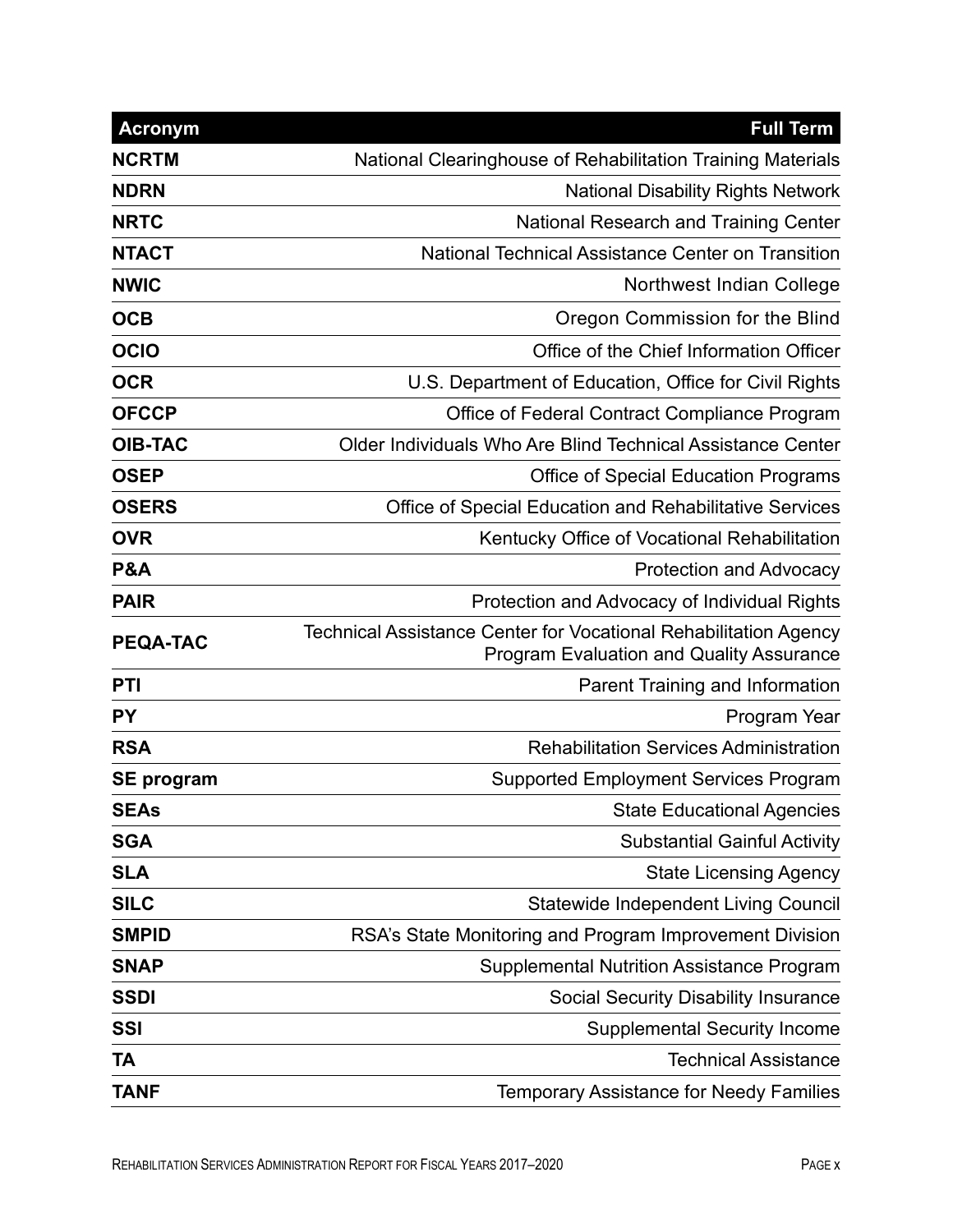| Acronym | Full Term |
|---|---|
| **NCRTM** | National Clearinghouse of Rehabilitation Training Materials |
| **NDRN** | National Disability Rights Network |
| **NRTC** | National Research and Training Center |
| **NTACT** | National Technical Assistance Center on Transition |
| **NWIC** | Northwest Indian College |
| **OCB** | Oregon Commission for the Blind |
| **OCIO** | Office of the Chief Information Officer |
| **OCR** | U.S. Department of Education, Office for Civil Rights |
| **OFCCP** | Office of Federal Contract Compliance Program |
| **OIB-TAC** | Older Individuals Who Are Blind Technical Assistance Center |
| **OSEP** | Office of Special Education Programs |
| **OSERS** | Office of Special Education and Rehabilitative Services |
| **OVR** | Kentucky Office of Vocational Rehabilitation |
| **P&A** | Protection and Advocacy |
| **PAIR** | Protection and Advocacy of Individual Rights |
| **PEQA-TAC** | Technical Assistance Center for Vocational Rehabilitation Agency Program Evaluation and Quality Assurance |
| **PTI** | Parent Training and Information |
| **PY** | Program Year |
| **RSA** | Rehabilitation Services Administration |
| **SE program** | Supported Employment Services Program |
| **SEAs** | State Educational Agencies |
| **SGA** | Substantial Gainful Activity |
| **SLA** | State Licensing Agency |
| **SILC** | Statewide Independent Living Council |
| **SMPID** | RSA's State Monitoring and Program Improvement Division |
| **SNAP** | Supplemental Nutrition Assistance Program |
| **SSDI** | Social Security Disability Insurance |
| **SSI** | Supplemental Security Income |
| **TA** | Technical Assistance |
| **TANF** | Temporary Assistance for Needy Families |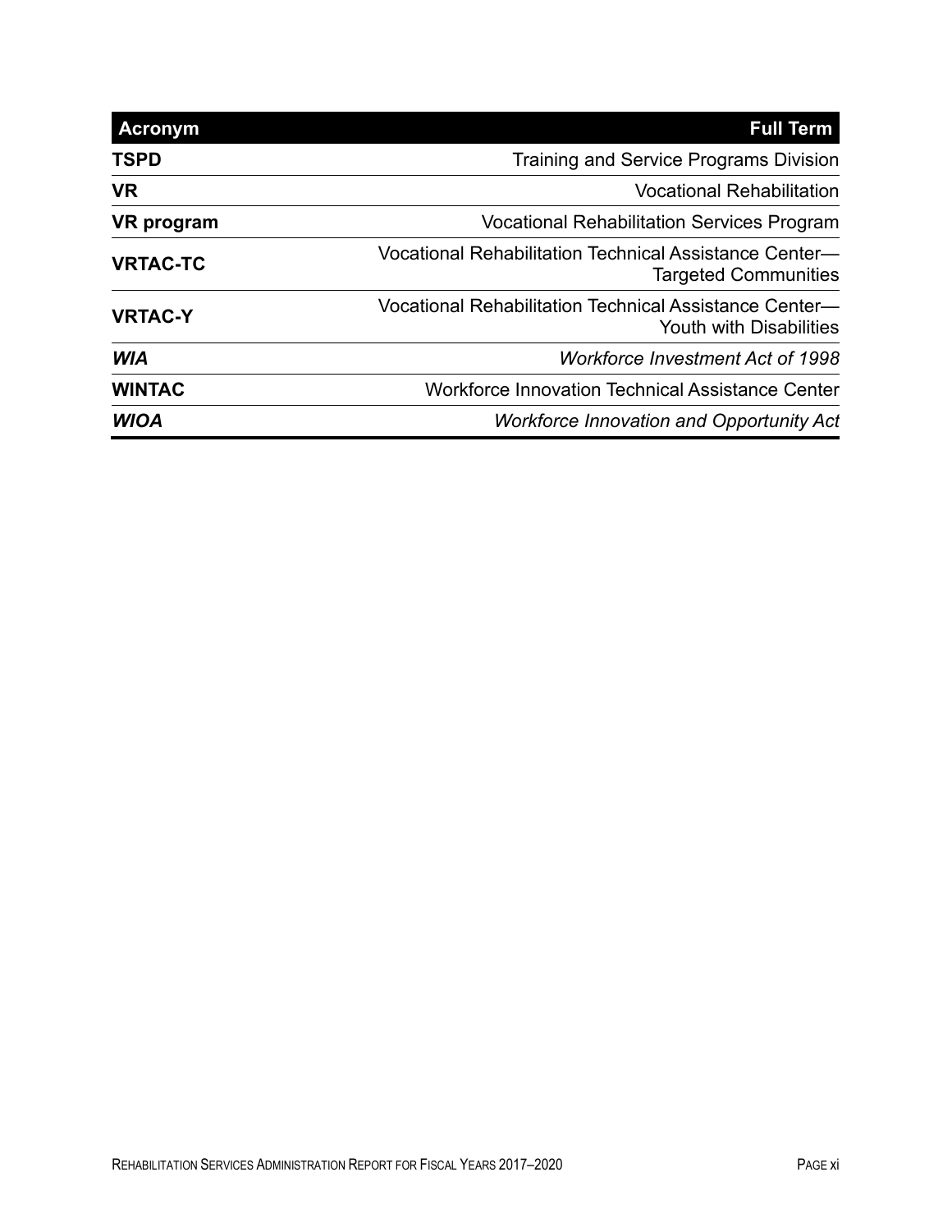| Acronym | Full Term |
|---|---|
| **TSPD** | Training and Service Programs Division |
| **VR** | Vocational Rehabilitation |
| **VR program** | Vocational Rehabilitation Services Program |
| **VRTAC-TC** | Vocational Rehabilitation Technical Assistance Center—Targeted Communities |
| **VRTAC-Y** | Vocational Rehabilitation Technical Assistance Center—Youth with Disabilities |
| ***WIA*** | *Workforce Investment Act of 1998* |
| **WINTAC** | Workforce Innovation Technical Assistance Center |
| ***WIOA*** | *Workforce Innovation and Opportunity Act* |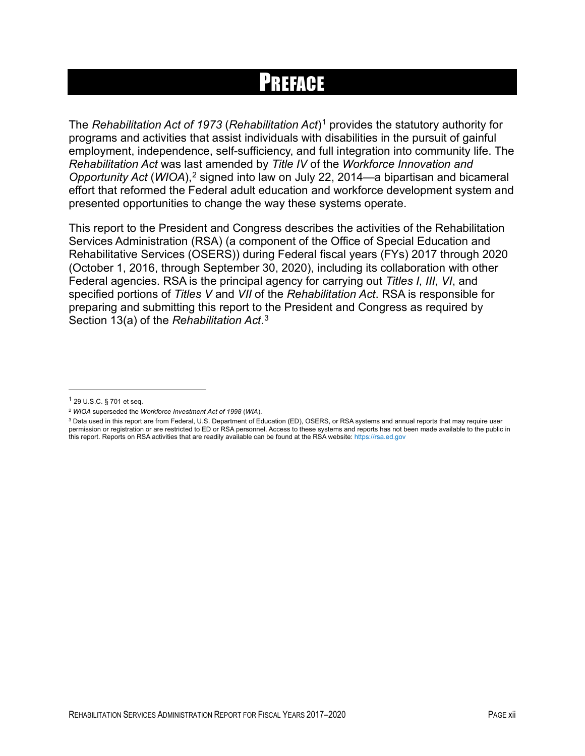# PREFACE

The *Rehabilitation Act of 1973* (*Rehabilitation Act*)[1] provides the statutory authority for programs and activities that assist individuals with disabilities in the pursuit of gainful employment, independence, self-sufficiency, and full integration into community life. The *Rehabilitation Act* was last amended by *Title IV* of the *Workforce Innovation and Opportunity Act* (*WIOA*),[2] signed into law on July 22, 2014—a bipartisan and bicameral effort that reformed the Federal adult education and workforce development system and presented opportunities to change the way these systems operate.

This report to the President and Congress describes the activities of the Rehabilitation Services Administration (RSA) (a component of the Office of Special Education and Rehabilitative Services (OSERS)) during Federal fiscal years (FYs) 2017 through 2020 (October 1, 2016, through September 30, 2020), including its collaboration with other Federal agencies. RSA is the principal agency for carrying out *Titles I*, *III*, *VI*, and specified portions of *Titles V* and *VII* of the *Rehabilitation Act*. RSA is responsible for preparing and submitting this report to the President and Congress as required by Section 13(a) of the *Rehabilitation Act*.[3]

---

[1] 29 U.S.C. § 701 et seq.

[2] *WIOA* superseded the *Workforce Investment Act of 1998* (*WIA*).

[3] Data used in this report are from Federal, U.S. Department of Education (ED), OSERS, or RSA systems and annual reports that may require user permission or registration or are restricted to ED or RSA personnel. Access to these systems and reports has not been made available to the public in this report. Reports on RSA activities that are readily available can be found at the RSA website: https://rsa.ed.gov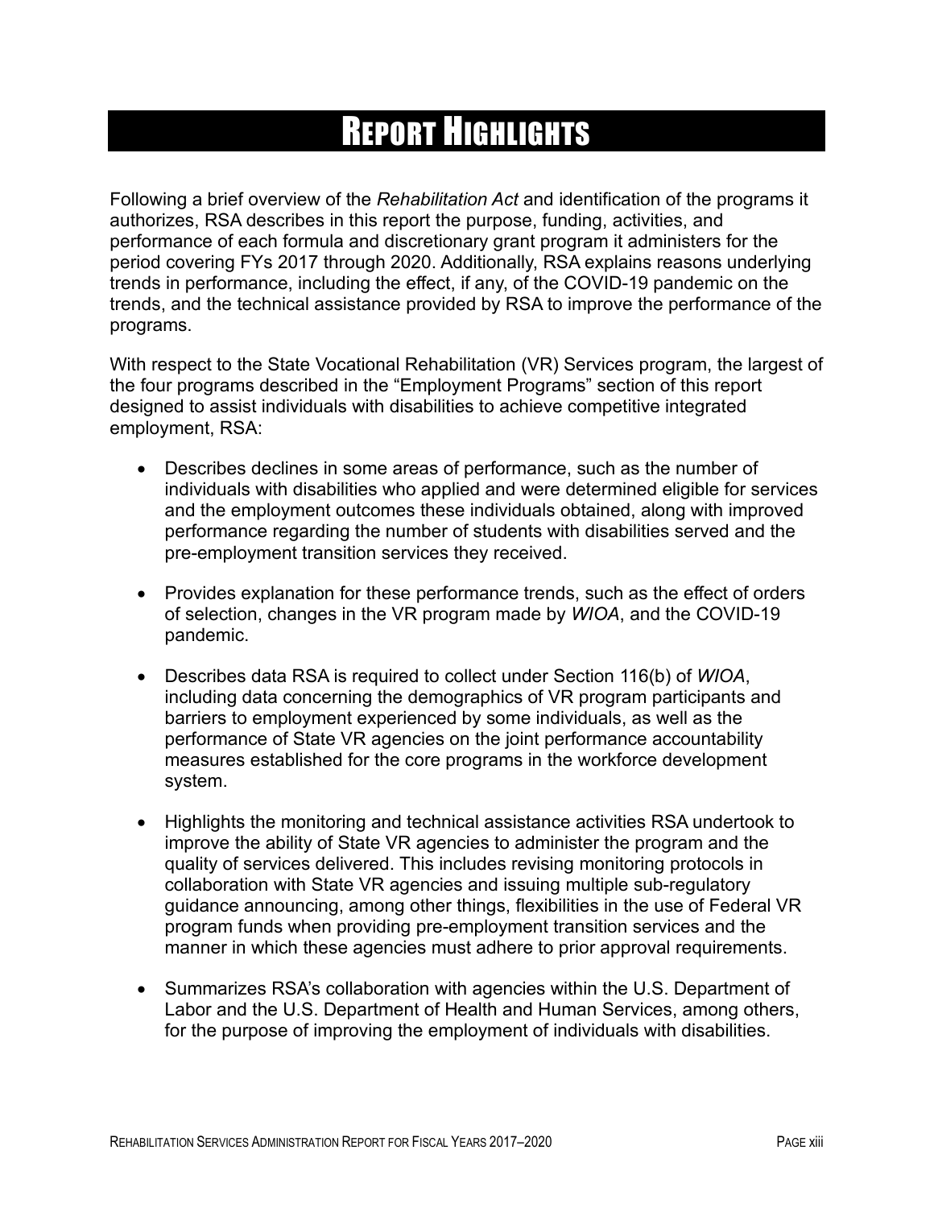# Report Highlights

Following a brief overview of the *Rehabilitation Act* and identification of the programs it authorizes, RSA describes in this report the purpose, funding, activities, and performance of each formula and discretionary grant program it administers for the period covering FYs 2017 through 2020. Additionally, RSA explains reasons underlying trends in performance, including the effect, if any, of the COVID-19 pandemic on the trends, and the technical assistance provided by RSA to improve the performance of the programs.

With respect to the State Vocational Rehabilitation (VR) Services program, the largest of the four programs described in the "Employment Programs" section of this report designed to assist individuals with disabilities to achieve competitive integrated employment, RSA:

- Describes declines in some areas of performance, such as the number of individuals with disabilities who applied and were determined eligible for services and the employment outcomes these individuals obtained, along with improved performance regarding the number of students with disabilities served and the pre-employment transition services they received.

- Provides explanation for these performance trends, such as the effect of orders of selection, changes in the VR program made by *WIOA*, and the COVID-19 pandemic.

- Describes data RSA is required to collect under Section 116(b) of *WIOA*, including data concerning the demographics of VR program participants and barriers to employment experienced by some individuals, as well as the performance of State VR agencies on the joint performance accountability measures established for the core programs in the workforce development system.

- Highlights the monitoring and technical assistance activities RSA undertook to improve the ability of State VR agencies to administer the program and the quality of services delivered. This includes revising monitoring protocols in collaboration with State VR agencies and issuing multiple sub-regulatory guidance announcing, among other things, flexibilities in the use of Federal VR program funds when providing pre-employment transition services and the manner in which these agencies must adhere to prior approval requirements.

- Summarizes RSA's collaboration with agencies within the U.S. Department of Labor and the U.S. Department of Health and Human Services, among others, for the purpose of improving the employment of individuals with disabilities.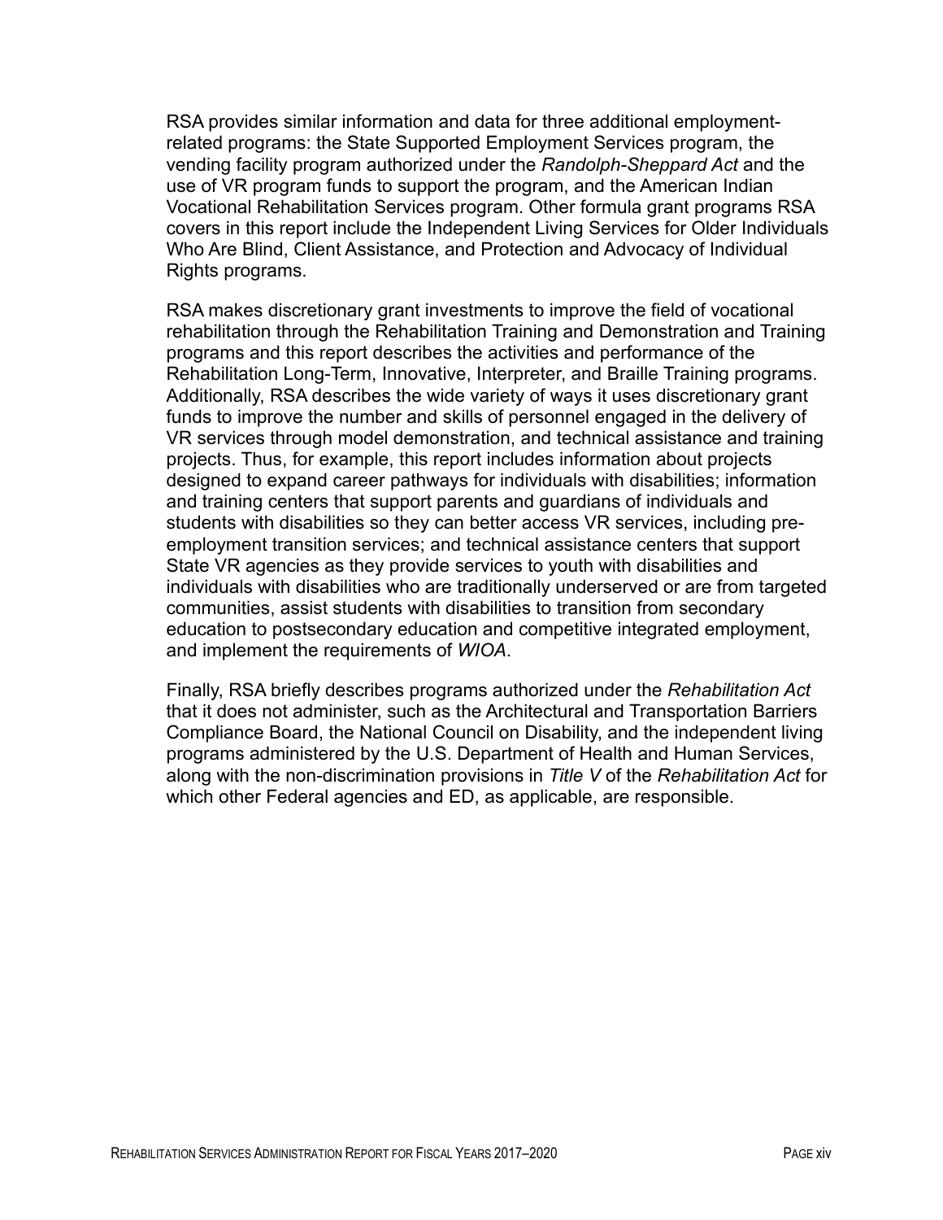RSA provides similar information and data for three additional employment-related programs: the State Supported Employment Services program, the vending facility program authorized under the *Randolph-Sheppard Act* and the use of VR program funds to support the program, and the American Indian Vocational Rehabilitation Services program. Other formula grant programs RSA covers in this report include the Independent Living Services for Older Individuals Who Are Blind, Client Assistance, and Protection and Advocacy of Individual Rights programs.

RSA makes discretionary grant investments to improve the field of vocational rehabilitation through the Rehabilitation Training and Demonstration and Training programs and this report describes the activities and performance of the Rehabilitation Long-Term, Innovative, Interpreter, and Braille Training programs. Additionally, RSA describes the wide variety of ways it uses discretionary grant funds to improve the number and skills of personnel engaged in the delivery of VR services through model demonstration, and technical assistance and training projects. Thus, for example, this report includes information about projects designed to expand career pathways for individuals with disabilities; information and training centers that support parents and guardians of individuals and students with disabilities so they can better access VR services, including pre-employment transition services; and technical assistance centers that support State VR agencies as they provide services to youth with disabilities and individuals with disabilities who are traditionally underserved or are from targeted communities, assist students with disabilities to transition from secondary education to postsecondary education and competitive integrated employment, and implement the requirements of *WIOA*.

Finally, RSA briefly describes programs authorized under the *Rehabilitation Act* that it does not administer, such as the Architectural and Transportation Barriers Compliance Board, the National Council on Disability, and the independent living programs administered by the U.S. Department of Health and Human Services, along with the non-discrimination provisions in *Title V* of the *Rehabilitation Act* for which other Federal agencies and ED, as applicable, are responsible.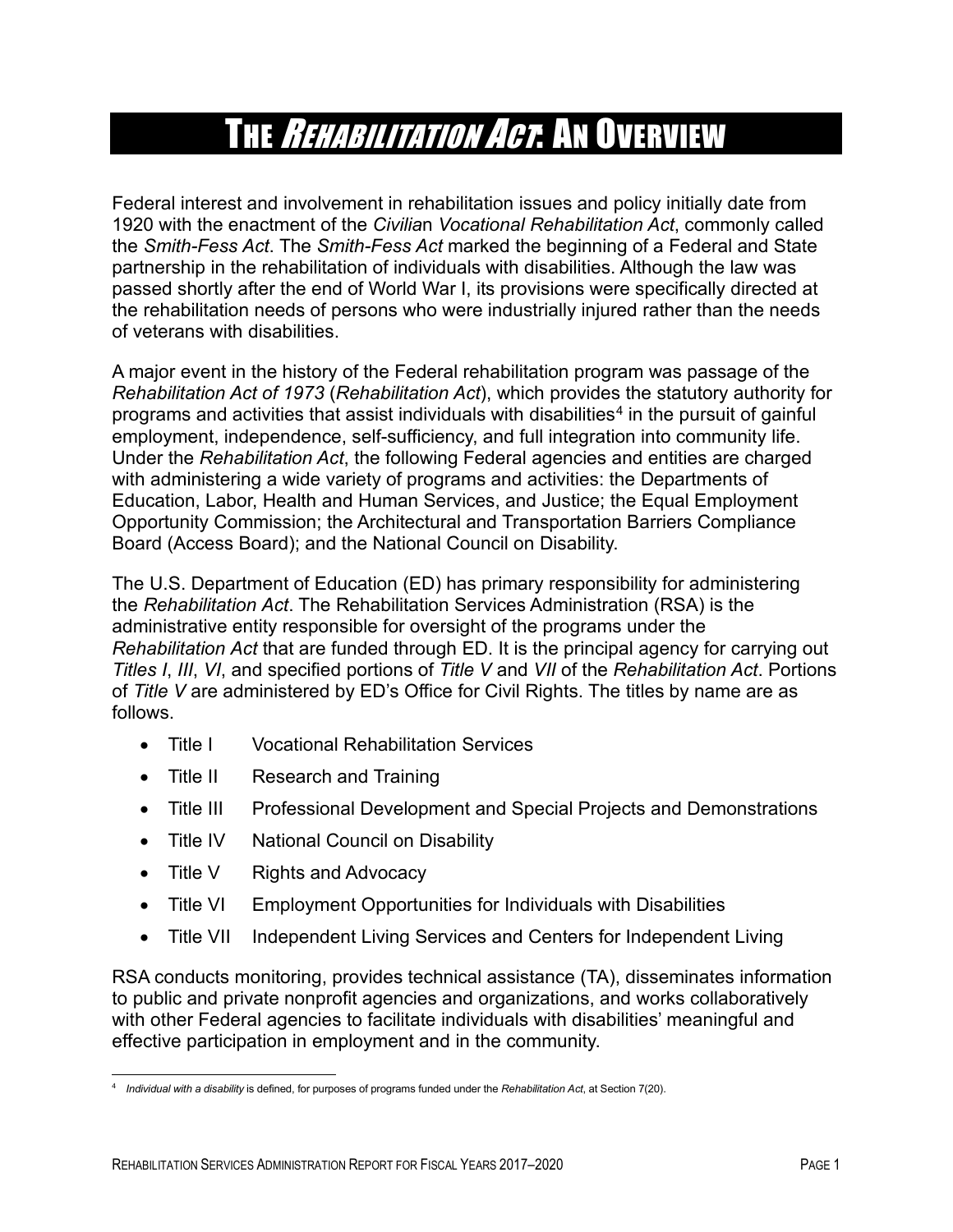# The *Rehabilitation Act*: An Overview

Federal interest and involvement in rehabilitation issues and policy initially date from 1920 with the enactment of the *Civilian Vocational Rehabilitation Act*, commonly called the *Smith-Fess Act*. The *Smith-Fess Act* marked the beginning of a Federal and State partnership in the rehabilitation of individuals with disabilities. Although the law was passed shortly after the end of World War I, its provisions were specifically directed at the rehabilitation needs of persons who were industrially injured rather than the needs of veterans with disabilities.

A major event in the history of the Federal rehabilitation program was passage of the *Rehabilitation Act of 1973* (*Rehabilitation Act*), which provides the statutory authority for programs and activities that assist individuals with disabilities[4] in the pursuit of gainful employment, independence, self-sufficiency, and full integration into community life. Under the *Rehabilitation Act*, the following Federal agencies and entities are charged with administering a wide variety of programs and activities: the Departments of Education, Labor, Health and Human Services, and Justice; the Equal Employment Opportunity Commission; the Architectural and Transportation Barriers Compliance Board (Access Board); and the National Council on Disability.

The U.S. Department of Education (ED) has primary responsibility for administering the *Rehabilitation Act*. The Rehabilitation Services Administration (RSA) is the administrative entity responsible for oversight of the programs under the *Rehabilitation Act* that are funded through ED. It is the principal agency for carrying out *Titles I*, *III*, *VI*, and specified portions of *Title V* and *VII* of the *Rehabilitation Act*. Portions of *Title V* are administered by ED's Office for Civil Rights. The titles by name are as follows.

- Title I Vocational Rehabilitation Services
- Title II Research and Training
- Title III Professional Development and Special Projects and Demonstrations
- Title IV National Council on Disability
- Title V Rights and Advocacy
- Title VI Employment Opportunities for Individuals with Disabilities
- Title VII Independent Living Services and Centers for Independent Living

RSA conducts monitoring, provides technical assistance (TA), disseminates information to public and private nonprofit agencies and organizations, and works collaboratively with other Federal agencies to facilitate individuals with disabilities' meaningful and effective participation in employment and in the community.

[4] *Individual with a disability* is defined, for purposes of programs funded under the *Rehabilitation Act*, at Section 7(20).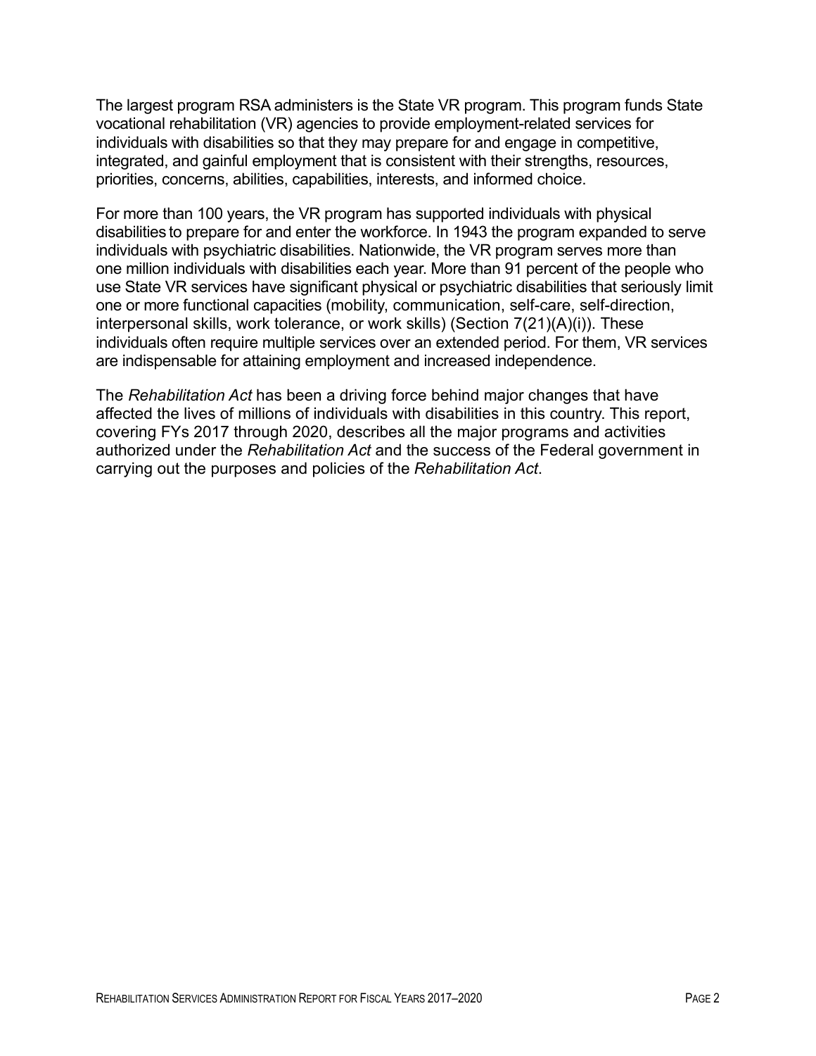The largest program RSA administers is the State VR program. This program funds State vocational rehabilitation (VR) agencies to provide employment-related services for individuals with disabilities so that they may prepare for and engage in competitive, integrated, and gainful employment that is consistent with their strengths, resources, priorities, concerns, abilities, capabilities, interests, and informed choice.

For more than 100 years, the VR program has supported individuals with physical disabilities to prepare for and enter the workforce. In 1943 the program expanded to serve individuals with psychiatric disabilities. Nationwide, the VR program serves more than one million individuals with disabilities each year. More than 91 percent of the people who use State VR services have significant physical or psychiatric disabilities that seriously limit one or more functional capacities (mobility, communication, self-care, self-direction, interpersonal skills, work tolerance, or work skills) (Section 7(21)(A)(i)). These individuals often require multiple services over an extended period. For them, VR services are indispensable for attaining employment and increased independence.

The *Rehabilitation Act* has been a driving force behind major changes that have affected the lives of millions of individuals with disabilities in this country. This report, covering FYs 2017 through 2020, describes all the major programs and activities authorized under the *Rehabilitation Act* and the success of the Federal government in carrying out the purposes and policies of the *Rehabilitation Act*.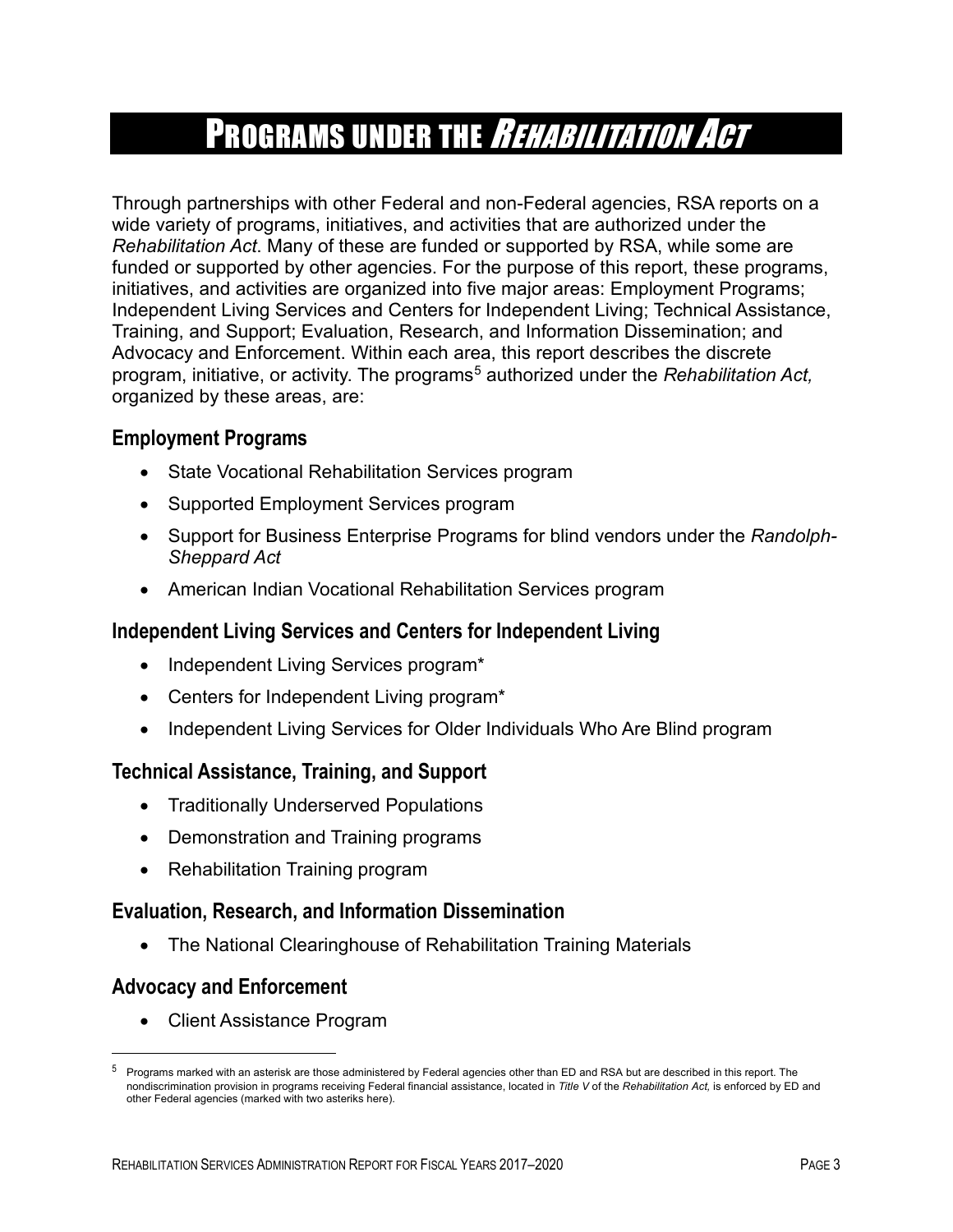# Programs under the *Rehabilitation Act*

Through partnerships with other Federal and non-Federal agencies, RSA reports on a wide variety of programs, initiatives, and activities that are authorized under the *Rehabilitation Act*. Many of these are funded or supported by RSA, while some are funded or supported by other agencies. For the purpose of this report, these programs, initiatives, and activities are organized into five major areas: Employment Programs; Independent Living Services and Centers for Independent Living; Technical Assistance, Training, and Support; Evaluation, Research, and Information Dissemination; and Advocacy and Enforcement. Within each area, this report describes the discrete program, initiative, or activity. The programs[5] authorized under the *Rehabilitation Act,* organized by these areas, are:

## Employment Programs

- State Vocational Rehabilitation Services program
- Supported Employment Services program
- Support for Business Enterprise Programs for blind vendors under the *Randolph-Sheppard Act*
- American Indian Vocational Rehabilitation Services program

## Independent Living Services and Centers for Independent Living

- Independent Living Services program*
- Centers for Independent Living program*
- Independent Living Services for Older Individuals Who Are Blind program

## Technical Assistance, Training, and Support

- Traditionally Underserved Populations
- Demonstration and Training programs
- Rehabilitation Training program

## Evaluation, Research, and Information Dissemination

- The National Clearinghouse of Rehabilitation Training Materials

## Advocacy and Enforcement

- Client Assistance Program

---

[5] Programs marked with an asterisk are those administered by Federal agencies other than ED and RSA but are described in this report. The nondiscrimination provision in programs receiving Federal financial assistance, located in *Title V* of the *Rehabilitation Act,* is enforced by ED and other Federal agencies (marked with two asteriks here).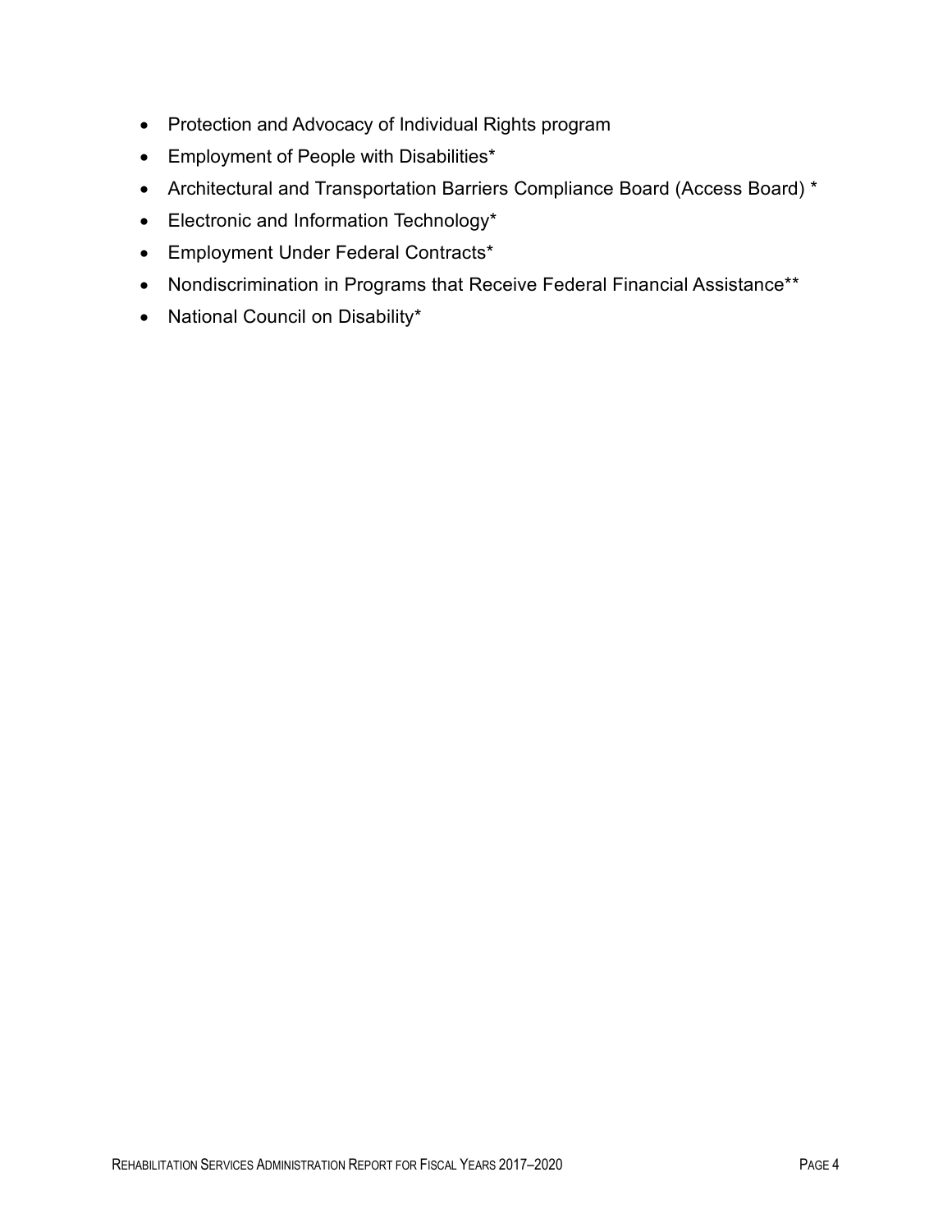- Protection and Advocacy of Individual Rights program
- Employment of People with Disabilities*
- Architectural and Transportation Barriers Compliance Board (Access Board) *
- Electronic and Information Technology*
- Employment Under Federal Contracts*
- Nondiscrimination in Programs that Receive Federal Financial Assistance**
- National Council on Disability*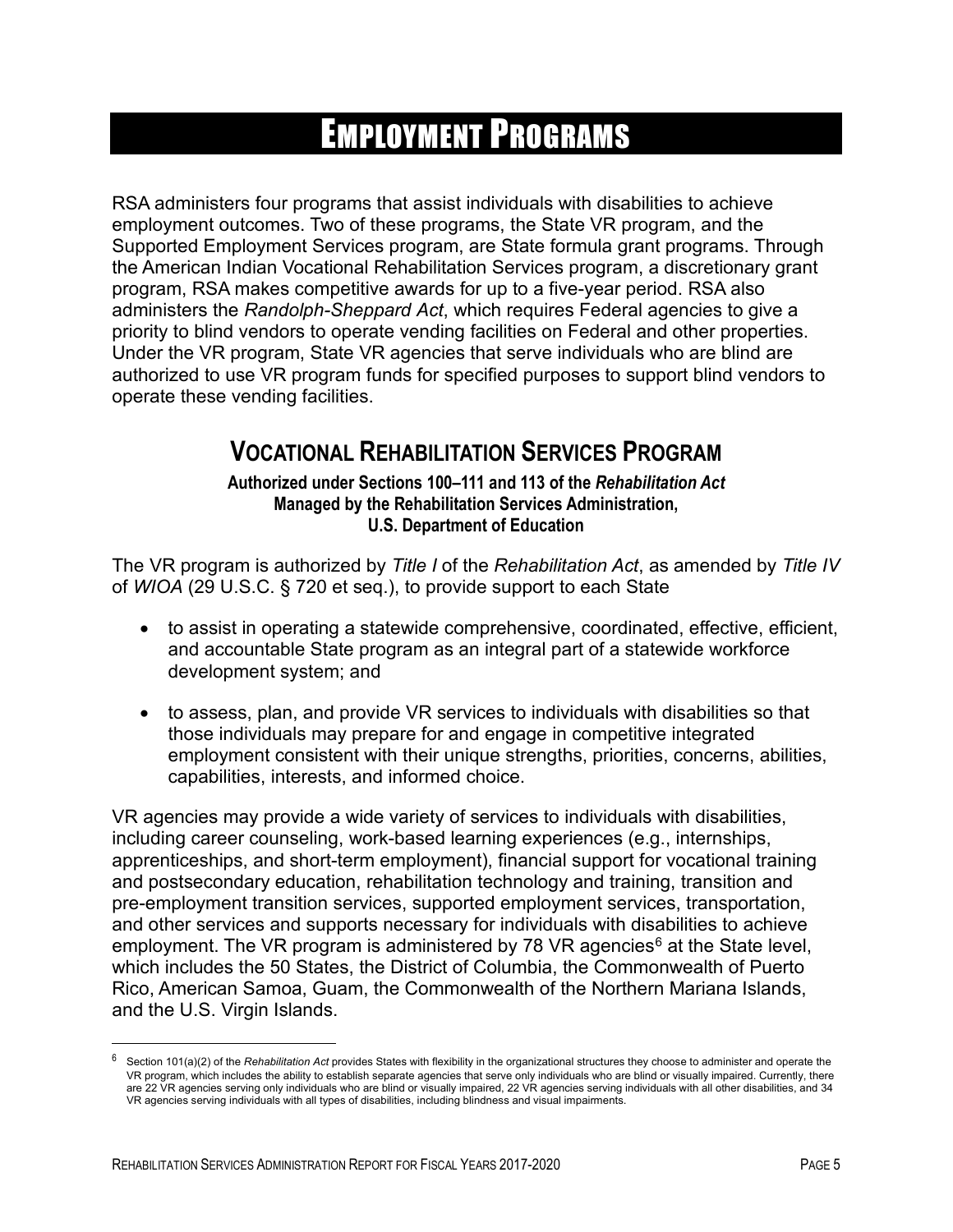# Employment Programs

RSA administers four programs that assist individuals with disabilities to achieve employment outcomes. Two of these programs, the State VR program, and the Supported Employment Services program, are State formula grant programs. Through the American Indian Vocational Rehabilitation Services program, a discretionary grant program, RSA makes competitive awards for up to a five-year period. RSA also administers the *Randolph-Sheppard Act*, which requires Federal agencies to give a priority to blind vendors to operate vending facilities on Federal and other properties. Under the VR program, State VR agencies that serve individuals who are blind are authorized to use VR program funds for specified purposes to support blind vendors to operate these vending facilities.

## Vocational Rehabilitation Services Program

**Authorized under Sections 100–111 and 113 of the *Rehabilitation Act***
**Managed by the Rehabilitation Services Administration,**
**U.S. Department of Education**

The VR program is authorized by *Title I* of the *Rehabilitation Act*, as amended by *Title IV* of *WIOA* (29 U.S.C. § 720 et seq.), to provide support to each State

- to assist in operating a statewide comprehensive, coordinated, effective, efficient, and accountable State program as an integral part of a statewide workforce development system; and
- to assess, plan, and provide VR services to individuals with disabilities so that those individuals may prepare for and engage in competitive integrated employment consistent with their unique strengths, priorities, concerns, abilities, capabilities, interests, and informed choice.

VR agencies may provide a wide variety of services to individuals with disabilities, including career counseling, work-based learning experiences (e.g., internships, apprenticeships, and short-term employment), financial support for vocational training and postsecondary education, rehabilitation technology and training, transition and pre-employment transition services, supported employment services, transportation, and other services and supports necessary for individuals with disabilities to achieve employment. The VR program is administered by 78 VR agencies[6] at the State level, which includes the 50 States, the District of Columbia, the Commonwealth of Puerto Rico, American Samoa, Guam, the Commonwealth of the Northern Mariana Islands, and the U.S. Virgin Islands.

---

[6] Section 101(a)(2) of the *Rehabilitation Act* provides States with flexibility in the organizational structures they choose to administer and operate the VR program, which includes the ability to establish separate agencies that serve only individuals who are blind or visually impaired. Currently, there are 22 VR agencies serving only individuals who are blind or visually impaired, 22 VR agencies serving individuals with all other disabilities, and 34 VR agencies serving individuals with all types of disabilities, including blindness and visual impairments.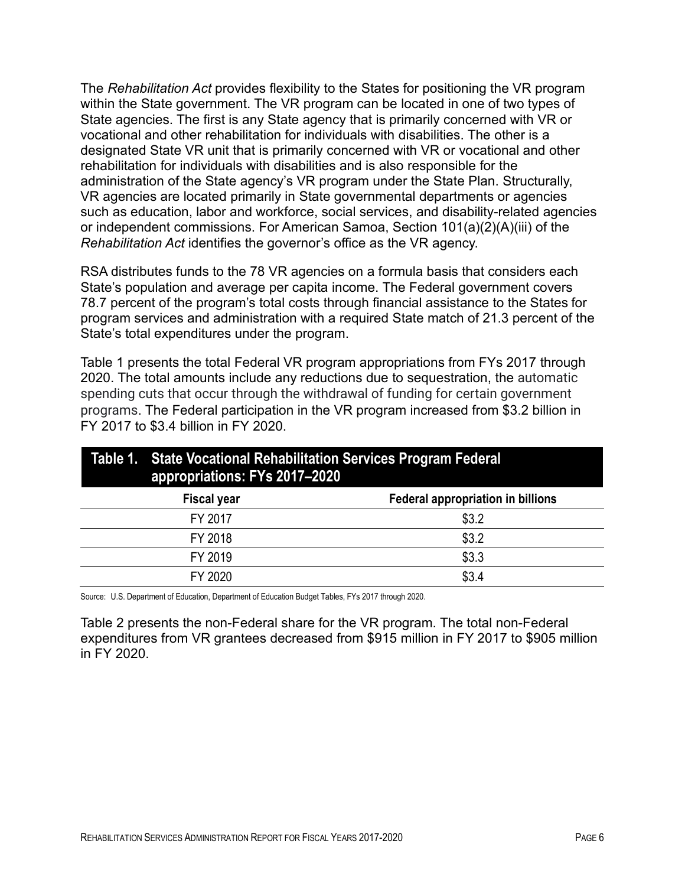The *Rehabilitation Act* provides flexibility to the States for positioning the VR program within the State government. The VR program can be located in one of two types of State agencies. The first is any State agency that is primarily concerned with VR or vocational and other rehabilitation for individuals with disabilities. The other is a designated State VR unit that is primarily concerned with VR or vocational and other rehabilitation for individuals with disabilities and is also responsible for the administration of the State agency's VR program under the State Plan. Structurally, VR agencies are located primarily in State governmental departments or agencies such as education, labor and workforce, social services, and disability-related agencies or independent commissions. For American Samoa, Section 101(a)(2)(A)(iii) of the *Rehabilitation Act* identifies the governor's office as the VR agency.

RSA distributes funds to the 78 VR agencies on a formula basis that considers each State's population and average per capita income. The Federal government covers 78.7 percent of the program's total costs through financial assistance to the States for program services and administration with a required State match of 21.3 percent of the State's total expenditures under the program.

Table 1 presents the total Federal VR program appropriations from FYs 2017 through 2020. The total amounts include any reductions due to sequestration, the automatic spending cuts that occur through the withdrawal of funding for certain government programs. The Federal participation in the VR program increased from $3.2 billion in FY 2017 to $3.4 billion in FY 2020.

**Table 1. State Vocational Rehabilitation Services Program Federal appropriations: FYs 2017–2020**

| Fiscal year | Federal appropriation in billions |
|---|---|
| FY 2017 | $3.2 |
| FY 2018 | $3.2 |
| FY 2019 | $3.3 |
| FY 2020 | $3.4 |

Source: U.S. Department of Education, Department of Education Budget Tables, FYs 2017 through 2020.

Table 2 presents the non-Federal share for the VR program. The total non-Federal expenditures from VR grantees decreased from $915 million in FY 2017 to $905 million in FY 2020.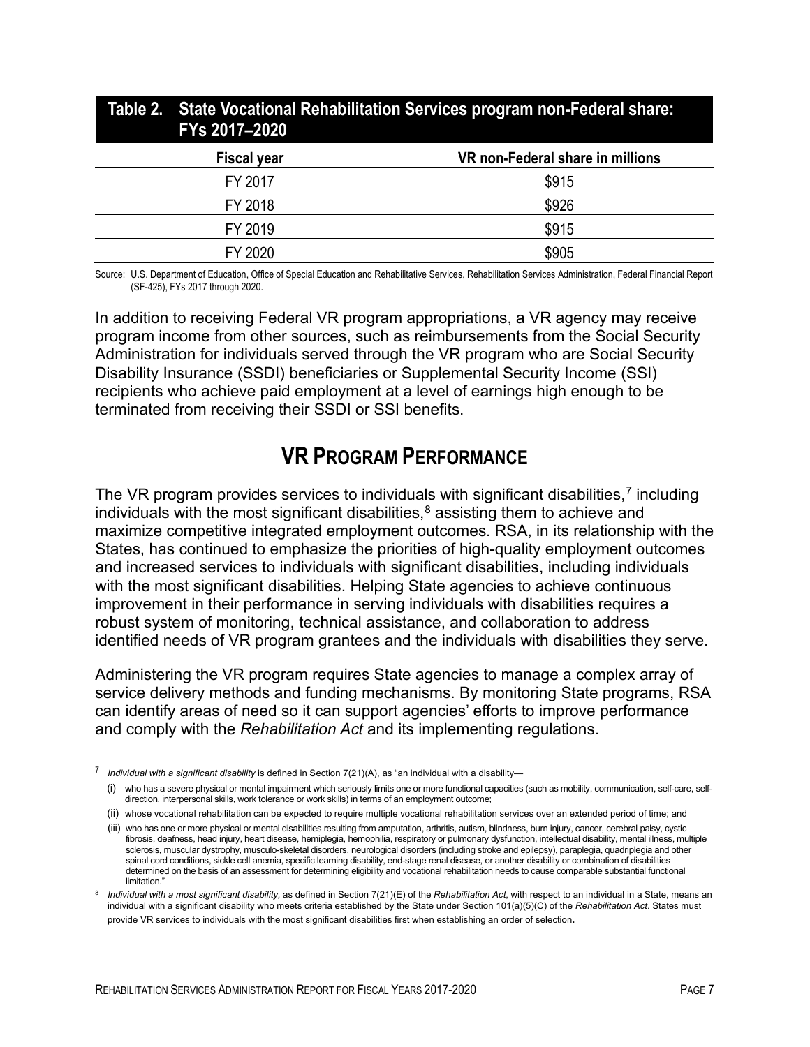**Table 2. State Vocational Rehabilitation Services program non-Federal share: FYs 2017–2020**

| Fiscal year | VR non-Federal share in millions |
| --- | --- |
| FY 2017 | $915 |
| FY 2018 | $926 |
| FY 2019 | $915 |
| FY 2020 | $905 |

Source: U.S. Department of Education, Office of Special Education and Rehabilitative Services, Rehabilitation Services Administration, Federal Financial Report (SF-425), FYs 2017 through 2020.

In addition to receiving Federal VR program appropriations, a VR agency may receive program income from other sources, such as reimbursements from the Social Security Administration for individuals served through the VR program who are Social Security Disability Insurance (SSDI) beneficiaries or Supplemental Security Income (SSI) recipients who achieve paid employment at a level of earnings high enough to be terminated from receiving their SSDI or SSI benefits.

## VR Program Performance

The VR program provides services to individuals with significant disabilities,[7] including individuals with the most significant disabilities,[8] assisting them to achieve and maximize competitive integrated employment outcomes. RSA, in its relationship with the States, has continued to emphasize the priorities of high-quality employment outcomes and increased services to individuals with significant disabilities, including individuals with the most significant disabilities. Helping State agencies to achieve continuous improvement in their performance in serving individuals with disabilities requires a robust system of monitoring, technical assistance, and collaboration to address identified needs of VR program grantees and the individuals with disabilities they serve.

Administering the VR program requires State agencies to manage a complex array of service delivery methods and funding mechanisms. By monitoring State programs, RSA can identify areas of need so it can support agencies' efforts to improve performance and comply with the *Rehabilitation Act* and its implementing regulations.

---

[7] *Individual with a significant disability* is defined in Section 7(21)(A), as "an individual with a disability—

(i) who has a severe physical or mental impairment which seriously limits one or more functional capacities (such as mobility, communication, self-care, self-direction, interpersonal skills, work tolerance or work skills) in terms of an employment outcome;

(ii) whose vocational rehabilitation can be expected to require multiple vocational rehabilitation services over an extended period of time; and

(iii) who has one or more physical or mental disabilities resulting from amputation, arthritis, autism, blindness, burn injury, cancer, cerebral palsy, cystic fibrosis, deafness, head injury, heart disease, hemiplegia, hemophilia, respiratory or pulmonary dysfunction, intellectual disability, mental illness, multiple sclerosis, muscular dystrophy, musculo-skeletal disorders, neurological disorders (including stroke and epilepsy), paraplegia, quadriplegia and other spinal cord conditions, sickle cell anemia, specific learning disability, end-stage renal disease, or another disability or combination of disabilities determined on the basis of an assessment for determining eligibility and vocational rehabilitation needs to cause comparable substantial functional limitation."

[8] *Individual with a most significant disability,* as defined in Section 7(21)(E) of the *Rehabilitation Act*, with respect to an individual in a State, means an individual with a significant disability who meets criteria established by the State under Section 101(a)(5)(C) of the *Rehabilitation Act*. States must provide VR services to individuals with the most significant disabilities first when establishing an order of selection.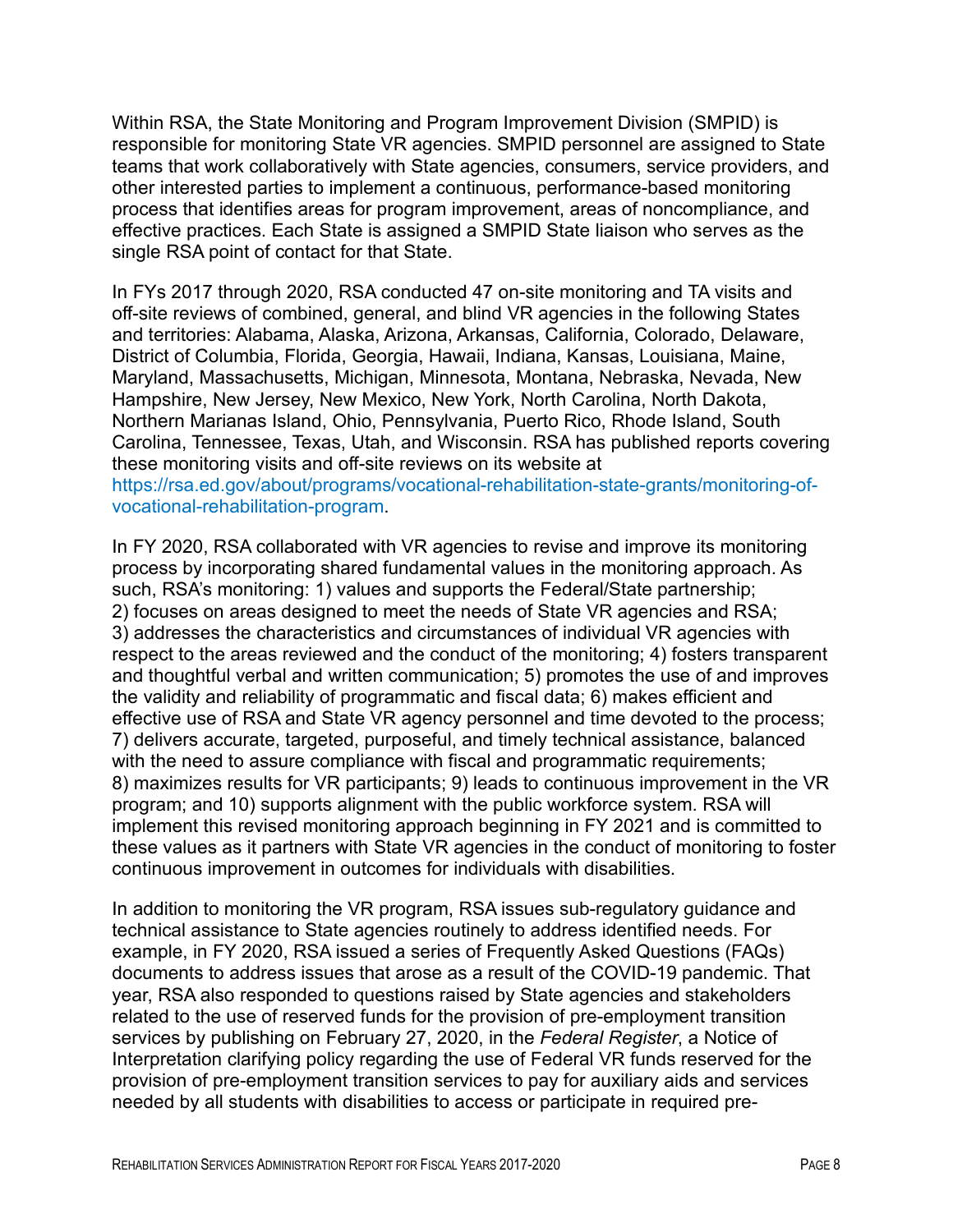Within RSA, the State Monitoring and Program Improvement Division (SMPID) is responsible for monitoring State VR agencies. SMPID personnel are assigned to State teams that work collaboratively with State agencies, consumers, service providers, and other interested parties to implement a continuous, performance-based monitoring process that identifies areas for program improvement, areas of noncompliance, and effective practices. Each State is assigned a SMPID State liaison who serves as the single RSA point of contact for that State.

In FYs 2017 through 2020, RSA conducted 47 on-site monitoring and TA visits and off-site reviews of combined, general, and blind VR agencies in the following States and territories: Alabama, Alaska, Arizona, Arkansas, California, Colorado, Delaware, District of Columbia, Florida, Georgia, Hawaii, Indiana, Kansas, Louisiana, Maine, Maryland, Massachusetts, Michigan, Minnesota, Montana, Nebraska, Nevada, New Hampshire, New Jersey, New Mexico, New York, North Carolina, North Dakota, Northern Marianas Island, Ohio, Pennsylvania, Puerto Rico, Rhode Island, South Carolina, Tennessee, Texas, Utah, and Wisconsin. RSA has published reports covering these monitoring visits and off-site reviews on its website at https://rsa.ed.gov/about/programs/vocational-rehabilitation-state-grants/monitoring-of-vocational-rehabilitation-program.

In FY 2020, RSA collaborated with VR agencies to revise and improve its monitoring process by incorporating shared fundamental values in the monitoring approach. As such, RSA's monitoring: 1) values and supports the Federal/State partnership; 2) focuses on areas designed to meet the needs of State VR agencies and RSA; 3) addresses the characteristics and circumstances of individual VR agencies with respect to the areas reviewed and the conduct of the monitoring; 4) fosters transparent and thoughtful verbal and written communication; 5) promotes the use of and improves the validity and reliability of programmatic and fiscal data; 6) makes efficient and effective use of RSA and State VR agency personnel and time devoted to the process; 7) delivers accurate, targeted, purposeful, and timely technical assistance, balanced with the need to assure compliance with fiscal and programmatic requirements; 8) maximizes results for VR participants; 9) leads to continuous improvement in the VR program; and 10) supports alignment with the public workforce system. RSA will implement this revised monitoring approach beginning in FY 2021 and is committed to these values as it partners with State VR agencies in the conduct of monitoring to foster continuous improvement in outcomes for individuals with disabilities.

In addition to monitoring the VR program, RSA issues sub-regulatory guidance and technical assistance to State agencies routinely to address identified needs. For example, in FY 2020, RSA issued a series of Frequently Asked Questions (FAQs) documents to address issues that arose as a result of the COVID-19 pandemic. That year, RSA also responded to questions raised by State agencies and stakeholders related to the use of reserved funds for the provision of pre-employment transition services by publishing on February 27, 2020, in the *Federal Register*, a Notice of Interpretation clarifying policy regarding the use of Federal VR funds reserved for the provision of pre-employment transition services to pay for auxiliary aids and services needed by all students with disabilities to access or participate in required pre-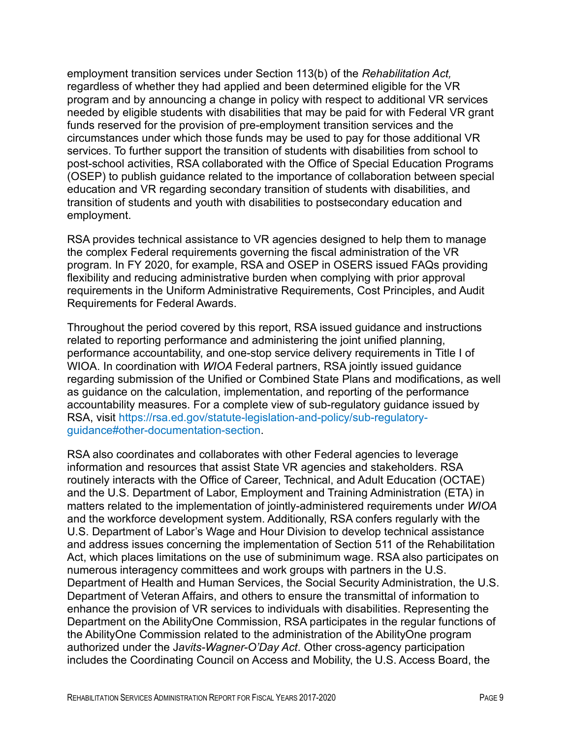employment transition services under Section 113(b) of the *Rehabilitation Act,* regardless of whether they had applied and been determined eligible for the VR program and by announcing a change in policy with respect to additional VR services needed by eligible students with disabilities that may be paid for with Federal VR grant funds reserved for the provision of pre-employment transition services and the circumstances under which those funds may be used to pay for those additional VR services. To further support the transition of students with disabilities from school to post-school activities, RSA collaborated with the Office of Special Education Programs (OSEP) to publish guidance related to the importance of collaboration between special education and VR regarding secondary transition of students with disabilities, and transition of students and youth with disabilities to postsecondary education and employment.

RSA provides technical assistance to VR agencies designed to help them to manage the complex Federal requirements governing the fiscal administration of the VR program. In FY 2020, for example, RSA and OSEP in OSERS issued FAQs providing flexibility and reducing administrative burden when complying with prior approval requirements in the Uniform Administrative Requirements, Cost Principles, and Audit Requirements for Federal Awards.

Throughout the period covered by this report, RSA issued guidance and instructions related to reporting performance and administering the joint unified planning, performance accountability, and one-stop service delivery requirements in Title I of WIOA. In coordination with *WIOA* Federal partners, RSA jointly issued guidance regarding submission of the Unified or Combined State Plans and modifications, as well as guidance on the calculation, implementation, and reporting of the performance accountability measures. For a complete view of sub-regulatory guidance issued by RSA, visit https://rsa.ed.gov/statute-legislation-and-policy/sub-regulatory-guidance#other-documentation-section.

RSA also coordinates and collaborates with other Federal agencies to leverage information and resources that assist State VR agencies and stakeholders. RSA routinely interacts with the Office of Career, Technical, and Adult Education (OCTAE) and the U.S. Department of Labor, Employment and Training Administration (ETA) in matters related to the implementation of jointly-administered requirements under *WIOA* and the workforce development system. Additionally, RSA confers regularly with the U.S. Department of Labor's Wage and Hour Division to develop technical assistance and address issues concerning the implementation of Section 511 of the Rehabilitation Act, which places limitations on the use of subminimum wage. RSA also participates on numerous interagency committees and work groups with partners in the U.S. Department of Health and Human Services, the Social Security Administration, the U.S. Department of Veteran Affairs, and others to ensure the transmittal of information to enhance the provision of VR services to individuals with disabilities. Representing the Department on the AbilityOne Commission, RSA participates in the regular functions of the AbilityOne Commission related to the administration of the AbilityOne program authorized under the J*avits-Wagner-O'Day Act*. Other cross-agency participation includes the Coordinating Council on Access and Mobility, the U.S. Access Board, the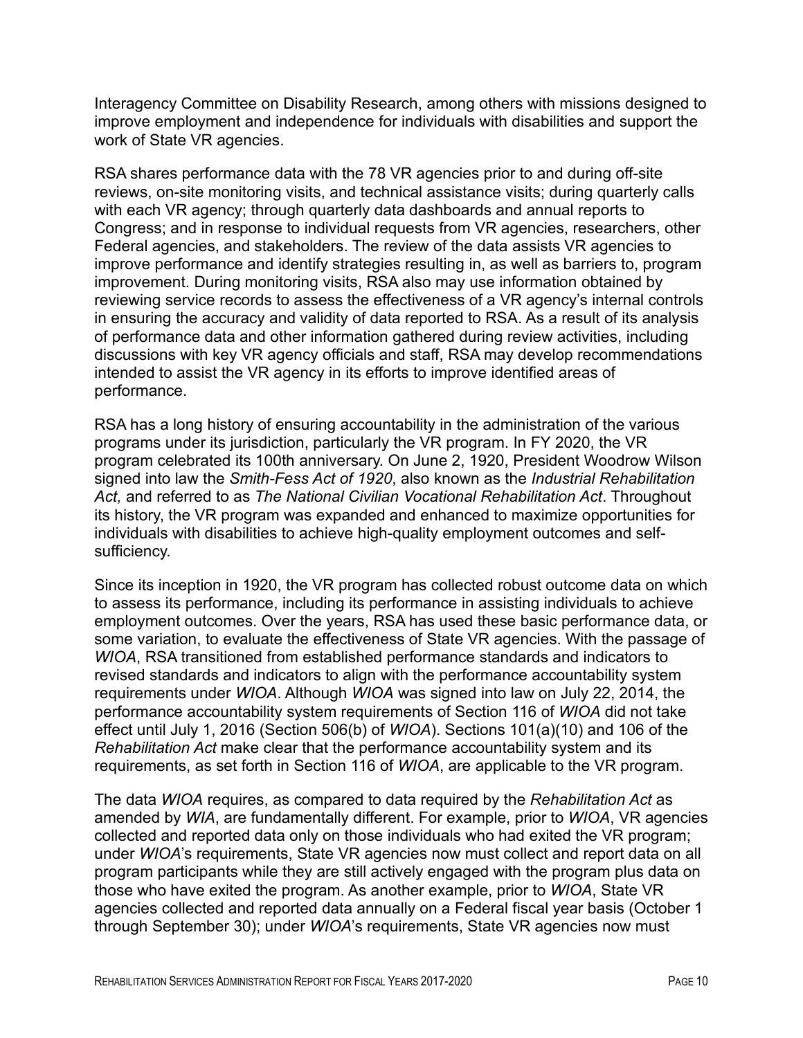Interagency Committee on Disability Research, among others with missions designed to improve employment and independence for individuals with disabilities and support the work of State VR agencies.

RSA shares performance data with the 78 VR agencies prior to and during off-site reviews, on-site monitoring visits, and technical assistance visits; during quarterly calls with each VR agency; through quarterly data dashboards and annual reports to Congress; and in response to individual requests from VR agencies, researchers, other Federal agencies, and stakeholders. The review of the data assists VR agencies to improve performance and identify strategies resulting in, as well as barriers to, program improvement. During monitoring visits, RSA also may use information obtained by reviewing service records to assess the effectiveness of a VR agency's internal controls in ensuring the accuracy and validity of data reported to RSA. As a result of its analysis of performance data and other information gathered during review activities, including discussions with key VR agency officials and staff, RSA may develop recommendations intended to assist the VR agency in its efforts to improve identified areas of performance.

RSA has a long history of ensuring accountability in the administration of the various programs under its jurisdiction, particularly the VR program. In FY 2020, the VR program celebrated its 100th anniversary. On June 2, 1920, President Woodrow Wilson signed into law the *Smith-Fess Act of 1920*, also known as the *Industrial Rehabilitation Act,* and referred to as *The National Civilian Vocational Rehabilitation Act*. Throughout its history, the VR program was expanded and enhanced to maximize opportunities for individuals with disabilities to achieve high-quality employment outcomes and self-sufficiency.

Since its inception in 1920, the VR program has collected robust outcome data on which to assess its performance, including its performance in assisting individuals to achieve employment outcomes. Over the years, RSA has used these basic performance data, or some variation, to evaluate the effectiveness of State VR agencies. With the passage of *WIOA*, RSA transitioned from established performance standards and indicators to revised standards and indicators to align with the performance accountability system requirements under *WIOA*. Although *WIOA* was signed into law on July 22, 2014, the performance accountability system requirements of Section 116 of *WIOA* did not take effect until July 1, 2016 (Section 506(b) of *WIOA*). Sections 101(a)(10) and 106 of the *Rehabilitation Act* make clear that the performance accountability system and its requirements, as set forth in Section 116 of *WIOA*, are applicable to the VR program.

The data *WIOA* requires, as compared to data required by the *Rehabilitation Act* as amended by *WIA*, are fundamentally different. For example, prior to *WIOA*, VR agencies collected and reported data only on those individuals who had exited the VR program; under *WIOA*'s requirements, State VR agencies now must collect and report data on all program participants while they are still actively engaged with the program plus data on those who have exited the program. As another example, prior to *WIOA*, State VR agencies collected and reported data annually on a Federal fiscal year basis (October 1 through September 30); under *WIOA*'s requirements, State VR agencies now must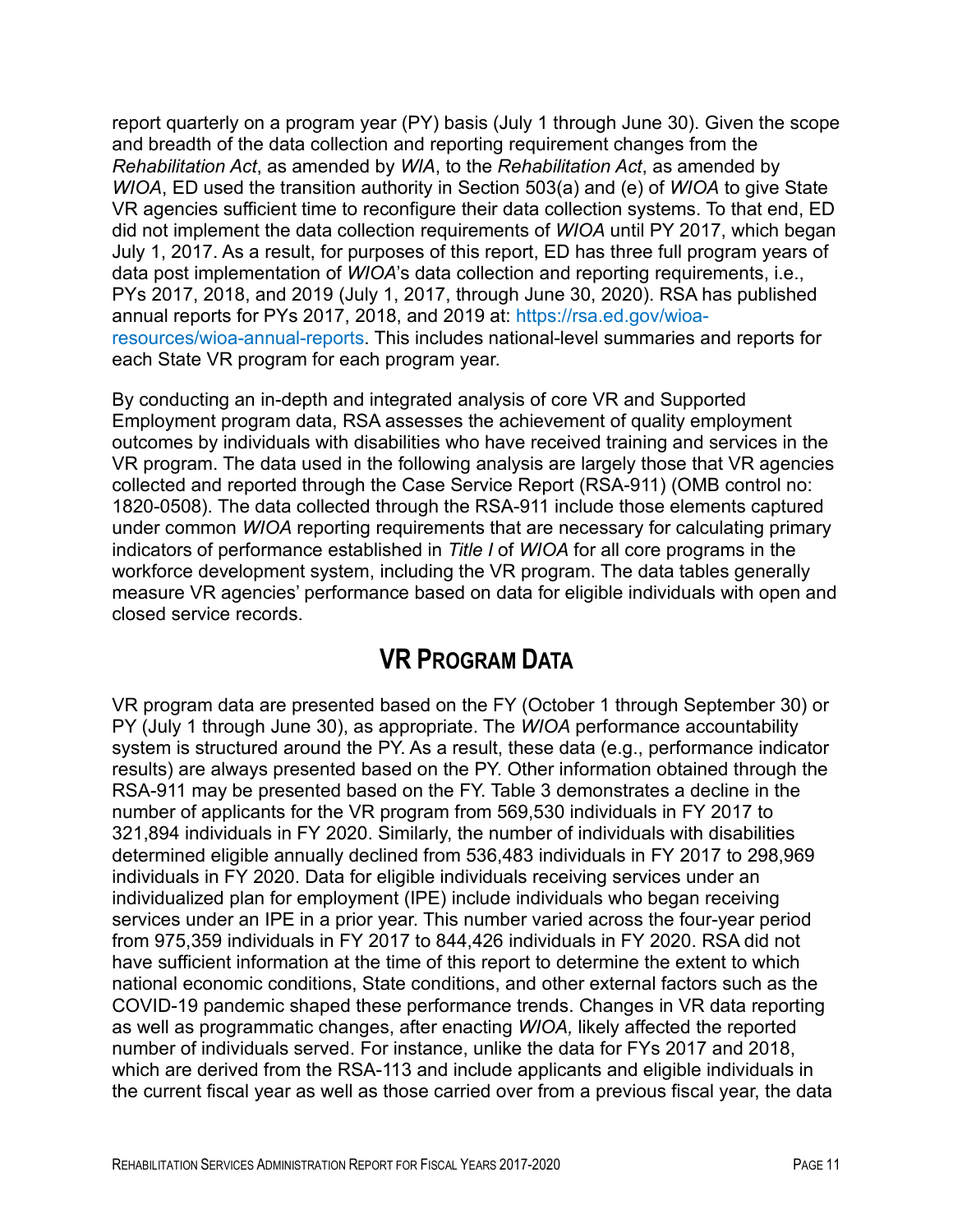report quarterly on a program year (PY) basis (July 1 through June 30). Given the scope and breadth of the data collection and reporting requirement changes from the *Rehabilitation Act*, as amended by *WIA*, to the *Rehabilitation Act*, as amended by *WIOA*, ED used the transition authority in Section 503(a) and (e) of *WIOA* to give State VR agencies sufficient time to reconfigure their data collection systems. To that end, ED did not implement the data collection requirements of *WIOA* until PY 2017, which began July 1, 2017. As a result, for purposes of this report, ED has three full program years of data post implementation of *WIOA*'s data collection and reporting requirements, i.e., PYs 2017, 2018, and 2019 (July 1, 2017, through June 30, 2020). RSA has published annual reports for PYs 2017, 2018, and 2019 at: https://rsa.ed.gov/wioa-resources/wioa-annual-reports. This includes national-level summaries and reports for each State VR program for each program year.

By conducting an in-depth and integrated analysis of core VR and Supported Employment program data, RSA assesses the achievement of quality employment outcomes by individuals with disabilities who have received training and services in the VR program. The data used in the following analysis are largely those that VR agencies collected and reported through the Case Service Report (RSA-911) (OMB control no: 1820-0508). The data collected through the RSA-911 include those elements captured under common *WIOA* reporting requirements that are necessary for calculating primary indicators of performance established in *Title I* of *WIOA* for all core programs in the workforce development system, including the VR program. The data tables generally measure VR agencies' performance based on data for eligible individuals with open and closed service records.

## VR PROGRAM DATA

VR program data are presented based on the FY (October 1 through September 30) or PY (July 1 through June 30), as appropriate. The *WIOA* performance accountability system is structured around the PY. As a result, these data (e.g., performance indicator results) are always presented based on the PY. Other information obtained through the RSA-911 may be presented based on the FY. Table 3 demonstrates a decline in the number of applicants for the VR program from 569,530 individuals in FY 2017 to 321,894 individuals in FY 2020. Similarly, the number of individuals with disabilities determined eligible annually declined from 536,483 individuals in FY 2017 to 298,969 individuals in FY 2020. Data for eligible individuals receiving services under an individualized plan for employment (IPE) include individuals who began receiving services under an IPE in a prior year. This number varied across the four-year period from 975,359 individuals in FY 2017 to 844,426 individuals in FY 2020. RSA did not have sufficient information at the time of this report to determine the extent to which national economic conditions, State conditions, and other external factors such as the COVID-19 pandemic shaped these performance trends. Changes in VR data reporting as well as programmatic changes, after enacting *WIOA,* likely affected the reported number of individuals served. For instance, unlike the data for FYs 2017 and 2018, which are derived from the RSA-113 and include applicants and eligible individuals in the current fiscal year as well as those carried over from a previous fiscal year, the data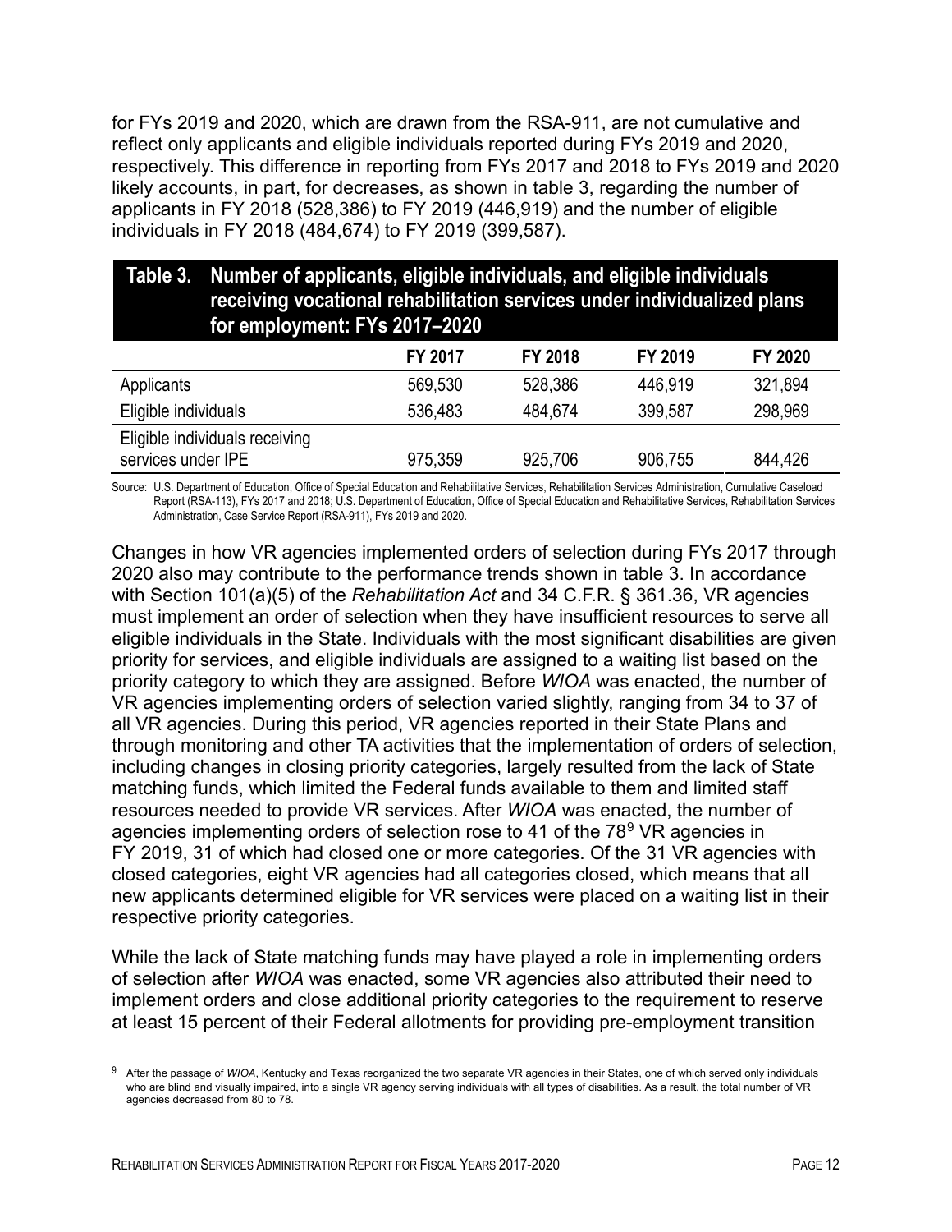for FYs 2019 and 2020, which are drawn from the RSA-911, are not cumulative and reflect only applicants and eligible individuals reported during FYs 2019 and 2020, respectively. This difference in reporting from FYs 2017 and 2018 to FYs 2019 and 2020 likely accounts, in part, for decreases, as shown in table 3, regarding the number of applicants in FY 2018 (528,386) to FY 2019 (446,919) and the number of eligible individuals in FY 2018 (484,674) to FY 2019 (399,587).

**Table 3. Number of applicants, eligible individuals, and eligible individuals receiving vocational rehabilitation services under individualized plans for employment: FYs 2017–2020**

| | FY 2017 | FY 2018 | FY 2019 | FY 2020 |
|---|---|---|---|---|
| Applicants | 569,530 | 528,386 | 446,919 | 321,894 |
| Eligible individuals | 536,483 | 484,674 | 399,587 | 298,969 |
| Eligible individuals receiving services under IPE | 975,359 | 925,706 | 906,755 | 844,426 |

Source: U.S. Department of Education, Office of Special Education and Rehabilitative Services, Rehabilitation Services Administration, Cumulative Caseload Report (RSA-113), FYs 2017 and 2018; U.S. Department of Education, Office of Special Education and Rehabilitative Services, Rehabilitation Services Administration, Case Service Report (RSA-911), FYs 2019 and 2020.

Changes in how VR agencies implemented orders of selection during FYs 2017 through 2020 also may contribute to the performance trends shown in table 3. In accordance with Section 101(a)(5) of the *Rehabilitation Act* and 34 C.F.R. § 361.36, VR agencies must implement an order of selection when they have insufficient resources to serve all eligible individuals in the State. Individuals with the most significant disabilities are given priority for services, and eligible individuals are assigned to a waiting list based on the priority category to which they are assigned. Before *WIOA* was enacted, the number of VR agencies implementing orders of selection varied slightly, ranging from 34 to 37 of all VR agencies. During this period, VR agencies reported in their State Plans and through monitoring and other TA activities that the implementation of orders of selection, including changes in closing priority categories, largely resulted from the lack of State matching funds, which limited the Federal funds available to them and limited staff resources needed to provide VR services. After *WIOA* was enacted, the number of agencies implementing orders of selection rose to 41 of the 78[9] VR agencies in FY 2019, 31 of which had closed one or more categories. Of the 31 VR agencies with closed categories, eight VR agencies had all categories closed, which means that all new applicants determined eligible for VR services were placed on a waiting list in their respective priority categories.

While the lack of State matching funds may have played a role in implementing orders of selection after *WIOA* was enacted, some VR agencies also attributed their need to implement orders and close additional priority categories to the requirement to reserve at least 15 percent of their Federal allotments for providing pre-employment transition

[9] After the passage of *WIOA*, Kentucky and Texas reorganized the two separate VR agencies in their States, one of which served only individuals who are blind and visually impaired, into a single VR agency serving individuals with all types of disabilities. As a result, the total number of VR agencies decreased from 80 to 78.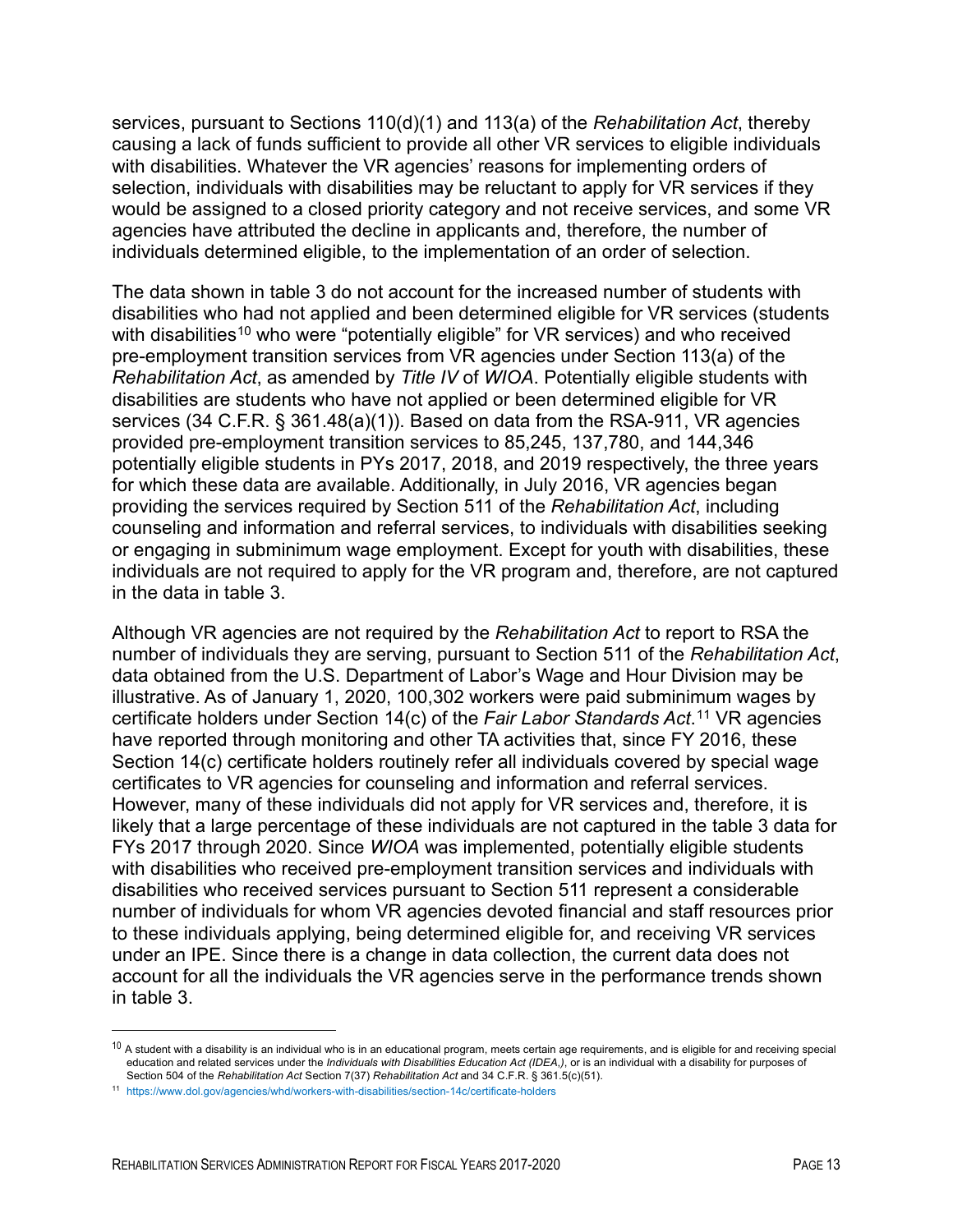services, pursuant to Sections 110(d)(1) and 113(a) of the *Rehabilitation Act*, thereby causing a lack of funds sufficient to provide all other VR services to eligible individuals with disabilities. Whatever the VR agencies' reasons for implementing orders of selection, individuals with disabilities may be reluctant to apply for VR services if they would be assigned to a closed priority category and not receive services, and some VR agencies have attributed the decline in applicants and, therefore, the number of individuals determined eligible, to the implementation of an order of selection.

The data shown in table 3 do not account for the increased number of students with disabilities who had not applied and been determined eligible for VR services (students with disabilities[10] who were "potentially eligible" for VR services) and who received pre-employment transition services from VR agencies under Section 113(a) of the *Rehabilitation Act*, as amended by *Title IV* of *WIOA*. Potentially eligible students with disabilities are students who have not applied or been determined eligible for VR services (34 C.F.R. § 361.48(a)(1)). Based on data from the RSA-911, VR agencies provided pre-employment transition services to 85,245, 137,780, and 144,346 potentially eligible students in PYs 2017, 2018, and 2019 respectively, the three years for which these data are available. Additionally, in July 2016, VR agencies began providing the services required by Section 511 of the *Rehabilitation Act*, including counseling and information and referral services, to individuals with disabilities seeking or engaging in subminimum wage employment. Except for youth with disabilities, these individuals are not required to apply for the VR program and, therefore, are not captured in the data in table 3.

Although VR agencies are not required by the *Rehabilitation Act* to report to RSA the number of individuals they are serving, pursuant to Section 511 of the *Rehabilitation Act*, data obtained from the U.S. Department of Labor's Wage and Hour Division may be illustrative. As of January 1, 2020, 100,302 workers were paid subminimum wages by certificate holders under Section 14(c) of the *Fair Labor Standards Act*.[11] VR agencies have reported through monitoring and other TA activities that, since FY 2016, these Section 14(c) certificate holders routinely refer all individuals covered by special wage certificates to VR agencies for counseling and information and referral services. However, many of these individuals did not apply for VR services and, therefore, it is likely that a large percentage of these individuals are not captured in the table 3 data for FYs 2017 through 2020. Since *WIOA* was implemented, potentially eligible students with disabilities who received pre-employment transition services and individuals with disabilities who received services pursuant to Section 511 represent a considerable number of individuals for whom VR agencies devoted financial and staff resources prior to these individuals applying, being determined eligible for, and receiving VR services under an IPE. Since there is a change in data collection, the current data does not account for all the individuals the VR agencies serve in the performance trends shown in table 3.

---

[10] A student with a disability is an individual who is in an educational program, meets certain age requirements, and is eligible for and receiving special education and related services under the *Individuals with Disabilities Education Act (IDEA,)*, or is an individual with a disability for purposes of Section 504 of the *Rehabilitation Act* Section 7(37) *Rehabilitation Act* and 34 C.F.R. § 361.5(c)(51).

[11] https://www.dol.gov/agencies/whd/workers-with-disabilities/section-14c/certificate-holders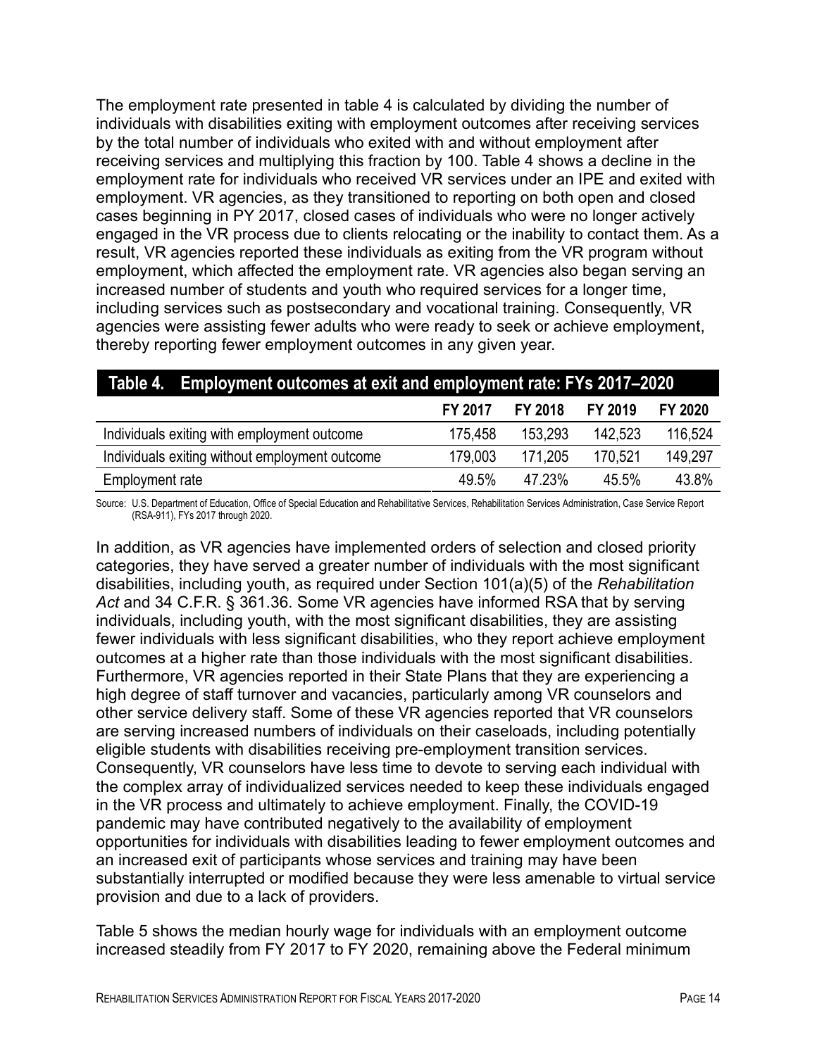The employment rate presented in table 4 is calculated by dividing the number of individuals with disabilities exiting with employment outcomes after receiving services by the total number of individuals who exited with and without employment after receiving services and multiplying this fraction by 100. Table 4 shows a decline in the employment rate for individuals who received VR services under an IPE and exited with employment. VR agencies, as they transitioned to reporting on both open and closed cases beginning in PY 2017, closed cases of individuals who were no longer actively engaged in the VR process due to clients relocating or the inability to contact them. As a result, VR agencies reported these individuals as exiting from the VR program without employment, which affected the employment rate. VR agencies also began serving an increased number of students and youth who required services for a longer time, including services such as postsecondary and vocational training. Consequently, VR agencies were assisting fewer adults who were ready to seek or achieve employment, thereby reporting fewer employment outcomes in any given year.

**Table 4. Employment outcomes at exit and employment rate: FYs 2017–2020**

| | FY 2017 | FY 2018 | FY 2019 | FY 2020 |
|---|---|---|---|---|
| Individuals exiting with employment outcome | 175,458 | 153,293 | 142,523 | 116,524 |
| Individuals exiting without employment outcome | 179,003 | 171,205 | 170,521 | 149,297 |
| Employment rate | 49.5% | 47.23% | 45.5% | 43.8% |

Source: U.S. Department of Education, Office of Special Education and Rehabilitative Services, Rehabilitation Services Administration, Case Service Report (RSA-911), FYs 2017 through 2020.

In addition, as VR agencies have implemented orders of selection and closed priority categories, they have served a greater number of individuals with the most significant disabilities, including youth, as required under Section 101(a)(5) of the *Rehabilitation Act* and 34 C.F.R. § 361.36. Some VR agencies have informed RSA that by serving individuals, including youth, with the most significant disabilities, they are assisting fewer individuals with less significant disabilities, who they report achieve employment outcomes at a higher rate than those individuals with the most significant disabilities. Furthermore, VR agencies reported in their State Plans that they are experiencing a high degree of staff turnover and vacancies, particularly among VR counselors and other service delivery staff. Some of these VR agencies reported that VR counselors are serving increased numbers of individuals on their caseloads, including potentially eligible students with disabilities receiving pre-employment transition services. Consequently, VR counselors have less time to devote to serving each individual with the complex array of individualized services needed to keep these individuals engaged in the VR process and ultimately to achieve employment. Finally, the COVID-19 pandemic may have contributed negatively to the availability of employment opportunities for individuals with disabilities leading to fewer employment outcomes and an increased exit of participants whose services and training may have been substantially interrupted or modified because they were less amenable to virtual service provision and due to a lack of providers.

Table 5 shows the median hourly wage for individuals with an employment outcome increased steadily from FY 2017 to FY 2020, remaining above the Federal minimum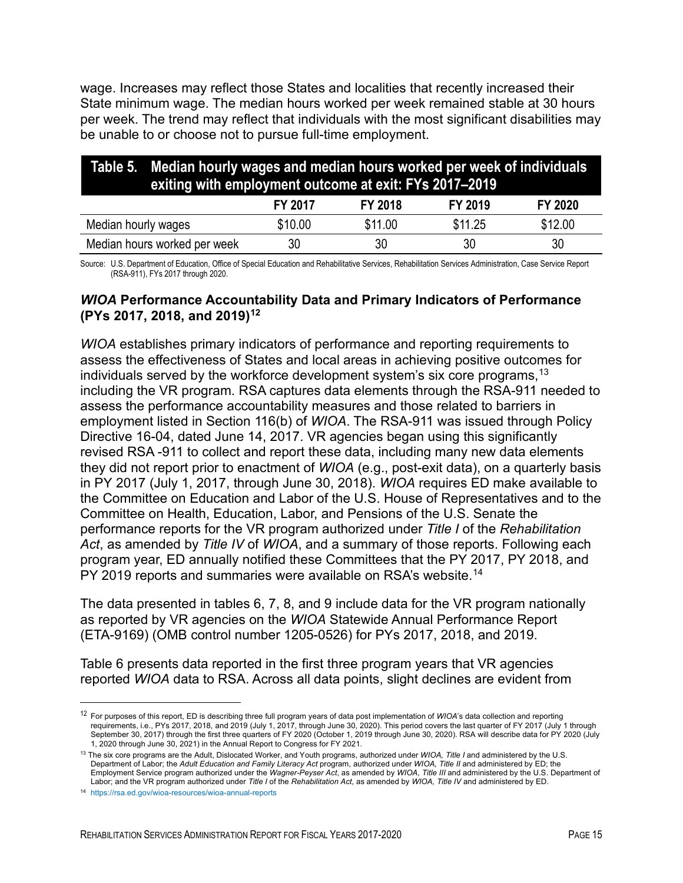wage. Increases may reflect those States and localities that recently increased their State minimum wage. The median hours worked per week remained stable at 30 hours per week. The trend may reflect that individuals with the most significant disabilities may be unable to or choose not to pursue full-time employment.

**Table 5. Median hourly wages and median hours worked per week of individuals exiting with employment outcome at exit: FYs 2017–2019**

| | FY 2017 | FY 2018 | FY 2019 | FY 2020 |
|---|---|---|---|---|
| Median hourly wages | $10.00 | $11.00 | $11.25 | $12.00 |
| Median hours worked per week | 30 | 30 | 30 | 30 |

Source: U.S. Department of Education, Office of Special Education and Rehabilitative Services, Rehabilitation Services Administration, Case Service Report (RSA-911), FYs 2017 through 2020.

### *WIOA* Performance Accountability Data and Primary Indicators of Performance (PYs 2017, 2018, and 2019)[12]

*WIOA* establishes primary indicators of performance and reporting requirements to assess the effectiveness of States and local areas in achieving positive outcomes for individuals served by the workforce development system's six core programs,[13] including the VR program. RSA captures data elements through the RSA-911 needed to assess the performance accountability measures and those related to barriers in employment listed in Section 116(b) of *WIOA*. The RSA-911 was issued through Policy Directive 16-04, dated June 14, 2017. VR agencies began using this significantly revised RSA -911 to collect and report these data, including many new data elements they did not report prior to enactment of *WIOA* (e.g., post-exit data), on a quarterly basis in PY 2017 (July 1, 2017, through June 30, 2018). *WIOA* requires ED make available to the Committee on Education and Labor of the U.S. House of Representatives and to the Committee on Health, Education, Labor, and Pensions of the U.S. Senate the performance reports for the VR program authorized under *Title I* of the *Rehabilitation Act*, as amended by *Title IV* of *WIOA*, and a summary of those reports. Following each program year, ED annually notified these Committees that the PY 2017, PY 2018, and PY 2019 reports and summaries were available on RSA's website.[14]

The data presented in tables 6, 7, 8, and 9 include data for the VR program nationally as reported by VR agencies on the *WIOA* Statewide Annual Performance Report (ETA-9169) (OMB control number 1205-0526) for PYs 2017, 2018, and 2019.

Table 6 presents data reported in the first three program years that VR agencies reported *WIOA* data to RSA. Across all data points, slight declines are evident from

---

[12] For purposes of this report, ED is describing three full program years of data post implementation of *WIOA*'s data collection and reporting requirements, i.e., PYs 2017, 2018, and 2019 (July 1, 2017, through June 30, 2020). This period covers the last quarter of FY 2017 (July 1 through September 30, 2017) through the first three quarters of FY 2020 (October 1, 2019 through June 30, 2020). RSA will describe data for PY 2020 (July 1, 2020 through June 30, 2021) in the Annual Report to Congress for FY 2021.

[13] The six core programs are the Adult, Dislocated Worker, and Youth programs, authorized under *WIOA, Title I* and administered by the U.S. Department of Labor; the *Adult Education and Family Literacy Act* program, authorized under *WIOA, Title II* and administered by ED; the Employment Service program authorized under the *Wagner-Peyser Act*, as amended by *WIOA, Title III* and administered by the U.S. Department of Labor; and the VR program authorized under *Title I* of the *Rehabilitation Act*, as amended by *WIOA, Title IV* and administered by ED.

[14] https://rsa.ed.gov/wioa-resources/wioa-annual-reports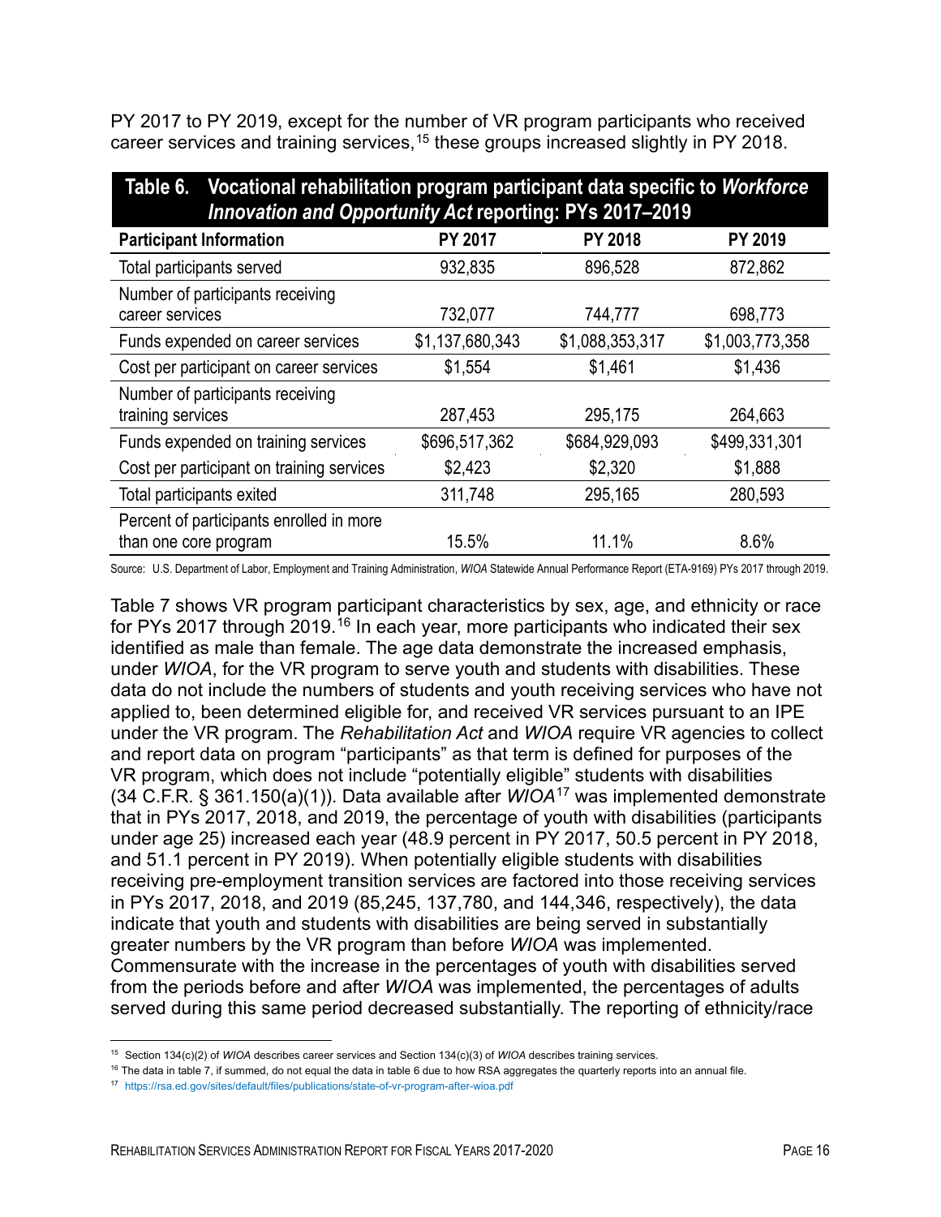PY 2017 to PY 2019, except for the number of VR program participants who received career services and training services,[15] these groups increased slightly in PY 2018.

**Table 6. Vocational rehabilitation program participant data specific to *Workforce Innovation and Opportunity Act* reporting: PYs 2017–2019**

| Participant Information | PY 2017 | PY 2018 | PY 2019 |
|---|---|---|---|
| Total participants served | 932,835 | 896,528 | 872,862 |
| Number of participants receiving career services | 732,077 | 744,777 | 698,773 |
| Funds expended on career services | $1,137,680,343 | $1,088,353,317 | $1,003,773,358 |
| Cost per participant on career services | $1,554 | $1,461 | $1,436 |
| Number of participants receiving training services | 287,453 | 295,175 | 264,663 |
| Funds expended on training services | $696,517,362 | $684,929,093 | $499,331,301 |
| Cost per participant on training services | $2,423 | $2,320 | $1,888 |
| Total participants exited | 311,748 | 295,165 | 280,593 |
| Percent of participants enrolled in more than one core program | 15.5% | 11.1% | 8.6% |

Source: U.S. Department of Labor, Employment and Training Administration, *WIOA* Statewide Annual Performance Report (ETA-9169) PYs 2017 through 2019.

Table 7 shows VR program participant characteristics by sex, age, and ethnicity or race for PYs 2017 through 2019.[16] In each year, more participants who indicated their sex identified as male than female. The age data demonstrate the increased emphasis, under *WIOA*, for the VR program to serve youth and students with disabilities. These data do not include the numbers of students and youth receiving services who have not applied to, been determined eligible for, and received VR services pursuant to an IPE under the VR program. The *Rehabilitation Act* and *WIOA* require VR agencies to collect and report data on program "participants" as that term is defined for purposes of the VR program, which does not include "potentially eligible" students with disabilities (34 C.F.R. § 361.150(a)(1)). Data available after *WIOA*[17] was implemented demonstrate that in PYs 2017, 2018, and 2019, the percentage of youth with disabilities (participants under age 25) increased each year (48.9 percent in PY 2017, 50.5 percent in PY 2018, and 51.1 percent in PY 2019). When potentially eligible students with disabilities receiving pre-employment transition services are factored into those receiving services in PYs 2017, 2018, and 2019 (85,245, 137,780, and 144,346, respectively), the data indicate that youth and students with disabilities are being served in substantially greater numbers by the VR program than before *WIOA* was implemented. Commensurate with the increase in the percentages of youth with disabilities served from the periods before and after *WIOA* was implemented, the percentages of adults served during this same period decreased substantially. The reporting of ethnicity/race

[15] Section 134(c)(2) of *WIOA* describes career services and Section 134(c)(3) of *WIOA* describes training services.

[16] The data in table 7, if summed, do not equal the data in table 6 due to how RSA aggregates the quarterly reports into an annual file.

[17] https://rsa.ed.gov/sites/default/files/publications/state-of-vr-program-after-wioa.pdf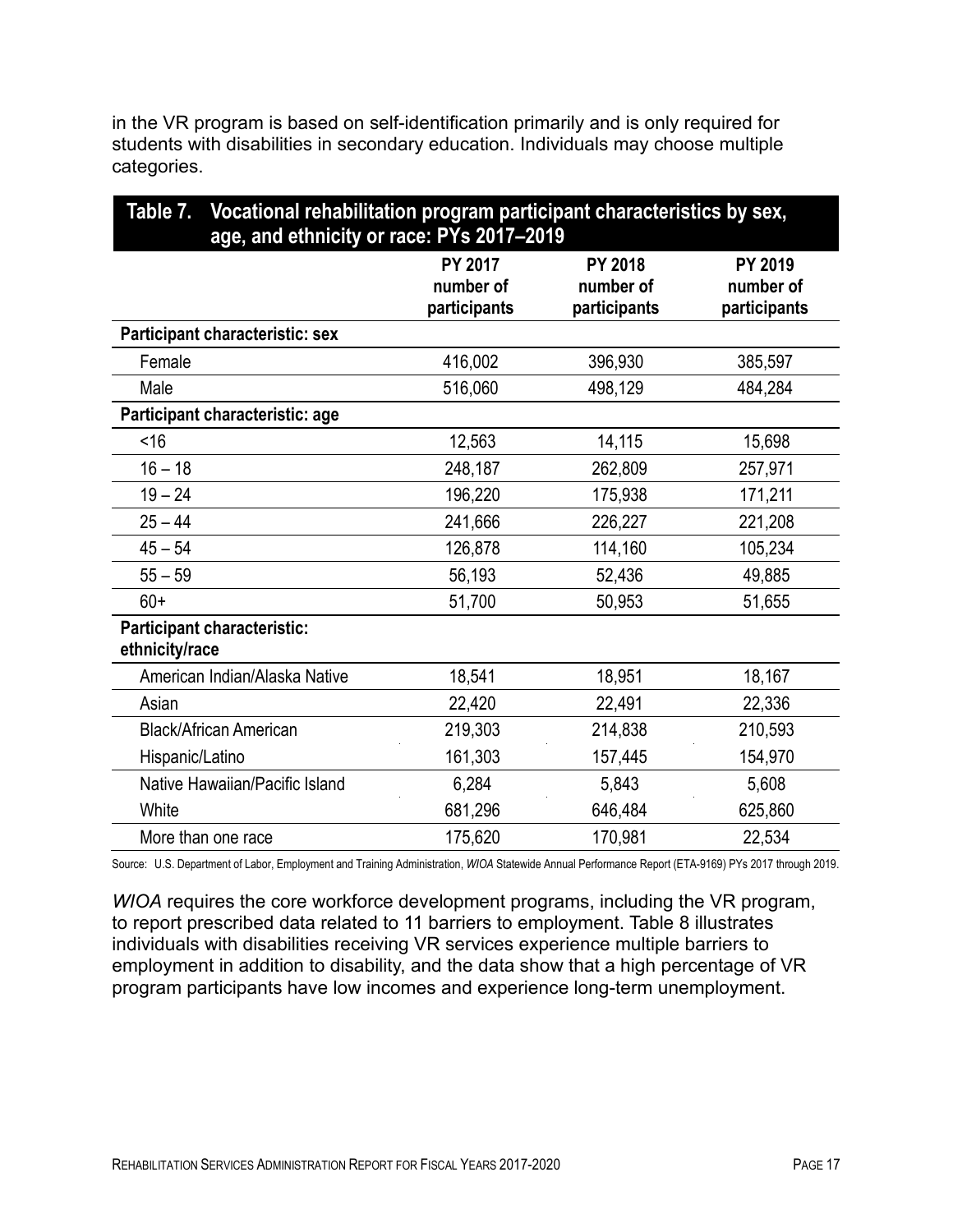in the VR program is based on self-identification primarily and is only required for students with disabilities in secondary education. Individuals may choose multiple categories.

**Table 7. Vocational rehabilitation program participant characteristics by sex, age, and ethnicity or race: PYs 2017–2019**

| | PY 2017 number of participants | PY 2018 number of participants | PY 2019 number of participants |
|---|---|---|---|
| **Participant characteristic: sex** | | | |
| Female | 416,002 | 396,930 | 385,597 |
| Male | 516,060 | 498,129 | 484,284 |
| **Participant characteristic: age** | | | |
| <16 | 12,563 | 14,115 | 15,698 |
| 16 – 18 | 248,187 | 262,809 | 257,971 |
| 19 – 24 | 196,220 | 175,938 | 171,211 |
| 25 – 44 | 241,666 | 226,227 | 221,208 |
| 45 – 54 | 126,878 | 114,160 | 105,234 |
| 55 – 59 | 56,193 | 52,436 | 49,885 |
| 60+ | 51,700 | 50,953 | 51,655 |
| **Participant characteristic: ethnicity/race** | | | |
| American Indian/Alaska Native | 18,541 | 18,951 | 18,167 |
| Asian | 22,420 | 22,491 | 22,336 |
| Black/African American | 219,303 | 214,838 | 210,593 |
| Hispanic/Latino | 161,303 | 157,445 | 154,970 |
| Native Hawaiian/Pacific Island | 6,284 | 5,843 | 5,608 |
| White | 681,296 | 646,484 | 625,860 |
| More than one race | 175,620 | 170,981 | 22,534 |

Source: U.S. Department of Labor, Employment and Training Administration, *WIOA* Statewide Annual Performance Report (ETA-9169) PYs 2017 through 2019.

*WIOA* requires the core workforce development programs, including the VR program, to report prescribed data related to 11 barriers to employment. Table 8 illustrates individuals with disabilities receiving VR services experience multiple barriers to employment in addition to disability, and the data show that a high percentage of VR program participants have low incomes and experience long-term unemployment.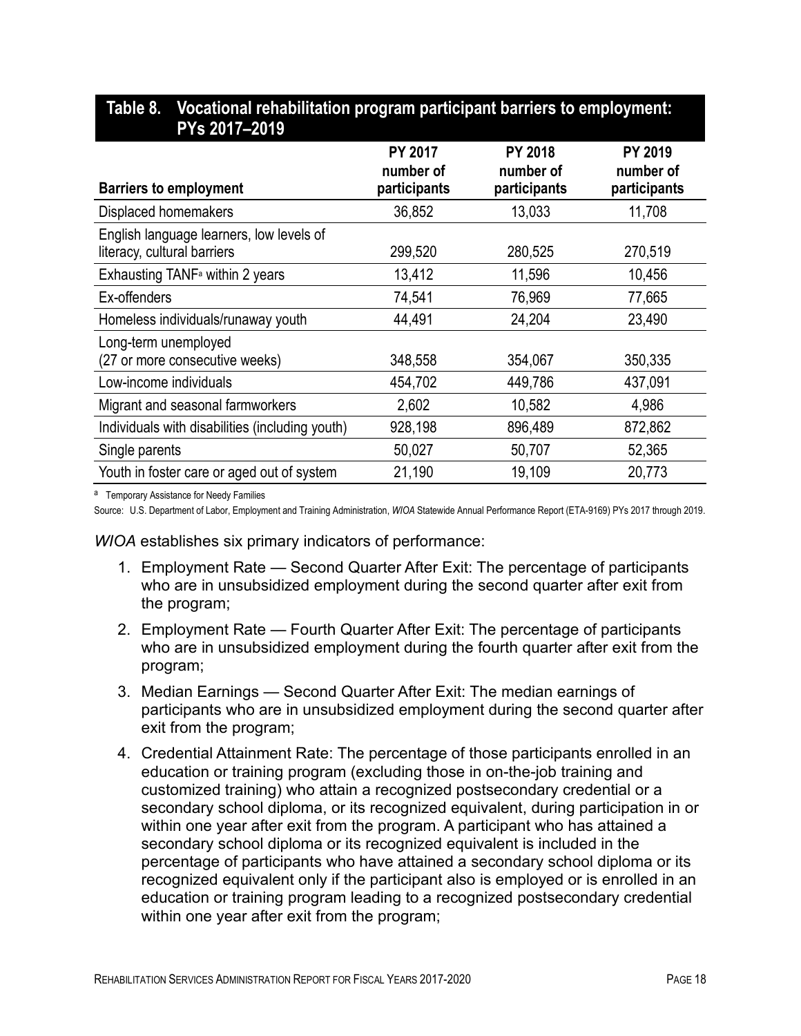## Table 8. Vocational rehabilitation program participant barriers to employment: PYs 2017–2019

| Barriers to employment | PY 2017 number of participants | PY 2018 number of participants | PY 2019 number of participants |
| --- | --- | --- | --- |
| Displaced homemakers | 36,852 | 13,033 | 11,708 |
| English language learners, low levels of literacy, cultural barriers | 299,520 | 280,525 | 270,519 |
| Exhausting TANF[a] within 2 years | 13,412 | 11,596 | 10,456 |
| Ex-offenders | 74,541 | 76,969 | 77,665 |
| Homeless individuals/runaway youth | 44,491 | 24,204 | 23,490 |
| Long-term unemployed (27 or more consecutive weeks) | 348,558 | 354,067 | 350,335 |
| Low-income individuals | 454,702 | 449,786 | 437,091 |
| Migrant and seasonal farmworkers | 2,602 | 10,582 | 4,986 |
| Individuals with disabilities (including youth) | 928,198 | 896,489 | 872,862 |
| Single parents | 50,027 | 50,707 | 52,365 |
| Youth in foster care or aged out of system | 21,190 | 19,109 | 20,773 |

[a] Temporary Assistance for Needy Families

Source: U.S. Department of Labor, Employment and Training Administration, *WIOA* Statewide Annual Performance Report (ETA-9169) PYs 2017 through 2019.

*WIOA* establishes six primary indicators of performance:

1. Employment Rate — Second Quarter After Exit: The percentage of participants who are in unsubsidized employment during the second quarter after exit from the program;
2. Employment Rate — Fourth Quarter After Exit: The percentage of participants who are in unsubsidized employment during the fourth quarter after exit from the program;
3. Median Earnings — Second Quarter After Exit: The median earnings of participants who are in unsubsidized employment during the second quarter after exit from the program;
4. Credential Attainment Rate: The percentage of those participants enrolled in an education or training program (excluding those in on-the-job training and customized training) who attain a recognized postsecondary credential or a secondary school diploma, or its recognized equivalent, during participation in or within one year after exit from the program. A participant who has attained a secondary school diploma or its recognized equivalent is included in the percentage of participants who have attained a secondary school diploma or its recognized equivalent only if the participant also is employed or is enrolled in an education or training program leading to a recognized postsecondary credential within one year after exit from the program;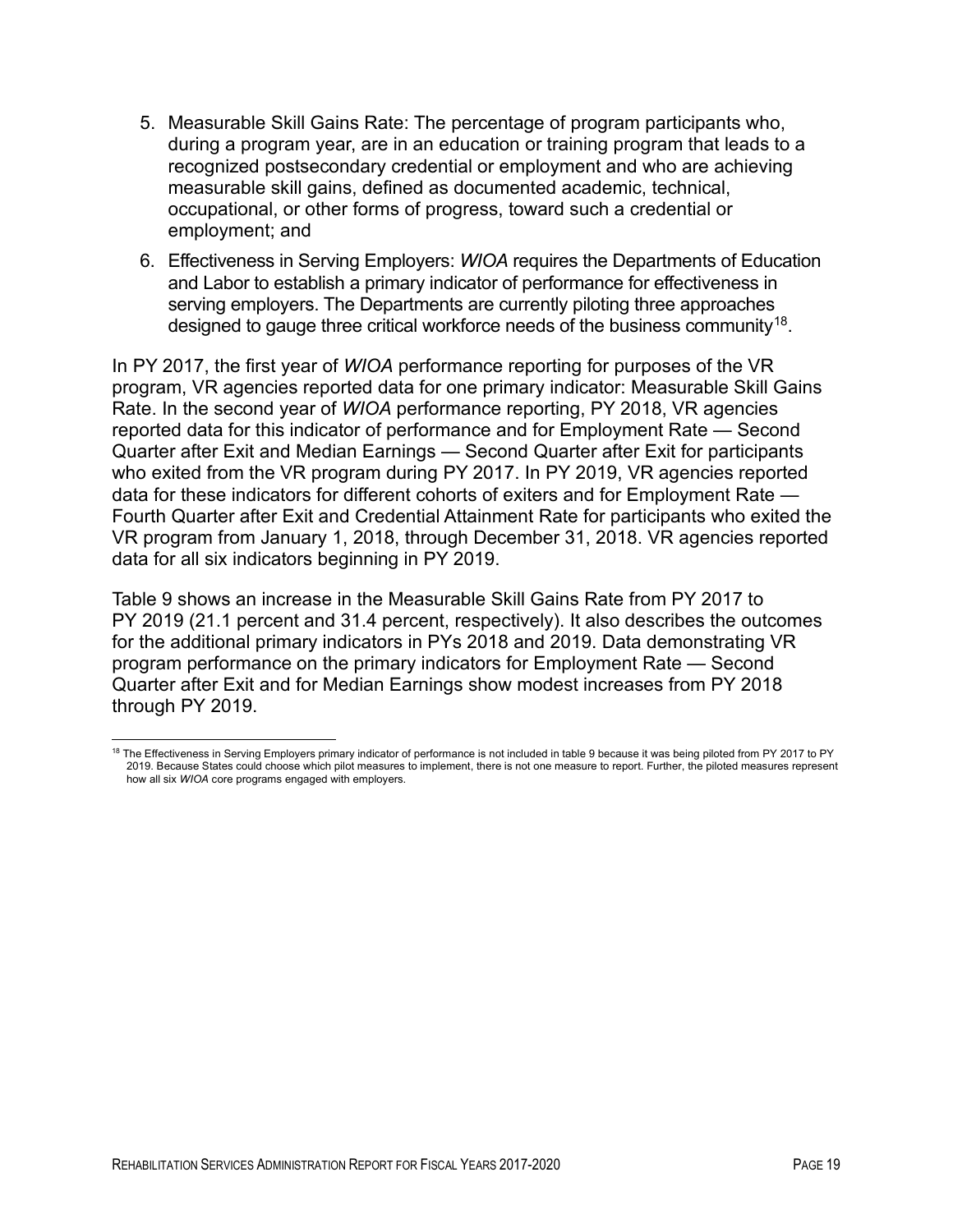5. Measurable Skill Gains Rate: The percentage of program participants who, during a program year, are in an education or training program that leads to a recognized postsecondary credential or employment and who are achieving measurable skill gains, defined as documented academic, technical, occupational, or other forms of progress, toward such a credential or employment; and
6. Effectiveness in Serving Employers: *WIOA* requires the Departments of Education and Labor to establish a primary indicator of performance for effectiveness in serving employers. The Departments are currently piloting three approaches designed to gauge three critical workforce needs of the business community[18].

In PY 2017, the first year of *WIOA* performance reporting for purposes of the VR program, VR agencies reported data for one primary indicator: Measurable Skill Gains Rate. In the second year of *WIOA* performance reporting, PY 2018, VR agencies reported data for this indicator of performance and for Employment Rate — Second Quarter after Exit and Median Earnings — Second Quarter after Exit for participants who exited from the VR program during PY 2017. In PY 2019, VR agencies reported data for these indicators for different cohorts of exiters and for Employment Rate — Fourth Quarter after Exit and Credential Attainment Rate for participants who exited the VR program from January 1, 2018, through December 31, 2018. VR agencies reported data for all six indicators beginning in PY 2019.

Table 9 shows an increase in the Measurable Skill Gains Rate from PY 2017 to PY 2019 (21.1 percent and 31.4 percent, respectively). It also describes the outcomes for the additional primary indicators in PYs 2018 and 2019. Data demonstrating VR program performance on the primary indicators for Employment Rate — Second Quarter after Exit and for Median Earnings show modest increases from PY 2018 through PY 2019.

[18] The Effectiveness in Serving Employers primary indicator of performance is not included in table 9 because it was being piloted from PY 2017 to PY 2019. Because States could choose which pilot measures to implement, there is not one measure to report. Further, the piloted measures represent how all six *WIOA* core programs engaged with employers.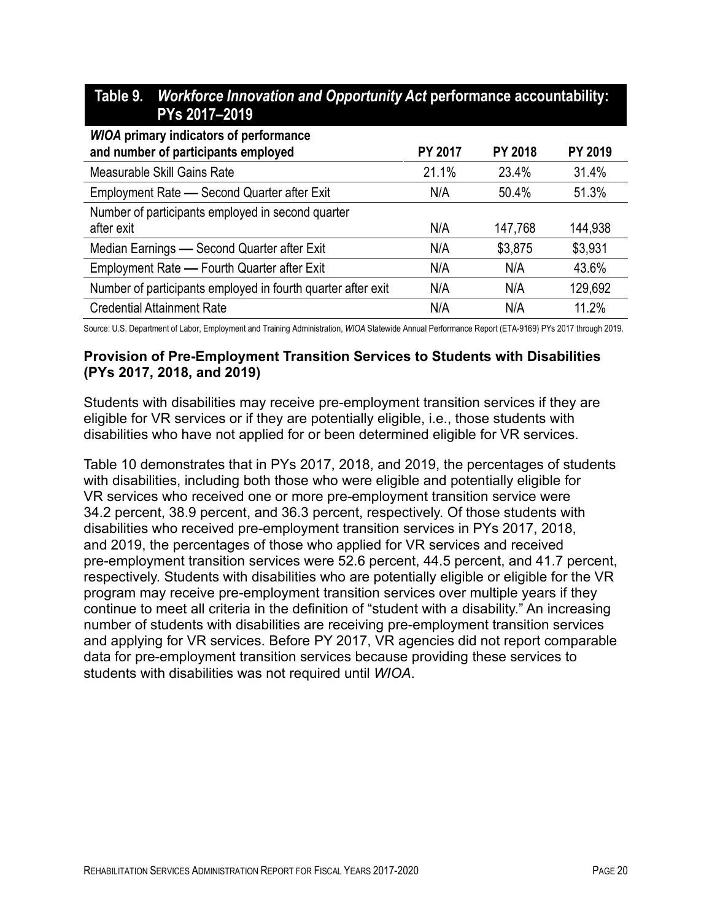## Table 9. *Workforce Innovation and Opportunity Act* performance accountability: PYs 2017–2019

| *WIOA* primary indicators of performance and number of participants employed | PY 2017 | PY 2018 | PY 2019 |
|---|---|---|---|
| Measurable Skill Gains Rate | 21.1% | 23.4% | 31.4% |
| Employment Rate — Second Quarter after Exit | N/A | 50.4% | 51.3% |
| Number of participants employed in second quarter after exit | N/A | 147,768 | 144,938 |
| Median Earnings — Second Quarter after Exit | N/A | $3,875 | $3,931 |
| Employment Rate — Fourth Quarter after Exit | N/A | N/A | 43.6% |
| Number of participants employed in fourth quarter after exit | N/A | N/A | 129,692 |
| Credential Attainment Rate | N/A | N/A | 11.2% |

Source: U.S. Department of Labor, Employment and Training Administration, *WIOA* Statewide Annual Performance Report (ETA-9169) PYs 2017 through 2019.

### Provision of Pre-Employment Transition Services to Students with Disabilities (PYs 2017, 2018, and 2019)

Students with disabilities may receive pre-employment transition services if they are eligible for VR services or if they are potentially eligible, i.e., those students with disabilities who have not applied for or been determined eligible for VR services.

Table 10 demonstrates that in PYs 2017, 2018, and 2019, the percentages of students with disabilities, including both those who were eligible and potentially eligible for VR services who received one or more pre-employment transition service were 34.2 percent, 38.9 percent, and 36.3 percent, respectively. Of those students with disabilities who received pre-employment transition services in PYs 2017, 2018, and 2019, the percentages of those who applied for VR services and received pre-employment transition services were 52.6 percent, 44.5 percent, and 41.7 percent, respectively. Students with disabilities who are potentially eligible or eligible for the VR program may receive pre-employment transition services over multiple years if they continue to meet all criteria in the definition of "student with a disability." An increasing number of students with disabilities are receiving pre-employment transition services and applying for VR services. Before PY 2017, VR agencies did not report comparable data for pre-employment transition services because providing these services to students with disabilities was not required until *WIOA*.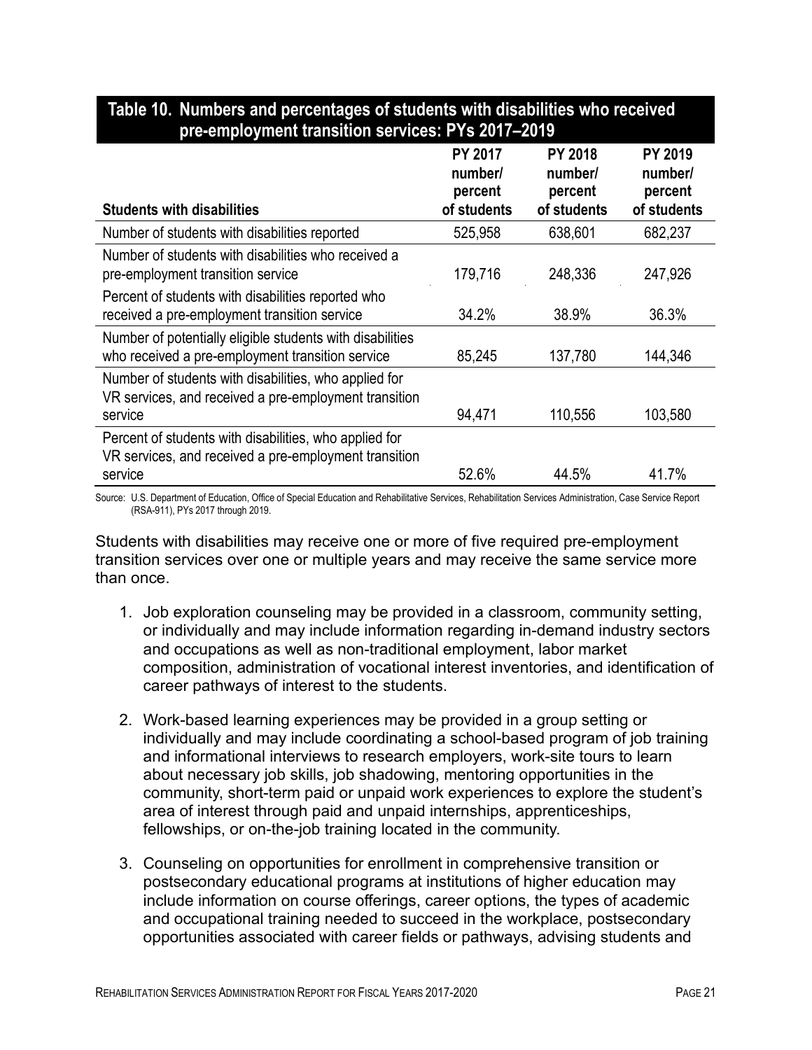## Table 10. Numbers and percentages of students with disabilities who received pre-employment transition services: PYs 2017–2019

| Students with disabilities | PY 2017 number/ percent of students | PY 2018 number/ percent of students | PY 2019 number/ percent of students |
|---|---|---|---|
| Number of students with disabilities reported | 525,958 | 638,601 | 682,237 |
| Number of students with disabilities who received a pre-employment transition service | 179,716 | 248,336 | 247,926 |
| Percent of students with disabilities reported who received a pre-employment transition service | 34.2% | 38.9% | 36.3% |
| Number of potentially eligible students with disabilities who received a pre-employment transition service | 85,245 | 137,780 | 144,346 |
| Number of students with disabilities, who applied for VR services, and received a pre-employment transition service | 94,471 | 110,556 | 103,580 |
| Percent of students with disabilities, who applied for VR services, and received a pre-employment transition service | 52.6% | 44.5% | 41.7% |

Source: U.S. Department of Education, Office of Special Education and Rehabilitative Services, Rehabilitation Services Administration, Case Service Report (RSA-911), PYs 2017 through 2019.

Students with disabilities may receive one or more of five required pre-employment transition services over one or multiple years and may receive the same service more than once.

1. Job exploration counseling may be provided in a classroom, community setting, or individually and may include information regarding in-demand industry sectors and occupations as well as non-traditional employment, labor market composition, administration of vocational interest inventories, and identification of career pathways of interest to the students.

2. Work-based learning experiences may be provided in a group setting or individually and may include coordinating a school-based program of job training and informational interviews to research employers, work-site tours to learn about necessary job skills, job shadowing, mentoring opportunities in the community, short-term paid or unpaid work experiences to explore the student's area of interest through paid and unpaid internships, apprenticeships, fellowships, or on-the-job training located in the community.

3. Counseling on opportunities for enrollment in comprehensive transition or postsecondary educational programs at institutions of higher education may include information on course offerings, career options, the types of academic and occupational training needed to succeed in the workplace, postsecondary opportunities associated with career fields or pathways, advising students and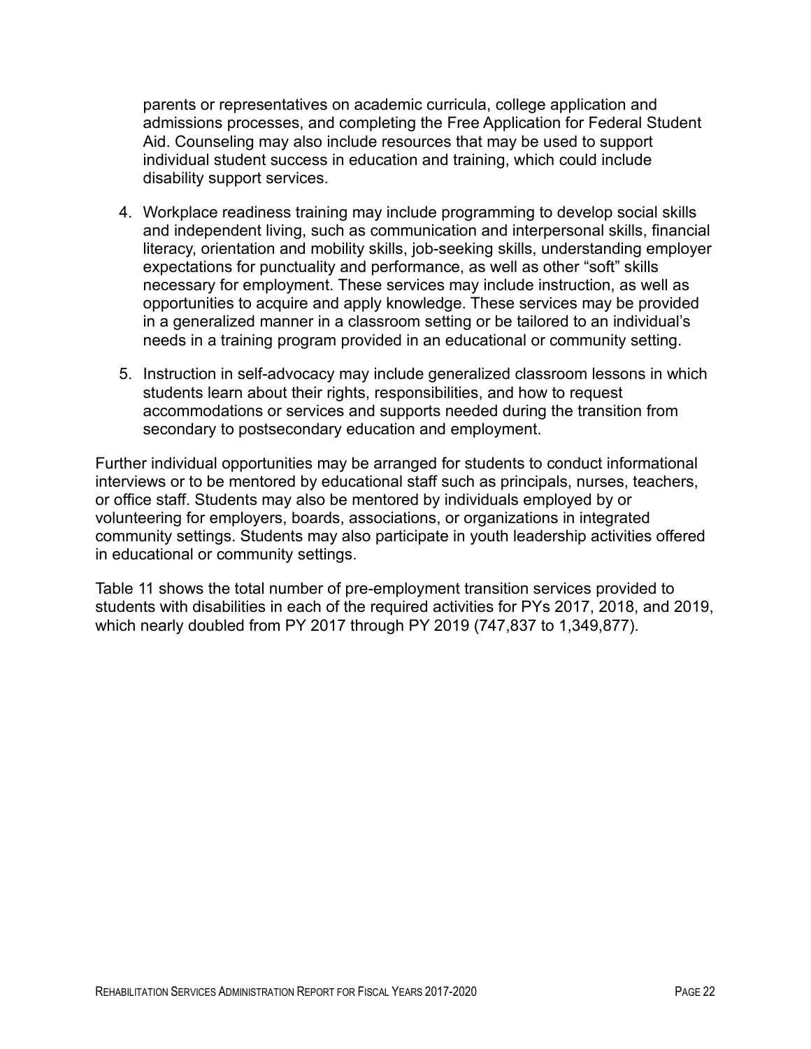parents or representatives on academic curricula, college application and admissions processes, and completing the Free Application for Federal Student Aid. Counseling may also include resources that may be used to support individual student success in education and training, which could include disability support services.

4. Workplace readiness training may include programming to develop social skills and independent living, such as communication and interpersonal skills, financial literacy, orientation and mobility skills, job-seeking skills, understanding employer expectations for punctuality and performance, as well as other “soft” skills necessary for employment. These services may include instruction, as well as opportunities to acquire and apply knowledge. These services may be provided in a generalized manner in a classroom setting or be tailored to an individual’s needs in a training program provided in an educational or community setting.

5. Instruction in self-advocacy may include generalized classroom lessons in which students learn about their rights, responsibilities, and how to request accommodations or services and supports needed during the transition from secondary to postsecondary education and employment.

Further individual opportunities may be arranged for students to conduct informational interviews or to be mentored by educational staff such as principals, nurses, teachers, or office staff. Students may also be mentored by individuals employed by or volunteering for employers, boards, associations, or organizations in integrated community settings. Students may also participate in youth leadership activities offered in educational or community settings.

Table 11 shows the total number of pre-employment transition services provided to students with disabilities in each of the required activities for PYs 2017, 2018, and 2019, which nearly doubled from PY 2017 through PY 2019 (747,837 to 1,349,877).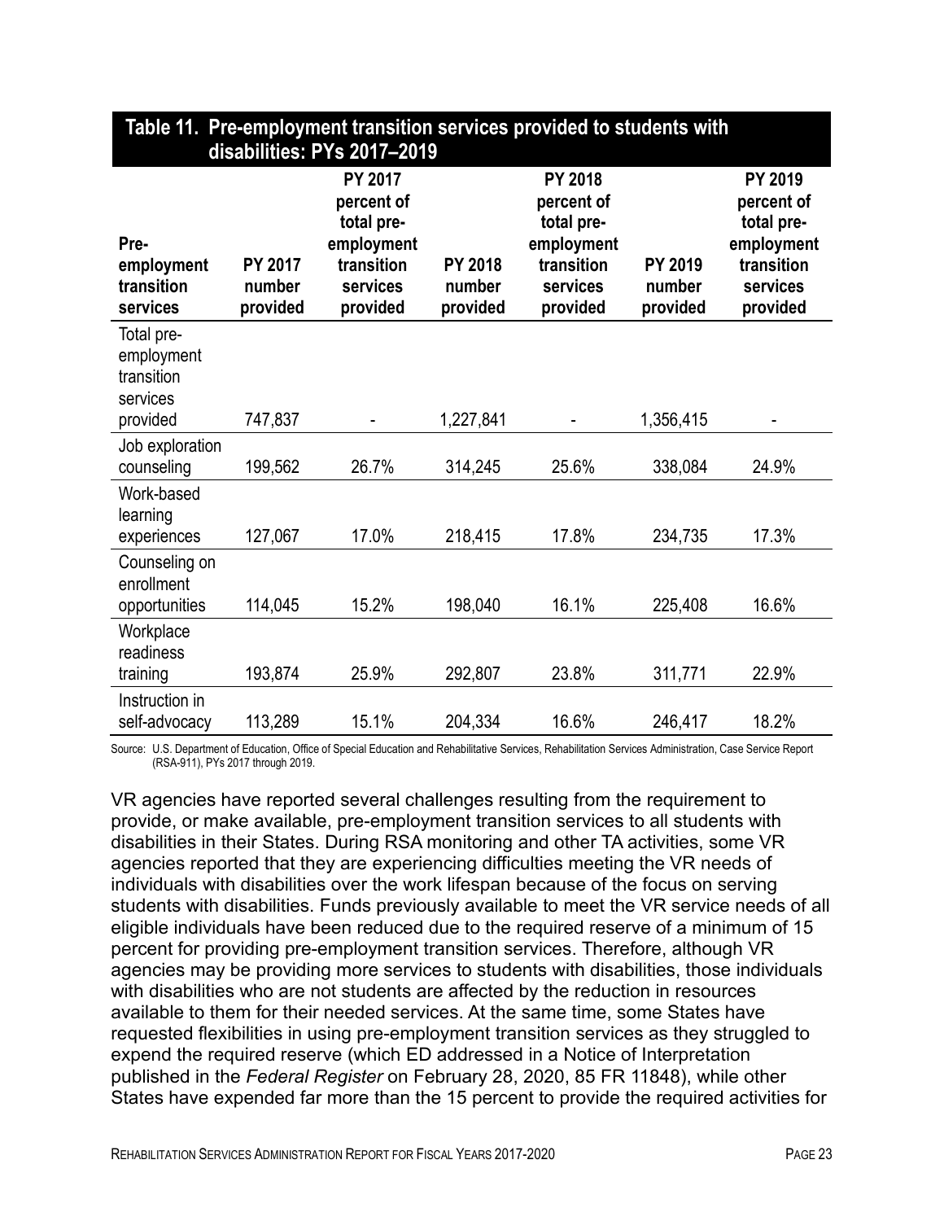## Table 11. Pre-employment transition services provided to students with disabilities: PYs 2017–2019

| Pre-employment transition services | PY 2017 number provided | PY 2017 percent of total pre-employment transition services provided | PY 2018 number provided | PY 2018 percent of total pre-employment transition services provided | PY 2019 number provided | PY 2019 percent of total pre-employment transition services provided |
|---|---|---|---|---|---|---|
| Total pre-employment transition services provided | 747,837 | - | 1,227,841 | - | 1,356,415 | - |
| Job exploration counseling | 199,562 | 26.7% | 314,245 | 25.6% | 338,084 | 24.9% |
| Work-based learning experiences | 127,067 | 17.0% | 218,415 | 17.8% | 234,735 | 17.3% |
| Counseling on enrollment opportunities | 114,045 | 15.2% | 198,040 | 16.1% | 225,408 | 16.6% |
| Workplace readiness training | 193,874 | 25.9% | 292,807 | 23.8% | 311,771 | 22.9% |
| Instruction in self-advocacy | 113,289 | 15.1% | 204,334 | 16.6% | 246,417 | 18.2% |

Source: U.S. Department of Education, Office of Special Education and Rehabilitative Services, Rehabilitation Services Administration, Case Service Report (RSA-911), PYs 2017 through 2019.

VR agencies have reported several challenges resulting from the requirement to provide, or make available, pre-employment transition services to all students with disabilities in their States. During RSA monitoring and other TA activities, some VR agencies reported that they are experiencing difficulties meeting the VR needs of individuals with disabilities over the work lifespan because of the focus on serving students with disabilities. Funds previously available to meet the VR service needs of all eligible individuals have been reduced due to the required reserve of a minimum of 15 percent for providing pre-employment transition services. Therefore, although VR agencies may be providing more services to students with disabilities, those individuals with disabilities who are not students are affected by the reduction in resources available to them for their needed services. At the same time, some States have requested flexibilities in using pre-employment transition services as they struggled to expend the required reserve (which ED addressed in a Notice of Interpretation published in the *Federal Register* on February 28, 2020, 85 FR 11848), while other States have expended far more than the 15 percent to provide the required activities for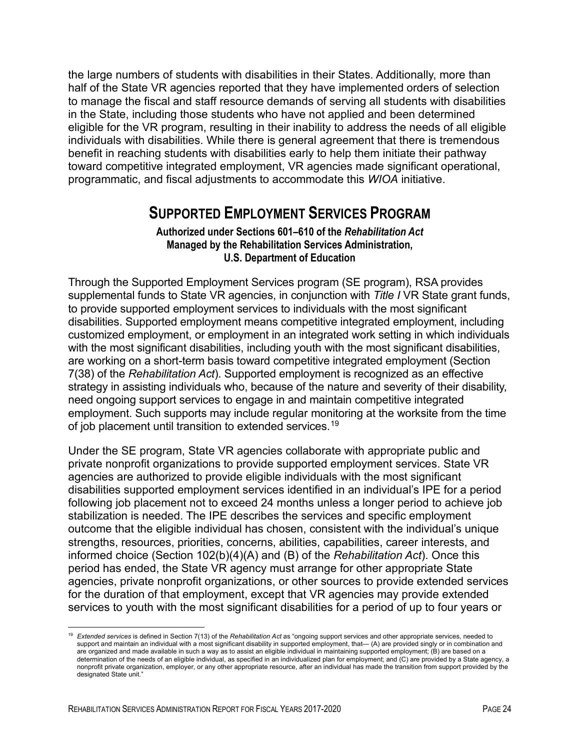the large numbers of students with disabilities in their States. Additionally, more than half of the State VR agencies reported that they have implemented orders of selection to manage the fiscal and staff resource demands of serving all students with disabilities in the State, including those students who have not applied and been determined eligible for the VR program, resulting in their inability to address the needs of all eligible individuals with disabilities. While there is general agreement that there is tremendous benefit in reaching students with disabilities early to help them initiate their pathway toward competitive integrated employment, VR agencies made significant operational, programmatic, and fiscal adjustments to accommodate this *WIOA* initiative.

## SUPPORTED EMPLOYMENT SERVICES PROGRAM

**Authorized under Sections 601–610 of the *Rehabilitation Act***
**Managed by the Rehabilitation Services Administration,**
**U.S. Department of Education**

Through the Supported Employment Services program (SE program), RSA provides supplemental funds to State VR agencies, in conjunction with *Title I* VR State grant funds, to provide supported employment services to individuals with the most significant disabilities. Supported employment means competitive integrated employment, including customized employment, or employment in an integrated work setting in which individuals with the most significant disabilities, including youth with the most significant disabilities, are working on a short-term basis toward competitive integrated employment (Section 7(38) of the *Rehabilitation Act*). Supported employment is recognized as an effective strategy in assisting individuals who, because of the nature and severity of their disability, need ongoing support services to engage in and maintain competitive integrated employment. Such supports may include regular monitoring at the worksite from the time of job placement until transition to extended services.[19]

Under the SE program, State VR agencies collaborate with appropriate public and private nonprofit organizations to provide supported employment services. State VR agencies are authorized to provide eligible individuals with the most significant disabilities supported employment services identified in an individual's IPE for a period following job placement not to exceed 24 months unless a longer period to achieve job stabilization is needed. The IPE describes the services and specific employment outcome that the eligible individual has chosen, consistent with the individual's unique strengths, resources, priorities, concerns, abilities, capabilities, career interests, and informed choice (Section 102(b)(4)(A) and (B) of the *Rehabilitation Act*). Once this period has ended, the State VR agency must arrange for other appropriate State agencies, private nonprofit organizations, or other sources to provide extended services for the duration of that employment, except that VR agencies may provide extended services to youth with the most significant disabilities for a period of up to four years or

[19] *Extended services* is defined in Section 7(13) of the *Rehabilitation Act* as "ongoing support services and other appropriate services, needed to support and maintain an individual with a most significant disability in supported employment, that— (A) are provided singly or in combination and are organized and made available in such a way as to assist an eligible individual in maintaining supported employment; (B) are based on a determination of the needs of an eligible individual, as specified in an individualized plan for employment; and (C) are provided by a State agency, a nonprofit private organization, employer, or any other appropriate resource, after an individual has made the transition from support provided by the designated State unit."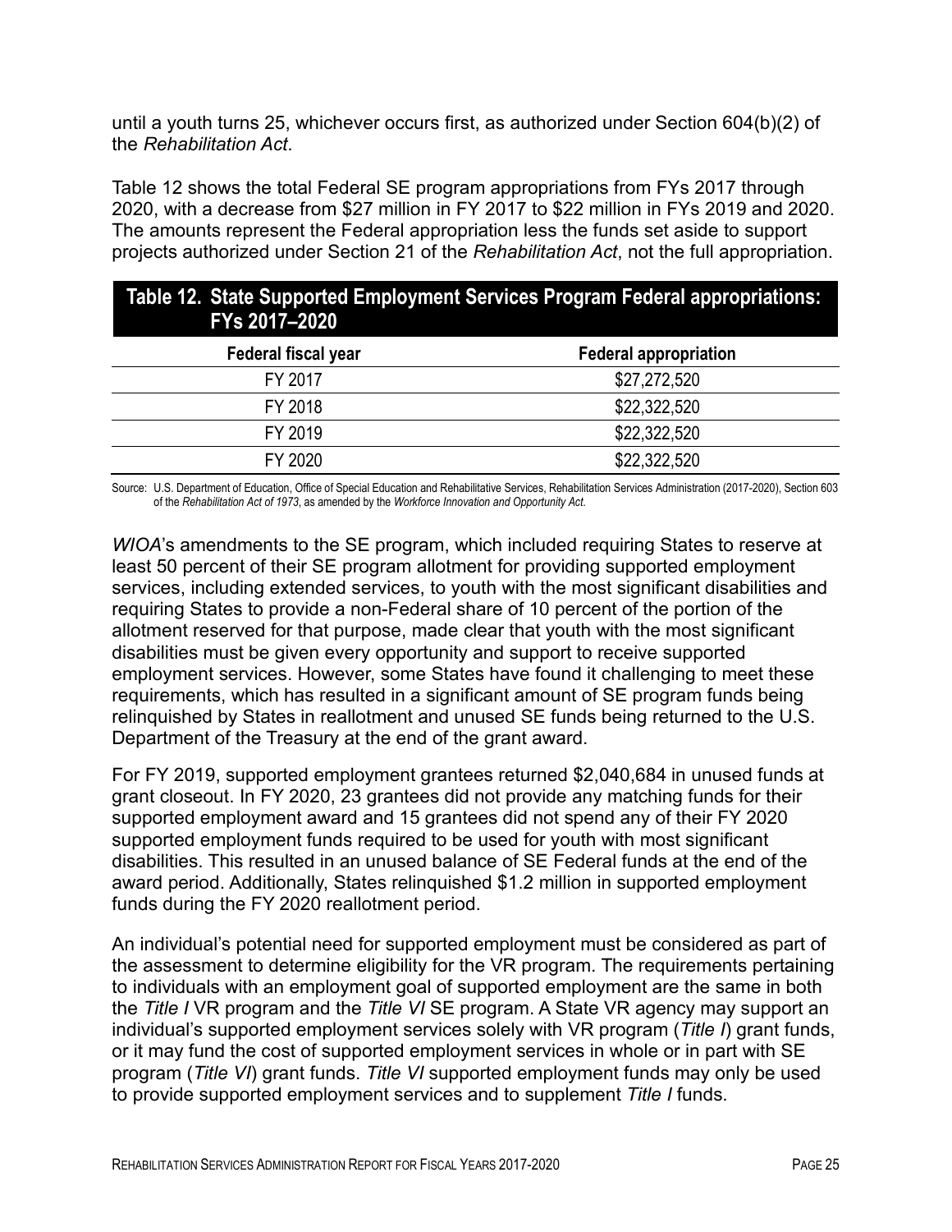until a youth turns 25, whichever occurs first, as authorized under Section 604(b)(2) of the *Rehabilitation Act*.

Table 12 shows the total Federal SE program appropriations from FYs 2017 through 2020, with a decrease from $27 million in FY 2017 to $22 million in FYs 2019 and 2020. The amounts represent the Federal appropriation less the funds set aside to support projects authorized under Section 21 of the *Rehabilitation Act*, not the full appropriation.

**Table 12. State Supported Employment Services Program Federal appropriations: FYs 2017–2020**

| Federal fiscal year | Federal appropriation |
|---|---|
| FY 2017 | $27,272,520 |
| FY 2018 | $22,322,520 |
| FY 2019 | $22,322,520 |
| FY 2020 | $22,322,520 |

Source: U.S. Department of Education, Office of Special Education and Rehabilitative Services, Rehabilitation Services Administration (2017-2020), Section 603 of the *Rehabilitation Act of 1973*, as amended by the *Workforce Innovation and Opportunity Act*.

*WIOA*'s amendments to the SE program, which included requiring States to reserve at least 50 percent of their SE program allotment for providing supported employment services, including extended services, to youth with the most significant disabilities and requiring States to provide a non-Federal share of 10 percent of the portion of the allotment reserved for that purpose, made clear that youth with the most significant disabilities must be given every opportunity and support to receive supported employment services. However, some States have found it challenging to meet these requirements, which has resulted in a significant amount of SE program funds being relinquished by States in reallotment and unused SE funds being returned to the U.S. Department of the Treasury at the end of the grant award.

For FY 2019, supported employment grantees returned $2,040,684 in unused funds at grant closeout. In FY 2020, 23 grantees did not provide any matching funds for their supported employment award and 15 grantees did not spend any of their FY 2020 supported employment funds required to be used for youth with most significant disabilities. This resulted in an unused balance of SE Federal funds at the end of the award period. Additionally, States relinquished $1.2 million in supported employment funds during the FY 2020 reallotment period.

An individual's potential need for supported employment must be considered as part of the assessment to determine eligibility for the VR program. The requirements pertaining to individuals with an employment goal of supported employment are the same in both the *Title I* VR program and the *Title VI* SE program. A State VR agency may support an individual's supported employment services solely with VR program (*Title I*) grant funds, or it may fund the cost of supported employment services in whole or in part with SE program (*Title VI*) grant funds. *Title VI* supported employment funds may only be used to provide supported employment services and to supplement *Title I* funds.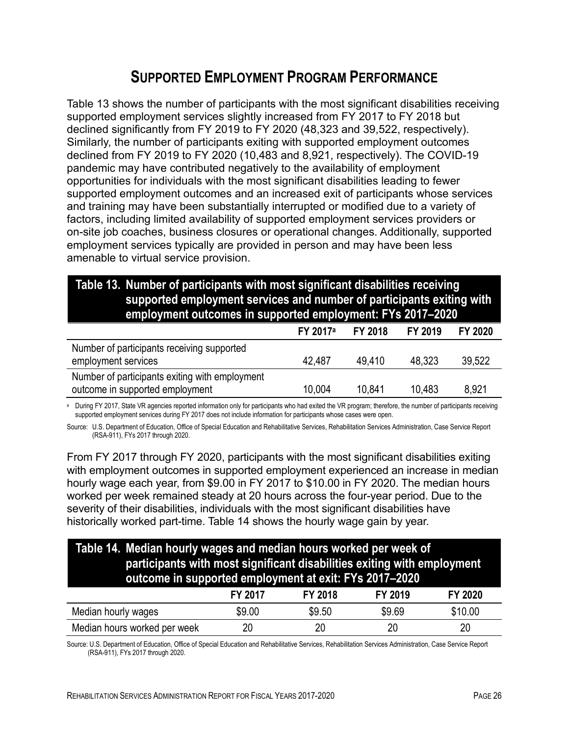# Supported Employment Program Performance

Table 13 shows the number of participants with the most significant disabilities receiving supported employment services slightly increased from FY 2017 to FY 2018 but declined significantly from FY 2019 to FY 2020 (48,323 and 39,522, respectively). Similarly, the number of participants exiting with supported employment outcomes declined from FY 2019 to FY 2020 (10,483 and 8,921, respectively). The COVID-19 pandemic may have contributed negatively to the availability of employment opportunities for individuals with the most significant disabilities leading to fewer supported employment outcomes and an increased exit of participants whose services and training may have been substantially interrupted or modified due to a variety of factors, including limited availability of supported employment services providers or on-site job coaches, business closures or operational changes. Additionally, supported employment services typically are provided in person and may have been less amenable to virtual service provision.

**Table 13. Number of participants with most significant disabilities receiving supported employment services and number of participants exiting with employment outcomes in supported employment: FYs 2017–2020**

| | FY 2017[a] | FY 2018 | FY 2019 | FY 2020 |
|---|---|---|---|---|
| Number of participants receiving supported employment services | 42,487 | 49,410 | 48,323 | 39,522 |
| Number of participants exiting with employment outcome in supported employment | 10,004 | 10,841 | 10,483 | 8,921 |

[a] During FY 2017, State VR agencies reported information only for participants who had exited the VR program; therefore, the number of participants receiving supported employment services during FY 2017 does not include information for participants whose cases were open.

Source: U.S. Department of Education, Office of Special Education and Rehabilitative Services, Rehabilitation Services Administration, Case Service Report (RSA-911), FYs 2017 through 2020.

From FY 2017 through FY 2020, participants with the most significant disabilities exiting with employment outcomes in supported employment experienced an increase in median hourly wage each year, from $9.00 in FY 2017 to $10.00 in FY 2020. The median hours worked per week remained steady at 20 hours across the four-year period. Due to the severity of their disabilities, individuals with the most significant disabilities have historically worked part-time. Table 14 shows the hourly wage gain by year.

**Table 14. Median hourly wages and median hours worked per week of participants with most significant disabilities exiting with employment outcome in supported employment at exit: FYs 2017–2020**

| | FY 2017 | FY 2018 | FY 2019 | FY 2020 |
|---|---|---|---|---|
| Median hourly wages | $9.00 | $9.50 | $9.69 | $10.00 |
| Median hours worked per week | 20 | 20 | 20 | 20 |

Source: U.S. Department of Education, Office of Special Education and Rehabilitative Services, Rehabilitation Services Administration, Case Service Report (RSA-911), FYs 2017 through 2020.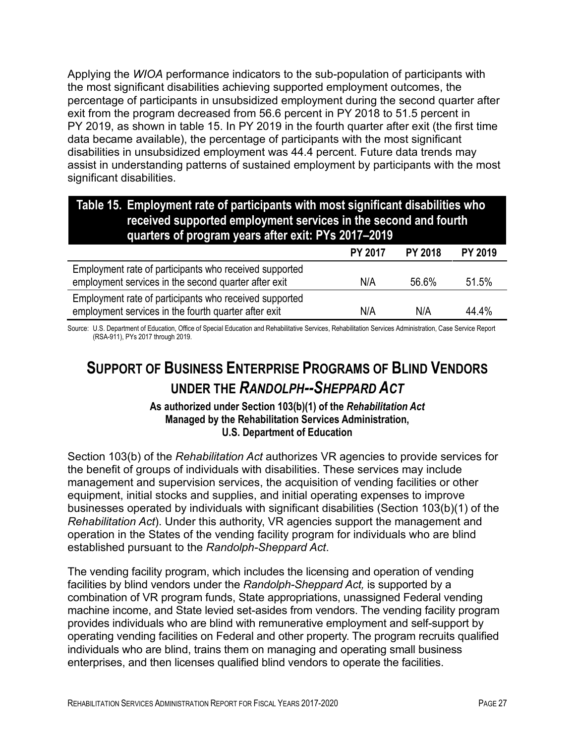Applying the *WIOA* performance indicators to the sub-population of participants with the most significant disabilities achieving supported employment outcomes, the percentage of participants in unsubsidized employment during the second quarter after exit from the program decreased from 56.6 percent in PY 2018 to 51.5 percent in PY 2019, as shown in table 15. In PY 2019 in the fourth quarter after exit (the first time data became available), the percentage of participants with the most significant disabilities in unsubsidized employment was 44.4 percent. Future data trends may assist in understanding patterns of sustained employment by participants with the most significant disabilities.

**Table 15. Employment rate of participants with most significant disabilities who received supported employment services in the second and fourth quarters of program years after exit: PYs 2017–2019**

| | PY 2017 | PY 2018 | PY 2019 |
|---|---|---|---|
| Employment rate of participants who received supported employment services in the second quarter after exit | N/A | 56.6% | 51.5% |
| Employment rate of participants who received supported employment services in the fourth quarter after exit | N/A | N/A | 44.4% |

Source: U.S. Department of Education, Office of Special Education and Rehabilitative Services, Rehabilitation Services Administration, Case Service Report (RSA-911), PYs 2017 through 2019.

## Support of Business Enterprise Programs of Blind Vendors under the *Randolph--Sheppard Act*

**As authorized under Section 103(b)(1) of the *Rehabilitation Act***
**Managed by the Rehabilitation Services Administration,**
**U.S. Department of Education**

Section 103(b) of the *Rehabilitation Act* authorizes VR agencies to provide services for the benefit of groups of individuals with disabilities. These services may include management and supervision services, the acquisition of vending facilities or other equipment, initial stocks and supplies, and initial operating expenses to improve businesses operated by individuals with significant disabilities (Section 103(b)(1) of the *Rehabilitation Act*). Under this authority, VR agencies support the management and operation in the States of the vending facility program for individuals who are blind established pursuant to the *Randolph-Sheppard Act*.

The vending facility program, which includes the licensing and operation of vending facilities by blind vendors under the *Randolph-Sheppard Act,* is supported by a combination of VR program funds, State appropriations, unassigned Federal vending machine income, and State levied set-asides from vendors. The vending facility program provides individuals who are blind with remunerative employment and self-support by operating vending facilities on Federal and other property. The program recruits qualified individuals who are blind, trains them on managing and operating small business enterprises, and then licenses qualified blind vendors to operate the facilities.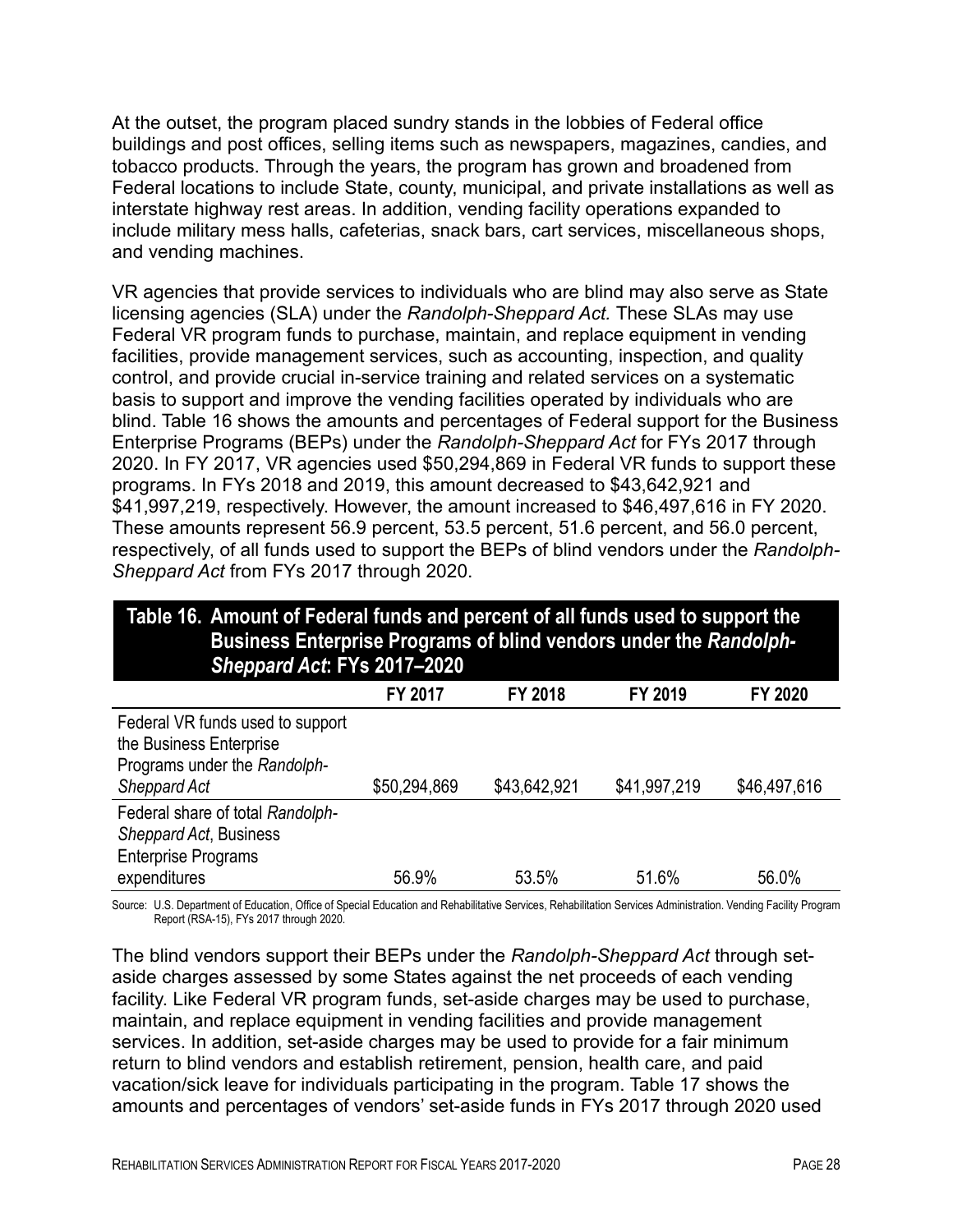At the outset, the program placed sundry stands in the lobbies of Federal office buildings and post offices, selling items such as newspapers, magazines, candies, and tobacco products. Through the years, the program has grown and broadened from Federal locations to include State, county, municipal, and private installations as well as interstate highway rest areas. In addition, vending facility operations expanded to include military mess halls, cafeterias, snack bars, cart services, miscellaneous shops, and vending machines.

VR agencies that provide services to individuals who are blind may also serve as State licensing agencies (SLA) under the *Randolph-Sheppard Act.* These SLAs may use Federal VR program funds to purchase, maintain, and replace equipment in vending facilities, provide management services, such as accounting, inspection, and quality control, and provide crucial in-service training and related services on a systematic basis to support and improve the vending facilities operated by individuals who are blind. Table 16 shows the amounts and percentages of Federal support for the Business Enterprise Programs (BEPs) under the *Randolph-Sheppard Act* for FYs 2017 through 2020. In FY 2017, VR agencies used $50,294,869 in Federal VR funds to support these programs. In FYs 2018 and 2019, this amount decreased to $43,642,921 and $41,997,219, respectively. However, the amount increased to $46,497,616 in FY 2020. These amounts represent 56.9 percent, 53.5 percent, 51.6 percent, and 56.0 percent, respectively, of all funds used to support the BEPs of blind vendors under the *Randolph-Sheppard Act* from FYs 2017 through 2020.

**Table 16. Amount of Federal funds and percent of all funds used to support the Business Enterprise Programs of blind vendors under the *Randolph-Sheppard Act*: FYs 2017–2020**

| | FY 2017 | FY 2018 | FY 2019 | FY 2020 |
|---|---|---|---|---|
| Federal VR funds used to support the Business Enterprise Programs under the *Randolph-Sheppard Act* | $50,294,869 | $43,642,921 | $41,997,219 | $46,497,616 |
| Federal share of total *Randolph-Sheppard Act*, Business Enterprise Programs expenditures | 56.9% | 53.5% | 51.6% | 56.0% |

Source: U.S. Department of Education, Office of Special Education and Rehabilitative Services, Rehabilitation Services Administration. Vending Facility Program Report (RSA-15), FYs 2017 through 2020.

The blind vendors support their BEPs under the *Randolph-Sheppard Act* through set-aside charges assessed by some States against the net proceeds of each vending facility. Like Federal VR program funds, set-aside charges may be used to purchase, maintain, and replace equipment in vending facilities and provide management services. In addition, set-aside charges may be used to provide for a fair minimum return to blind vendors and establish retirement, pension, health care, and paid vacation/sick leave for individuals participating in the program. Table 17 shows the amounts and percentages of vendors' set-aside funds in FYs 2017 through 2020 used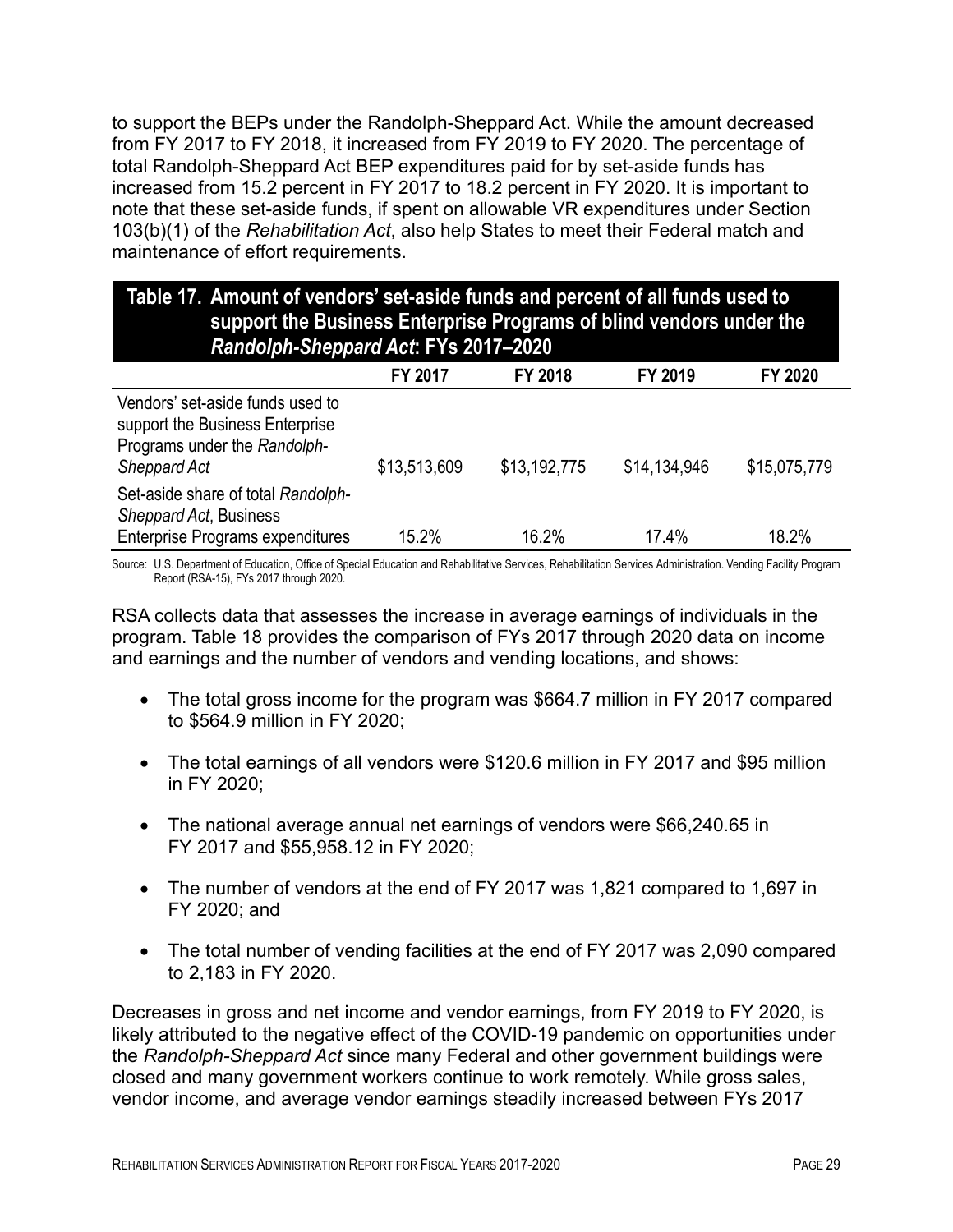to support the BEPs under the Randolph-Sheppard Act. While the amount decreased from FY 2017 to FY 2018, it increased from FY 2019 to FY 2020. The percentage of total Randolph-Sheppard Act BEP expenditures paid for by set-aside funds has increased from 15.2 percent in FY 2017 to 18.2 percent in FY 2020. It is important to note that these set-aside funds, if spent on allowable VR expenditures under Section 103(b)(1) of the *Rehabilitation Act*, also help States to meet their Federal match and maintenance of effort requirements.

**Table 17. Amount of vendors' set-aside funds and percent of all funds used to support the Business Enterprise Programs of blind vendors under the *Randolph-Sheppard Act*: FYs 2017–2020**

| | FY 2017 | FY 2018 | FY 2019 | FY 2020 |
|---|---|---|---|---|
| Vendors' set-aside funds used to support the Business Enterprise Programs under the *Randolph-Sheppard Act* | $13,513,609 | $13,192,775 | $14,134,946 | $15,075,779 |
| Set-aside share of total *Randolph-Sheppard Act*, Business Enterprise Programs expenditures | 15.2% | 16.2% | 17.4% | 18.2% |

Source: U.S. Department of Education, Office of Special Education and Rehabilitative Services, Rehabilitation Services Administration. Vending Facility Program Report (RSA-15), FYs 2017 through 2020.

RSA collects data that assesses the increase in average earnings of individuals in the program. Table 18 provides the comparison of FYs 2017 through 2020 data on income and earnings and the number of vendors and vending locations, and shows:

- The total gross income for the program was $664.7 million in FY 2017 compared to $564.9 million in FY 2020;
- The total earnings of all vendors were $120.6 million in FY 2017 and $95 million in FY 2020;
- The national average annual net earnings of vendors were $66,240.65 in FY 2017 and $55,958.12 in FY 2020;
- The number of vendors at the end of FY 2017 was 1,821 compared to 1,697 in FY 2020; and
- The total number of vending facilities at the end of FY 2017 was 2,090 compared to 2,183 in FY 2020.

Decreases in gross and net income and vendor earnings, from FY 2019 to FY 2020, is likely attributed to the negative effect of the COVID-19 pandemic on opportunities under the *Randolph-Sheppard Act* since many Federal and other government buildings were closed and many government workers continue to work remotely. While gross sales, vendor income, and average vendor earnings steadily increased between FYs 2017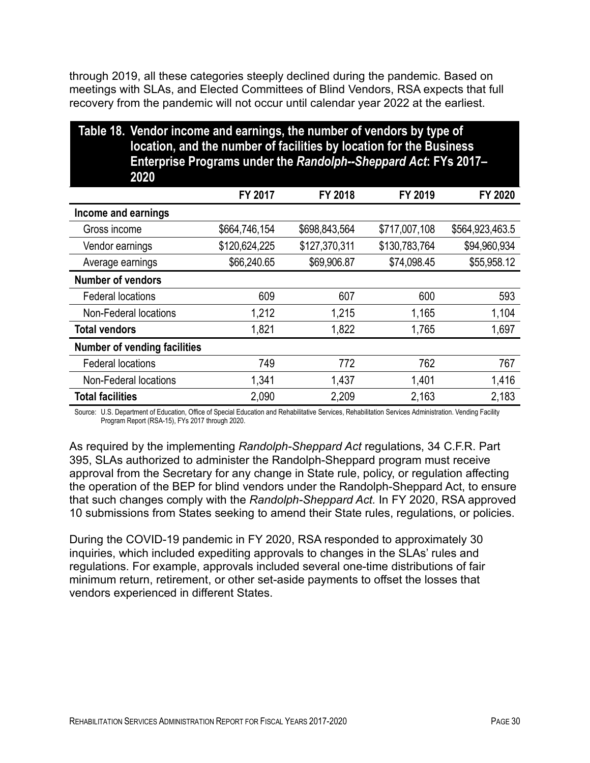through 2019, all these categories steeply declined during the pandemic. Based on meetings with SLAs, and Elected Committees of Blind Vendors, RSA expects that full recovery from the pandemic will not occur until calendar year 2022 at the earliest.

**Table 18. Vendor income and earnings, the number of vendors by type of location, and the number of facilities by location for the Business Enterprise Programs under the *Randolph--Sheppard Act*: FYs 2017–2020**

| | FY 2017 | FY 2018 | FY 2019 | FY 2020 |
|---|---|---|---|---|
| **Income and earnings** | | | | |
| Gross income | $664,746,154 | $698,843,564 | $717,007,108 | $564,923,463.5 |
| Vendor earnings | $120,624,225 | $127,370,311 | $130,783,764 | $94,960,934 |
| Average earnings | $66,240.65 | $69,906.87 | $74,098.45 | $55,958.12 |
| **Number of vendors** | | | | |
| Federal locations | 609 | 607 | 600 | 593 |
| Non-Federal locations | 1,212 | 1,215 | 1,165 | 1,104 |
| **Total vendors** | 1,821 | 1,822 | 1,765 | 1,697 |
| **Number of vending facilities** | | | | |
| Federal locations | 749 | 772 | 762 | 767 |
| Non-Federal locations | 1,341 | 1,437 | 1,401 | 1,416 |
| **Total facilities** | 2,090 | 2,209 | 2,163 | 2,183 |

Source: U.S. Department of Education, Office of Special Education and Rehabilitative Services, Rehabilitation Services Administration. Vending Facility Program Report (RSA-15), FYs 2017 through 2020.

As required by the implementing *Randolph-Sheppard Act* regulations, 34 C.F.R. Part 395, SLAs authorized to administer the Randolph-Sheppard program must receive approval from the Secretary for any change in State rule, policy, or regulation affecting the operation of the BEP for blind vendors under the Randolph-Sheppard Act, to ensure that such changes comply with the *Randolph-Sheppard Act.* In FY 2020, RSA approved 10 submissions from States seeking to amend their State rules, regulations, or policies.

During the COVID-19 pandemic in FY 2020, RSA responded to approximately 30 inquiries, which included expediting approvals to changes in the SLAs' rules and regulations. For example, approvals included several one-time distributions of fair minimum return, retirement, or other set-aside payments to offset the losses that vendors experienced in different States.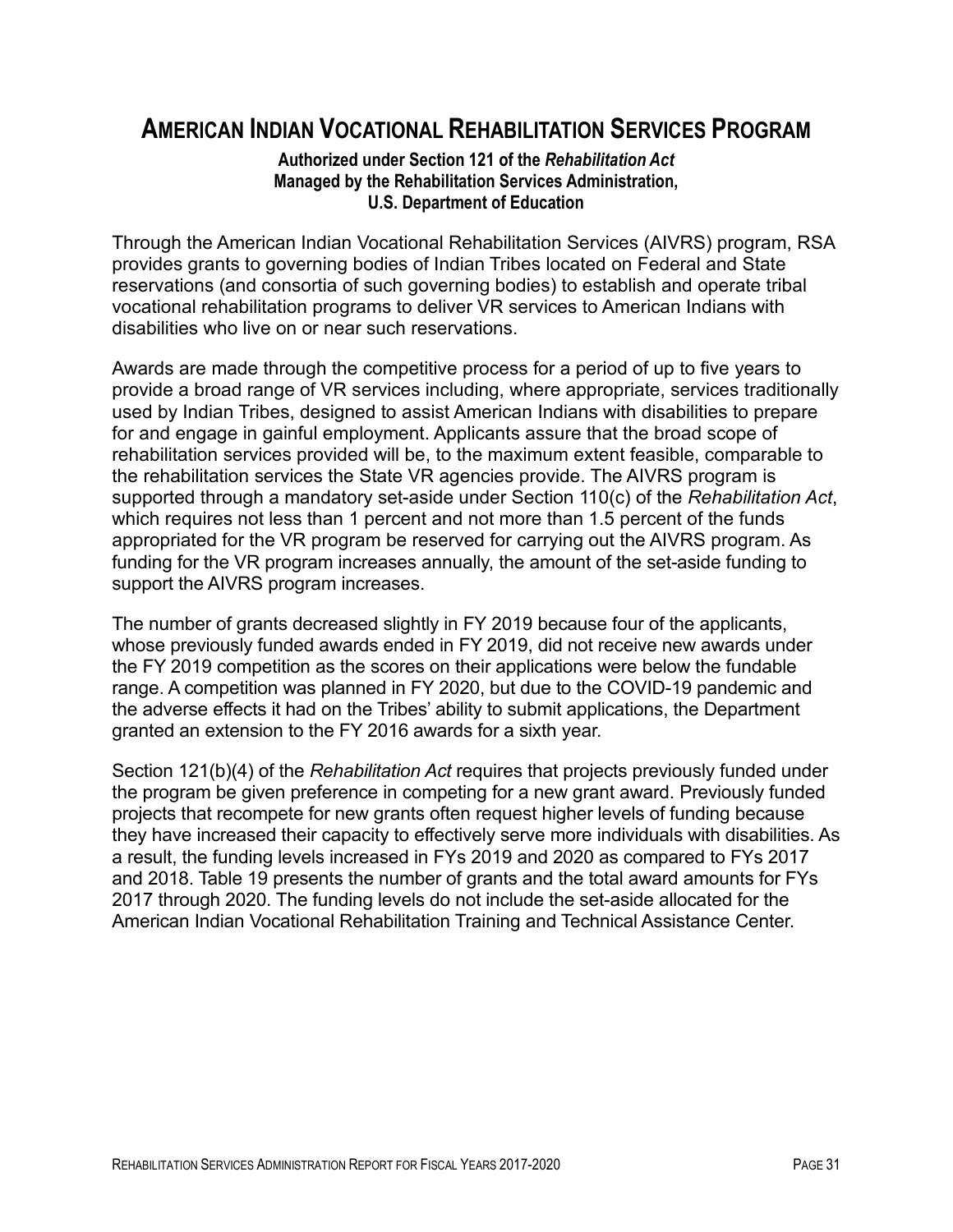# AMERICAN INDIAN VOCATIONAL REHABILITATION SERVICES PROGRAM

**Authorized under Section 121 of the *Rehabilitation Act***
**Managed by the Rehabilitation Services Administration,**
**U.S. Department of Education**

Through the American Indian Vocational Rehabilitation Services (AIVRS) program, RSA provides grants to governing bodies of Indian Tribes located on Federal and State reservations (and consortia of such governing bodies) to establish and operate tribal vocational rehabilitation programs to deliver VR services to American Indians with disabilities who live on or near such reservations.

Awards are made through the competitive process for a period of up to five years to provide a broad range of VR services including, where appropriate, services traditionally used by Indian Tribes, designed to assist American Indians with disabilities to prepare for and engage in gainful employment. Applicants assure that the broad scope of rehabilitation services provided will be, to the maximum extent feasible, comparable to the rehabilitation services the State VR agencies provide. The AIVRS program is supported through a mandatory set-aside under Section 110(c) of the *Rehabilitation Act*, which requires not less than 1 percent and not more than 1.5 percent of the funds appropriated for the VR program be reserved for carrying out the AIVRS program. As funding for the VR program increases annually, the amount of the set-aside funding to support the AIVRS program increases.

The number of grants decreased slightly in FY 2019 because four of the applicants, whose previously funded awards ended in FY 2019, did not receive new awards under the FY 2019 competition as the scores on their applications were below the fundable range. A competition was planned in FY 2020, but due to the COVID-19 pandemic and the adverse effects it had on the Tribes' ability to submit applications, the Department granted an extension to the FY 2016 awards for a sixth year.

Section 121(b)(4) of the *Rehabilitation Act* requires that projects previously funded under the program be given preference in competing for a new grant award. Previously funded projects that recompete for new grants often request higher levels of funding because they have increased their capacity to effectively serve more individuals with disabilities. As a result, the funding levels increased in FYs 2019 and 2020 as compared to FYs 2017 and 2018. Table 19 presents the number of grants and the total award amounts for FYs 2017 through 2020. The funding levels do not include the set-aside allocated for the American Indian Vocational Rehabilitation Training and Technical Assistance Center.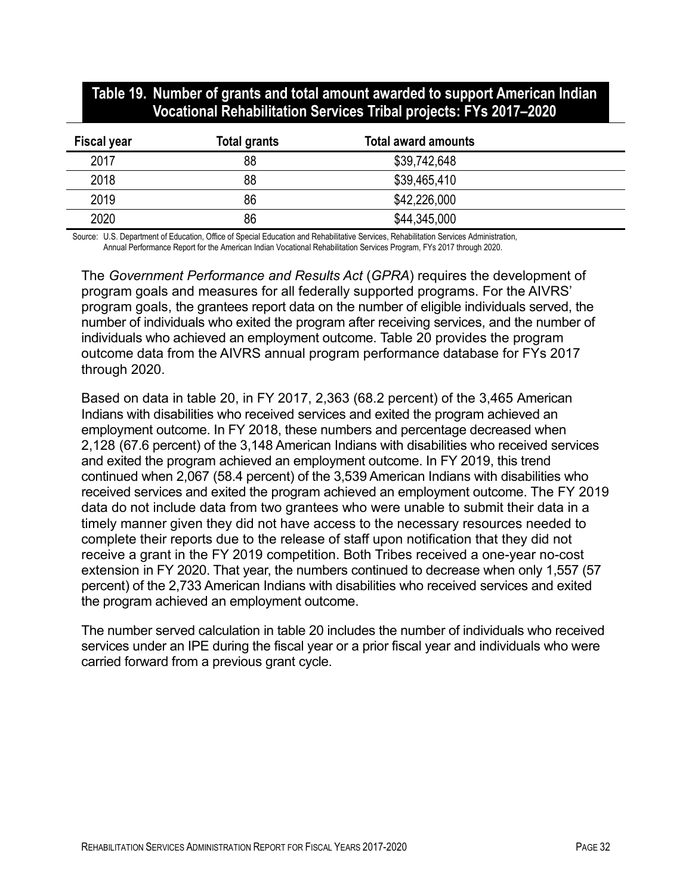## Table 19. Number of grants and total amount awarded to support American Indian Vocational Rehabilitation Services Tribal projects: FYs 2017–2020

| Fiscal year | Total grants | Total award amounts |
|---|---|---|
| 2017 | 88 | $39,742,648 |
| 2018 | 88 | $39,465,410 |
| 2019 | 86 | $42,226,000 |
| 2020 | 86 | $44,345,000 |

Source: U.S. Department of Education, Office of Special Education and Rehabilitative Services, Rehabilitation Services Administration, Annual Performance Report for the American Indian Vocational Rehabilitation Services Program, FYs 2017 through 2020.

The *Government Performance and Results Act* (*GPRA*) requires the development of program goals and measures for all federally supported programs. For the AIVRS' program goals, the grantees report data on the number of eligible individuals served, the number of individuals who exited the program after receiving services, and the number of individuals who achieved an employment outcome. Table 20 provides the program outcome data from the AIVRS annual program performance database for FYs 2017 through 2020.

Based on data in table 20, in FY 2017, 2,363 (68.2 percent) of the 3,465 American Indians with disabilities who received services and exited the program achieved an employment outcome. In FY 2018, these numbers and percentage decreased when 2,128 (67.6 percent) of the 3,148 American Indians with disabilities who received services and exited the program achieved an employment outcome. In FY 2019, this trend continued when 2,067 (58.4 percent) of the 3,539 American Indians with disabilities who received services and exited the program achieved an employment outcome. The FY 2019 data do not include data from two grantees who were unable to submit their data in a timely manner given they did not have access to the necessary resources needed to complete their reports due to the release of staff upon notification that they did not receive a grant in the FY 2019 competition. Both Tribes received a one-year no-cost extension in FY 2020. That year, the numbers continued to decrease when only 1,557 (57 percent) of the 2,733 American Indians with disabilities who received services and exited the program achieved an employment outcome.

The number served calculation in table 20 includes the number of individuals who received services under an IPE during the fiscal year or a prior fiscal year and individuals who were carried forward from a previous grant cycle.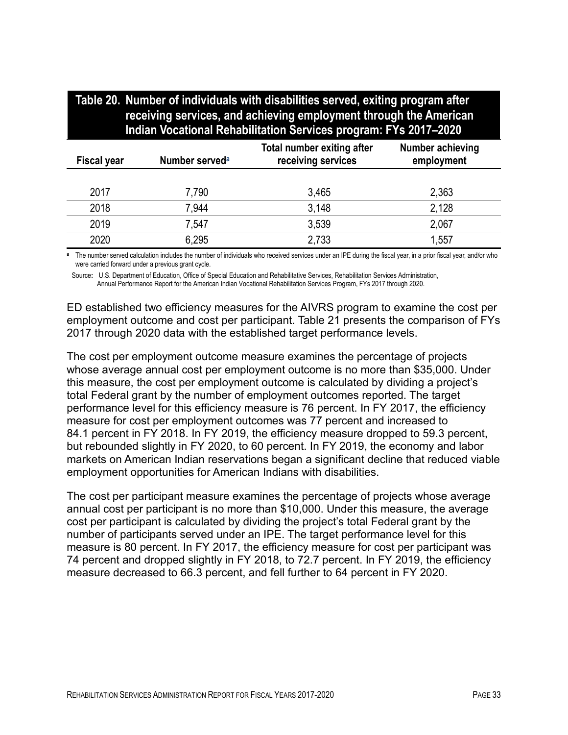**Table 20. Number of individuals with disabilities served, exiting program after receiving services, and achieving employment through the American Indian Vocational Rehabilitation Services program: FYs 2017–2020**

| Fiscal year | Number served[a] | Total number exiting after receiving services | Number achieving employment |
|---|---|---|---|
| 2017 | 7,790 | 3,465 | 2,363 |
| 2018 | 7,944 | 3,148 | 2,128 |
| 2019 | 7,547 | 3,539 | 2,067 |
| 2020 | 6,295 | 2,733 | 1,557 |

[a] The number served calculation includes the number of individuals who received services under an IPE during the fiscal year, in a prior fiscal year, and/or who were carried forward under a previous grant cycle.

Source: U.S. Department of Education, Office of Special Education and Rehabilitative Services, Rehabilitation Services Administration, Annual Performance Report for the American Indian Vocational Rehabilitation Services Program, FYs 2017 through 2020.

ED established two efficiency measures for the AIVRS program to examine the cost per employment outcome and cost per participant. Table 21 presents the comparison of FYs 2017 through 2020 data with the established target performance levels.

The cost per employment outcome measure examines the percentage of projects whose average annual cost per employment outcome is no more than $35,000. Under this measure, the cost per employment outcome is calculated by dividing a project's total Federal grant by the number of employment outcomes reported. The target performance level for this efficiency measure is 76 percent. In FY 2017, the efficiency measure for cost per employment outcomes was 77 percent and increased to 84.1 percent in FY 2018. In FY 2019, the efficiency measure dropped to 59.3 percent, but rebounded slightly in FY 2020, to 60 percent. In FY 2019, the economy and labor markets on American Indian reservations began a significant decline that reduced viable employment opportunities for American Indians with disabilities.

The cost per participant measure examines the percentage of projects whose average annual cost per participant is no more than $10,000. Under this measure, the average cost per participant is calculated by dividing the project's total Federal grant by the number of participants served under an IPE. The target performance level for this measure is 80 percent. In FY 2017, the efficiency measure for cost per participant was 74 percent and dropped slightly in FY 2018, to 72.7 percent. In FY 2019, the efficiency measure decreased to 66.3 percent, and fell further to 64 percent in FY 2020.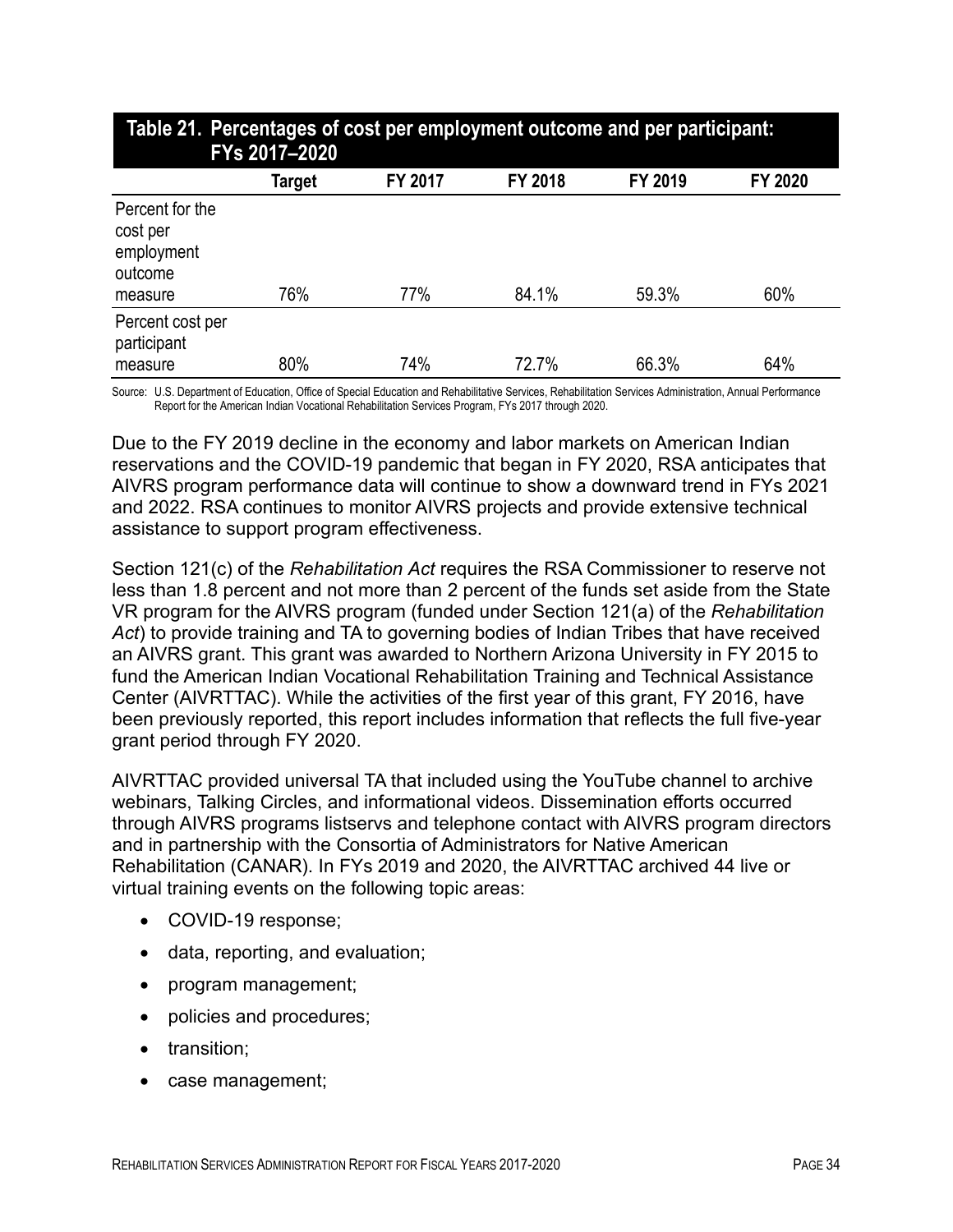**Table 21. Percentages of cost per employment outcome and per participant: FYs 2017–2020**

| | Target | FY 2017 | FY 2018 | FY 2019 | FY 2020 |
|---|---|---|---|---|---|
| Percent for the cost per employment outcome measure | 76% | 77% | 84.1% | 59.3% | 60% |
| Percent cost per participant measure | 80% | 74% | 72.7% | 66.3% | 64% |

Source: U.S. Department of Education, Office of Special Education and Rehabilitative Services, Rehabilitation Services Administration, Annual Performance Report for the American Indian Vocational Rehabilitation Services Program, FYs 2017 through 2020.

Due to the FY 2019 decline in the economy and labor markets on American Indian reservations and the COVID-19 pandemic that began in FY 2020, RSA anticipates that AIVRS program performance data will continue to show a downward trend in FYs 2021 and 2022. RSA continues to monitor AIVRS projects and provide extensive technical assistance to support program effectiveness.

Section 121(c) of the *Rehabilitation Act* requires the RSA Commissioner to reserve not less than 1.8 percent and not more than 2 percent of the funds set aside from the State VR program for the AIVRS program (funded under Section 121(a) of the *Rehabilitation Act*) to provide training and TA to governing bodies of Indian Tribes that have received an AIVRS grant. This grant was awarded to Northern Arizona University in FY 2015 to fund the American Indian Vocational Rehabilitation Training and Technical Assistance Center (AIVRTTAC). While the activities of the first year of this grant, FY 2016, have been previously reported, this report includes information that reflects the full five-year grant period through FY 2020.

AIVRTTAC provided universal TA that included using the YouTube channel to archive webinars, Talking Circles, and informational videos. Dissemination efforts occurred through AIVRS programs listservs and telephone contact with AIVRS program directors and in partnership with the Consortia of Administrators for Native American Rehabilitation (CANAR). In FYs 2019 and 2020, the AIVRTTAC archived 44 live or virtual training events on the following topic areas:

- COVID-19 response;
- data, reporting, and evaluation;
- program management;
- policies and procedures;
- transition;
- case management;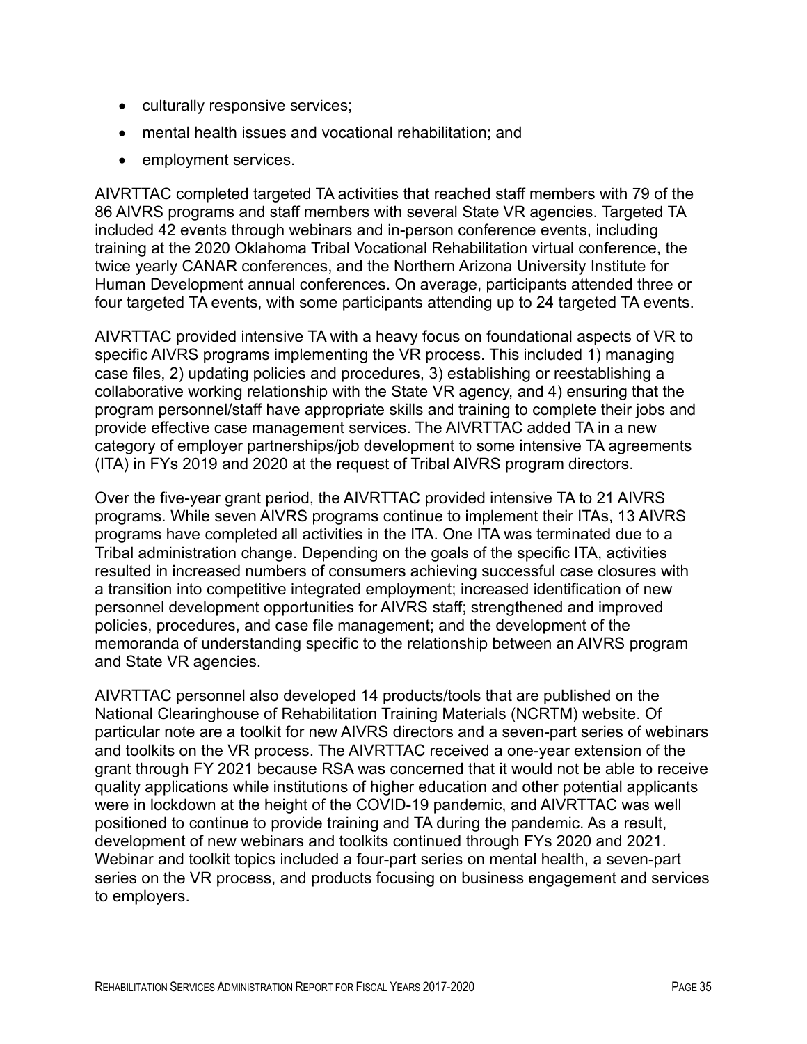- culturally responsive services;
- mental health issues and vocational rehabilitation; and
- employment services.

AIVRTTAC completed targeted TA activities that reached staff members with 79 of the 86 AIVRS programs and staff members with several State VR agencies. Targeted TA included 42 events through webinars and in-person conference events, including training at the 2020 Oklahoma Tribal Vocational Rehabilitation virtual conference, the twice yearly CANAR conferences, and the Northern Arizona University Institute for Human Development annual conferences. On average, participants attended three or four targeted TA events, with some participants attending up to 24 targeted TA events.

AIVRTTAC provided intensive TA with a heavy focus on foundational aspects of VR to specific AIVRS programs implementing the VR process. This included 1) managing case files, 2) updating policies and procedures, 3) establishing or reestablishing a collaborative working relationship with the State VR agency, and 4) ensuring that the program personnel/staff have appropriate skills and training to complete their jobs and provide effective case management services. The AIVRTTAC added TA in a new category of employer partnerships/job development to some intensive TA agreements (ITA) in FYs 2019 and 2020 at the request of Tribal AIVRS program directors.

Over the five-year grant period, the AIVRTTAC provided intensive TA to 21 AIVRS programs. While seven AIVRS programs continue to implement their ITAs, 13 AIVRS programs have completed all activities in the ITA. One ITA was terminated due to a Tribal administration change. Depending on the goals of the specific ITA, activities resulted in increased numbers of consumers achieving successful case closures with a transition into competitive integrated employment; increased identification of new personnel development opportunities for AIVRS staff; strengthened and improved policies, procedures, and case file management; and the development of the memoranda of understanding specific to the relationship between an AIVRS program and State VR agencies.

AIVRTTAC personnel also developed 14 products/tools that are published on the National Clearinghouse of Rehabilitation Training Materials (NCRTM) website. Of particular note are a toolkit for new AIVRS directors and a seven-part series of webinars and toolkits on the VR process. The AIVRTTAC received a one-year extension of the grant through FY 2021 because RSA was concerned that it would not be able to receive quality applications while institutions of higher education and other potential applicants were in lockdown at the height of the COVID-19 pandemic, and AIVRTTAC was well positioned to continue to provide training and TA during the pandemic. As a result, development of new webinars and toolkits continued through FYs 2020 and 2021. Webinar and toolkit topics included a four-part series on mental health, a seven-part series on the VR process, and products focusing on business engagement and services to employers.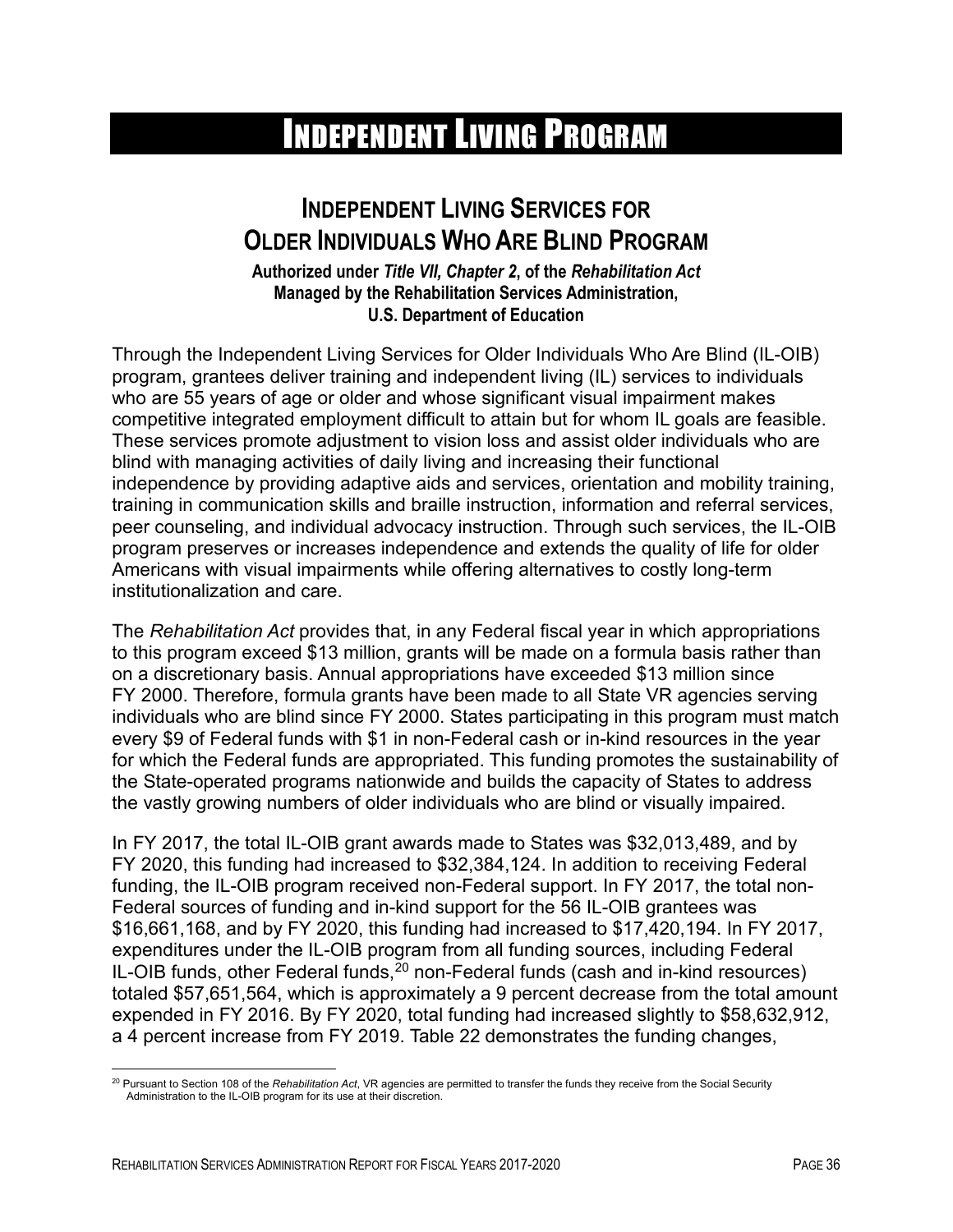# Independent Living Program

## Independent Living Services for Older Individuals Who Are Blind Program

**Authorized under *Title VII, Chapter 2*, of the *Rehabilitation Act***
**Managed by the Rehabilitation Services Administration,**
**U.S. Department of Education**

Through the Independent Living Services for Older Individuals Who Are Blind (IL-OIB) program, grantees deliver training and independent living (IL) services to individuals who are 55 years of age or older and whose significant visual impairment makes competitive integrated employment difficult to attain but for whom IL goals are feasible. These services promote adjustment to vision loss and assist older individuals who are blind with managing activities of daily living and increasing their functional independence by providing adaptive aids and services, orientation and mobility training, training in communication skills and braille instruction, information and referral services, peer counseling, and individual advocacy instruction. Through such services, the IL-OIB program preserves or increases independence and extends the quality of life for older Americans with visual impairments while offering alternatives to costly long-term institutionalization and care.

The *Rehabilitation Act* provides that, in any Federal fiscal year in which appropriations to this program exceed $13 million, grants will be made on a formula basis rather than on a discretionary basis. Annual appropriations have exceeded $13 million since FY 2000. Therefore, formula grants have been made to all State VR agencies serving individuals who are blind since FY 2000. States participating in this program must match every $9 of Federal funds with $1 in non-Federal cash or in-kind resources in the year for which the Federal funds are appropriated. This funding promotes the sustainability of the State-operated programs nationwide and builds the capacity of States to address the vastly growing numbers of older individuals who are blind or visually impaired.

In FY 2017, the total IL-OIB grant awards made to States was $32,013,489, and by FY 2020, this funding had increased to $32,384,124. In addition to receiving Federal funding, the IL-OIB program received non-Federal support. In FY 2017, the total non-Federal sources of funding and in-kind support for the 56 IL-OIB grantees was $16,661,168, and by FY 2020, this funding had increased to $17,420,194. In FY 2017, expenditures under the IL-OIB program from all funding sources, including Federal IL-OIB funds, other Federal funds,[20] non-Federal funds (cash and in-kind resources) totaled $57,651,564, which is approximately a 9 percent decrease from the total amount expended in FY 2016. By FY 2020, total funding had increased slightly to $58,632,912, a 4 percent increase from FY 2019. Table 22 demonstrates the funding changes,

[20] Pursuant to Section 108 of the *Rehabilitation Act*, VR agencies are permitted to transfer the funds they receive from the Social Security Administration to the IL-OIB program for its use at their discretion.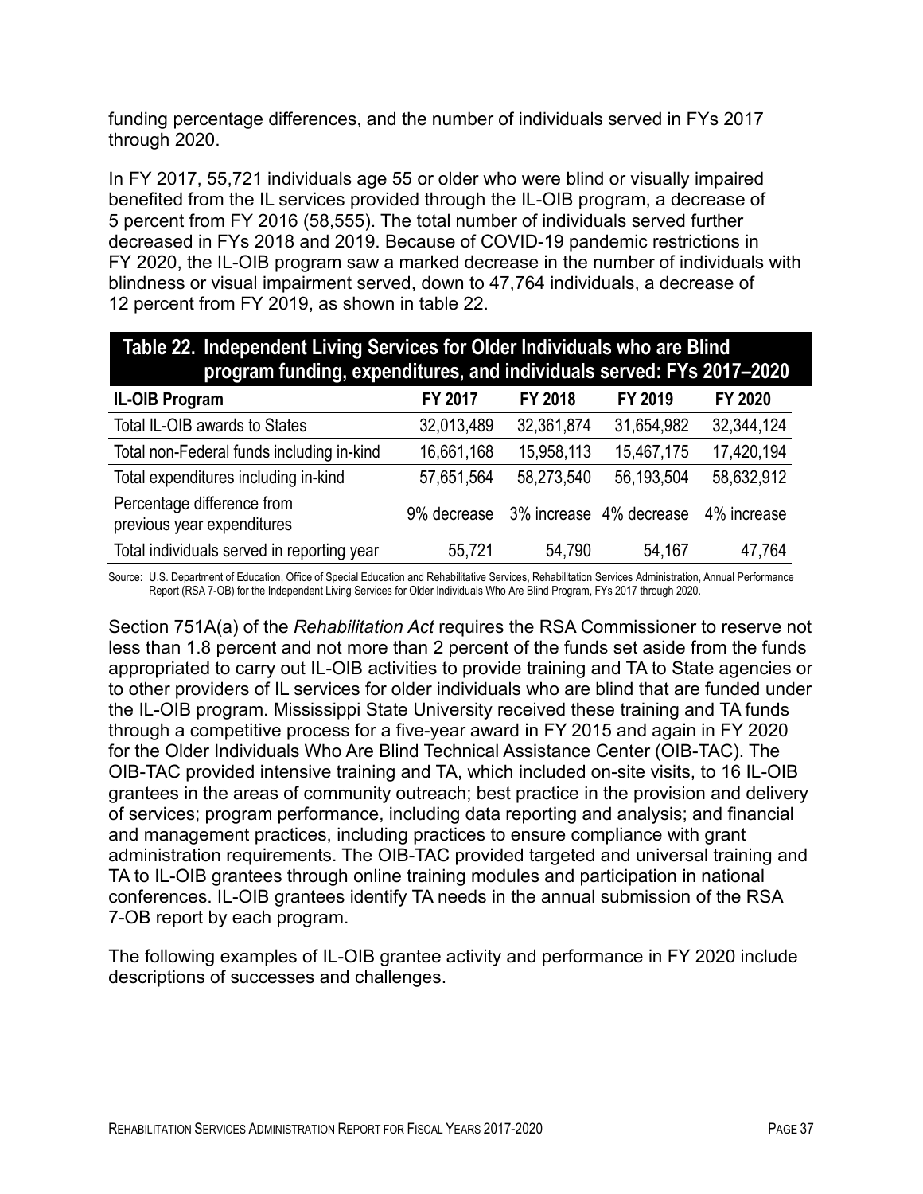funding percentage differences, and the number of individuals served in FYs 2017 through 2020.

In FY 2017, 55,721 individuals age 55 or older who were blind or visually impaired benefited from the IL services provided through the IL-OIB program, a decrease of 5 percent from FY 2016 (58,555). The total number of individuals served further decreased in FYs 2018 and 2019. Because of COVID-19 pandemic restrictions in FY 2020, the IL-OIB program saw a marked decrease in the number of individuals with blindness or visual impairment served, down to 47,764 individuals, a decrease of 12 percent from FY 2019, as shown in table 22.

**Table 22. Independent Living Services for Older Individuals who are Blind program funding, expenditures, and individuals served: FYs 2017–2020**

| IL-OIB Program | FY 2017 | FY 2018 | FY 2019 | FY 2020 |
|---|---|---|---|---|
| Total IL-OIB awards to States | 32,013,489 | 32,361,874 | 31,654,982 | 32,344,124 |
| Total non-Federal funds including in-kind | 16,661,168 | 15,958,113 | 15,467,175 | 17,420,194 |
| Total expenditures including in-kind | 57,651,564 | 58,273,540 | 56,193,504 | 58,632,912 |
| Percentage difference from previous year expenditures | 9% decrease | 3% increase | 4% decrease | 4% increase |
| Total individuals served in reporting year | 55,721 | 54,790 | 54,167 | 47,764 |

Source: U.S. Department of Education, Office of Special Education and Rehabilitative Services, Rehabilitation Services Administration, Annual Performance Report (RSA 7-OB) for the Independent Living Services for Older Individuals Who Are Blind Program, FYs 2017 through 2020.

Section 751A(a) of the *Rehabilitation Act* requires the RSA Commissioner to reserve not less than 1.8 percent and not more than 2 percent of the funds set aside from the funds appropriated to carry out IL-OIB activities to provide training and TA to State agencies or to other providers of IL services for older individuals who are blind that are funded under the IL-OIB program. Mississippi State University received these training and TA funds through a competitive process for a five-year award in FY 2015 and again in FY 2020 for the Older Individuals Who Are Blind Technical Assistance Center (OIB-TAC). The OIB-TAC provided intensive training and TA, which included on-site visits, to 16 IL-OIB grantees in the areas of community outreach; best practice in the provision and delivery of services; program performance, including data reporting and analysis; and financial and management practices, including practices to ensure compliance with grant administration requirements. The OIB-TAC provided targeted and universal training and TA to IL-OIB grantees through online training modules and participation in national conferences. IL-OIB grantees identify TA needs in the annual submission of the RSA 7-OB report by each program.

The following examples of IL-OIB grantee activity and performance in FY 2020 include descriptions of successes and challenges.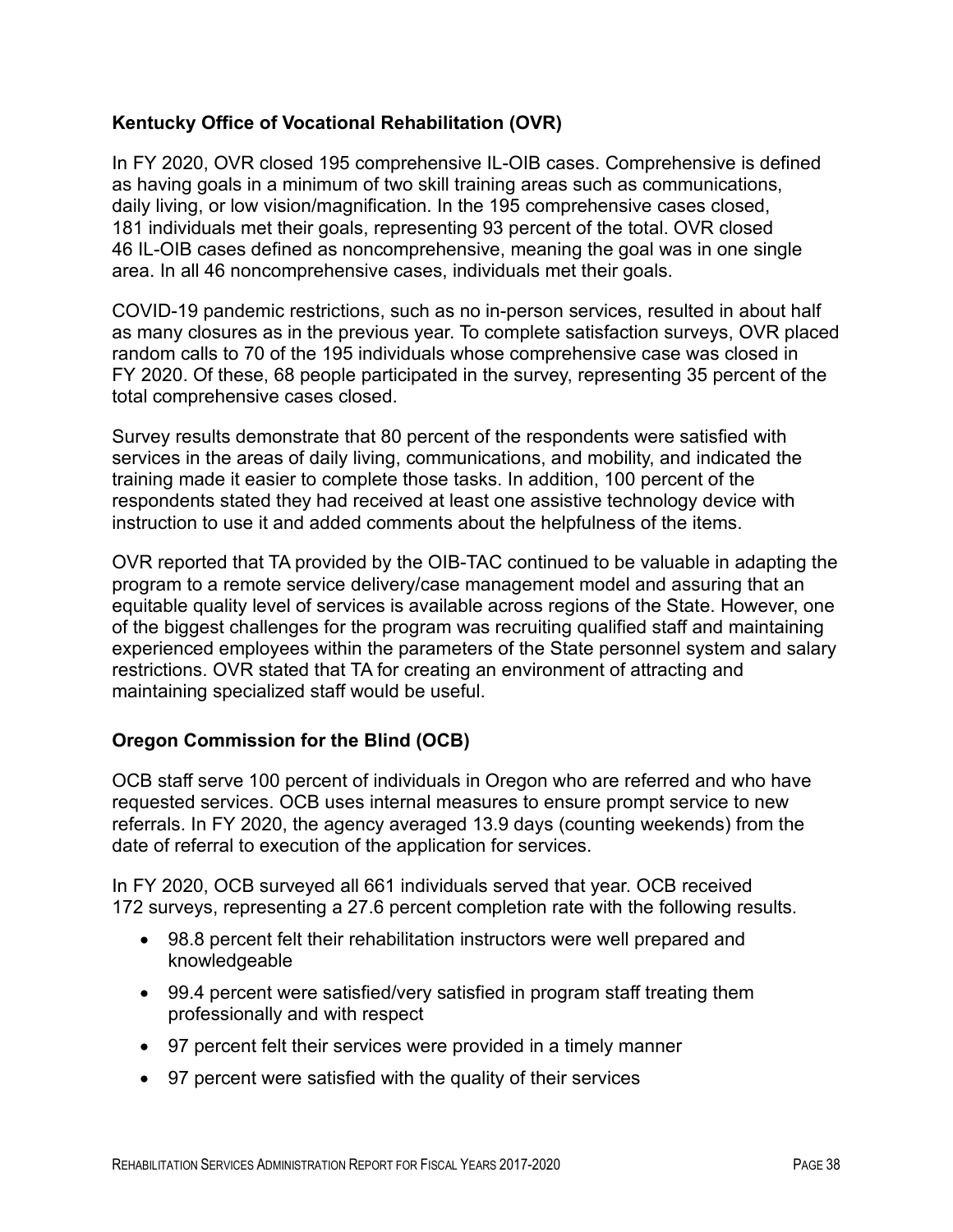### Kentucky Office of Vocational Rehabilitation (OVR)

In FY 2020, OVR closed 195 comprehensive IL-OIB cases. Comprehensive is defined as having goals in a minimum of two skill training areas such as communications, daily living, or low vision/magnification. In the 195 comprehensive cases closed, 181 individuals met their goals, representing 93 percent of the total. OVR closed 46 IL-OIB cases defined as noncomprehensive, meaning the goal was in one single area. In all 46 noncomprehensive cases, individuals met their goals.

COVID-19 pandemic restrictions, such as no in-person services, resulted in about half as many closures as in the previous year. To complete satisfaction surveys, OVR placed random calls to 70 of the 195 individuals whose comprehensive case was closed in FY 2020. Of these, 68 people participated in the survey, representing 35 percent of the total comprehensive cases closed.

Survey results demonstrate that 80 percent of the respondents were satisfied with services in the areas of daily living, communications, and mobility, and indicated the training made it easier to complete those tasks. In addition, 100 percent of the respondents stated they had received at least one assistive technology device with instruction to use it and added comments about the helpfulness of the items.

OVR reported that TA provided by the OIB-TAC continued to be valuable in adapting the program to a remote service delivery/case management model and assuring that an equitable quality level of services is available across regions of the State. However, one of the biggest challenges for the program was recruiting qualified staff and maintaining experienced employees within the parameters of the State personnel system and salary restrictions. OVR stated that TA for creating an environment of attracting and maintaining specialized staff would be useful.

### Oregon Commission for the Blind (OCB)

OCB staff serve 100 percent of individuals in Oregon who are referred and who have requested services. OCB uses internal measures to ensure prompt service to new referrals. In FY 2020, the agency averaged 13.9 days (counting weekends) from the date of referral to execution of the application for services.

In FY 2020, OCB surveyed all 661 individuals served that year. OCB received 172 surveys, representing a 27.6 percent completion rate with the following results.

- 98.8 percent felt their rehabilitation instructors were well prepared and knowledgeable
- 99.4 percent were satisfied/very satisfied in program staff treating them professionally and with respect
- 97 percent felt their services were provided in a timely manner
- 97 percent were satisfied with the quality of their services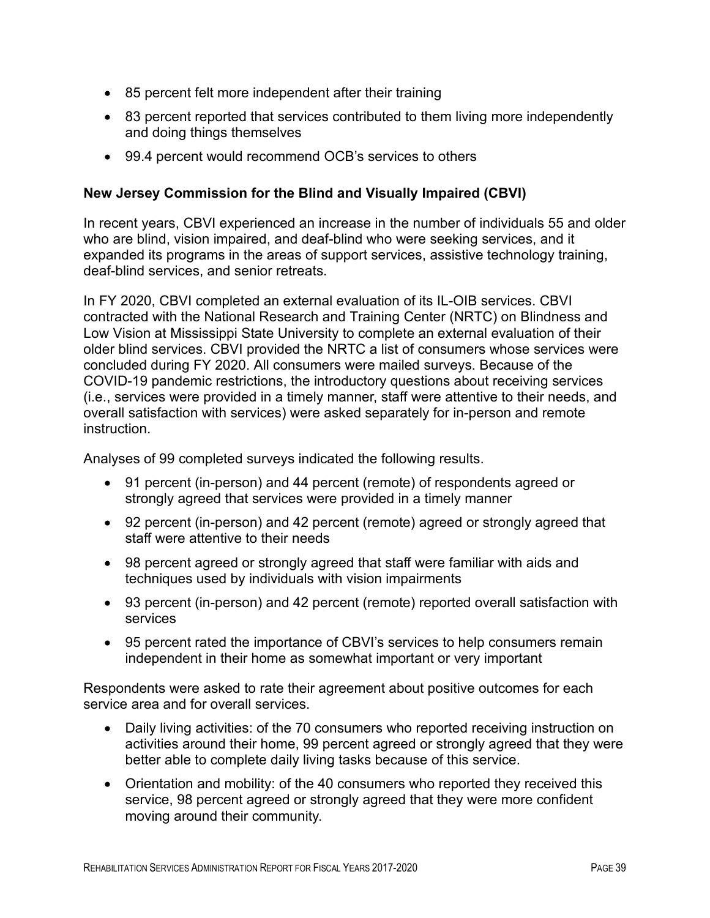- 85 percent felt more independent after their training
- 83 percent reported that services contributed to them living more independently and doing things themselves
- 99.4 percent would recommend OCB's services to others

**New Jersey Commission for the Blind and Visually Impaired (CBVI)**

In recent years, CBVI experienced an increase in the number of individuals 55 and older who are blind, vision impaired, and deaf-blind who were seeking services, and it expanded its programs in the areas of support services, assistive technology training, deaf-blind services, and senior retreats.

In FY 2020, CBVI completed an external evaluation of its IL-OIB services. CBVI contracted with the National Research and Training Center (NRTC) on Blindness and Low Vision at Mississippi State University to complete an external evaluation of their older blind services. CBVI provided the NRTC a list of consumers whose services were concluded during FY 2020. All consumers were mailed surveys. Because of the COVID-19 pandemic restrictions, the introductory questions about receiving services (i.e., services were provided in a timely manner, staff were attentive to their needs, and overall satisfaction with services) were asked separately for in-person and remote instruction.

Analyses of 99 completed surveys indicated the following results.

- 91 percent (in-person) and 44 percent (remote) of respondents agreed or strongly agreed that services were provided in a timely manner
- 92 percent (in-person) and 42 percent (remote) agreed or strongly agreed that staff were attentive to their needs
- 98 percent agreed or strongly agreed that staff were familiar with aids and techniques used by individuals with vision impairments
- 93 percent (in-person) and 42 percent (remote) reported overall satisfaction with services
- 95 percent rated the importance of CBVI's services to help consumers remain independent in their home as somewhat important or very important

Respondents were asked to rate their agreement about positive outcomes for each service area and for overall services.

- Daily living activities: of the 70 consumers who reported receiving instruction on activities around their home, 99 percent agreed or strongly agreed that they were better able to complete daily living tasks because of this service.
- Orientation and mobility: of the 40 consumers who reported they received this service, 98 percent agreed or strongly agreed that they were more confident moving around their community.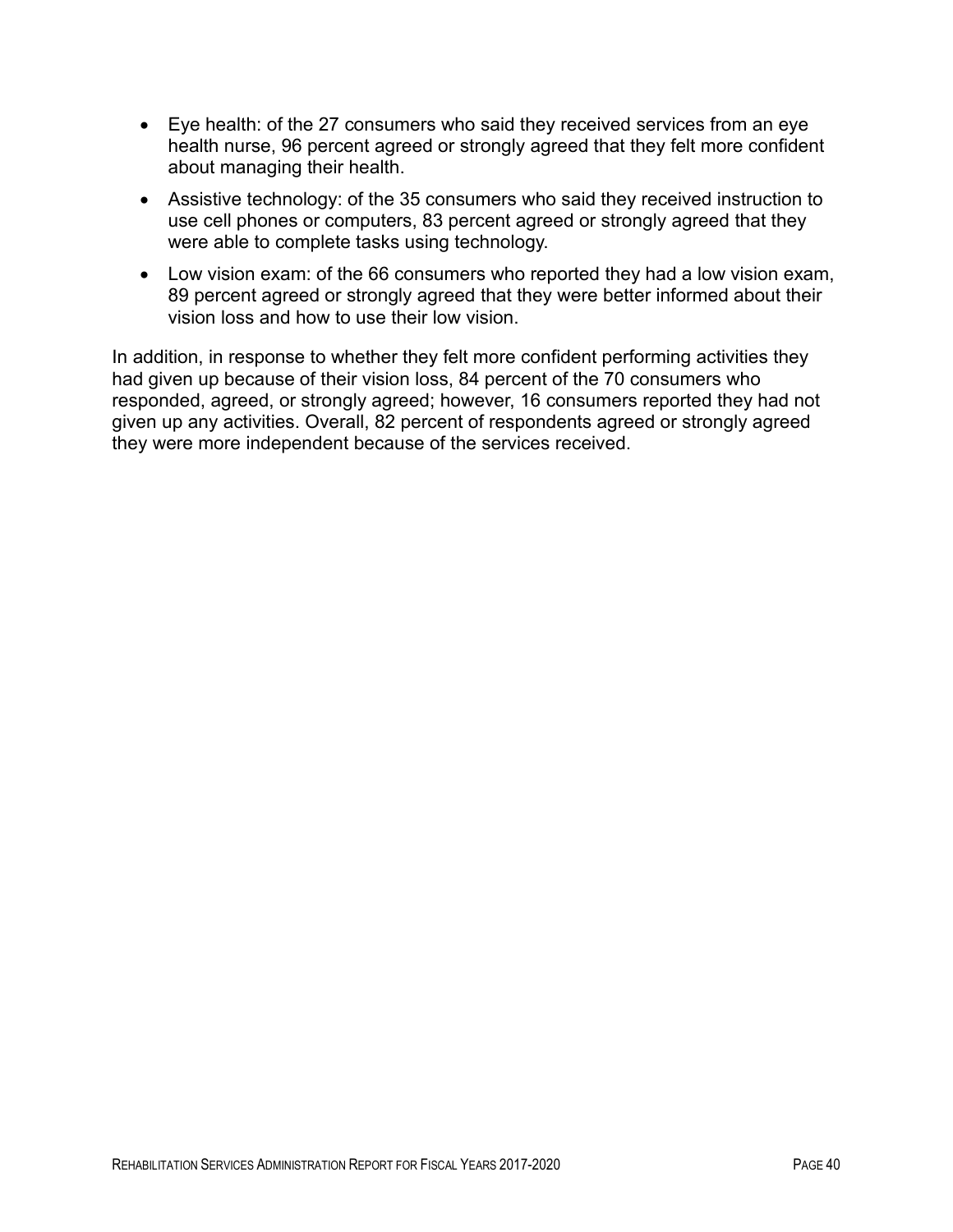- Eye health: of the 27 consumers who said they received services from an eye health nurse, 96 percent agreed or strongly agreed that they felt more confident about managing their health.
- Assistive technology: of the 35 consumers who said they received instruction to use cell phones or computers, 83 percent agreed or strongly agreed that they were able to complete tasks using technology.
- Low vision exam: of the 66 consumers who reported they had a low vision exam, 89 percent agreed or strongly agreed that they were better informed about their vision loss and how to use their low vision.

In addition, in response to whether they felt more confident performing activities they had given up because of their vision loss, 84 percent of the 70 consumers who responded, agreed, or strongly agreed; however, 16 consumers reported they had not given up any activities. Overall, 82 percent of respondents agreed or strongly agreed they were more independent because of the services received.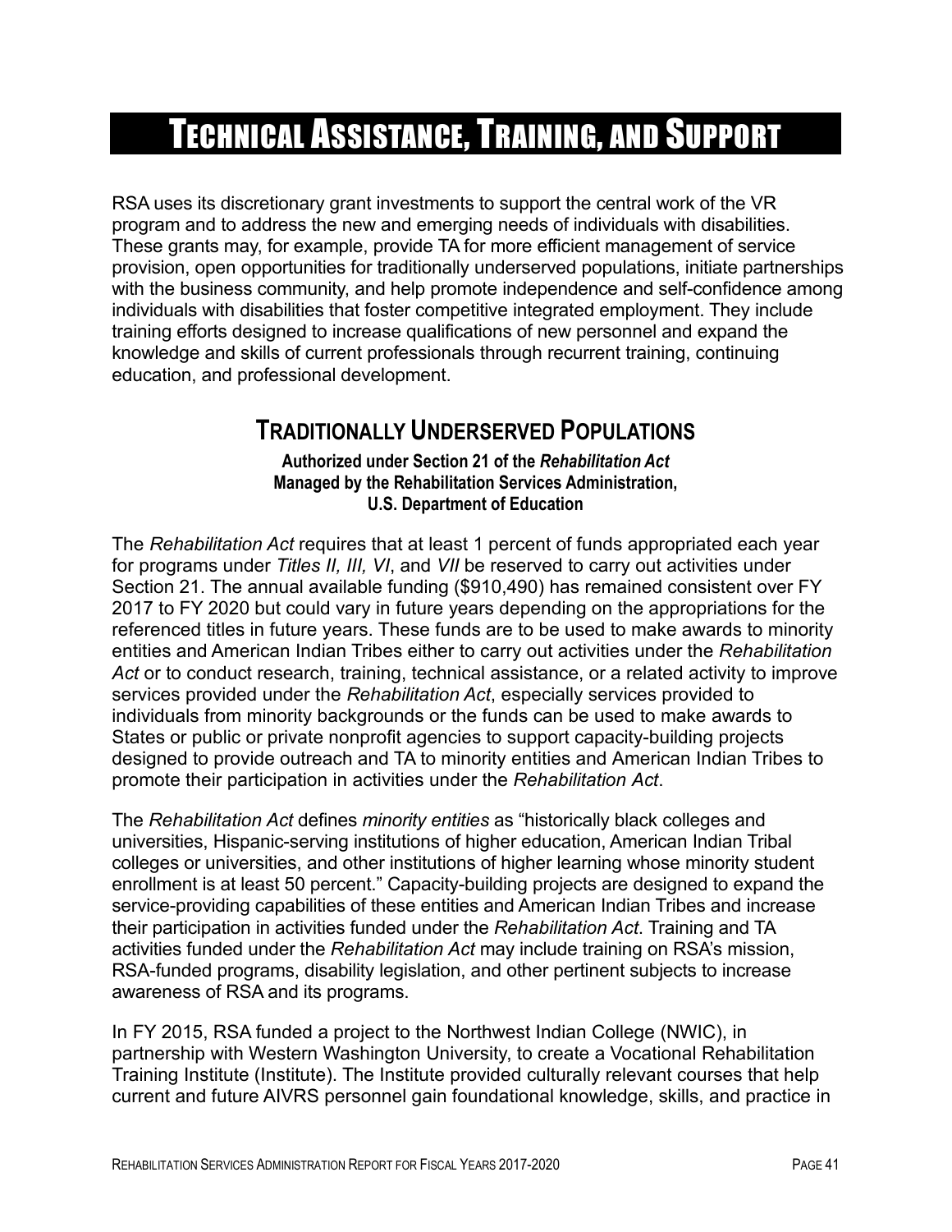# Technical Assistance, Training, and Support

RSA uses its discretionary grant investments to support the central work of the VR program and to address the new and emerging needs of individuals with disabilities. These grants may, for example, provide TA for more efficient management of service provision, open opportunities for traditionally underserved populations, initiate partnerships with the business community, and help promote independence and self-confidence among individuals with disabilities that foster competitive integrated employment. They include training efforts designed to increase qualifications of new personnel and expand the knowledge and skills of current professionals through recurrent training, continuing education, and professional development.

## Traditionally Underserved Populations

**Authorized under Section 21 of the *Rehabilitation Act***
**Managed by the Rehabilitation Services Administration, U.S. Department of Education**

The *Rehabilitation Act* requires that at least 1 percent of funds appropriated each year for programs under *Titles II, III, VI*, and *VII* be reserved to carry out activities under Section 21. The annual available funding ($910,490) has remained consistent over FY 2017 to FY 2020 but could vary in future years depending on the appropriations for the referenced titles in future years. These funds are to be used to make awards to minority entities and American Indian Tribes either to carry out activities under the *Rehabilitation Act* or to conduct research, training, technical assistance, or a related activity to improve services provided under the *Rehabilitation Act*, especially services provided to individuals from minority backgrounds or the funds can be used to make awards to States or public or private nonprofit agencies to support capacity-building projects designed to provide outreach and TA to minority entities and American Indian Tribes to promote their participation in activities under the *Rehabilitation Act*.

The *Rehabilitation Act* defines *minority entities* as "historically black colleges and universities, Hispanic-serving institutions of higher education, American Indian Tribal colleges or universities, and other institutions of higher learning whose minority student enrollment is at least 50 percent." Capacity-building projects are designed to expand the service-providing capabilities of these entities and American Indian Tribes and increase their participation in activities funded under the *Rehabilitation Act*. Training and TA activities funded under the *Rehabilitation Act* may include training on RSA's mission, RSA-funded programs, disability legislation, and other pertinent subjects to increase awareness of RSA and its programs.

In FY 2015, RSA funded a project to the Northwest Indian College (NWIC), in partnership with Western Washington University, to create a Vocational Rehabilitation Training Institute (Institute). The Institute provided culturally relevant courses that help current and future AIVRS personnel gain foundational knowledge, skills, and practice in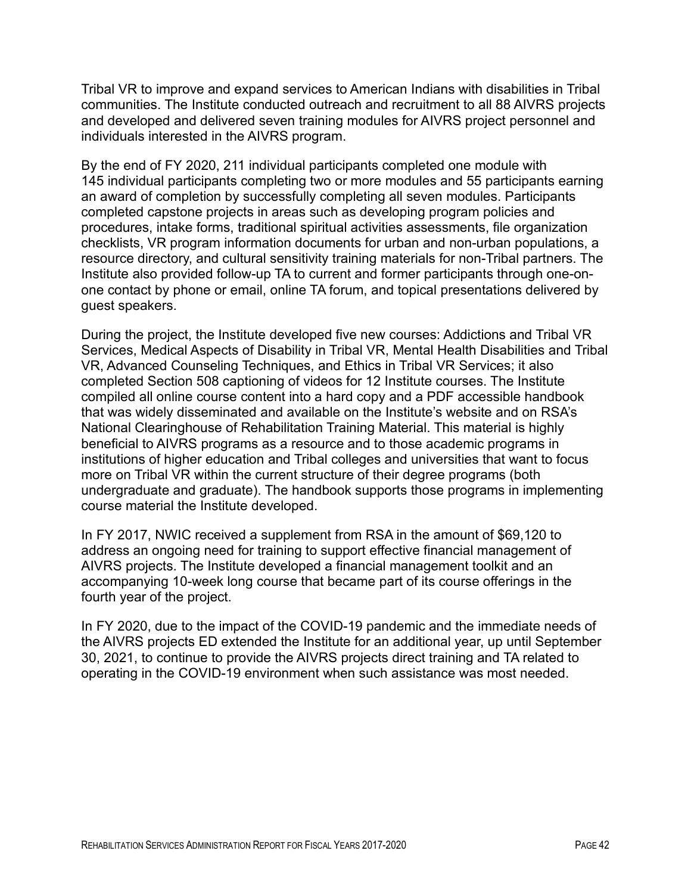Tribal VR to improve and expand services to American Indians with disabilities in Tribal communities. The Institute conducted outreach and recruitment to all 88 AIVRS projects and developed and delivered seven training modules for AIVRS project personnel and individuals interested in the AIVRS program.

By the end of FY 2020, 211 individual participants completed one module with 145 individual participants completing two or more modules and 55 participants earning an award of completion by successfully completing all seven modules. Participants completed capstone projects in areas such as developing program policies and procedures, intake forms, traditional spiritual activities assessments, file organization checklists, VR program information documents for urban and non-urban populations, a resource directory, and cultural sensitivity training materials for non-Tribal partners. The Institute also provided follow-up TA to current and former participants through one-on-one contact by phone or email, online TA forum, and topical presentations delivered by guest speakers.

During the project, the Institute developed five new courses: Addictions and Tribal VR Services, Medical Aspects of Disability in Tribal VR, Mental Health Disabilities and Tribal VR, Advanced Counseling Techniques, and Ethics in Tribal VR Services; it also completed Section 508 captioning of videos for 12 Institute courses. The Institute compiled all online course content into a hard copy and a PDF accessible handbook that was widely disseminated and available on the Institute's website and on RSA's National Clearinghouse of Rehabilitation Training Material. This material is highly beneficial to AIVRS programs as a resource and to those academic programs in institutions of higher education and Tribal colleges and universities that want to focus more on Tribal VR within the current structure of their degree programs (both undergraduate and graduate). The handbook supports those programs in implementing course material the Institute developed.

In FY 2017, NWIC received a supplement from RSA in the amount of $69,120 to address an ongoing need for training to support effective financial management of AIVRS projects. The Institute developed a financial management toolkit and an accompanying 10-week long course that became part of its course offerings in the fourth year of the project.

In FY 2020, due to the impact of the COVID-19 pandemic and the immediate needs of the AIVRS projects ED extended the Institute for an additional year, up until September 30, 2021, to continue to provide the AIVRS projects direct training and TA related to operating in the COVID-19 environment when such assistance was most needed.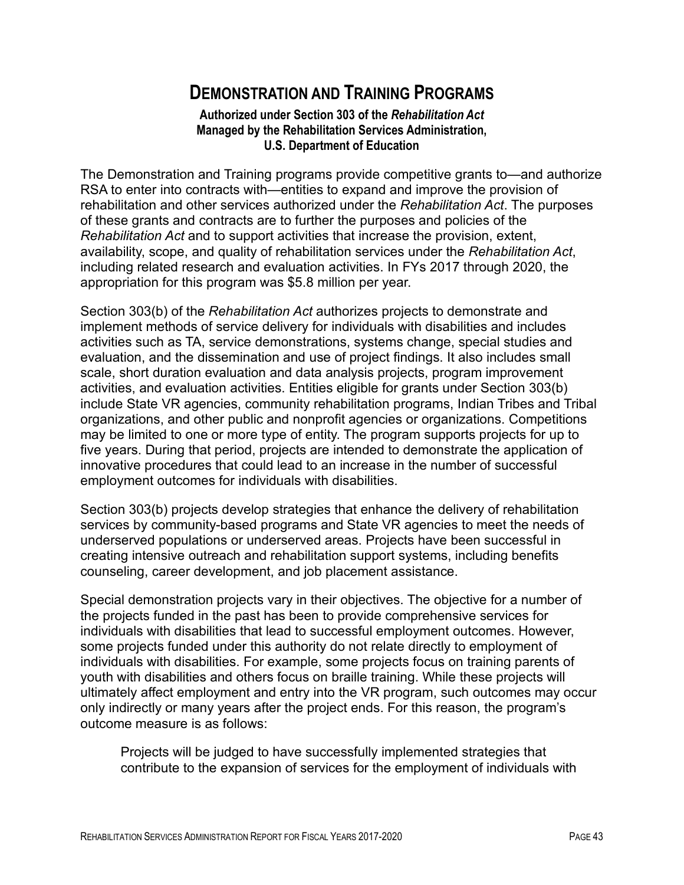# Demonstration and Training Programs

**Authorized under Section 303 of the *Rehabilitation Act***
**Managed by the Rehabilitation Services Administration,**
**U.S. Department of Education**

The Demonstration and Training programs provide competitive grants to—and authorize RSA to enter into contracts with—entities to expand and improve the provision of rehabilitation and other services authorized under the *Rehabilitation Act*. The purposes of these grants and contracts are to further the purposes and policies of the *Rehabilitation Act* and to support activities that increase the provision, extent, availability, scope, and quality of rehabilitation services under the *Rehabilitation Act*, including related research and evaluation activities. In FYs 2017 through 2020, the appropriation for this program was $5.8 million per year.

Section 303(b) of the *Rehabilitation Act* authorizes projects to demonstrate and implement methods of service delivery for individuals with disabilities and includes activities such as TA, service demonstrations, systems change, special studies and evaluation, and the dissemination and use of project findings. It also includes small scale, short duration evaluation and data analysis projects, program improvement activities, and evaluation activities. Entities eligible for grants under Section 303(b) include State VR agencies, community rehabilitation programs, Indian Tribes and Tribal organizations, and other public and nonprofit agencies or organizations. Competitions may be limited to one or more type of entity. The program supports projects for up to five years. During that period, projects are intended to demonstrate the application of innovative procedures that could lead to an increase in the number of successful employment outcomes for individuals with disabilities.

Section 303(b) projects develop strategies that enhance the delivery of rehabilitation services by community-based programs and State VR agencies to meet the needs of underserved populations or underserved areas. Projects have been successful in creating intensive outreach and rehabilitation support systems, including benefits counseling, career development, and job placement assistance.

Special demonstration projects vary in their objectives. The objective for a number of the projects funded in the past has been to provide comprehensive services for individuals with disabilities that lead to successful employment outcomes. However, some projects funded under this authority do not relate directly to employment of individuals with disabilities. For example, some projects focus on training parents of youth with disabilities and others focus on braille training. While these projects will ultimately affect employment and entry into the VR program, such outcomes may occur only indirectly or many years after the project ends. For this reason, the program's outcome measure is as follows:

> Projects will be judged to have successfully implemented strategies that contribute to the expansion of services for the employment of individuals with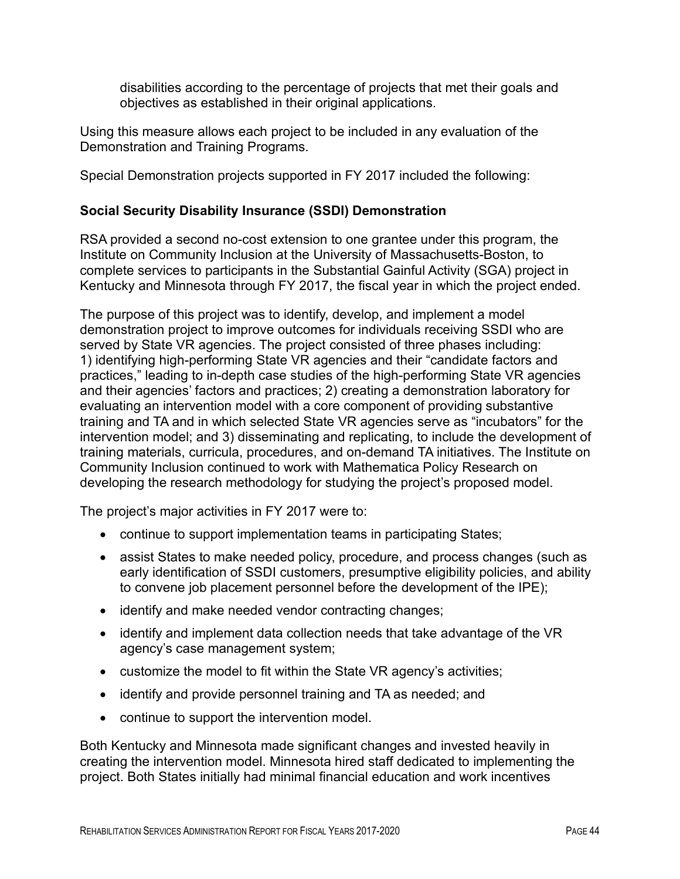disabilities according to the percentage of projects that met their goals and objectives as established in their original applications.

Using this measure allows each project to be included in any evaluation of the Demonstration and Training Programs.

Special Demonstration projects supported in FY 2017 included the following:

**Social Security Disability Insurance (SSDI) Demonstration**

RSA provided a second no-cost extension to one grantee under this program, the Institute on Community Inclusion at the University of Massachusetts-Boston, to complete services to participants in the Substantial Gainful Activity (SGA) project in Kentucky and Minnesota through FY 2017, the fiscal year in which the project ended.

The purpose of this project was to identify, develop, and implement a model demonstration project to improve outcomes for individuals receiving SSDI who are served by State VR agencies. The project consisted of three phases including: 1) identifying high-performing State VR agencies and their "candidate factors and practices," leading to in-depth case studies of the high-performing State VR agencies and their agencies' factors and practices; 2) creating a demonstration laboratory for evaluating an intervention model with a core component of providing substantive training and TA and in which selected State VR agencies serve as "incubators" for the intervention model; and 3) disseminating and replicating, to include the development of training materials, curricula, procedures, and on-demand TA initiatives. The Institute on Community Inclusion continued to work with Mathematica Policy Research on developing the research methodology for studying the project's proposed model.

The project's major activities in FY 2017 were to:

- continue to support implementation teams in participating States;
- assist States to make needed policy, procedure, and process changes (such as early identification of SSDI customers, presumptive eligibility policies, and ability to convene job placement personnel before the development of the IPE);
- identify and make needed vendor contracting changes;
- identify and implement data collection needs that take advantage of the VR agency's case management system;
- customize the model to fit within the State VR agency's activities;
- identify and provide personnel training and TA as needed; and
- continue to support the intervention model.

Both Kentucky and Minnesota made significant changes and invested heavily in creating the intervention model. Minnesota hired staff dedicated to implementing the project. Both States initially had minimal financial education and work incentives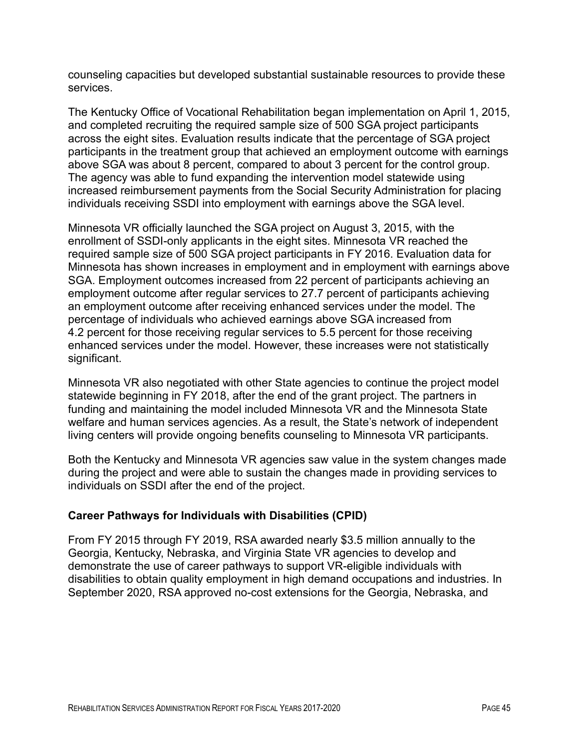counseling capacities but developed substantial sustainable resources to provide these services.

The Kentucky Office of Vocational Rehabilitation began implementation on April 1, 2015, and completed recruiting the required sample size of 500 SGA project participants across the eight sites. Evaluation results indicate that the percentage of SGA project participants in the treatment group that achieved an employment outcome with earnings above SGA was about 8 percent, compared to about 3 percent for the control group. The agency was able to fund expanding the intervention model statewide using increased reimbursement payments from the Social Security Administration for placing individuals receiving SSDI into employment with earnings above the SGA level.

Minnesota VR officially launched the SGA project on August 3, 2015, with the enrollment of SSDI-only applicants in the eight sites. Minnesota VR reached the required sample size of 500 SGA project participants in FY 2016. Evaluation data for Minnesota has shown increases in employment and in employment with earnings above SGA. Employment outcomes increased from 22 percent of participants achieving an employment outcome after regular services to 27.7 percent of participants achieving an employment outcome after receiving enhanced services under the model. The percentage of individuals who achieved earnings above SGA increased from 4.2 percent for those receiving regular services to 5.5 percent for those receiving enhanced services under the model. However, these increases were not statistically significant.

Minnesota VR also negotiated with other State agencies to continue the project model statewide beginning in FY 2018, after the end of the grant project. The partners in funding and maintaining the model included Minnesota VR and the Minnesota State welfare and human services agencies. As a result, the State's network of independent living centers will provide ongoing benefits counseling to Minnesota VR participants.

Both the Kentucky and Minnesota VR agencies saw value in the system changes made during the project and were able to sustain the changes made in providing services to individuals on SSDI after the end of the project.

**Career Pathways for Individuals with Disabilities (CPID)**

From FY 2015 through FY 2019, RSA awarded nearly $3.5 million annually to the Georgia, Kentucky, Nebraska, and Virginia State VR agencies to develop and demonstrate the use of career pathways to support VR-eligible individuals with disabilities to obtain quality employment in high demand occupations and industries. In September 2020, RSA approved no-cost extensions for the Georgia, Nebraska, and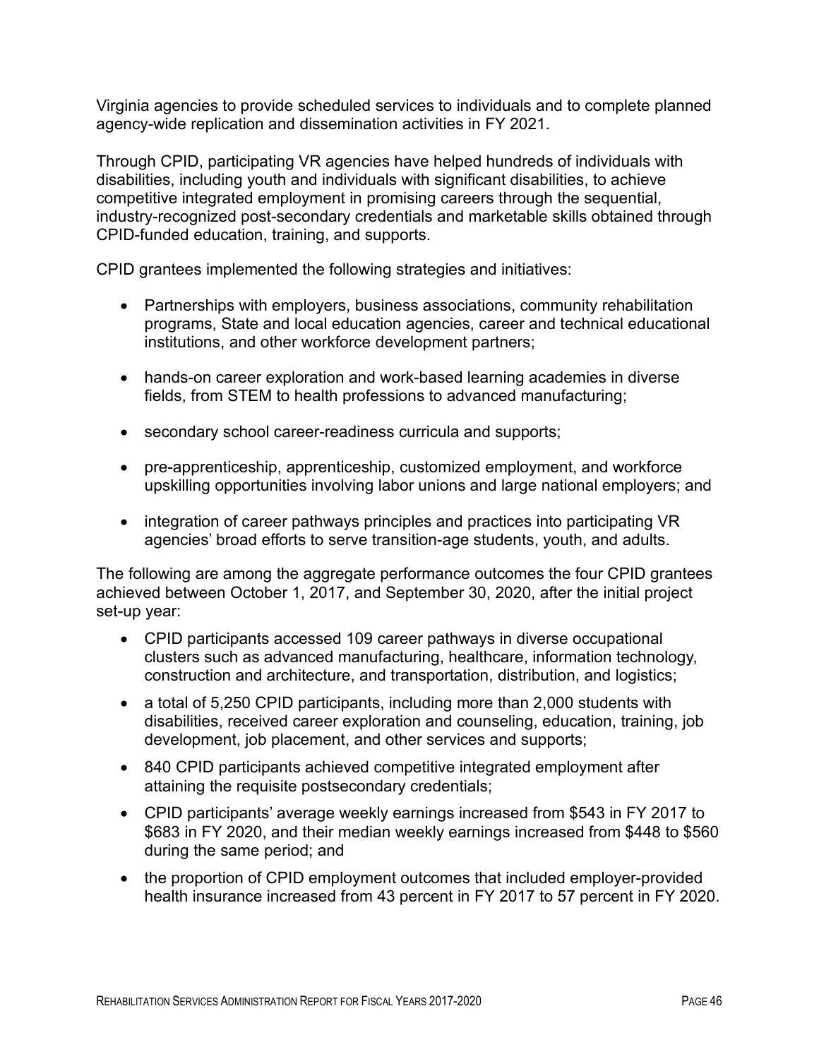Virginia agencies to provide scheduled services to individuals and to complete planned agency-wide replication and dissemination activities in FY 2021.

Through CPID, participating VR agencies have helped hundreds of individuals with disabilities, including youth and individuals with significant disabilities, to achieve competitive integrated employment in promising careers through the sequential, industry-recognized post-secondary credentials and marketable skills obtained through CPID-funded education, training, and supports.

CPID grantees implemented the following strategies and initiatives:

- Partnerships with employers, business associations, community rehabilitation programs, State and local education agencies, career and technical educational institutions, and other workforce development partners;
- hands-on career exploration and work-based learning academies in diverse fields, from STEM to health professions to advanced manufacturing;
- secondary school career-readiness curricula and supports;
- pre-apprenticeship, apprenticeship, customized employment, and workforce upskilling opportunities involving labor unions and large national employers; and
- integration of career pathways principles and practices into participating VR agencies' broad efforts to serve transition-age students, youth, and adults.

The following are among the aggregate performance outcomes the four CPID grantees achieved between October 1, 2017, and September 30, 2020, after the initial project set-up year:

- CPID participants accessed 109 career pathways in diverse occupational clusters such as advanced manufacturing, healthcare, information technology, construction and architecture, and transportation, distribution, and logistics;
- a total of 5,250 CPID participants, including more than 2,000 students with disabilities, received career exploration and counseling, education, training, job development, job placement, and other services and supports;
- 840 CPID participants achieved competitive integrated employment after attaining the requisite postsecondary credentials;
- CPID participants' average weekly earnings increased from $543 in FY 2017 to $683 in FY 2020, and their median weekly earnings increased from $448 to $560 during the same period; and
- the proportion of CPID employment outcomes that included employer-provided health insurance increased from 43 percent in FY 2017 to 57 percent in FY 2020.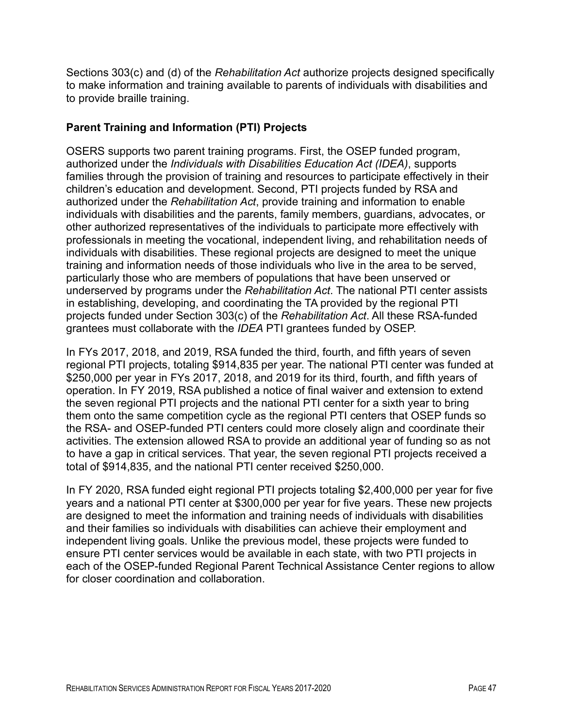Sections 303(c) and (d) of the *Rehabilitation Act* authorize projects designed specifically to make information and training available to parents of individuals with disabilities and to provide braille training.

### Parent Training and Information (PTI) Projects

OSERS supports two parent training programs. First, the OSEP funded program, authorized under the *Individuals with Disabilities Education Act (IDEA)*, supports families through the provision of training and resources to participate effectively in their children's education and development. Second, PTI projects funded by RSA and authorized under the *Rehabilitation Act*, provide training and information to enable individuals with disabilities and the parents, family members, guardians, advocates, or other authorized representatives of the individuals to participate more effectively with professionals in meeting the vocational, independent living, and rehabilitation needs of individuals with disabilities. These regional projects are designed to meet the unique training and information needs of those individuals who live in the area to be served, particularly those who are members of populations that have been unserved or underserved by programs under the *Rehabilitation Act*. The national PTI center assists in establishing, developing, and coordinating the TA provided by the regional PTI projects funded under Section 303(c) of the *Rehabilitation Act*. All these RSA-funded grantees must collaborate with the *IDEA* PTI grantees funded by OSEP.

In FYs 2017, 2018, and 2019, RSA funded the third, fourth, and fifth years of seven regional PTI projects, totaling $914,835 per year. The national PTI center was funded at $250,000 per year in FYs 2017, 2018, and 2019 for its third, fourth, and fifth years of operation. In FY 2019, RSA published a notice of final waiver and extension to extend the seven regional PTI projects and the national PTI center for a sixth year to bring them onto the same competition cycle as the regional PTI centers that OSEP funds so the RSA- and OSEP-funded PTI centers could more closely align and coordinate their activities. The extension allowed RSA to provide an additional year of funding so as not to have a gap in critical services. That year, the seven regional PTI projects received a total of $914,835, and the national PTI center received $250,000.

In FY 2020, RSA funded eight regional PTI projects totaling $2,400,000 per year for five years and a national PTI center at $300,000 per year for five years. These new projects are designed to meet the information and training needs of individuals with disabilities and their families so individuals with disabilities can achieve their employment and independent living goals. Unlike the previous model, these projects were funded to ensure PTI center services would be available in each state, with two PTI projects in each of the OSEP-funded Regional Parent Technical Assistance Center regions to allow for closer coordination and collaboration.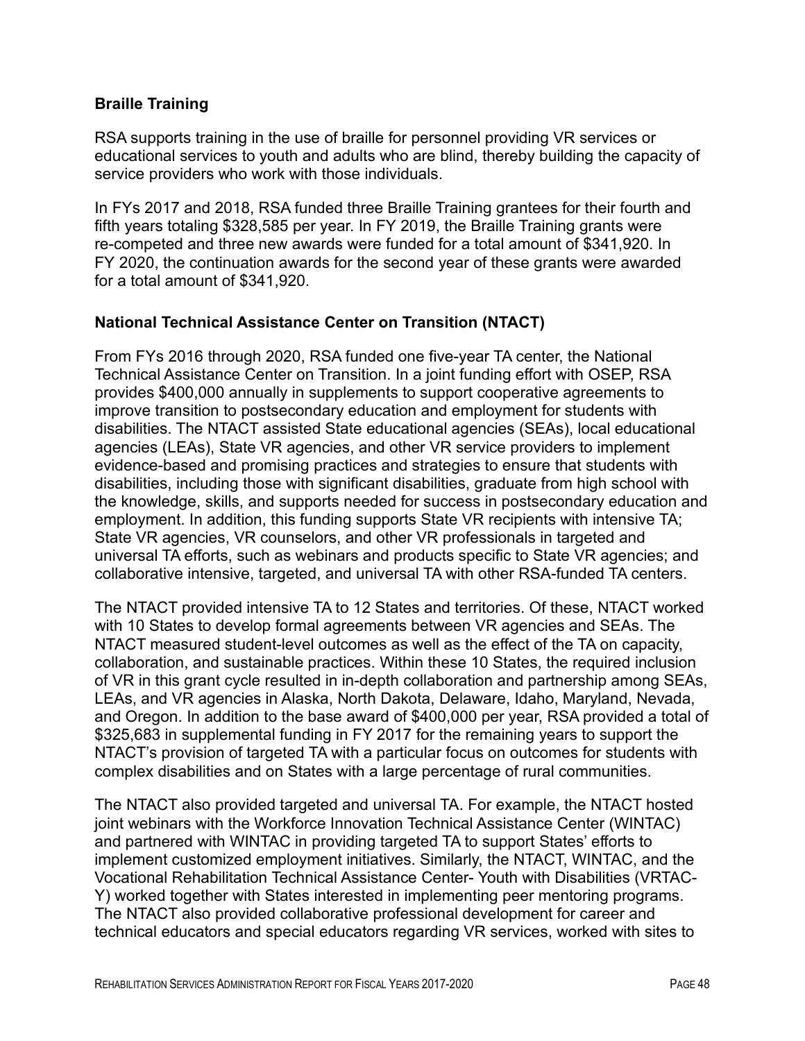**Braille Training**

RSA supports training in the use of braille for personnel providing VR services or educational services to youth and adults who are blind, thereby building the capacity of service providers who work with those individuals.

In FYs 2017 and 2018, RSA funded three Braille Training grantees for their fourth and fifth years totaling $328,585 per year. In FY 2019, the Braille Training grants were re-competed and three new awards were funded for a total amount of $341,920. In FY 2020, the continuation awards for the second year of these grants were awarded for a total amount of $341,920.

**National Technical Assistance Center on Transition (NTACT)**

From FYs 2016 through 2020, RSA funded one five-year TA center, the National Technical Assistance Center on Transition. In a joint funding effort with OSEP, RSA provides $400,000 annually in supplements to support cooperative agreements to improve transition to postsecondary education and employment for students with disabilities. The NTACT assisted State educational agencies (SEAs), local educational agencies (LEAs), State VR agencies, and other VR service providers to implement evidence-based and promising practices and strategies to ensure that students with disabilities, including those with significant disabilities, graduate from high school with the knowledge, skills, and supports needed for success in postsecondary education and employment. In addition, this funding supports State VR recipients with intensive TA; State VR agencies, VR counselors, and other VR professionals in targeted and universal TA efforts, such as webinars and products specific to State VR agencies; and collaborative intensive, targeted, and universal TA with other RSA-funded TA centers.

The NTACT provided intensive TA to 12 States and territories. Of these, NTACT worked with 10 States to develop formal agreements between VR agencies and SEAs. The NTACT measured student-level outcomes as well as the effect of the TA on capacity, collaboration, and sustainable practices. Within these 10 States, the required inclusion of VR in this grant cycle resulted in in-depth collaboration and partnership among SEAs, LEAs, and VR agencies in Alaska, North Dakota, Delaware, Idaho, Maryland, Nevada, and Oregon. In addition to the base award of $400,000 per year, RSA provided a total of $325,683 in supplemental funding in FY 2017 for the remaining years to support the NTACT's provision of targeted TA with a particular focus on outcomes for students with complex disabilities and on States with a large percentage of rural communities.

The NTACT also provided targeted and universal TA. For example, the NTACT hosted joint webinars with the Workforce Innovation Technical Assistance Center (WINTAC) and partnered with WINTAC in providing targeted TA to support States' efforts to implement customized employment initiatives. Similarly, the NTACT, WINTAC, and the Vocational Rehabilitation Technical Assistance Center- Youth with Disabilities (VRTAC-Y) worked together with States interested in implementing peer mentoring programs. The NTACT also provided collaborative professional development for career and technical educators and special educators regarding VR services, worked with sites to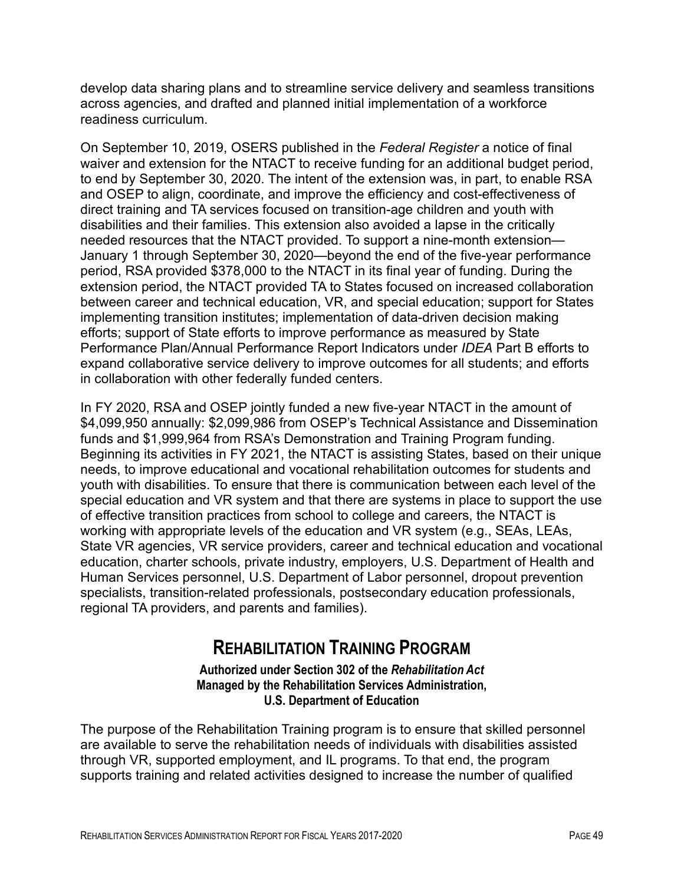develop data sharing plans and to streamline service delivery and seamless transitions across agencies, and drafted and planned initial implementation of a workforce readiness curriculum.

On September 10, 2019, OSERS published in the *Federal Register* a notice of final waiver and extension for the NTACT to receive funding for an additional budget period, to end by September 30, 2020. The intent of the extension was, in part, to enable RSA and OSEP to align, coordinate, and improve the efficiency and cost-effectiveness of direct training and TA services focused on transition-age children and youth with disabilities and their families. This extension also avoided a lapse in the critically needed resources that the NTACT provided. To support a nine-month extension—January 1 through September 30, 2020—beyond the end of the five-year performance period, RSA provided $378,000 to the NTACT in its final year of funding. During the extension period, the NTACT provided TA to States focused on increased collaboration between career and technical education, VR, and special education; support for States implementing transition institutes; implementation of data-driven decision making efforts; support of State efforts to improve performance as measured by State Performance Plan/Annual Performance Report Indicators under *IDEA* Part B efforts to expand collaborative service delivery to improve outcomes for all students; and efforts in collaboration with other federally funded centers.

In FY 2020, RSA and OSEP jointly funded a new five-year NTACT in the amount of $4,099,950 annually: $2,099,986 from OSEP's Technical Assistance and Dissemination funds and $1,999,964 from RSA's Demonstration and Training Program funding. Beginning its activities in FY 2021, the NTACT is assisting States, based on their unique needs, to improve educational and vocational rehabilitation outcomes for students and youth with disabilities. To ensure that there is communication between each level of the special education and VR system and that there are systems in place to support the use of effective transition practices from school to college and careers, the NTACT is working with appropriate levels of the education and VR system (e.g., SEAs, LEAs, State VR agencies, VR service providers, career and technical education and vocational education, charter schools, private industry, employers, U.S. Department of Health and Human Services personnel, U.S. Department of Labor personnel, dropout prevention specialists, transition-related professionals, postsecondary education professionals, regional TA providers, and parents and families).

## Rehabilitation Training Program

**Authorized under Section 302 of the *Rehabilitation Act***
**Managed by the Rehabilitation Services Administration,**
**U.S. Department of Education**

The purpose of the Rehabilitation Training program is to ensure that skilled personnel are available to serve the rehabilitation needs of individuals with disabilities assisted through VR, supported employment, and IL programs. To that end, the program supports training and related activities designed to increase the number of qualified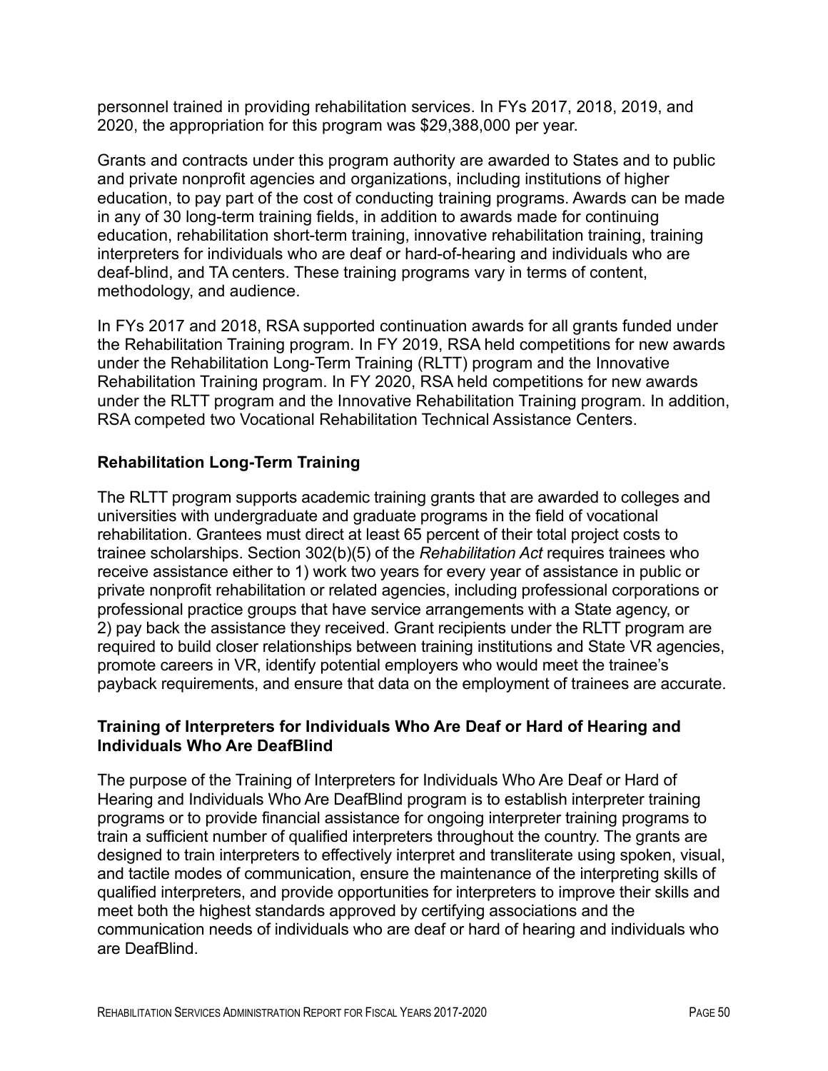personnel trained in providing rehabilitation services. In FYs 2017, 2018, 2019, and 2020, the appropriation for this program was $29,388,000 per year.

Grants and contracts under this program authority are awarded to States and to public and private nonprofit agencies and organizations, including institutions of higher education, to pay part of the cost of conducting training programs. Awards can be made in any of 30 long-term training fields, in addition to awards made for continuing education, rehabilitation short-term training, innovative rehabilitation training, training interpreters for individuals who are deaf or hard-of-hearing and individuals who are deaf-blind, and TA centers. These training programs vary in terms of content, methodology, and audience.

In FYs 2017 and 2018, RSA supported continuation awards for all grants funded under the Rehabilitation Training program. In FY 2019, RSA held competitions for new awards under the Rehabilitation Long-Term Training (RLTT) program and the Innovative Rehabilitation Training program. In FY 2020, RSA held competitions for new awards under the RLTT program and the Innovative Rehabilitation Training program. In addition, RSA competed two Vocational Rehabilitation Technical Assistance Centers.

### Rehabilitation Long-Term Training

The RLTT program supports academic training grants that are awarded to colleges and universities with undergraduate and graduate programs in the field of vocational rehabilitation. Grantees must direct at least 65 percent of their total project costs to trainee scholarships. Section 302(b)(5) of the *Rehabilitation Act* requires trainees who receive assistance either to 1) work two years for every year of assistance in public or private nonprofit rehabilitation or related agencies, including professional corporations or professional practice groups that have service arrangements with a State agency, or 2) pay back the assistance they received. Grant recipients under the RLTT program are required to build closer relationships between training institutions and State VR agencies, promote careers in VR, identify potential employers who would meet the trainee's payback requirements, and ensure that data on the employment of trainees are accurate.

### Training of Interpreters for Individuals Who Are Deaf or Hard of Hearing and Individuals Who Are DeafBlind

The purpose of the Training of Interpreters for Individuals Who Are Deaf or Hard of Hearing and Individuals Who Are DeafBlind program is to establish interpreter training programs or to provide financial assistance for ongoing interpreter training programs to train a sufficient number of qualified interpreters throughout the country. The grants are designed to train interpreters to effectively interpret and transliterate using spoken, visual, and tactile modes of communication, ensure the maintenance of the interpreting skills of qualified interpreters, and provide opportunities for interpreters to improve their skills and meet both the highest standards approved by certifying associations and the communication needs of individuals who are deaf or hard of hearing and individuals who are DeafBlind.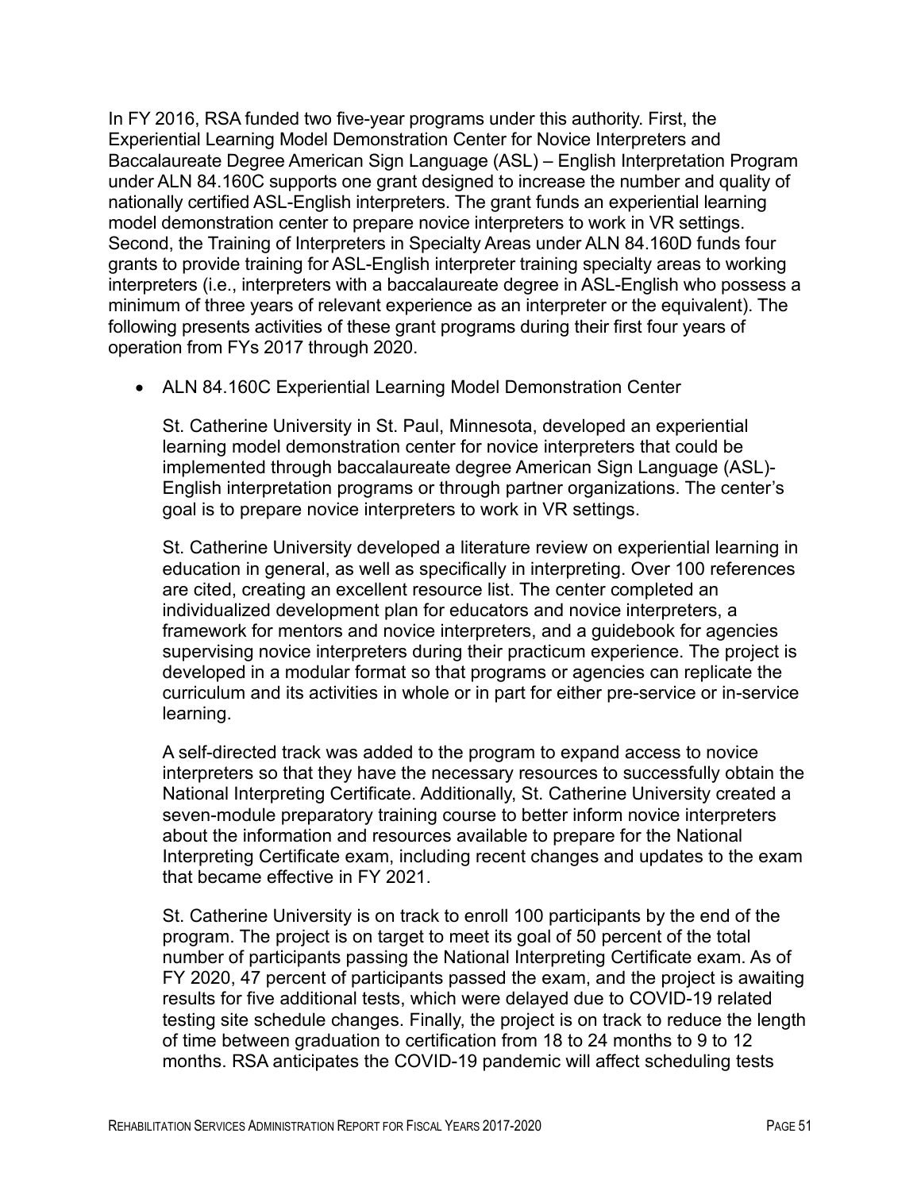In FY 2016, RSA funded two five-year programs under this authority. First, the Experiential Learning Model Demonstration Center for Novice Interpreters and Baccalaureate Degree American Sign Language (ASL) – English Interpretation Program under ALN 84.160C supports one grant designed to increase the number and quality of nationally certified ASL-English interpreters. The grant funds an experiential learning model demonstration center to prepare novice interpreters to work in VR settings. Second, the Training of Interpreters in Specialty Areas under ALN 84.160D funds four grants to provide training for ASL-English interpreter training specialty areas to working interpreters (i.e., interpreters with a baccalaureate degree in ASL-English who possess a minimum of three years of relevant experience as an interpreter or the equivalent). The following presents activities of these grant programs during their first four years of operation from FYs 2017 through 2020.

- ALN 84.160C Experiential Learning Model Demonstration Center

  St. Catherine University in St. Paul, Minnesota, developed an experiential learning model demonstration center for novice interpreters that could be implemented through baccalaureate degree American Sign Language (ASL)-English interpretation programs or through partner organizations. The center's goal is to prepare novice interpreters to work in VR settings.

  St. Catherine University developed a literature review on experiential learning in education in general, as well as specifically in interpreting. Over 100 references are cited, creating an excellent resource list. The center completed an individualized development plan for educators and novice interpreters, a framework for mentors and novice interpreters, and a guidebook for agencies supervising novice interpreters during their practicum experience. The project is developed in a modular format so that programs or agencies can replicate the curriculum and its activities in whole or in part for either pre-service or in-service learning.

  A self-directed track was added to the program to expand access to novice interpreters so that they have the necessary resources to successfully obtain the National Interpreting Certificate. Additionally, St. Catherine University created a seven-module preparatory training course to better inform novice interpreters about the information and resources available to prepare for the National Interpreting Certificate exam, including recent changes and updates to the exam that became effective in FY 2021.

  St. Catherine University is on track to enroll 100 participants by the end of the program. The project is on target to meet its goal of 50 percent of the total number of participants passing the National Interpreting Certificate exam. As of FY 2020, 47 percent of participants passed the exam, and the project is awaiting results for five additional tests, which were delayed due to COVID-19 related testing site schedule changes. Finally, the project is on track to reduce the length of time between graduation to certification from 18 to 24 months to 9 to 12 months. RSA anticipates the COVID-19 pandemic will affect scheduling tests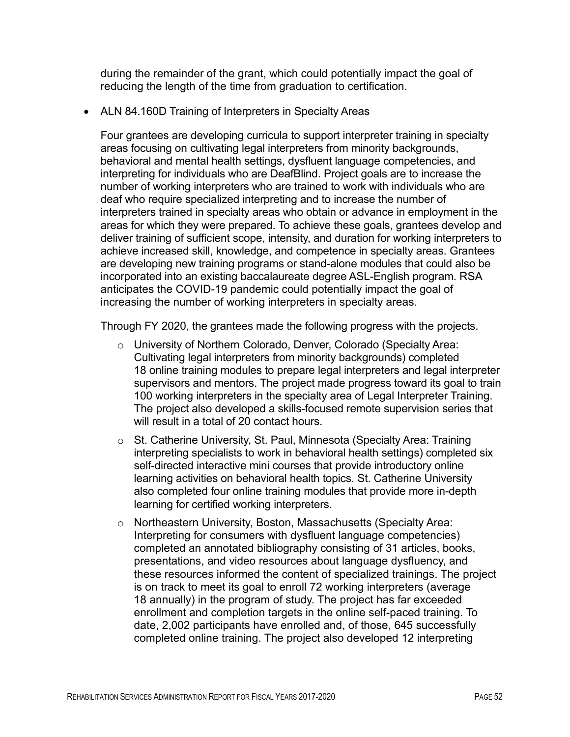during the remainder of the grant, which could potentially impact the goal of reducing the length of the time from graduation to certification.

- ALN 84.160D Training of Interpreters in Specialty Areas

  Four grantees are developing curricula to support interpreter training in specialty areas focusing on cultivating legal interpreters from minority backgrounds, behavioral and mental health settings, dysfluent language competencies, and interpreting for individuals who are DeafBlind. Project goals are to increase the number of working interpreters who are trained to work with individuals who are deaf who require specialized interpreting and to increase the number of interpreters trained in specialty areas who obtain or advance in employment in the areas for which they were prepared. To achieve these goals, grantees develop and deliver training of sufficient scope, intensity, and duration for working interpreters to achieve increased skill, knowledge, and competence in specialty areas. Grantees are developing new training programs or stand-alone modules that could also be incorporated into an existing baccalaureate degree ASL-English program. RSA anticipates the COVID-19 pandemic could potentially impact the goal of increasing the number of working interpreters in specialty areas.

  Through FY 2020, the grantees made the following progress with the projects.

  - University of Northern Colorado, Denver, Colorado (Specialty Area: Cultivating legal interpreters from minority backgrounds) completed 18 online training modules to prepare legal interpreters and legal interpreter supervisors and mentors. The project made progress toward its goal to train 100 working interpreters in the specialty area of Legal Interpreter Training. The project also developed a skills-focused remote supervision series that will result in a total of 20 contact hours.
  - St. Catherine University, St. Paul, Minnesota (Specialty Area: Training interpreting specialists to work in behavioral health settings) completed six self-directed interactive mini courses that provide introductory online learning activities on behavioral health topics. St. Catherine University also completed four online training modules that provide more in-depth learning for certified working interpreters.
  - Northeastern University, Boston, Massachusetts (Specialty Area: Interpreting for consumers with dysfluent language competencies) completed an annotated bibliography consisting of 31 articles, books, presentations, and video resources about language dysfluency, and these resources informed the content of specialized trainings. The project is on track to meet its goal to enroll 72 working interpreters (average 18 annually) in the program of study. The project has far exceeded enrollment and completion targets in the online self-paced training. To date, 2,002 participants have enrolled and, of those, 645 successfully completed online training. The project also developed 12 interpreting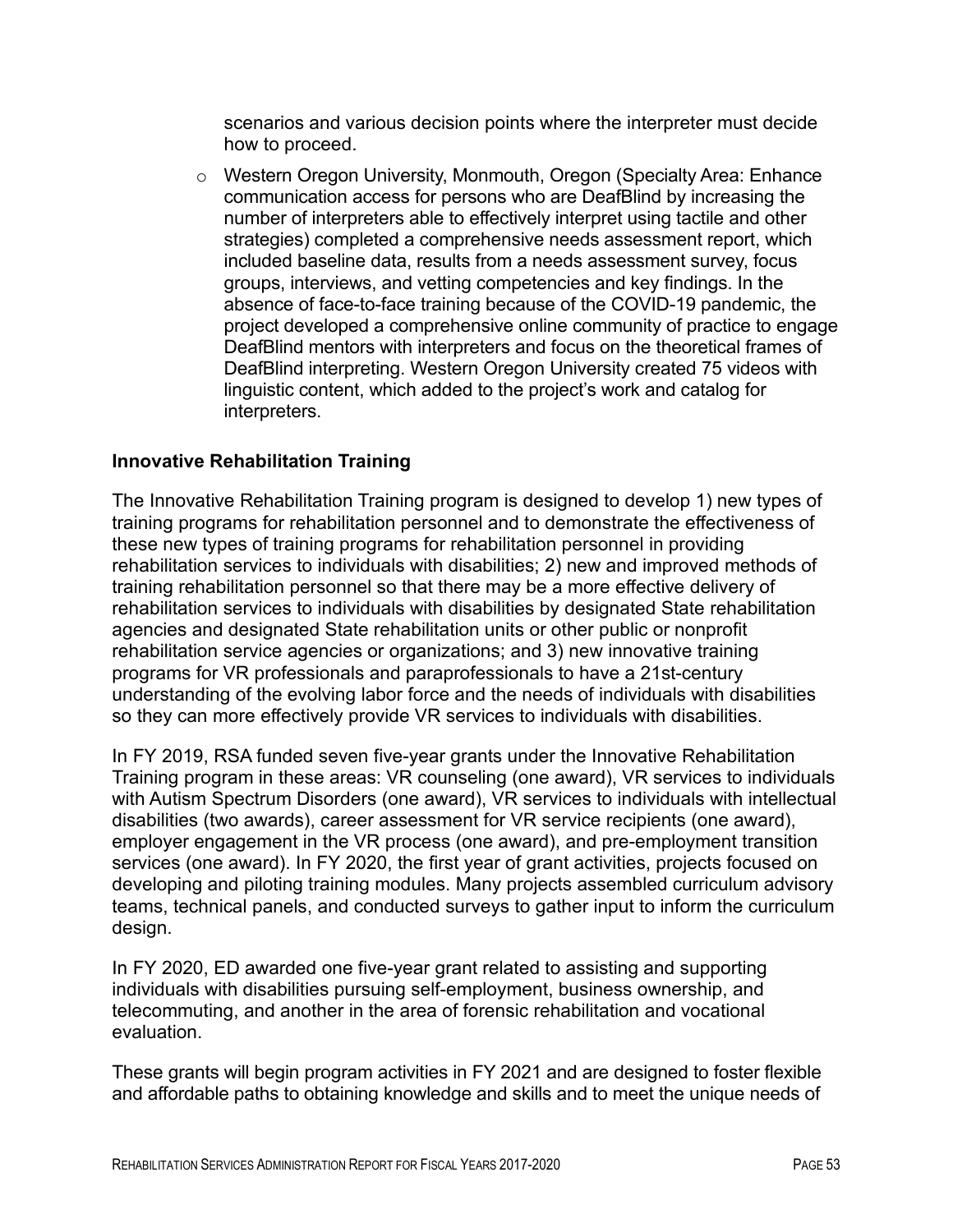scenarios and various decision points where the interpreter must decide how to proceed.

- Western Oregon University, Monmouth, Oregon (Specialty Area: Enhance communication access for persons who are DeafBlind by increasing the number of interpreters able to effectively interpret using tactile and other strategies) completed a comprehensive needs assessment report, which included baseline data, results from a needs assessment survey, focus groups, interviews, and vetting competencies and key findings. In the absence of face-to-face training because of the COVID-19 pandemic, the project developed a comprehensive online community of practice to engage DeafBlind mentors with interpreters and focus on the theoretical frames of DeafBlind interpreting. Western Oregon University created 75 videos with linguistic content, which added to the project's work and catalog for interpreters.

### Innovative Rehabilitation Training

The Innovative Rehabilitation Training program is designed to develop 1) new types of training programs for rehabilitation personnel and to demonstrate the effectiveness of these new types of training programs for rehabilitation personnel in providing rehabilitation services to individuals with disabilities; 2) new and improved methods of training rehabilitation personnel so that there may be a more effective delivery of rehabilitation services to individuals with disabilities by designated State rehabilitation agencies and designated State rehabilitation units or other public or nonprofit rehabilitation service agencies or organizations; and 3) new innovative training programs for VR professionals and paraprofessionals to have a 21st-century understanding of the evolving labor force and the needs of individuals with disabilities so they can more effectively provide VR services to individuals with disabilities.

In FY 2019, RSA funded seven five-year grants under the Innovative Rehabilitation Training program in these areas: VR counseling (one award), VR services to individuals with Autism Spectrum Disorders (one award), VR services to individuals with intellectual disabilities (two awards), career assessment for VR service recipients (one award), employer engagement in the VR process (one award), and pre-employment transition services (one award). In FY 2020, the first year of grant activities, projects focused on developing and piloting training modules. Many projects assembled curriculum advisory teams, technical panels, and conducted surveys to gather input to inform the curriculum design.

In FY 2020, ED awarded one five-year grant related to assisting and supporting individuals with disabilities pursuing self-employment, business ownership, and telecommuting, and another in the area of forensic rehabilitation and vocational evaluation.

These grants will begin program activities in FY 2021 and are designed to foster flexible and affordable paths to obtaining knowledge and skills and to meet the unique needs of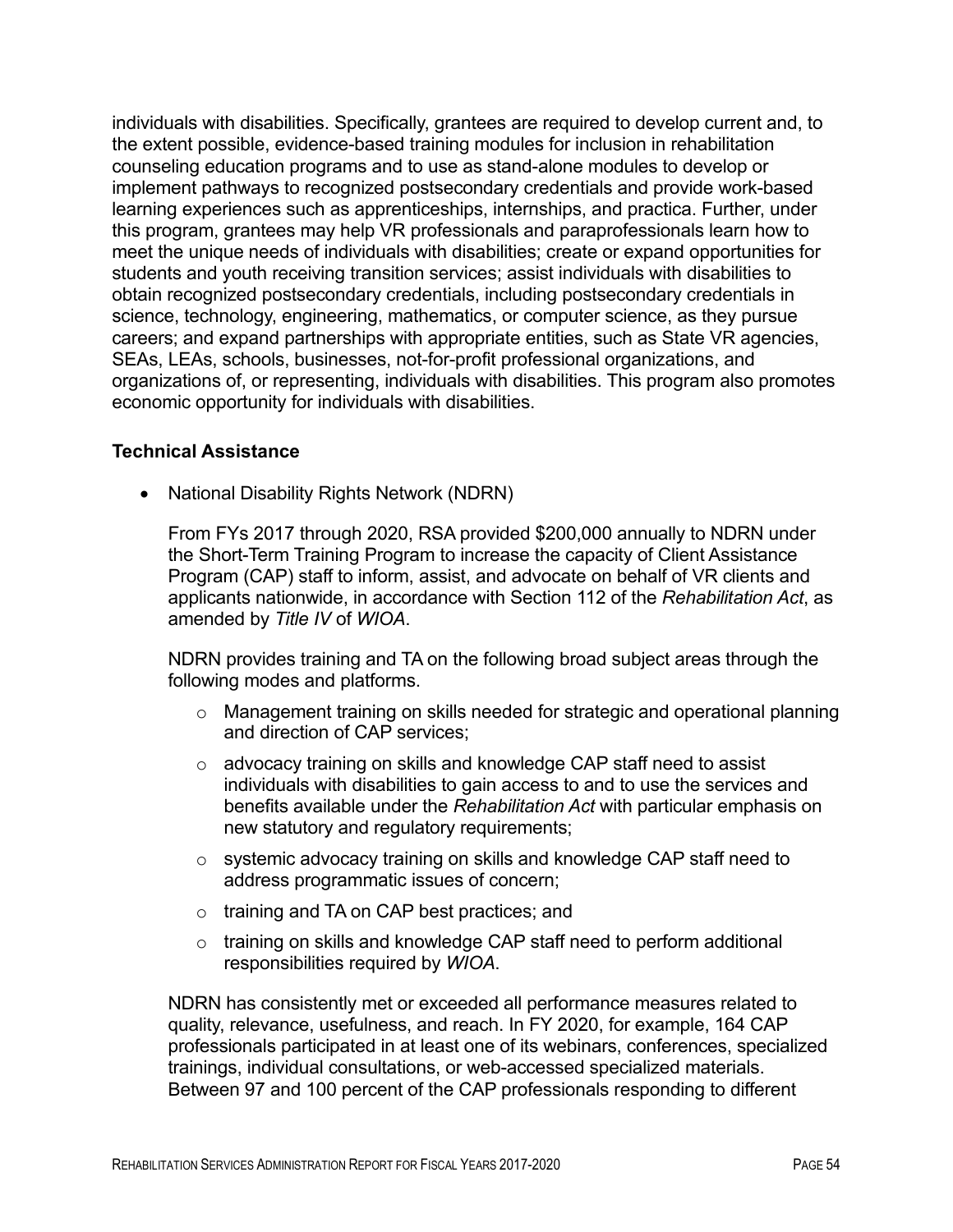individuals with disabilities. Specifically, grantees are required to develop current and, to the extent possible, evidence-based training modules for inclusion in rehabilitation counseling education programs and to use as stand-alone modules to develop or implement pathways to recognized postsecondary credentials and provide work-based learning experiences such as apprenticeships, internships, and practica. Further, under this program, grantees may help VR professionals and paraprofessionals learn how to meet the unique needs of individuals with disabilities; create or expand opportunities for students and youth receiving transition services; assist individuals with disabilities to obtain recognized postsecondary credentials, including postsecondary credentials in science, technology, engineering, mathematics, or computer science, as they pursue careers; and expand partnerships with appropriate entities, such as State VR agencies, SEAs, LEAs, schools, businesses, not-for-profit professional organizations, and organizations of, or representing, individuals with disabilities. This program also promotes economic opportunity for individuals with disabilities.

### Technical Assistance

- National Disability Rights Network (NDRN)

  From FYs 2017 through 2020, RSA provided $200,000 annually to NDRN under the Short-Term Training Program to increase the capacity of Client Assistance Program (CAP) staff to inform, assist, and advocate on behalf of VR clients and applicants nationwide, in accordance with Section 112 of the *Rehabilitation Act*, as amended by *Title IV* of *WIOA*.

  NDRN provides training and TA on the following broad subject areas through the following modes and platforms.

  - Management training on skills needed for strategic and operational planning and direction of CAP services;
  - advocacy training on skills and knowledge CAP staff need to assist individuals with disabilities to gain access to and to use the services and benefits available under the *Rehabilitation Act* with particular emphasis on new statutory and regulatory requirements;
  - systemic advocacy training on skills and knowledge CAP staff need to address programmatic issues of concern;
  - training and TA on CAP best practices; and
  - training on skills and knowledge CAP staff need to perform additional responsibilities required by *WIOA*.

  NDRN has consistently met or exceeded all performance measures related to quality, relevance, usefulness, and reach. In FY 2020, for example, 164 CAP professionals participated in at least one of its webinars, conferences, specialized trainings, individual consultations, or web-accessed specialized materials. Between 97 and 100 percent of the CAP professionals responding to different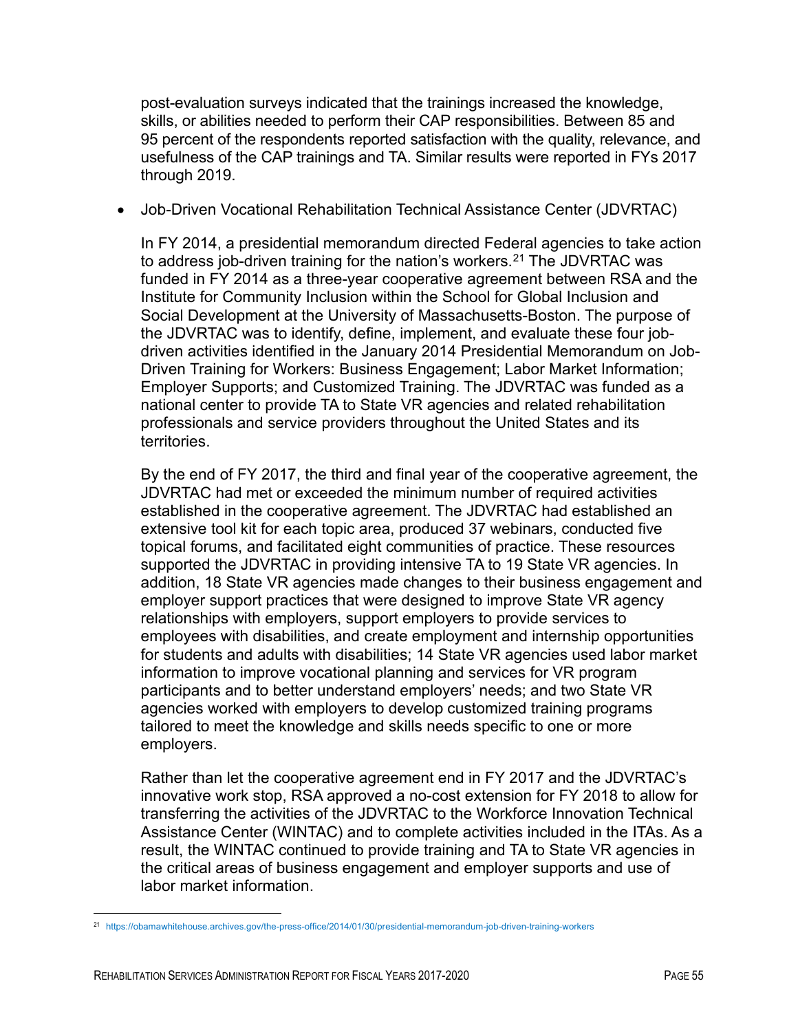post-evaluation surveys indicated that the trainings increased the knowledge, skills, or abilities needed to perform their CAP responsibilities. Between 85 and 95 percent of the respondents reported satisfaction with the quality, relevance, and usefulness of the CAP trainings and TA. Similar results were reported in FYs 2017 through 2019.

- Job-Driven Vocational Rehabilitation Technical Assistance Center (JDVRTAC)

  In FY 2014, a presidential memorandum directed Federal agencies to take action to address job-driven training for the nation's workers.[21] The JDVRTAC was funded in FY 2014 as a three-year cooperative agreement between RSA and the Institute for Community Inclusion within the School for Global Inclusion and Social Development at the University of Massachusetts-Boston. The purpose of the JDVRTAC was to identify, define, implement, and evaluate these four job-driven activities identified in the January 2014 Presidential Memorandum on Job-Driven Training for Workers: Business Engagement; Labor Market Information; Employer Supports; and Customized Training. The JDVRTAC was funded as a national center to provide TA to State VR agencies and related rehabilitation professionals and service providers throughout the United States and its territories.

  By the end of FY 2017, the third and final year of the cooperative agreement, the JDVRTAC had met or exceeded the minimum number of required activities established in the cooperative agreement. The JDVRTAC had established an extensive tool kit for each topic area, produced 37 webinars, conducted five topical forums, and facilitated eight communities of practice. These resources supported the JDVRTAC in providing intensive TA to 19 State VR agencies. In addition, 18 State VR agencies made changes to their business engagement and employer support practices that were designed to improve State VR agency relationships with employers, support employers to provide services to employees with disabilities, and create employment and internship opportunities for students and adults with disabilities; 14 State VR agencies used labor market information to improve vocational planning and services for VR program participants and to better understand employers' needs; and two State VR agencies worked with employers to develop customized training programs tailored to meet the knowledge and skills needs specific to one or more employers.

  Rather than let the cooperative agreement end in FY 2017 and the JDVRTAC's innovative work stop, RSA approved a no-cost extension for FY 2018 to allow for transferring the activities of the JDVRTAC to the Workforce Innovation Technical Assistance Center (WINTAC) and to complete activities included in the ITAs. As a result, the WINTAC continued to provide training and TA to State VR agencies in the critical areas of business engagement and employer supports and use of labor market information.

---

[21] https://obamawhitehouse.archives.gov/the-press-office/2014/01/30/presidential-memorandum-job-driven-training-workers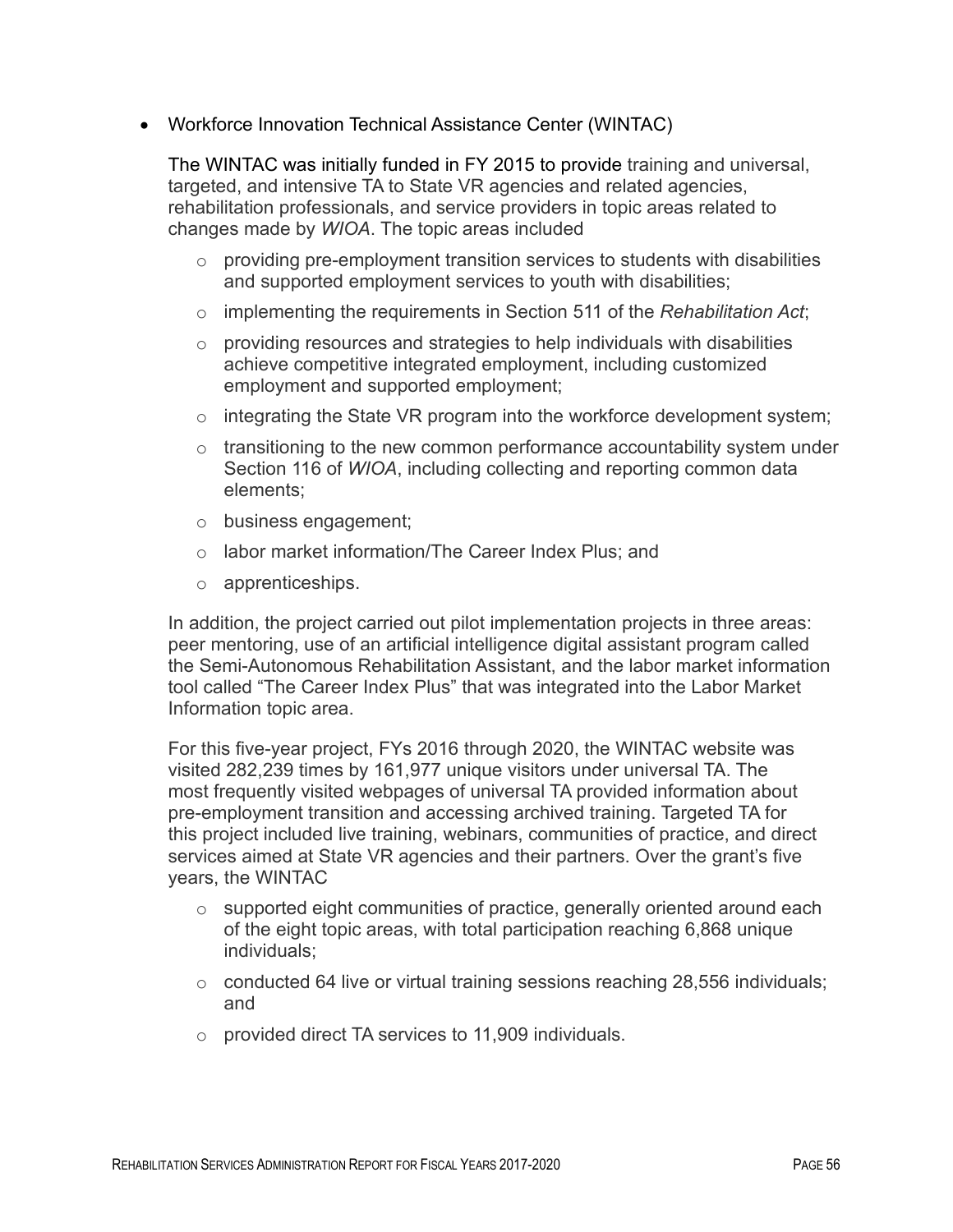- Workforce Innovation Technical Assistance Center (WINTAC)

  The WINTAC was initially funded in FY 2015 to provide training and universal, targeted, and intensive TA to State VR agencies and related agencies, rehabilitation professionals, and service providers in topic areas related to changes made by *WIOA*. The topic areas included

  - providing pre-employment transition services to students with disabilities and supported employment services to youth with disabilities;
  - implementing the requirements in Section 511 of the *Rehabilitation Act*;
  - providing resources and strategies to help individuals with disabilities achieve competitive integrated employment, including customized employment and supported employment;
  - integrating the State VR program into the workforce development system;
  - transitioning to the new common performance accountability system under Section 116 of *WIOA*, including collecting and reporting common data elements;
  - business engagement;
  - labor market information/The Career Index Plus; and
  - apprenticeships.

  In addition, the project carried out pilot implementation projects in three areas: peer mentoring, use of an artificial intelligence digital assistant program called the Semi-Autonomous Rehabilitation Assistant, and the labor market information tool called "The Career Index Plus" that was integrated into the Labor Market Information topic area.

  For this five-year project, FYs 2016 through 2020, the WINTAC website was visited 282,239 times by 161,977 unique visitors under universal TA. The most frequently visited webpages of universal TA provided information about pre-employment transition and accessing archived training. Targeted TA for this project included live training, webinars, communities of practice, and direct services aimed at State VR agencies and their partners. Over the grant's five years, the WINTAC

  - supported eight communities of practice, generally oriented around each of the eight topic areas, with total participation reaching 6,868 unique individuals;
  - conducted 64 live or virtual training sessions reaching 28,556 individuals; and
  - provided direct TA services to 11,909 individuals.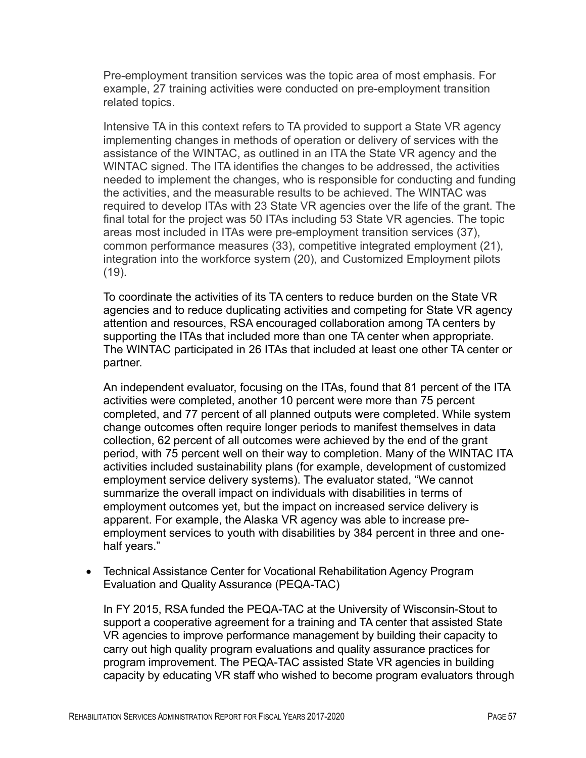Pre-employment transition services was the topic area of most emphasis. For example, 27 training activities were conducted on pre-employment transition related topics.

Intensive TA in this context refers to TA provided to support a State VR agency implementing changes in methods of operation or delivery of services with the assistance of the WINTAC, as outlined in an ITA the State VR agency and the WINTAC signed. The ITA identifies the changes to be addressed, the activities needed to implement the changes, who is responsible for conducting and funding the activities, and the measurable results to be achieved. The WINTAC was required to develop ITAs with 23 State VR agencies over the life of the grant. The final total for the project was 50 ITAs including 53 State VR agencies. The topic areas most included in ITAs were pre-employment transition services (37), common performance measures (33), competitive integrated employment (21), integration into the workforce system (20), and Customized Employment pilots (19).

To coordinate the activities of its TA centers to reduce burden on the State VR agencies and to reduce duplicating activities and competing for State VR agency attention and resources, RSA encouraged collaboration among TA centers by supporting the ITAs that included more than one TA center when appropriate. The WINTAC participated in 26 ITAs that included at least one other TA center or partner.

An independent evaluator, focusing on the ITAs, found that 81 percent of the ITA activities were completed, another 10 percent were more than 75 percent completed, and 77 percent of all planned outputs were completed. While system change outcomes often require longer periods to manifest themselves in data collection, 62 percent of all outcomes were achieved by the end of the grant period, with 75 percent well on their way to completion. Many of the WINTAC ITA activities included sustainability plans (for example, development of customized employment service delivery systems). The evaluator stated, "We cannot summarize the overall impact on individuals with disabilities in terms of employment outcomes yet, but the impact on increased service delivery is apparent. For example, the Alaska VR agency was able to increase pre-employment services to youth with disabilities by 384 percent in three and one-half years."

- Technical Assistance Center for Vocational Rehabilitation Agency Program Evaluation and Quality Assurance (PEQA-TAC)

In FY 2015, RSA funded the PEQA-TAC at the University of Wisconsin-Stout to support a cooperative agreement for a training and TA center that assisted State VR agencies to improve performance management by building their capacity to carry out high quality program evaluations and quality assurance practices for program improvement. The PEQA-TAC assisted State VR agencies in building capacity by educating VR staff who wished to become program evaluators through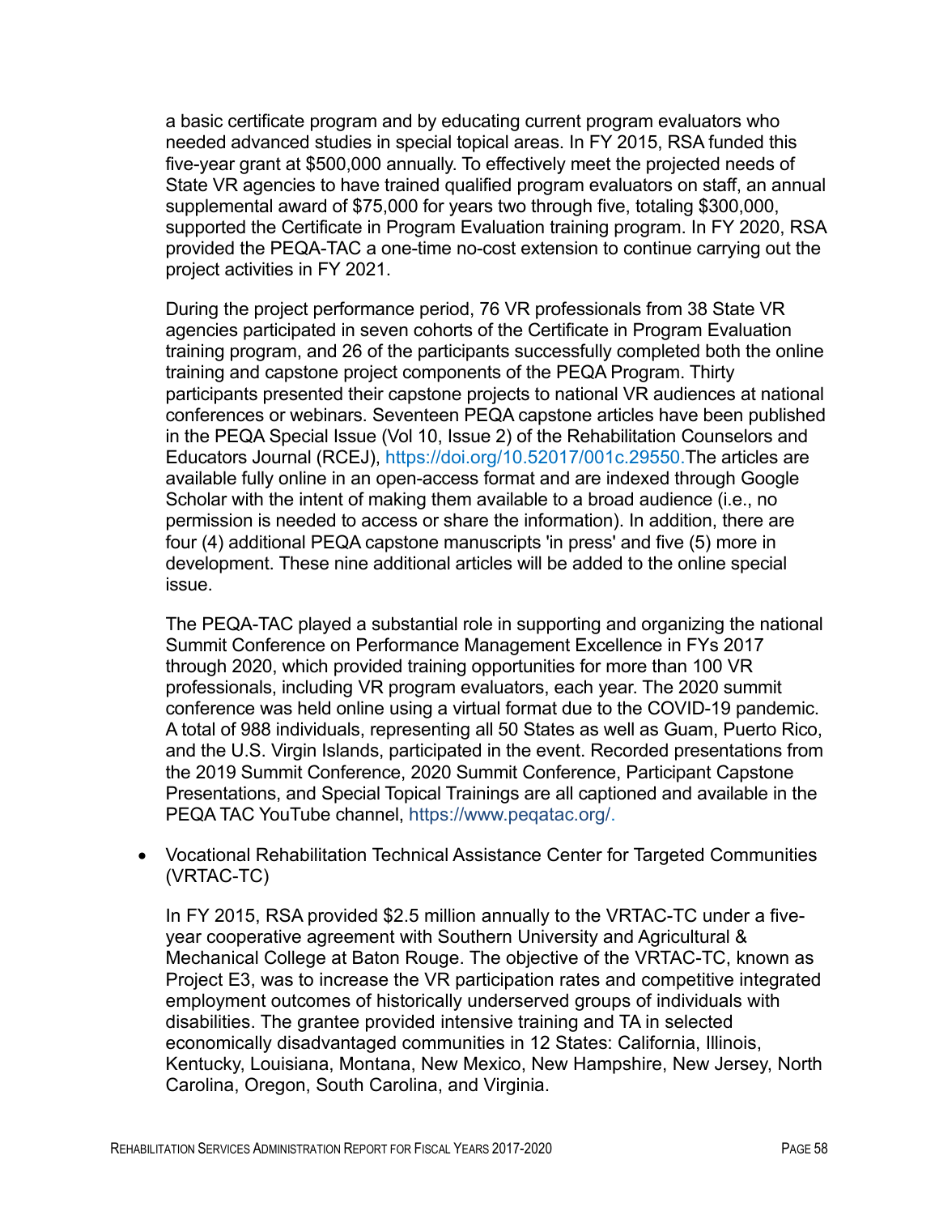a basic certificate program and by educating current program evaluators who needed advanced studies in special topical areas. In FY 2015, RSA funded this five-year grant at $500,000 annually. To effectively meet the projected needs of State VR agencies to have trained qualified program evaluators on staff, an annual supplemental award of $75,000 for years two through five, totaling $300,000, supported the Certificate in Program Evaluation training program. In FY 2020, RSA provided the PEQA-TAC a one-time no-cost extension to continue carrying out the project activities in FY 2021.

During the project performance period, 76 VR professionals from 38 State VR agencies participated in seven cohorts of the Certificate in Program Evaluation training program, and 26 of the participants successfully completed both the online training and capstone project components of the PEQA Program. Thirty participants presented their capstone projects to national VR audiences at national conferences or webinars. Seventeen PEQA capstone articles have been published in the PEQA Special Issue (Vol 10, Issue 2) of the Rehabilitation Counselors and Educators Journal (RCEJ), https://doi.org/10.52017/001c.29550.The articles are available fully online in an open-access format and are indexed through Google Scholar with the intent of making them available to a broad audience (i.e., no permission is needed to access or share the information). In addition, there are four (4) additional PEQA capstone manuscripts 'in press' and five (5) more in development. These nine additional articles will be added to the online special issue.

The PEQA-TAC played a substantial role in supporting and organizing the national Summit Conference on Performance Management Excellence in FYs 2017 through 2020, which provided training opportunities for more than 100 VR professionals, including VR program evaluators, each year. The 2020 summit conference was held online using a virtual format due to the COVID-19 pandemic. A total of 988 individuals, representing all 50 States as well as Guam, Puerto Rico, and the U.S. Virgin Islands, participated in the event. Recorded presentations from the 2019 Summit Conference, 2020 Summit Conference, Participant Capstone Presentations, and Special Topical Trainings are all captioned and available in the PEQA TAC YouTube channel, https://www.peqatac.org/.

- Vocational Rehabilitation Technical Assistance Center for Targeted Communities (VRTAC-TC)

  In FY 2015, RSA provided $2.5 million annually to the VRTAC-TC under a five-year cooperative agreement with Southern University and Agricultural & Mechanical College at Baton Rouge. The objective of the VRTAC-TC, known as Project E3, was to increase the VR participation rates and competitive integrated employment outcomes of historically underserved groups of individuals with disabilities. The grantee provided intensive training and TA in selected economically disadvantaged communities in 12 States: California, Illinois, Kentucky, Louisiana, Montana, New Mexico, New Hampshire, New Jersey, North Carolina, Oregon, South Carolina, and Virginia.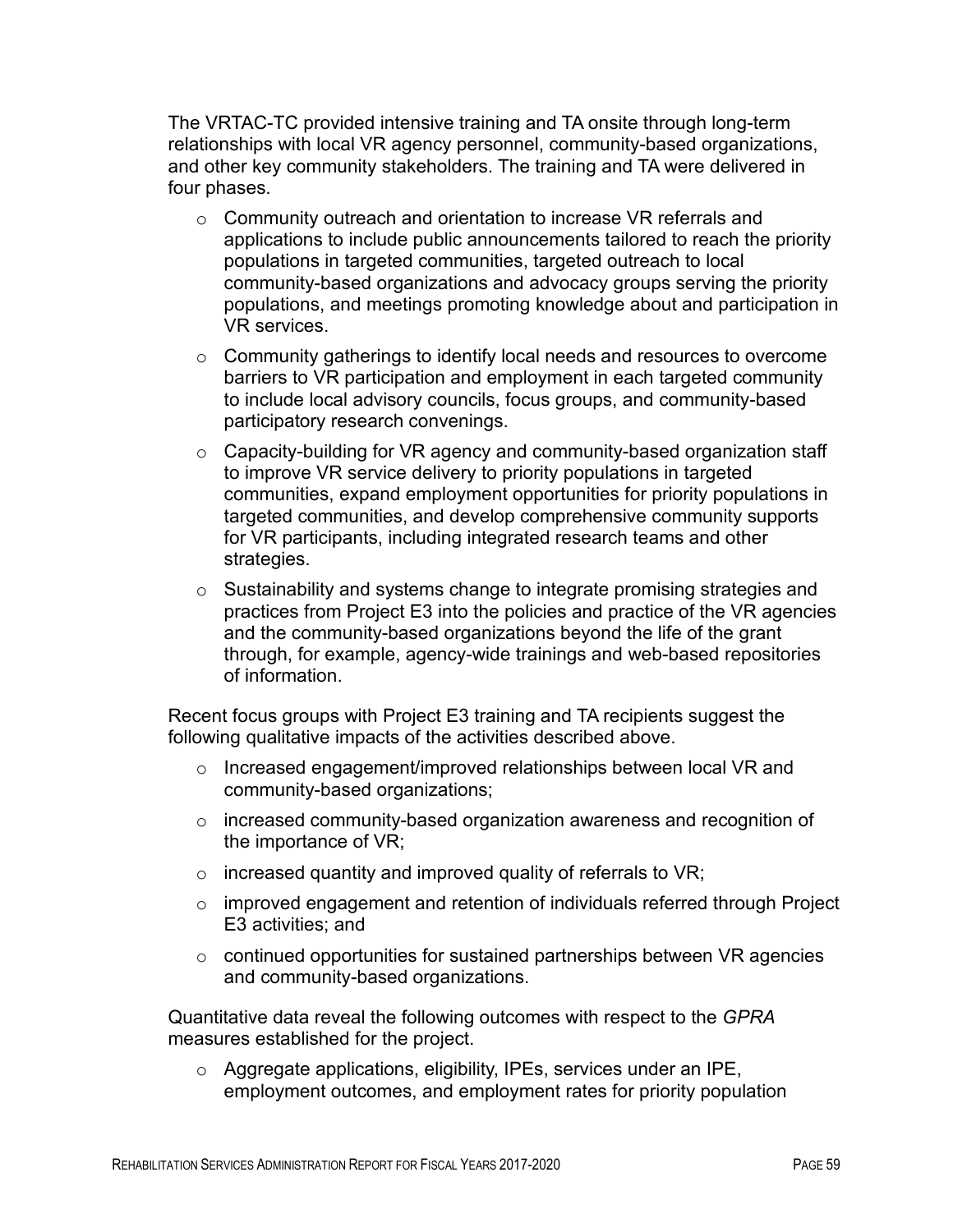The VRTAC-TC provided intensive training and TA onsite through long-term relationships with local VR agency personnel, community-based organizations, and other key community stakeholders. The training and TA were delivered in four phases.

- Community outreach and orientation to increase VR referrals and applications to include public announcements tailored to reach the priority populations in targeted communities, targeted outreach to local community-based organizations and advocacy groups serving the priority populations, and meetings promoting knowledge about and participation in VR services.
- Community gatherings to identify local needs and resources to overcome barriers to VR participation and employment in each targeted community to include local advisory councils, focus groups, and community-based participatory research convenings.
- Capacity-building for VR agency and community-based organization staff to improve VR service delivery to priority populations in targeted communities, expand employment opportunities for priority populations in targeted communities, and develop comprehensive community supports for VR participants, including integrated research teams and other strategies.
- Sustainability and systems change to integrate promising strategies and practices from Project E3 into the policies and practice of the VR agencies and the community-based organizations beyond the life of the grant through, for example, agency-wide trainings and web-based repositories of information.

Recent focus groups with Project E3 training and TA recipients suggest the following qualitative impacts of the activities described above.

- Increased engagement/improved relationships between local VR and community-based organizations;
- increased community-based organization awareness and recognition of the importance of VR;
- increased quantity and improved quality of referrals to VR;
- improved engagement and retention of individuals referred through Project E3 activities; and
- continued opportunities for sustained partnerships between VR agencies and community-based organizations.

Quantitative data reveal the following outcomes with respect to the *GPRA* measures established for the project.

- Aggregate applications, eligibility, IPEs, services under an IPE, employment outcomes, and employment rates for priority population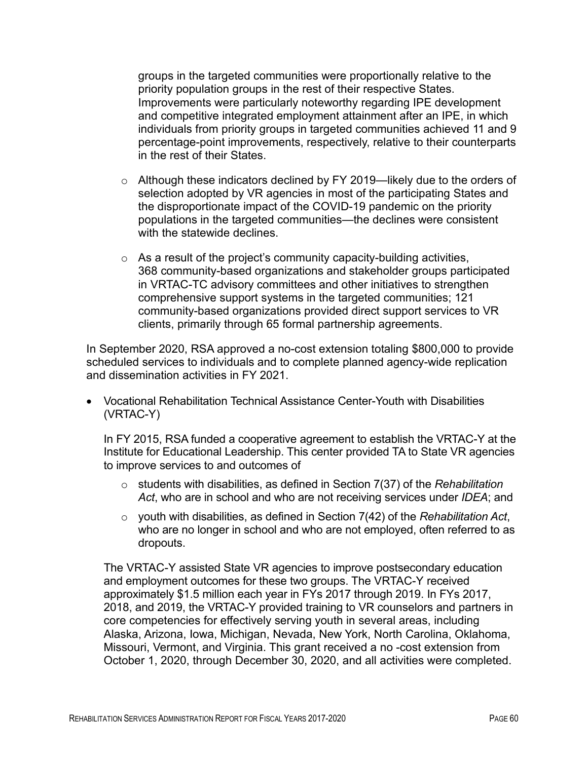groups in the targeted communities were proportionally relative to the priority population groups in the rest of their respective States. Improvements were particularly noteworthy regarding IPE development and competitive integrated employment attainment after an IPE, in which individuals from priority groups in targeted communities achieved 11 and 9 percentage-point improvements, respectively, relative to their counterparts in the rest of their States.

  - Although these indicators declined by FY 2019—likely due to the orders of selection adopted by VR agencies in most of the participating States and the disproportionate impact of the COVID-19 pandemic on the priority populations in the targeted communities—the declines were consistent with the statewide declines.
  - As a result of the project's community capacity-building activities, 368 community-based organizations and stakeholder groups participated in VRTAC-TC advisory committees and other initiatives to strengthen comprehensive support systems in the targeted communities; 121 community-based organizations provided direct support services to VR clients, primarily through 65 formal partnership agreements.

In September 2020, RSA approved a no-cost extension totaling $800,000 to provide scheduled services to individuals and to complete planned agency-wide replication and dissemination activities in FY 2021.

- Vocational Rehabilitation Technical Assistance Center-Youth with Disabilities (VRTAC-Y)

  In FY 2015, RSA funded a cooperative agreement to establish the VRTAC-Y at the Institute for Educational Leadership. This center provided TA to State VR agencies to improve services to and outcomes of

  - students with disabilities, as defined in Section 7(37) of the *Rehabilitation Act*, who are in school and who are not receiving services under *IDEA*; and
  - youth with disabilities, as defined in Section 7(42) of the *Rehabilitation Act*, who are no longer in school and who are not employed, often referred to as dropouts.

  The VRTAC-Y assisted State VR agencies to improve postsecondary education and employment outcomes for these two groups. The VRTAC-Y received approximately $1.5 million each year in FYs 2017 through 2019. In FYs 2017, 2018, and 2019, the VRTAC-Y provided training to VR counselors and partners in core competencies for effectively serving youth in several areas, including Alaska, Arizona, Iowa, Michigan, Nevada, New York, North Carolina, Oklahoma, Missouri, Vermont, and Virginia. This grant received a no -cost extension from October 1, 2020, through December 30, 2020, and all activities were completed.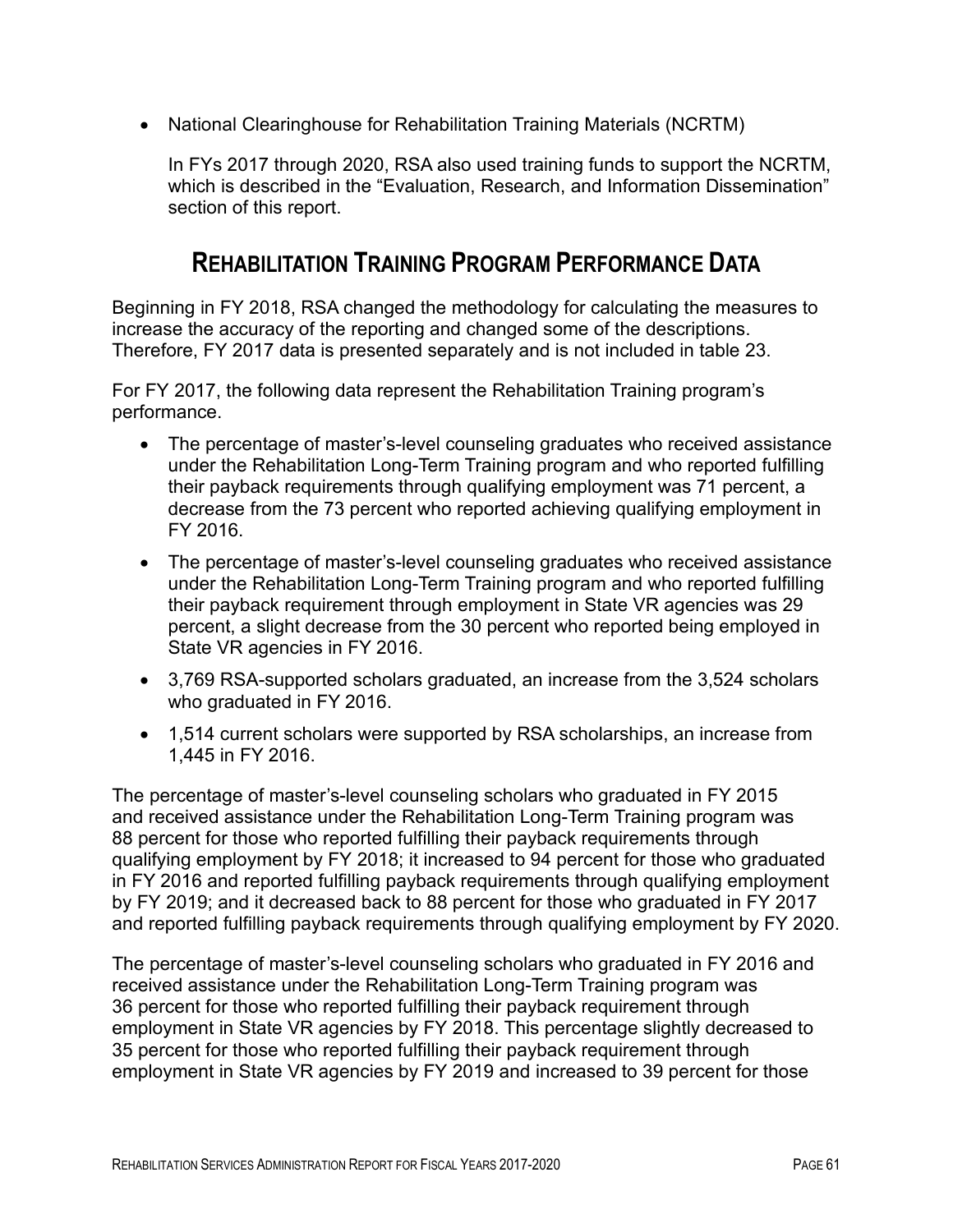- National Clearinghouse for Rehabilitation Training Materials (NCRTM)

  In FYs 2017 through 2020, RSA also used training funds to support the NCRTM, which is described in the "Evaluation, Research, and Information Dissemination" section of this report.

## Rehabilitation Training Program Performance Data

Beginning in FY 2018, RSA changed the methodology for calculating the measures to increase the accuracy of the reporting and changed some of the descriptions. Therefore, FY 2017 data is presented separately and is not included in table 23.

For FY 2017, the following data represent the Rehabilitation Training program's performance.

- The percentage of master's-level counseling graduates who received assistance under the Rehabilitation Long-Term Training program and who reported fulfilling their payback requirements through qualifying employment was 71 percent, a decrease from the 73 percent who reported achieving qualifying employment in FY 2016.
- The percentage of master's-level counseling graduates who received assistance under the Rehabilitation Long-Term Training program and who reported fulfilling their payback requirement through employment in State VR agencies was 29 percent, a slight decrease from the 30 percent who reported being employed in State VR agencies in FY 2016.
- 3,769 RSA-supported scholars graduated, an increase from the 3,524 scholars who graduated in FY 2016.
- 1,514 current scholars were supported by RSA scholarships, an increase from 1,445 in FY 2016.

The percentage of master's-level counseling scholars who graduated in FY 2015 and received assistance under the Rehabilitation Long-Term Training program was 88 percent for those who reported fulfilling their payback requirements through qualifying employment by FY 2018; it increased to 94 percent for those who graduated in FY 2016 and reported fulfilling payback requirements through qualifying employment by FY 2019; and it decreased back to 88 percent for those who graduated in FY 2017 and reported fulfilling payback requirements through qualifying employment by FY 2020.

The percentage of master's-level counseling scholars who graduated in FY 2016 and received assistance under the Rehabilitation Long-Term Training program was 36 percent for those who reported fulfilling their payback requirement through employment in State VR agencies by FY 2018. This percentage slightly decreased to 35 percent for those who reported fulfilling their payback requirement through employment in State VR agencies by FY 2019 and increased to 39 percent for those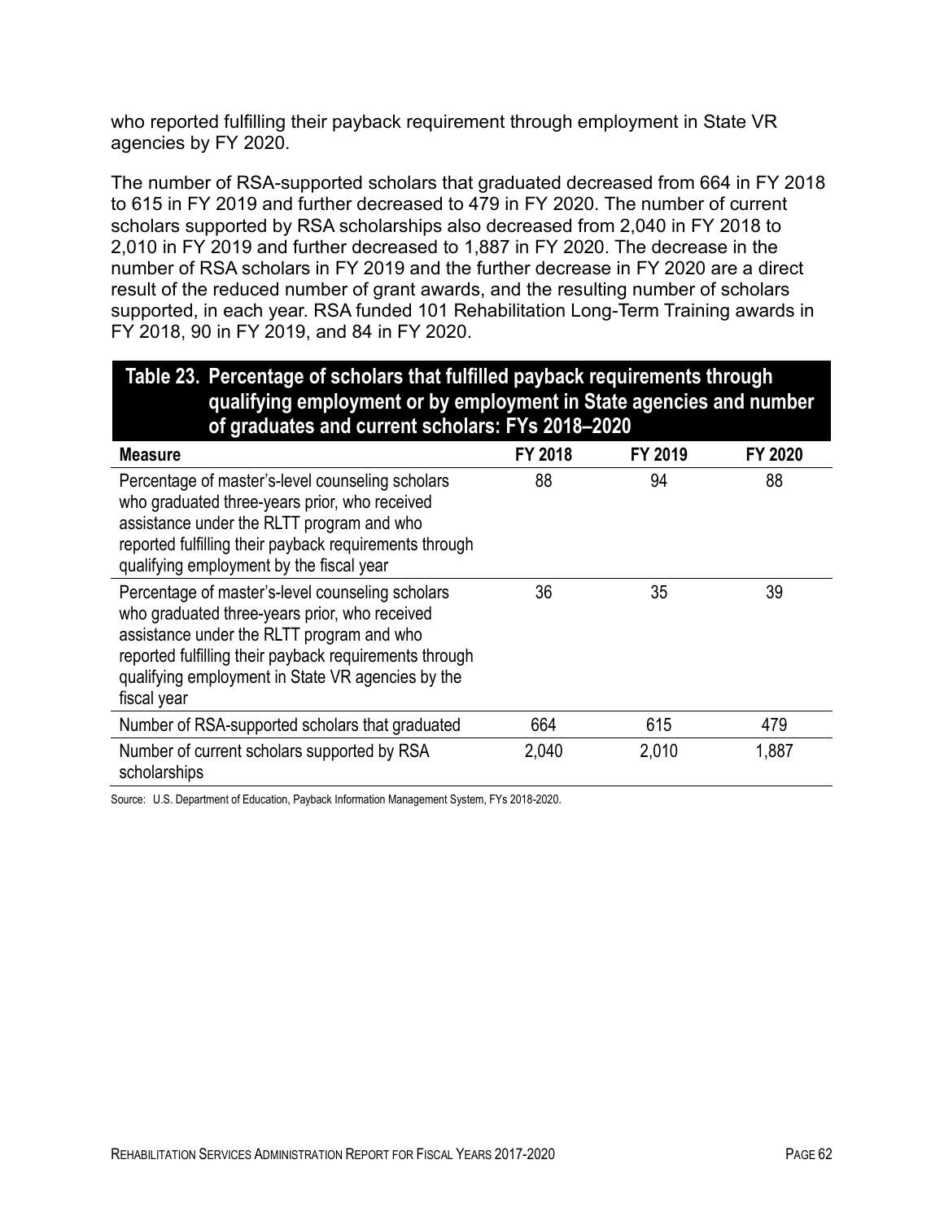who reported fulfilling their payback requirement through employment in State VR agencies by FY 2020.

The number of RSA-supported scholars that graduated decreased from 664 in FY 2018 to 615 in FY 2019 and further decreased to 479 in FY 2020. The number of current scholars supported by RSA scholarships also decreased from 2,040 in FY 2018 to 2,010 in FY 2019 and further decreased to 1,887 in FY 2020. The decrease in the number of RSA scholars in FY 2019 and the further decrease in FY 2020 are a direct result of the reduced number of grant awards, and the resulting number of scholars supported, in each year. RSA funded 101 Rehabilitation Long-Term Training awards in FY 2018, 90 in FY 2019, and 84 in FY 2020.

**Table 23. Percentage of scholars that fulfilled payback requirements through qualifying employment or by employment in State agencies and number of graduates and current scholars: FYs 2018–2020**

| Measure | FY 2018 | FY 2019 | FY 2020 |
|---|---|---|---|
| Percentage of master's-level counseling scholars who graduated three-years prior, who received assistance under the RLTT program and who reported fulfilling their payback requirements through qualifying employment by the fiscal year | 88 | 94 | 88 |
| Percentage of master's-level counseling scholars who graduated three-years prior, who received assistance under the RLTT program and who reported fulfilling their payback requirements through qualifying employment in State VR agencies by the fiscal year | 36 | 35 | 39 |
| Number of RSA-supported scholars that graduated | 664 | 615 | 479 |
| Number of current scholars supported by RSA scholarships | 2,040 | 2,010 | 1,887 |

Source: U.S. Department of Education, Payback Information Management System, FYs 2018-2020.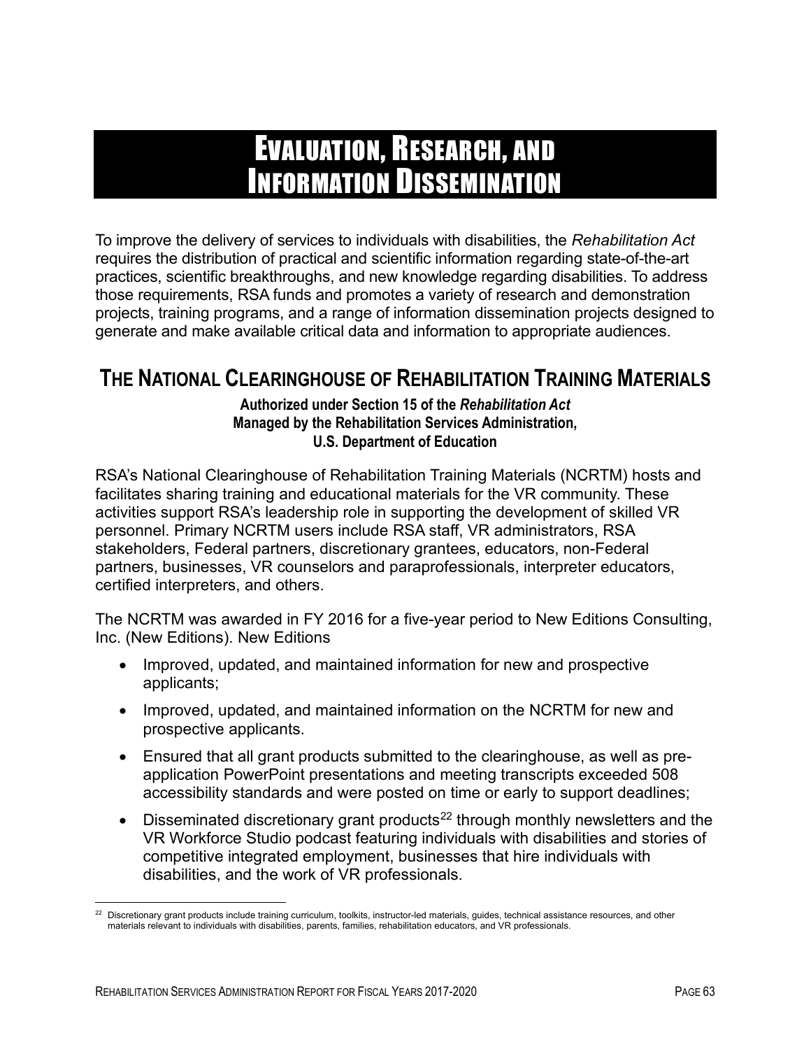# Evaluation, Research, and Information Dissemination

To improve the delivery of services to individuals with disabilities, the *Rehabilitation Act* requires the distribution of practical and scientific information regarding state-of-the-art practices, scientific breakthroughs, and new knowledge regarding disabilities. To address those requirements, RSA funds and promotes a variety of research and demonstration projects, training programs, and a range of information dissemination projects designed to generate and make available critical data and information to appropriate audiences.

## The National Clearinghouse of Rehabilitation Training Materials

**Authorized under Section 15 of the *Rehabilitation Act***
**Managed by the Rehabilitation Services Administration, U.S. Department of Education**

RSA's National Clearinghouse of Rehabilitation Training Materials (NCRTM) hosts and facilitates sharing training and educational materials for the VR community. These activities support RSA's leadership role in supporting the development of skilled VR personnel. Primary NCRTM users include RSA staff, VR administrators, RSA stakeholders, Federal partners, discretionary grantees, educators, non-Federal partners, businesses, VR counselors and paraprofessionals, interpreter educators, certified interpreters, and others.

The NCRTM was awarded in FY 2016 for a five-year period to New Editions Consulting, Inc. (New Editions). New Editions

- Improved, updated, and maintained information for new and prospective applicants;
- Improved, updated, and maintained information on the NCRTM for new and prospective applicants.
- Ensured that all grant products submitted to the clearinghouse, as well as pre-application PowerPoint presentations and meeting transcripts exceeded 508 accessibility standards and were posted on time or early to support deadlines;
- Disseminated discretionary grant products[22] through monthly newsletters and the VR Workforce Studio podcast featuring individuals with disabilities and stories of competitive integrated employment, businesses that hire individuals with disabilities, and the work of VR professionals.

[22] Discretionary grant products include training curriculum, toolkits, instructor-led materials, guides, technical assistance resources, and other materials relevant to individuals with disabilities, parents, families, rehabilitation educators, and VR professionals.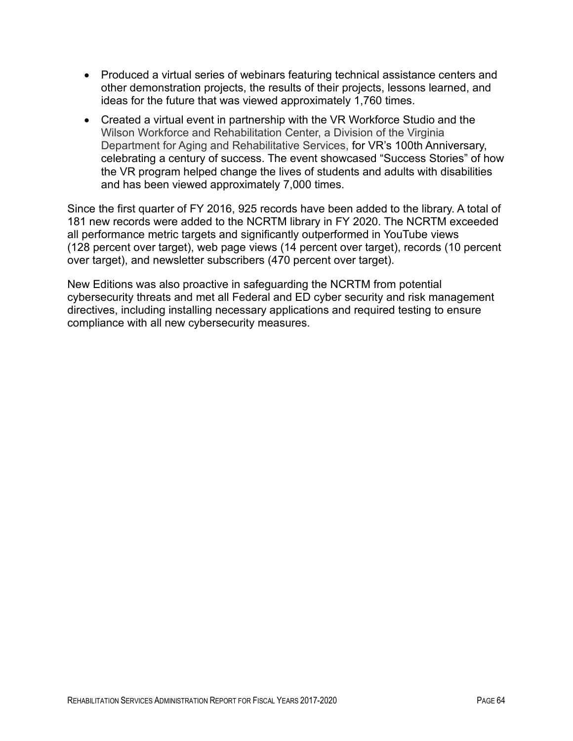- Produced a virtual series of webinars featuring technical assistance centers and other demonstration projects, the results of their projects, lessons learned, and ideas for the future that was viewed approximately 1,760 times.
- Created a virtual event in partnership with the VR Workforce Studio and the Wilson Workforce and Rehabilitation Center, a Division of the Virginia Department for Aging and Rehabilitative Services, for VR's 100th Anniversary, celebrating a century of success. The event showcased "Success Stories" of how the VR program helped change the lives of students and adults with disabilities and has been viewed approximately 7,000 times.

Since the first quarter of FY 2016, 925 records have been added to the library. A total of 181 new records were added to the NCRTM library in FY 2020. The NCRTM exceeded all performance metric targets and significantly outperformed in YouTube views (128 percent over target), web page views (14 percent over target), records (10 percent over target), and newsletter subscribers (470 percent over target).

New Editions was also proactive in safeguarding the NCRTM from potential cybersecurity threats and met all Federal and ED cyber security and risk management directives, including installing necessary applications and required testing to ensure compliance with all new cybersecurity measures.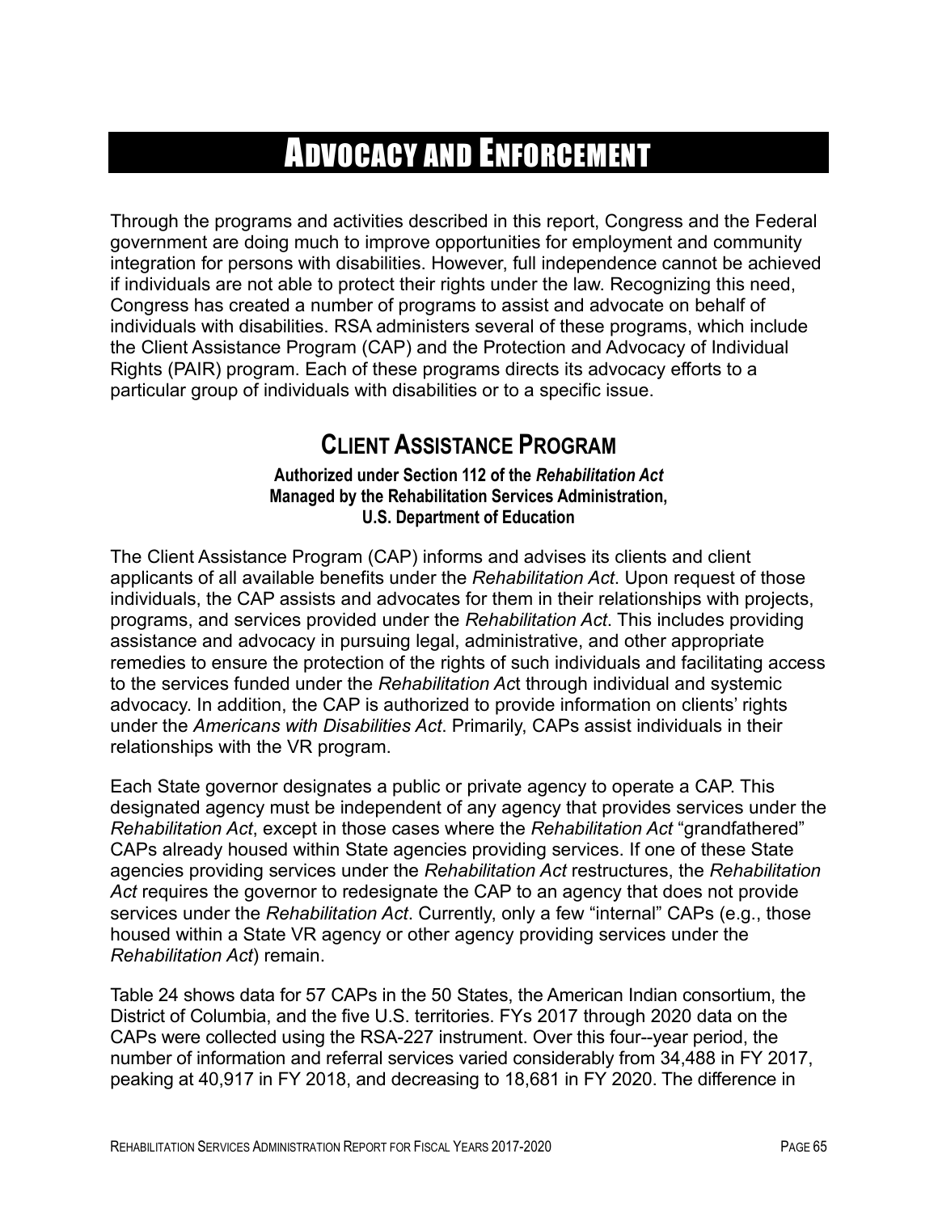# Advocacy and Enforcement

Through the programs and activities described in this report, Congress and the Federal government are doing much to improve opportunities for employment and community integration for persons with disabilities. However, full independence cannot be achieved if individuals are not able to protect their rights under the law. Recognizing this need, Congress has created a number of programs to assist and advocate on behalf of individuals with disabilities. RSA administers several of these programs, which include the Client Assistance Program (CAP) and the Protection and Advocacy of Individual Rights (PAIR) program. Each of these programs directs its advocacy efforts to a particular group of individuals with disabilities or to a specific issue.

## Client Assistance Program

**Authorized under Section 112 of the *Rehabilitation Act***
**Managed by the Rehabilitation Services Administration, U.S. Department of Education**

The Client Assistance Program (CAP) informs and advises its clients and client applicants of all available benefits under the *Rehabilitation Act*. Upon request of those individuals, the CAP assists and advocates for them in their relationships with projects, programs, and services provided under the *Rehabilitation Act*. This includes providing assistance and advocacy in pursuing legal, administrative, and other appropriate remedies to ensure the protection of the rights of such individuals and facilitating access to the services funded under the *Rehabilitation Act* through individual and systemic advocacy. In addition, the CAP is authorized to provide information on clients' rights under the *Americans with Disabilities Act*. Primarily, CAPs assist individuals in their relationships with the VR program.

Each State governor designates a public or private agency to operate a CAP. This designated agency must be independent of any agency that provides services under the *Rehabilitation Act*, except in those cases where the *Rehabilitation Act* "grandfathered" CAPs already housed within State agencies providing services. If one of these State agencies providing services under the *Rehabilitation Act* restructures, the *Rehabilitation Act* requires the governor to redesignate the CAP to an agency that does not provide services under the *Rehabilitation Act*. Currently, only a few "internal" CAPs (e.g., those housed within a State VR agency or other agency providing services under the *Rehabilitation Act*) remain.

Table 24 shows data for 57 CAPs in the 50 States, the American Indian consortium, the District of Columbia, and the five U.S. territories. FYs 2017 through 2020 data on the CAPs were collected using the RSA-227 instrument. Over this four--year period, the number of information and referral services varied considerably from 34,488 in FY 2017, peaking at 40,917 in FY 2018, and decreasing to 18,681 in FY 2020. The difference in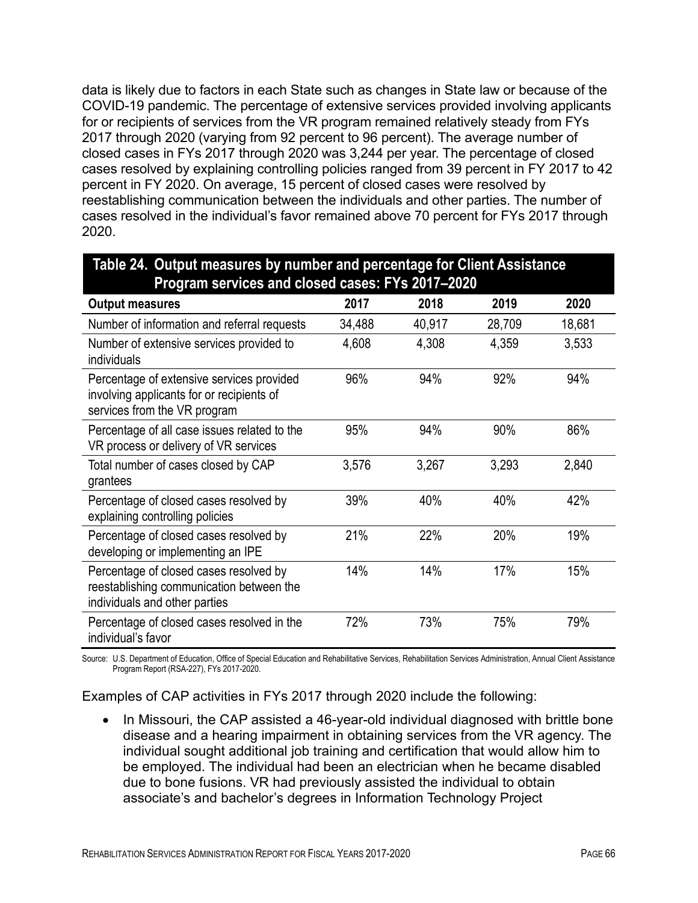data is likely due to factors in each State such as changes in State law or because of the COVID-19 pandemic. The percentage of extensive services provided involving applicants for or recipients of services from the VR program remained relatively steady from FYs 2017 through 2020 (varying from 92 percent to 96 percent). The average number of closed cases in FYs 2017 through 2020 was 3,244 per year. The percentage of closed cases resolved by explaining controlling policies ranged from 39 percent in FY 2017 to 42 percent in FY 2020. On average, 15 percent of closed cases were resolved by reestablishing communication between the individuals and other parties. The number of cases resolved in the individual's favor remained above 70 percent for FYs 2017 through 2020.

**Table 24. Output measures by number and percentage for Client Assistance Program services and closed cases: FYs 2017–2020**

| Output measures | 2017 | 2018 | 2019 | 2020 |
|---|---|---|---|---|
| Number of information and referral requests | 34,488 | 40,917 | 28,709 | 18,681 |
| Number of extensive services provided to individuals | 4,608 | 4,308 | 4,359 | 3,533 |
| Percentage of extensive services provided involving applicants for or recipients of services from the VR program | 96% | 94% | 92% | 94% |
| Percentage of all case issues related to the VR process or delivery of VR services | 95% | 94% | 90% | 86% |
| Total number of cases closed by CAP grantees | 3,576 | 3,267 | 3,293 | 2,840 |
| Percentage of closed cases resolved by explaining controlling policies | 39% | 40% | 40% | 42% |
| Percentage of closed cases resolved by developing or implementing an IPE | 21% | 22% | 20% | 19% |
| Percentage of closed cases resolved by reestablishing communication between the individuals and other parties | 14% | 14% | 17% | 15% |
| Percentage of closed cases resolved in the individual's favor | 72% | 73% | 75% | 79% |

Source: U.S. Department of Education, Office of Special Education and Rehabilitative Services, Rehabilitation Services Administration, Annual Client Assistance Program Report (RSA-227), FYs 2017-2020.

Examples of CAP activities in FYs 2017 through 2020 include the following:

- In Missouri, the CAP assisted a 46-year-old individual diagnosed with brittle bone disease and a hearing impairment in obtaining services from the VR agency. The individual sought additional job training and certification that would allow him to be employed. The individual had been an electrician when he became disabled due to bone fusions. VR had previously assisted the individual to obtain associate's and bachelor's degrees in Information Technology Project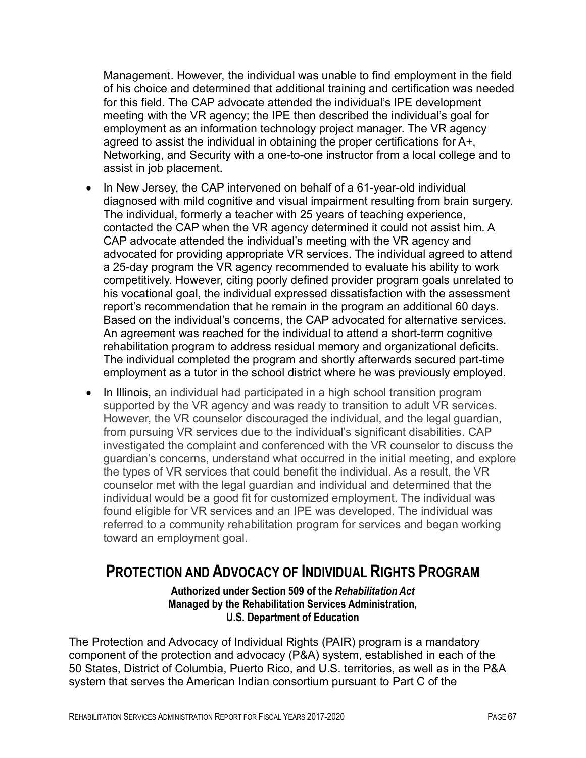Management. However, the individual was unable to find employment in the field of his choice and determined that additional training and certification was needed for this field. The CAP advocate attended the individual's IPE development meeting with the VR agency; the IPE then described the individual's goal for employment as an information technology project manager. The VR agency agreed to assist the individual in obtaining the proper certifications for A+, Networking, and Security with a one-to-one instructor from a local college and to assist in job placement.

- In New Jersey, the CAP intervened on behalf of a 61-year-old individual diagnosed with mild cognitive and visual impairment resulting from brain surgery. The individual, formerly a teacher with 25 years of teaching experience, contacted the CAP when the VR agency determined it could not assist him. A CAP advocate attended the individual's meeting with the VR agency and advocated for providing appropriate VR services. The individual agreed to attend a 25-day program the VR agency recommended to evaluate his ability to work competitively. However, citing poorly defined provider program goals unrelated to his vocational goal, the individual expressed dissatisfaction with the assessment report's recommendation that he remain in the program an additional 60 days. Based on the individual's concerns, the CAP advocated for alternative services. An agreement was reached for the individual to attend a short-term cognitive rehabilitation program to address residual memory and organizational deficits. The individual completed the program and shortly afterwards secured part-time employment as a tutor in the school district where he was previously employed.
- In Illinois, an individual had participated in a high school transition program supported by the VR agency and was ready to transition to adult VR services. However, the VR counselor discouraged the individual, and the legal guardian, from pursuing VR services due to the individual's significant disabilities. CAP investigated the complaint and conferenced with the VR counselor to discuss the guardian's concerns, understand what occurred in the initial meeting, and explore the types of VR services that could benefit the individual. As a result, the VR counselor met with the legal guardian and individual and determined that the individual would be a good fit for customized employment. The individual was found eligible for VR services and an IPE was developed. The individual was referred to a community rehabilitation program for services and began working toward an employment goal.

## Protection and Advocacy of Individual Rights Program

**Authorized under Section 509 of the *Rehabilitation Act***
**Managed by the Rehabilitation Services Administration,**
**U.S. Department of Education**

The Protection and Advocacy of Individual Rights (PAIR) program is a mandatory component of the protection and advocacy (P&A) system, established in each of the 50 States, District of Columbia, Puerto Rico, and U.S. territories, as well as in the P&A system that serves the American Indian consortium pursuant to Part C of the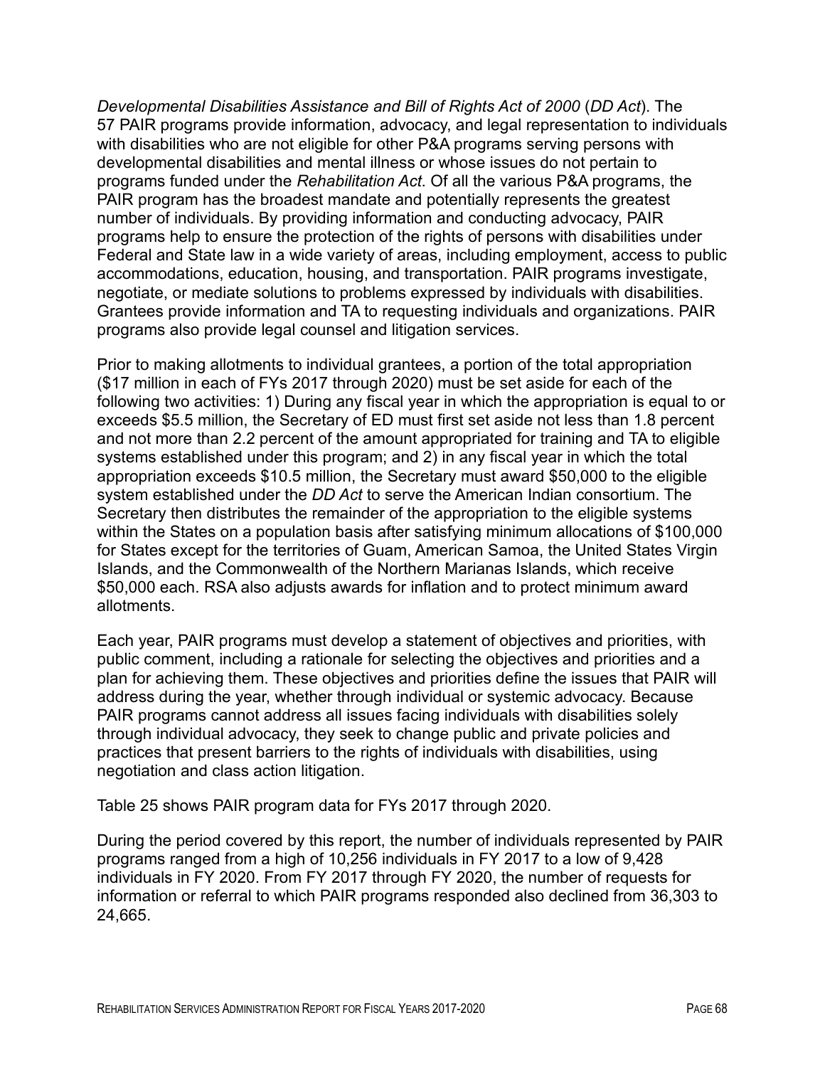*Developmental Disabilities Assistance and Bill of Rights Act of 2000* (*DD Act*). The 57 PAIR programs provide information, advocacy, and legal representation to individuals with disabilities who are not eligible for other P&A programs serving persons with developmental disabilities and mental illness or whose issues do not pertain to programs funded under the *Rehabilitation Act*. Of all the various P&A programs, the PAIR program has the broadest mandate and potentially represents the greatest number of individuals. By providing information and conducting advocacy, PAIR programs help to ensure the protection of the rights of persons with disabilities under Federal and State law in a wide variety of areas, including employment, access to public accommodations, education, housing, and transportation. PAIR programs investigate, negotiate, or mediate solutions to problems expressed by individuals with disabilities. Grantees provide information and TA to requesting individuals and organizations. PAIR programs also provide legal counsel and litigation services.

Prior to making allotments to individual grantees, a portion of the total appropriation ($17 million in each of FYs 2017 through 2020) must be set aside for each of the following two activities: 1) During any fiscal year in which the appropriation is equal to or exceeds $5.5 million, the Secretary of ED must first set aside not less than 1.8 percent and not more than 2.2 percent of the amount appropriated for training and TA to eligible systems established under this program; and 2) in any fiscal year in which the total appropriation exceeds $10.5 million, the Secretary must award $50,000 to the eligible system established under the *DD Act* to serve the American Indian consortium. The Secretary then distributes the remainder of the appropriation to the eligible systems within the States on a population basis after satisfying minimum allocations of $100,000 for States except for the territories of Guam, American Samoa, the United States Virgin Islands, and the Commonwealth of the Northern Marianas Islands, which receive $50,000 each. RSA also adjusts awards for inflation and to protect minimum award allotments.

Each year, PAIR programs must develop a statement of objectives and priorities, with public comment, including a rationale for selecting the objectives and priorities and a plan for achieving them. These objectives and priorities define the issues that PAIR will address during the year, whether through individual or systemic advocacy. Because PAIR programs cannot address all issues facing individuals with disabilities solely through individual advocacy, they seek to change public and private policies and practices that present barriers to the rights of individuals with disabilities, using negotiation and class action litigation.

Table 25 shows PAIR program data for FYs 2017 through 2020.

During the period covered by this report, the number of individuals represented by PAIR programs ranged from a high of 10,256 individuals in FY 2017 to a low of 9,428 individuals in FY 2020. From FY 2017 through FY 2020, the number of requests for information or referral to which PAIR programs responded also declined from 36,303 to 24,665.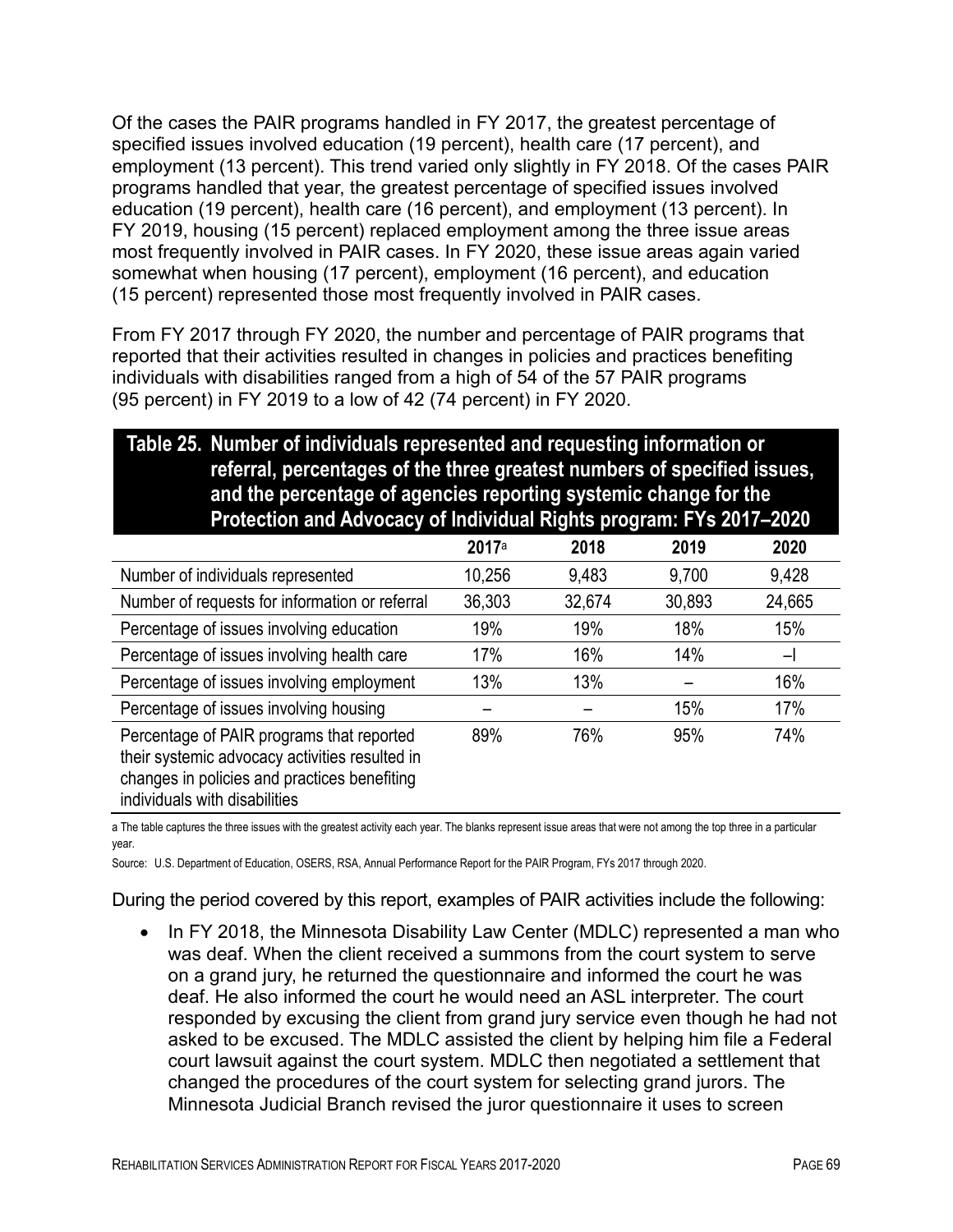Of the cases the PAIR programs handled in FY 2017, the greatest percentage of specified issues involved education (19 percent), health care (17 percent), and employment (13 percent). This trend varied only slightly in FY 2018. Of the cases PAIR programs handled that year, the greatest percentage of specified issues involved education (19 percent), health care (16 percent), and employment (13 percent). In FY 2019, housing (15 percent) replaced employment among the three issue areas most frequently involved in PAIR cases. In FY 2020, these issue areas again varied somewhat when housing (17 percent), employment (16 percent), and education (15 percent) represented those most frequently involved in PAIR cases.

From FY 2017 through FY 2020, the number and percentage of PAIR programs that reported that their activities resulted in changes in policies and practices benefiting individuals with disabilities ranged from a high of 54 of the 57 PAIR programs (95 percent) in FY 2019 to a low of 42 (74 percent) in FY 2020.

**Table 25. Number of individuals represented and requesting information or referral, percentages of the three greatest numbers of specified issues, and the percentage of agencies reporting systemic change for the Protection and Advocacy of Individual Rights program: FYs 2017–2020**

| | 2017[a] | 2018 | 2019 | 2020 |
|---|---|---|---|---|
| Number of individuals represented | 10,256 | 9,483 | 9,700 | 9,428 |
| Number of requests for information or referral | 36,303 | 32,674 | 30,893 | 24,665 |
| Percentage of issues involving education | 19% | 19% | 18% | 15% |
| Percentage of issues involving health care | 17% | 16% | 14% | – |
| Percentage of issues involving employment | 13% | 13% | – | 16% |
| Percentage of issues involving housing | – | – | 15% | 17% |
| Percentage of PAIR programs that reported their systemic advocacy activities resulted in changes in policies and practices benefiting individuals with disabilities | 89% | 76% | 95% | 74% |

a The table captures the three issues with the greatest activity each year. The blanks represent issue areas that were not among the top three in a particular year.

Source: U.S. Department of Education, OSERS, RSA, Annual Performance Report for the PAIR Program, FYs 2017 through 2020.

During the period covered by this report, examples of PAIR activities include the following:

- In FY 2018, the Minnesota Disability Law Center (MDLC) represented a man who was deaf. When the client received a summons from the court system to serve on a grand jury, he returned the questionnaire and informed the court he was deaf. He also informed the court he would need an ASL interpreter. The court responded by excusing the client from grand jury service even though he had not asked to be excused. The MDLC assisted the client by helping him file a Federal court lawsuit against the court system. MDLC then negotiated a settlement that changed the procedures of the court system for selecting grand jurors. The Minnesota Judicial Branch revised the juror questionnaire it uses to screen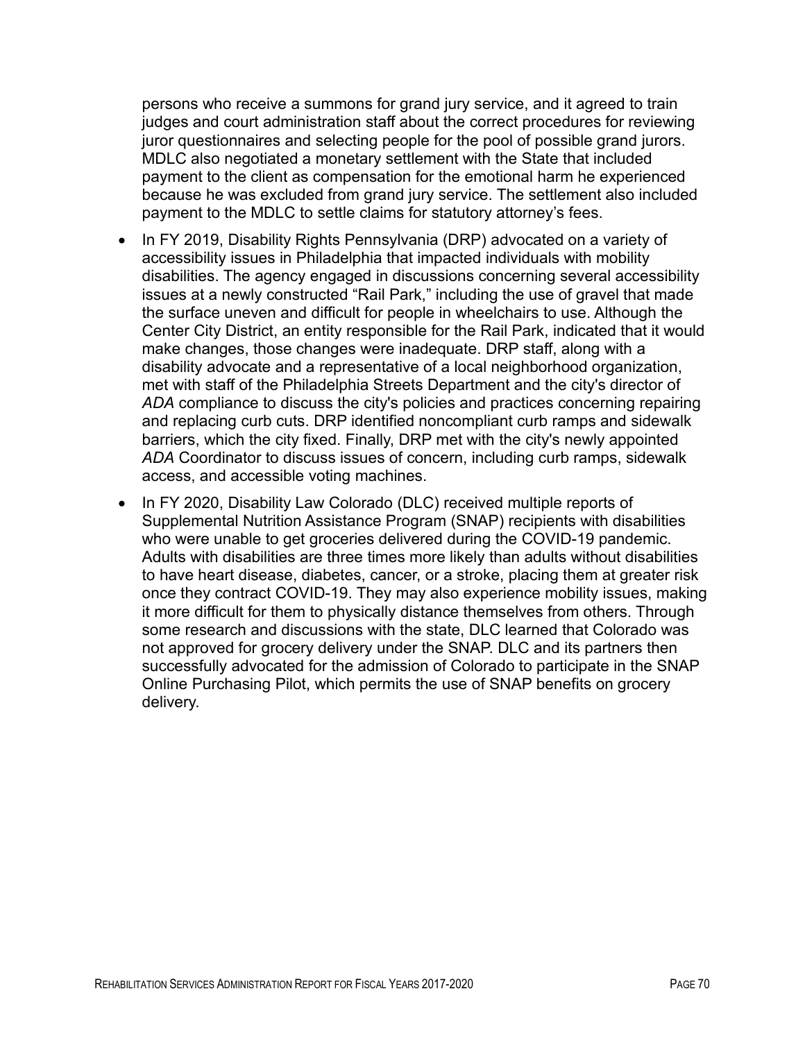persons who receive a summons for grand jury service, and it agreed to train judges and court administration staff about the correct procedures for reviewing juror questionnaires and selecting people for the pool of possible grand jurors. MDLC also negotiated a monetary settlement with the State that included payment to the client as compensation for the emotional harm he experienced because he was excluded from grand jury service. The settlement also included payment to the MDLC to settle claims for statutory attorney's fees.

- In FY 2019, Disability Rights Pennsylvania (DRP) advocated on a variety of accessibility issues in Philadelphia that impacted individuals with mobility disabilities. The agency engaged in discussions concerning several accessibility issues at a newly constructed "Rail Park," including the use of gravel that made the surface uneven and difficult for people in wheelchairs to use. Although the Center City District, an entity responsible for the Rail Park, indicated that it would make changes, those changes were inadequate. DRP staff, along with a disability advocate and a representative of a local neighborhood organization, met with staff of the Philadelphia Streets Department and the city's director of *ADA* compliance to discuss the city's policies and practices concerning repairing and replacing curb cuts. DRP identified noncompliant curb ramps and sidewalk barriers, which the city fixed. Finally, DRP met with the city's newly appointed *ADA* Coordinator to discuss issues of concern, including curb ramps, sidewalk access, and accessible voting machines.
- In FY 2020, Disability Law Colorado (DLC) received multiple reports of Supplemental Nutrition Assistance Program (SNAP) recipients with disabilities who were unable to get groceries delivered during the COVID-19 pandemic. Adults with disabilities are three times more likely than adults without disabilities to have heart disease, diabetes, cancer, or a stroke, placing them at greater risk once they contract COVID-19. They may also experience mobility issues, making it more difficult for them to physically distance themselves from others. Through some research and discussions with the state, DLC learned that Colorado was not approved for grocery delivery under the SNAP. DLC and its partners then successfully advocated for the admission of Colorado to participate in the SNAP Online Purchasing Pilot, which permits the use of SNAP benefits on grocery delivery.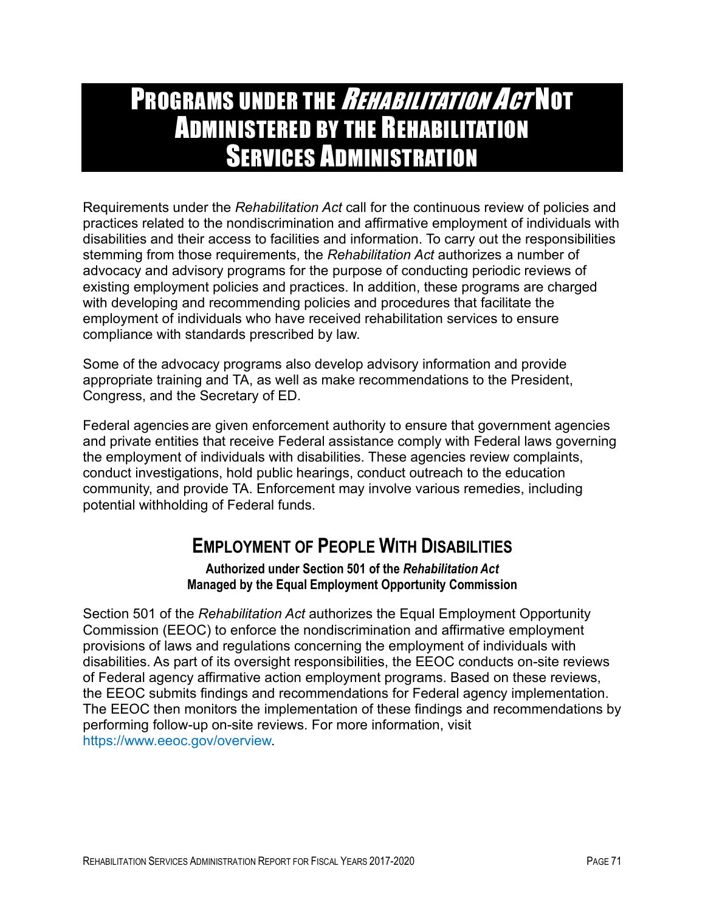# Programs under the *Rehabilitation Act* Not Administered by the Rehabilitation Services Administration

Requirements under the *Rehabilitation Act* call for the continuous review of policies and practices related to the nondiscrimination and affirmative employment of individuals with disabilities and their access to facilities and information. To carry out the responsibilities stemming from those requirements, the *Rehabilitation Act* authorizes a number of advocacy and advisory programs for the purpose of conducting periodic reviews of existing employment policies and practices. In addition, these programs are charged with developing and recommending policies and procedures that facilitate the employment of individuals who have received rehabilitation services to ensure compliance with standards prescribed by law.

Some of the advocacy programs also develop advisory information and provide appropriate training and TA, as well as make recommendations to the President, Congress, and the Secretary of ED.

Federal agencies are given enforcement authority to ensure that government agencies and private entities that receive Federal assistance comply with Federal laws governing the employment of individuals with disabilities. These agencies review complaints, conduct investigations, hold public hearings, conduct outreach to the education community, and provide TA. Enforcement may involve various remedies, including potential withholding of Federal funds.

## Employment of People With Disabilities

**Authorized under Section 501 of the *Rehabilitation Act***
**Managed by the Equal Employment Opportunity Commission**

Section 501 of the *Rehabilitation Act* authorizes the Equal Employment Opportunity Commission (EEOC) to enforce the nondiscrimination and affirmative employment provisions of laws and regulations concerning the employment of individuals with disabilities. As part of its oversight responsibilities, the EEOC conducts on-site reviews of Federal agency affirmative action employment programs. Based on these reviews, the EEOC submits findings and recommendations for Federal agency implementation. The EEOC then monitors the implementation of these findings and recommendations by performing follow-up on-site reviews. For more information, visit https://www.eeoc.gov/overview.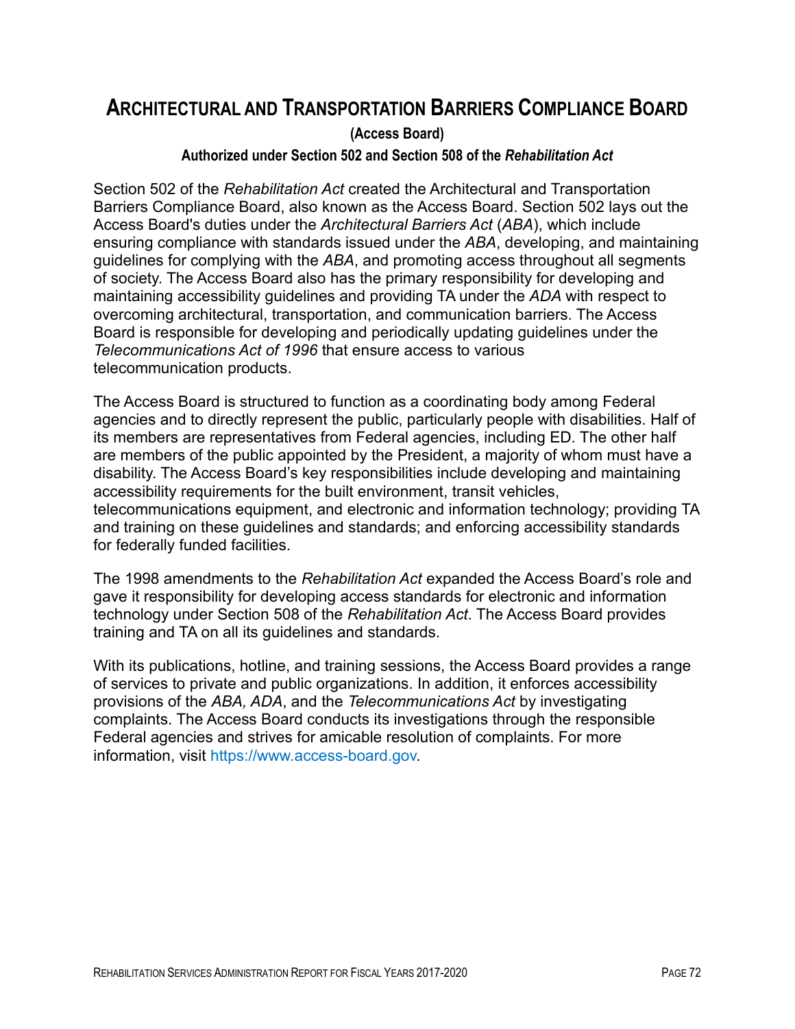## Architectural and Transportation Barriers Compliance Board

**(Access Board)**

**Authorized under Section 502 and Section 508 of the *Rehabilitation Act***

Section 502 of the *Rehabilitation Act* created the Architectural and Transportation Barriers Compliance Board, also known as the Access Board. Section 502 lays out the Access Board's duties under the *Architectural Barriers Act* (*ABA*), which include ensuring compliance with standards issued under the *ABA*, developing, and maintaining guidelines for complying with the *ABA*, and promoting access throughout all segments of society. The Access Board also has the primary responsibility for developing and maintaining accessibility guidelines and providing TA under the *ADA* with respect to overcoming architectural, transportation, and communication barriers. The Access Board is responsible for developing and periodically updating guidelines under the *Telecommunications Act of 1996* that ensure access to various telecommunication products.

The Access Board is structured to function as a coordinating body among Federal agencies and to directly represent the public, particularly people with disabilities. Half of its members are representatives from Federal agencies, including ED. The other half are members of the public appointed by the President, a majority of whom must have a disability. The Access Board's key responsibilities include developing and maintaining accessibility requirements for the built environment, transit vehicles, telecommunications equipment, and electronic and information technology; providing TA and training on these guidelines and standards; and enforcing accessibility standards for federally funded facilities.

The 1998 amendments to the *Rehabilitation Act* expanded the Access Board's role and gave it responsibility for developing access standards for electronic and information technology under Section 508 of the *Rehabilitation Act*. The Access Board provides training and TA on all its guidelines and standards.

With its publications, hotline, and training sessions, the Access Board provides a range of services to private and public organizations. In addition, it enforces accessibility provisions of the *ABA, ADA*, and the *Telecommunications Act* by investigating complaints. The Access Board conducts its investigations through the responsible Federal agencies and strives for amicable resolution of complaints. For more information, visit https://www.access-board.gov.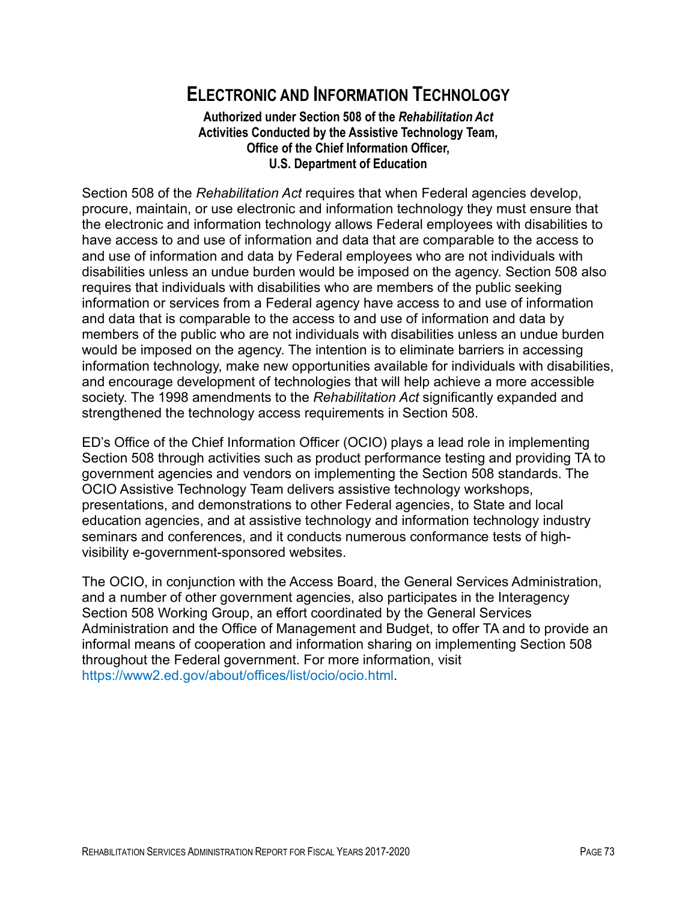# Electronic and Information Technology

**Authorized under Section 508 of the *Rehabilitation Act***
**Activities Conducted by the Assistive Technology Team,**
**Office of the Chief Information Officer,**
**U.S. Department of Education**

Section 508 of the *Rehabilitation Act* requires that when Federal agencies develop, procure, maintain, or use electronic and information technology they must ensure that the electronic and information technology allows Federal employees with disabilities to have access to and use of information and data that are comparable to the access to and use of information and data by Federal employees who are not individuals with disabilities unless an undue burden would be imposed on the agency. Section 508 also requires that individuals with disabilities who are members of the public seeking information or services from a Federal agency have access to and use of information and data that is comparable to the access to and use of information and data by members of the public who are not individuals with disabilities unless an undue burden would be imposed on the agency. The intention is to eliminate barriers in accessing information technology, make new opportunities available for individuals with disabilities, and encourage development of technologies that will help achieve a more accessible society. The 1998 amendments to the *Rehabilitation Act* significantly expanded and strengthened the technology access requirements in Section 508.

ED's Office of the Chief Information Officer (OCIO) plays a lead role in implementing Section 508 through activities such as product performance testing and providing TA to government agencies and vendors on implementing the Section 508 standards. The OCIO Assistive Technology Team delivers assistive technology workshops, presentations, and demonstrations to other Federal agencies, to State and local education agencies, and at assistive technology and information technology industry seminars and conferences, and it conducts numerous conformance tests of high-visibility e-government-sponsored websites.

The OCIO, in conjunction with the Access Board, the General Services Administration, and a number of other government agencies, also participates in the Interagency Section 508 Working Group, an effort coordinated by the General Services Administration and the Office of Management and Budget, to offer TA and to provide an informal means of cooperation and information sharing on implementing Section 508 throughout the Federal government. For more information, visit https://www2.ed.gov/about/offices/list/ocio/ocio.html.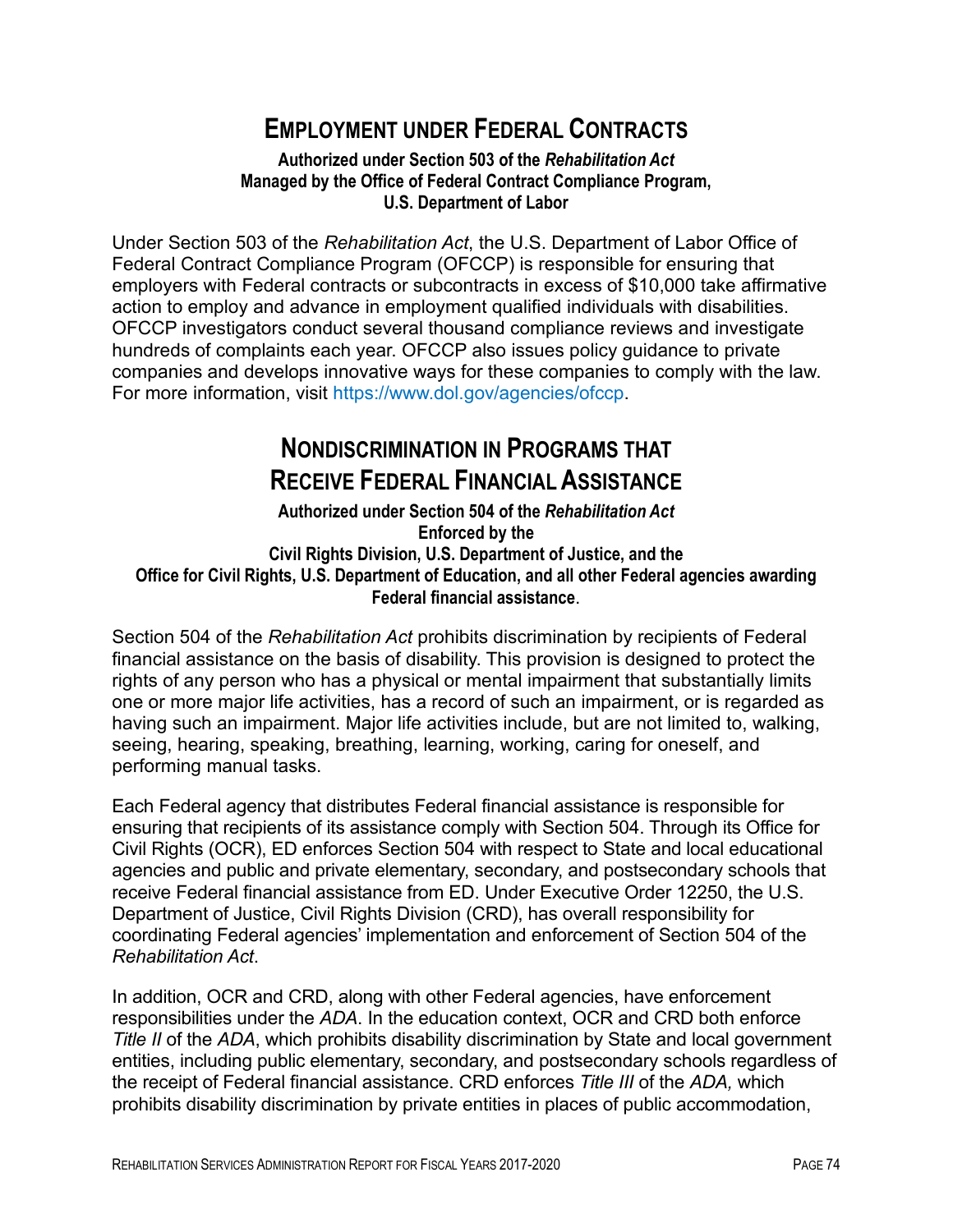## Employment under Federal Contracts

**Authorized under Section 503 of the *Rehabilitation Act***
**Managed by the Office of Federal Contract Compliance Program, U.S. Department of Labor**

Under Section 503 of the *Rehabilitation Act*, the U.S. Department of Labor Office of Federal Contract Compliance Program (OFCCP) is responsible for ensuring that employers with Federal contracts or subcontracts in excess of $10,000 take affirmative action to employ and advance in employment qualified individuals with disabilities. OFCCP investigators conduct several thousand compliance reviews and investigate hundreds of complaints each year. OFCCP also issues policy guidance to private companies and develops innovative ways for these companies to comply with the law. For more information, visit https://www.dol.gov/agencies/ofccp.

## Nondiscrimination in Programs that Receive Federal Financial Assistance

**Authorized under Section 504 of the *Rehabilitation Act***
**Enforced by the**
**Civil Rights Division, U.S. Department of Justice, and the**
**Office for Civil Rights, U.S. Department of Education, and all other Federal agencies awarding Federal financial assistance**.

Section 504 of the *Rehabilitation Act* prohibits discrimination by recipients of Federal financial assistance on the basis of disability. This provision is designed to protect the rights of any person who has a physical or mental impairment that substantially limits one or more major life activities, has a record of such an impairment, or is regarded as having such an impairment. Major life activities include, but are not limited to, walking, seeing, hearing, speaking, breathing, learning, working, caring for oneself, and performing manual tasks.

Each Federal agency that distributes Federal financial assistance is responsible for ensuring that recipients of its assistance comply with Section 504. Through its Office for Civil Rights (OCR), ED enforces Section 504 with respect to State and local educational agencies and public and private elementary, secondary, and postsecondary schools that receive Federal financial assistance from ED. Under Executive Order 12250, the U.S. Department of Justice, Civil Rights Division (CRD), has overall responsibility for coordinating Federal agencies' implementation and enforcement of Section 504 of the *Rehabilitation Act*.

In addition, OCR and CRD, along with other Federal agencies, have enforcement responsibilities under the *ADA*. In the education context, OCR and CRD both enforce *Title II* of the *ADA*, which prohibits disability discrimination by State and local government entities, including public elementary, secondary, and postsecondary schools regardless of the receipt of Federal financial assistance. CRD enforces *Title III* of the *ADA,* which prohibits disability discrimination by private entities in places of public accommodation,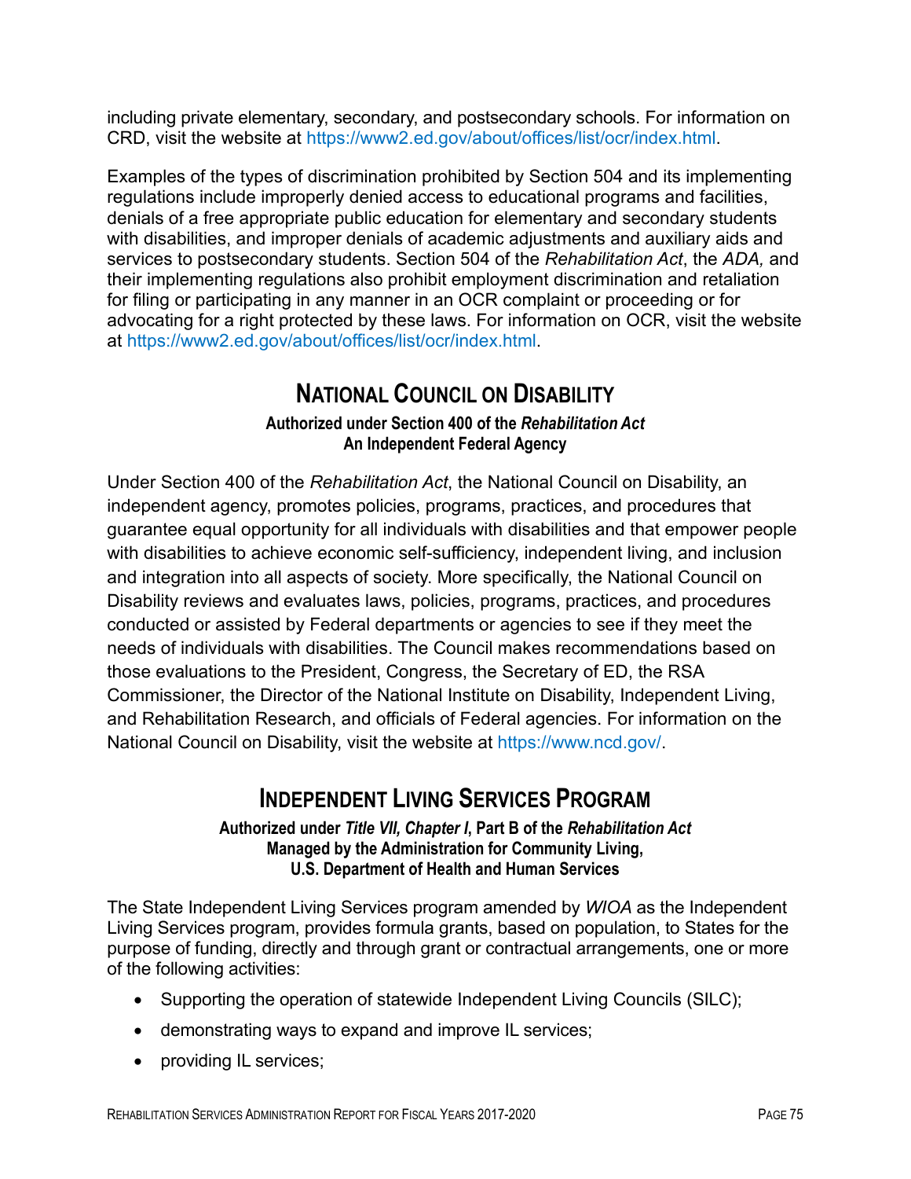including private elementary, secondary, and postsecondary schools. For information on CRD, visit the website at https://www2.ed.gov/about/offices/list/ocr/index.html.

Examples of the types of discrimination prohibited by Section 504 and its implementing regulations include improperly denied access to educational programs and facilities, denials of a free appropriate public education for elementary and secondary students with disabilities, and improper denials of academic adjustments and auxiliary aids and services to postsecondary students. Section 504 of the *Rehabilitation Act*, the *ADA,* and their implementing regulations also prohibit employment discrimination and retaliation for filing or participating in any manner in an OCR complaint or proceeding or for advocating for a right protected by these laws. For information on OCR, visit the website at https://www2.ed.gov/about/offices/list/ocr/index.html.

## National Council on Disability

**Authorized under Section 400 of the *Rehabilitation Act***
**An Independent Federal Agency**

Under Section 400 of the *Rehabilitation Act*, the National Council on Disability, an independent agency, promotes policies, programs, practices, and procedures that guarantee equal opportunity for all individuals with disabilities and that empower people with disabilities to achieve economic self-sufficiency, independent living, and inclusion and integration into all aspects of society. More specifically, the National Council on Disability reviews and evaluates laws, policies, programs, practices, and procedures conducted or assisted by Federal departments or agencies to see if they meet the needs of individuals with disabilities. The Council makes recommendations based on those evaluations to the President, Congress, the Secretary of ED, the RSA Commissioner, the Director of the National Institute on Disability, Independent Living, and Rehabilitation Research, and officials of Federal agencies. For information on the National Council on Disability, visit the website at https://www.ncd.gov/.

## Independent Living Services Program

**Authorized under *Title VII, Chapter I*, Part B of the *Rehabilitation Act***
**Managed by the Administration for Community Living,**
**U.S. Department of Health and Human Services**

The State Independent Living Services program amended by *WIOA* as the Independent Living Services program, provides formula grants, based on population, to States for the purpose of funding, directly and through grant or contractual arrangements, one or more of the following activities:

- Supporting the operation of statewide Independent Living Councils (SILC);
- demonstrating ways to expand and improve IL services;
- providing IL services;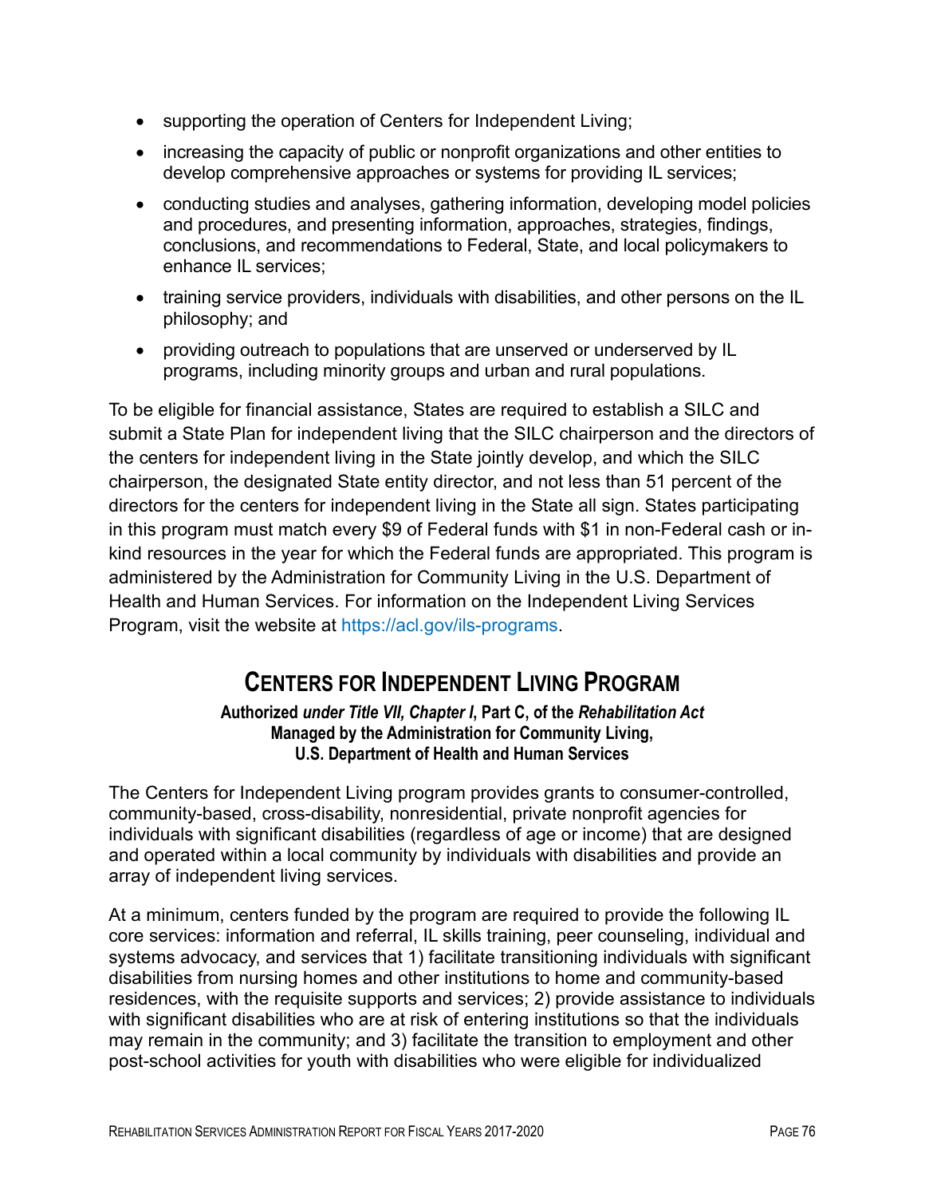- supporting the operation of Centers for Independent Living;
- increasing the capacity of public or nonprofit organizations and other entities to develop comprehensive approaches or systems for providing IL services;
- conducting studies and analyses, gathering information, developing model policies and procedures, and presenting information, approaches, strategies, findings, conclusions, and recommendations to Federal, State, and local policymakers to enhance IL services;
- training service providers, individuals with disabilities, and other persons on the IL philosophy; and
- providing outreach to populations that are unserved or underserved by IL programs, including minority groups and urban and rural populations.

To be eligible for financial assistance, States are required to establish a SILC and submit a State Plan for independent living that the SILC chairperson and the directors of the centers for independent living in the State jointly develop, and which the SILC chairperson, the designated State entity director, and not less than 51 percent of the directors for the centers for independent living in the State all sign. States participating in this program must match every $9 of Federal funds with $1 in non-Federal cash or in-kind resources in the year for which the Federal funds are appropriated. This program is administered by the Administration for Community Living in the U.S. Department of Health and Human Services. For information on the Independent Living Services Program, visit the website at https://acl.gov/ils-programs.

## Centers for Independent Living Program

**Authorized *under Title VII, Chapter I*, Part C, of the *Rehabilitation Act***
**Managed by the Administration for Community Living,**
**U.S. Department of Health and Human Services**

The Centers for Independent Living program provides grants to consumer-controlled, community-based, cross-disability, nonresidential, private nonprofit agencies for individuals with significant disabilities (regardless of age or income) that are designed and operated within a local community by individuals with disabilities and provide an array of independent living services.

At a minimum, centers funded by the program are required to provide the following IL core services: information and referral, IL skills training, peer counseling, individual and systems advocacy, and services that 1) facilitate transitioning individuals with significant disabilities from nursing homes and other institutions to home and community-based residences, with the requisite supports and services; 2) provide assistance to individuals with significant disabilities who are at risk of entering institutions so that the individuals may remain in the community; and 3) facilitate the transition to employment and other post-school activities for youth with disabilities who were eligible for individualized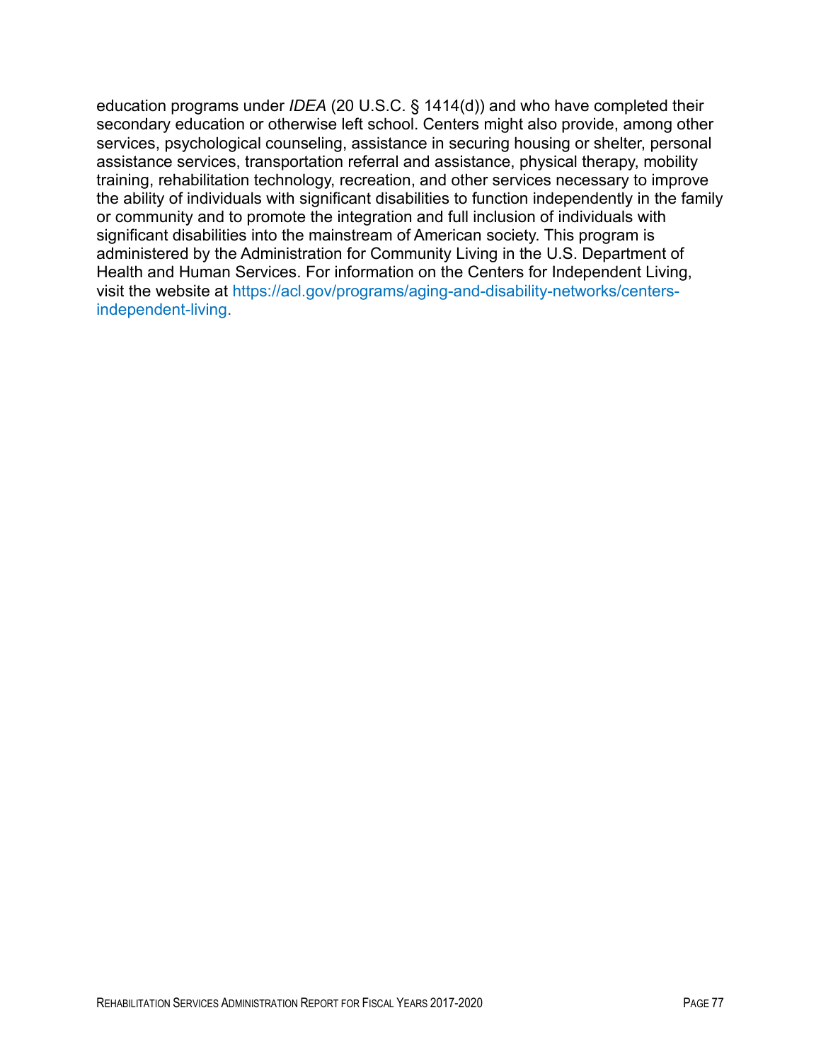education programs under *IDEA* (20 U.S.C. § 1414(d)) and who have completed their secondary education or otherwise left school. Centers might also provide, among other services, psychological counseling, assistance in securing housing or shelter, personal assistance services, transportation referral and assistance, physical therapy, mobility training, rehabilitation technology, recreation, and other services necessary to improve the ability of individuals with significant disabilities to function independently in the family or community and to promote the integration and full inclusion of individuals with significant disabilities into the mainstream of American society. This program is administered by the Administration for Community Living in the U.S. Department of Health and Human Services. For information on the Centers for Independent Living, visit the website at https://acl.gov/programs/aging-and-disability-networks/centers-independent-living.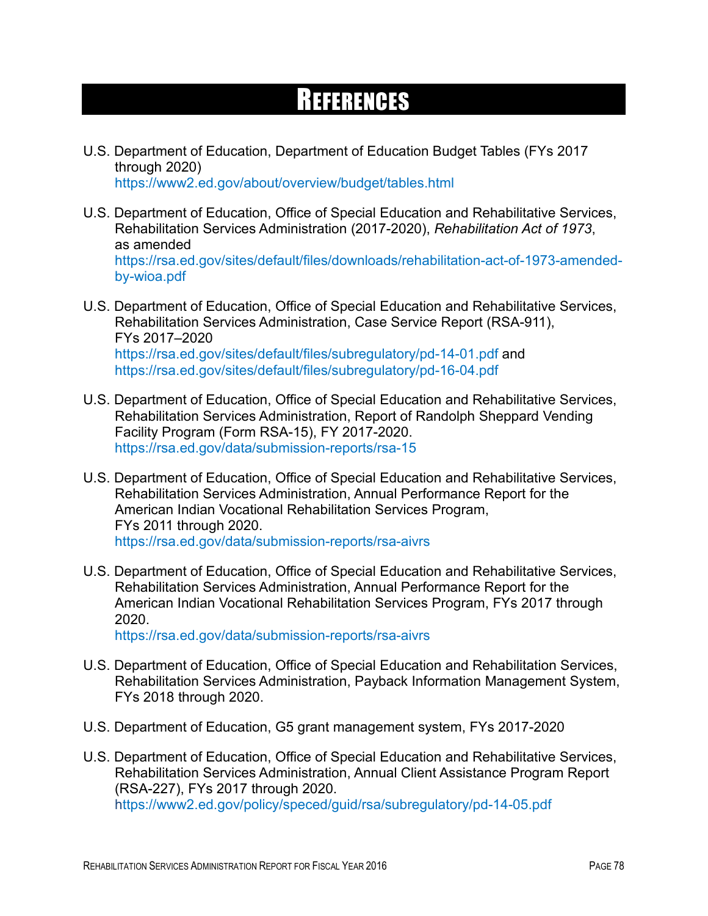# References

U.S. Department of Education, Department of Education Budget Tables (FYs 2017 through 2020)
https://www2.ed.gov/about/overview/budget/tables.html

U.S. Department of Education, Office of Special Education and Rehabilitative Services, Rehabilitation Services Administration (2017-2020), *Rehabilitation Act of 1973*, as amended
https://rsa.ed.gov/sites/default/files/downloads/rehabilitation-act-of-1973-amended-by-wioa.pdf

U.S. Department of Education, Office of Special Education and Rehabilitative Services, Rehabilitation Services Administration, Case Service Report (RSA-911), FYs 2017–2020
https://rsa.ed.gov/sites/default/files/subregulatory/pd-14-01.pdf and https://rsa.ed.gov/sites/default/files/subregulatory/pd-16-04.pdf

U.S. Department of Education, Office of Special Education and Rehabilitative Services, Rehabilitation Services Administration, Report of Randolph Sheppard Vending Facility Program (Form RSA-15), FY 2017-2020.
https://rsa.ed.gov/data/submission-reports/rsa-15

U.S. Department of Education, Office of Special Education and Rehabilitative Services, Rehabilitation Services Administration, Annual Performance Report for the American Indian Vocational Rehabilitation Services Program, FYs 2011 through 2020.
https://rsa.ed.gov/data/submission-reports/rsa-aivrs

U.S. Department of Education, Office of Special Education and Rehabilitative Services, Rehabilitation Services Administration, Annual Performance Report for the American Indian Vocational Rehabilitation Services Program, FYs 2017 through 2020.
https://rsa.ed.gov/data/submission-reports/rsa-aivrs

U.S. Department of Education, Office of Special Education and Rehabilitation Services, Rehabilitation Services Administration, Payback Information Management System, FYs 2018 through 2020.

U.S. Department of Education, G5 grant management system, FYs 2017-2020

U.S. Department of Education, Office of Special Education and Rehabilitative Services, Rehabilitation Services Administration, Annual Client Assistance Program Report (RSA-227), FYs 2017 through 2020.
https://www2.ed.gov/policy/speced/guid/rsa/subregulatory/pd-14-05.pdf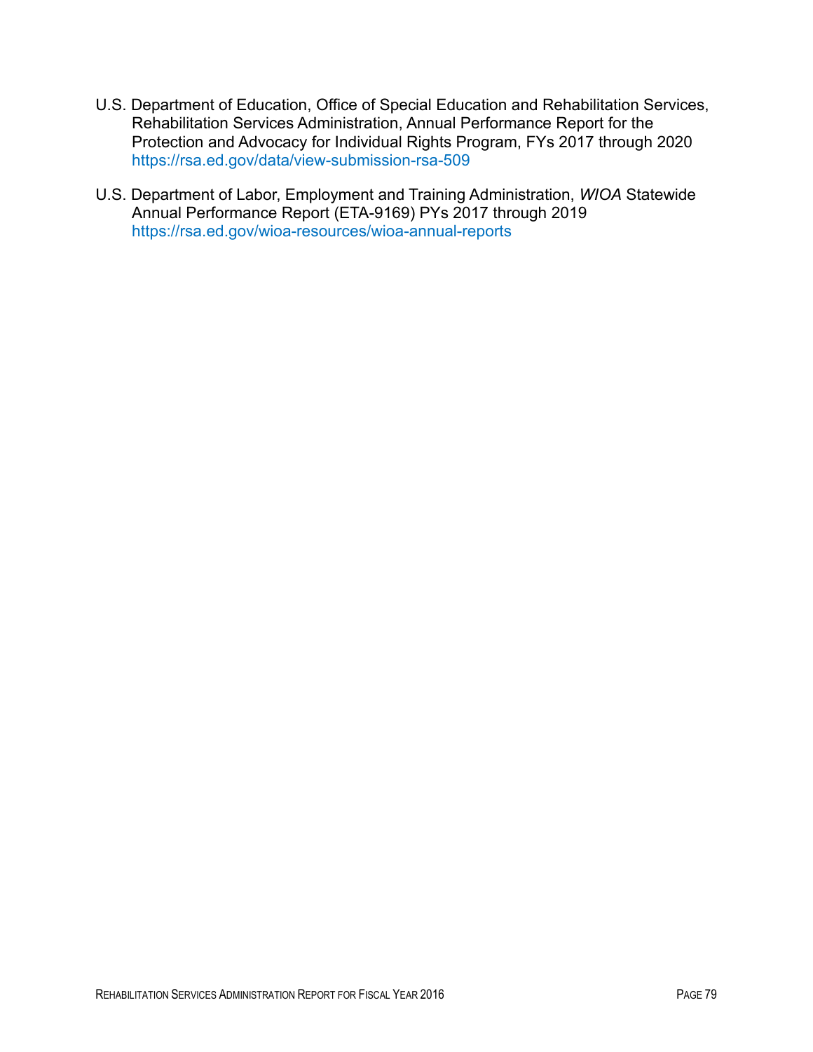U.S. Department of Education, Office of Special Education and Rehabilitation Services, Rehabilitation Services Administration, Annual Performance Report for the Protection and Advocacy for Individual Rights Program, FYs 2017 through 2020 https://rsa.ed.gov/data/view-submission-rsa-509

U.S. Department of Labor, Employment and Training Administration, *WIOA* Statewide Annual Performance Report (ETA-9169) PYs 2017 through 2019 https://rsa.ed.gov/wioa-resources/wioa-annual-reports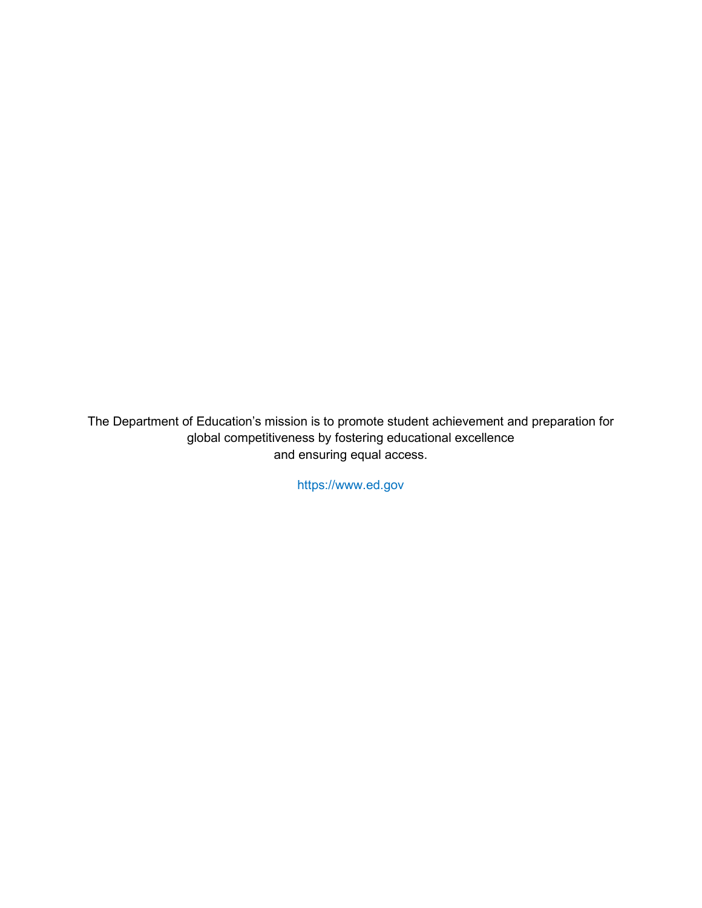The Department of Education's mission is to promote student achievement and preparation for global competitiveness by fostering educational excellence and ensuring equal access.

https://www.ed.gov